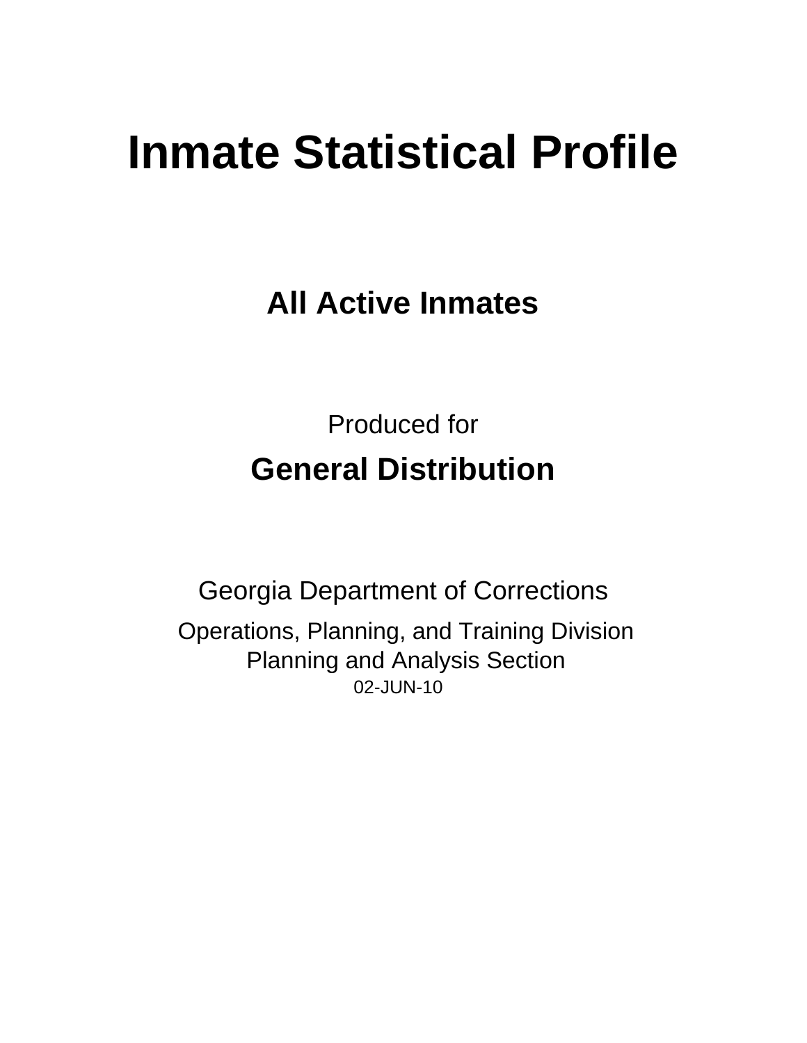# Inmate Statistical Profile

## All Active Inmates

Produced for

**General Distribution**

Georgia Department of Corrections

Operations, Planning, and Training Division
Planning and Analysis Section
02-JUN-10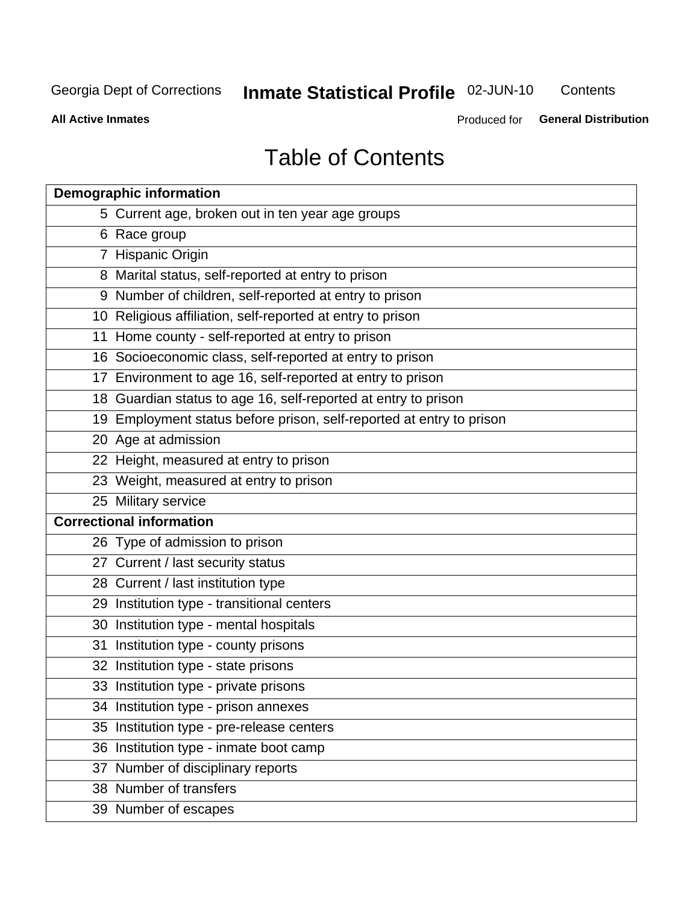# Table of Contents

| Demographic information | |
|---|---|
| 5 | Current age, broken out in ten year age groups |
| 6 | Race group |
| 7 | Hispanic Origin |
| 8 | Marital status, self-reported at entry to prison |
| 9 | Number of children, self-reported at entry to prison |
| 10 | Religious affiliation, self-reported at entry to prison |
| 11 | Home county - self-reported at entry to prison |
| 16 | Socioeconomic class, self-reported at entry to prison |
| 17 | Environment to age 16, self-reported at entry to prison |
| 18 | Guardian status to age 16, self-reported at entry to prison |
| 19 | Employment status before prison, self-reported at entry to prison |
| 20 | Age at admission |
| 22 | Height, measured at entry to prison |
| 23 | Weight, measured at entry to prison |
| 25 | Military service |
| **Correctional information** | |
| 26 | Type of admission to prison |
| 27 | Current / last security status |
| 28 | Current / last institution type |
| 29 | Institution type - transitional centers |
| 30 | Institution type - mental hospitals |
| 31 | Institution type - county prisons |
| 32 | Institution type - state prisons |
| 33 | Institution type - private prisons |
| 34 | Institution type - prison annexes |
| 35 | Institution type - pre-release centers |
| 36 | Institution type - inmate boot camp |
| 37 | Number of disciplinary reports |
| 38 | Number of transfers |
| 39 | Number of escapes |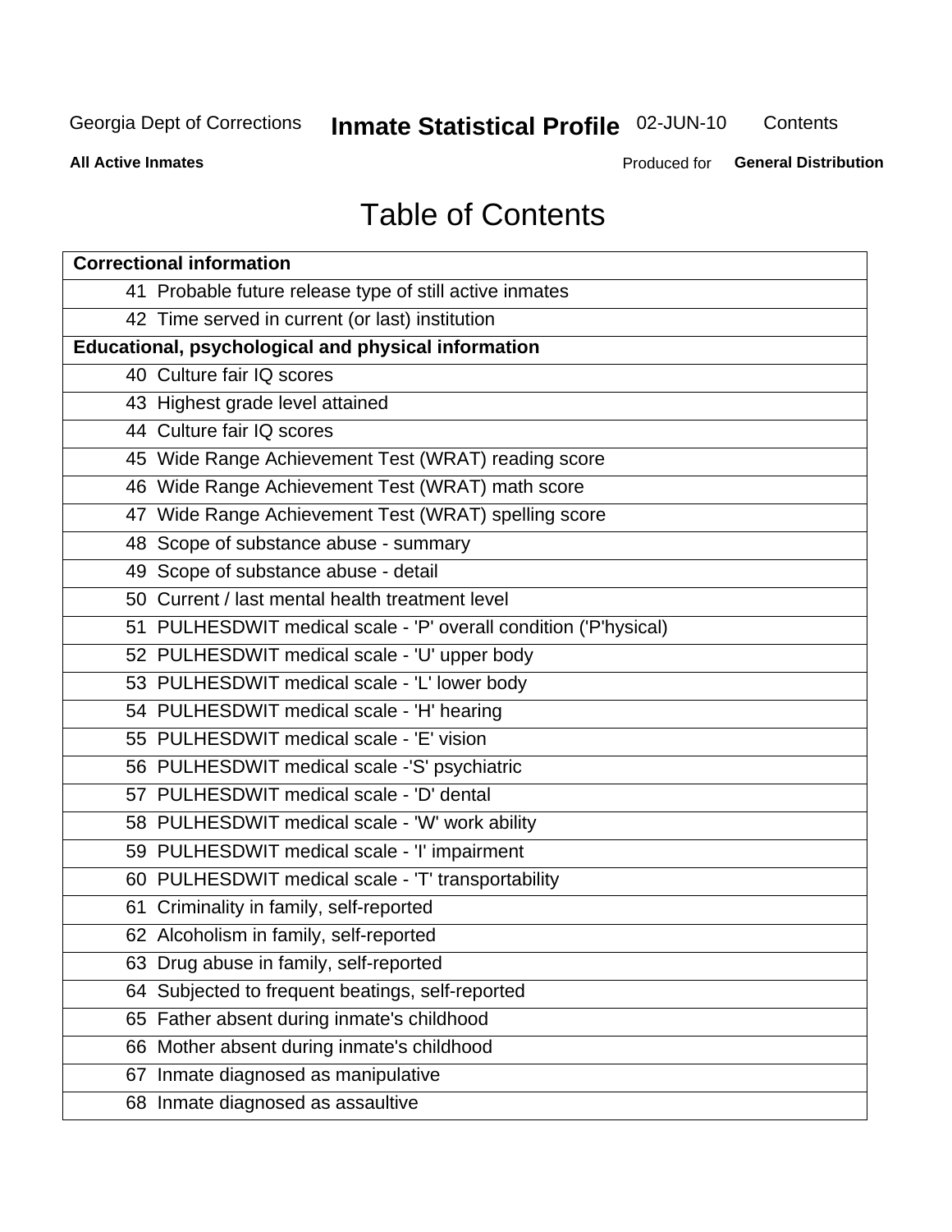# Table of Contents

| Correctional information | |
|---|---|
| 41 | Probable future release type of still active inmates |
| 42 | Time served in current (or last) institution |
| **Educational, psychological and physical information** | |
| 40 | Culture fair IQ scores |
| 43 | Highest grade level attained |
| 44 | Culture fair IQ scores |
| 45 | Wide Range Achievement Test (WRAT) reading score |
| 46 | Wide Range Achievement Test (WRAT) math score |
| 47 | Wide Range Achievement Test (WRAT) spelling score |
| 48 | Scope of substance abuse - summary |
| 49 | Scope of substance abuse - detail |
| 50 | Current / last mental health treatment level |
| 51 | PULHESDWIT medical scale - 'P' overall condition ('P'hysical) |
| 52 | PULHESDWIT medical scale - 'U' upper body |
| 53 | PULHESDWIT medical scale - 'L' lower body |
| 54 | PULHESDWIT medical scale - 'H' hearing |
| 55 | PULHESDWIT medical scale - 'E' vision |
| 56 | PULHESDWIT medical scale -'S' psychiatric |
| 57 | PULHESDWIT medical scale - 'D' dental |
| 58 | PULHESDWIT medical scale - 'W' work ability |
| 59 | PULHESDWIT medical scale - 'I' impairment |
| 60 | PULHESDWIT medical scale - 'T' transportability |
| 61 | Criminality in family, self-reported |
| 62 | Alcoholism in family, self-reported |
| 63 | Drug abuse in family, self-reported |
| 64 | Subjected to frequent beatings, self-reported |
| 65 | Father absent during inmate's childhood |
| 66 | Mother absent during inmate's childhood |
| 67 | Inmate diagnosed as manipulative |
| 68 | Inmate diagnosed as assaultive |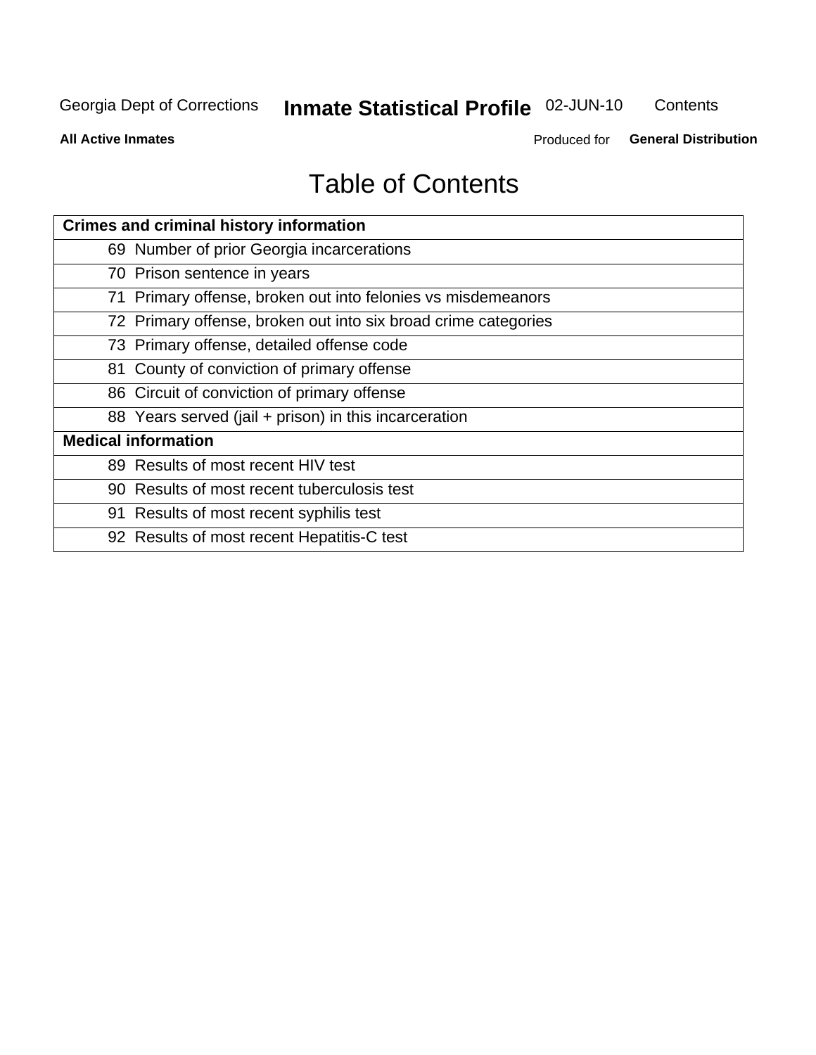# Table of Contents

| Crimes and criminal history information | |
|---|---|
| 69 | Number of prior Georgia incarcerations |
| 70 | Prison sentence in years |
| 71 | Primary offense, broken out into felonies vs misdemeanors |
| 72 | Primary offense, broken out into six broad crime categories |
| 73 | Primary offense, detailed offense code |
| 81 | County of conviction of primary offense |
| 86 | Circuit of conviction of primary offense |
| 88 | Years served (jail + prison) in this incarceration |
| **Medical information** | |
| 89 | Results of most recent HIV test |
| 90 | Results of most recent tuberculosis test |
| 91 | Results of most recent syphilis test |
| 92 | Results of most recent Hepatitis-C test |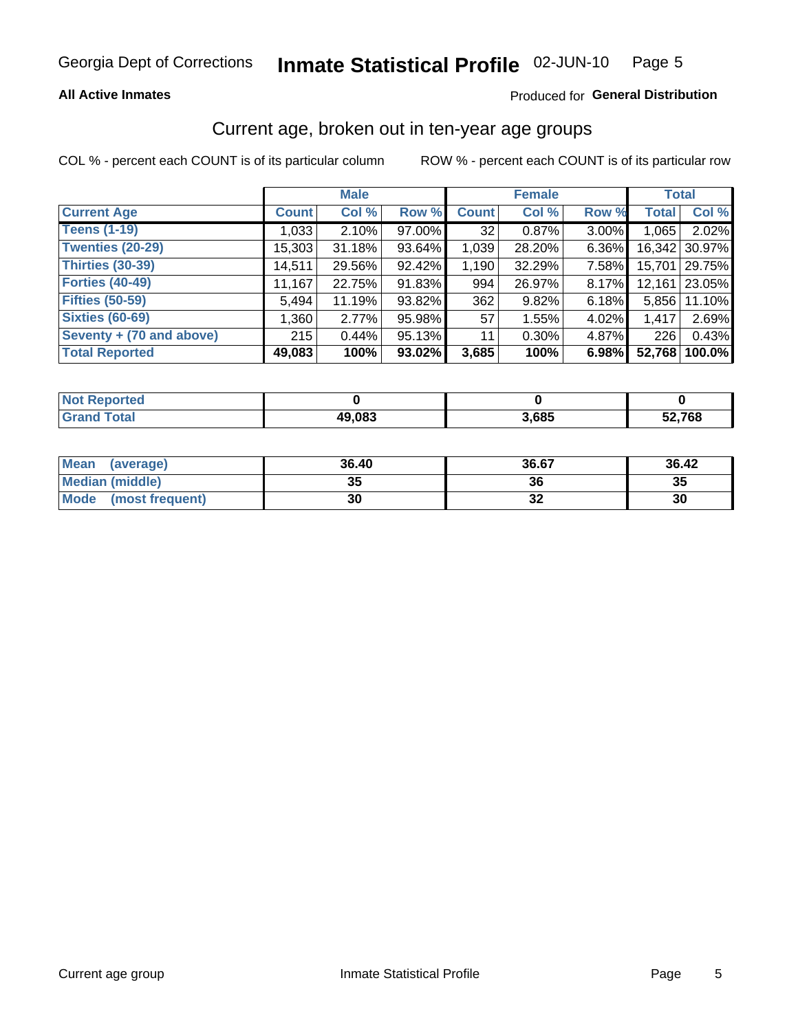Georgia Dept of Corrections **Inmate Statistical Profile** 02-JUN-10

**All Active Inmates**

Produced for **General Distribution**

## Current age, broken out in ten-year age groups

COL % - percent each COUNT is of its particular column    ROW % - percent each COUNT is of its particular row

| | Male | | | Female | | | Total | |
|---|---|---|---|---|---|---|---|---|
| **Current Age** | **Count** | **Col %** | **Row %** | **Count** | **Col %** | **Row %** | **Total** | **Col %** |
| **Teens (1-19)** | 1,033 | 2.10% | 97.00% | 32 | 0.87% | 3.00% | 1,065 | 2.02% |
| **Twenties (20-29)** | 15,303 | 31.18% | 93.64% | 1,039 | 28.20% | 6.36% | 16,342 | 30.97% |
| **Thirties (30-39)** | 14,511 | 29.56% | 92.42% | 1,190 | 32.29% | 7.58% | 15,701 | 29.75% |
| **Forties (40-49)** | 11,167 | 22.75% | 91.83% | 994 | 26.97% | 8.17% | 12,161 | 23.05% |
| **Fifties (50-59)** | 5,494 | 11.19% | 93.82% | 362 | 9.82% | 6.18% | 5,856 | 11.10% |
| **Sixties (60-69)** | 1,360 | 2.77% | 95.98% | 57 | 1.55% | 4.02% | 1,417 | 2.69% |
| **Seventy + (70 and above)** | 215 | 0.44% | 95.13% | 11 | 0.30% | 4.87% | 226 | 0.43% |
| **Total Reported** | **49,083** | **100%** | **93.02%** | **3,685** | **100%** | **6.98%** | **52,768** | **100.0%** |

| | Male | Female | Total |
|---|---|---|---|
| **Not Reported** | **0** | **0** | **0** |
| **Grand Total** | **49,083** | **3,685** | **52,768** |

| | Male | Female | Total |
|---|---|---|---|
| **Mean (average)** | **36.40** | **36.67** | **36.42** |
| **Median (middle)** | **35** | **36** | **35** |
| **Mode (most frequent)** | **30** | **32** | **30** |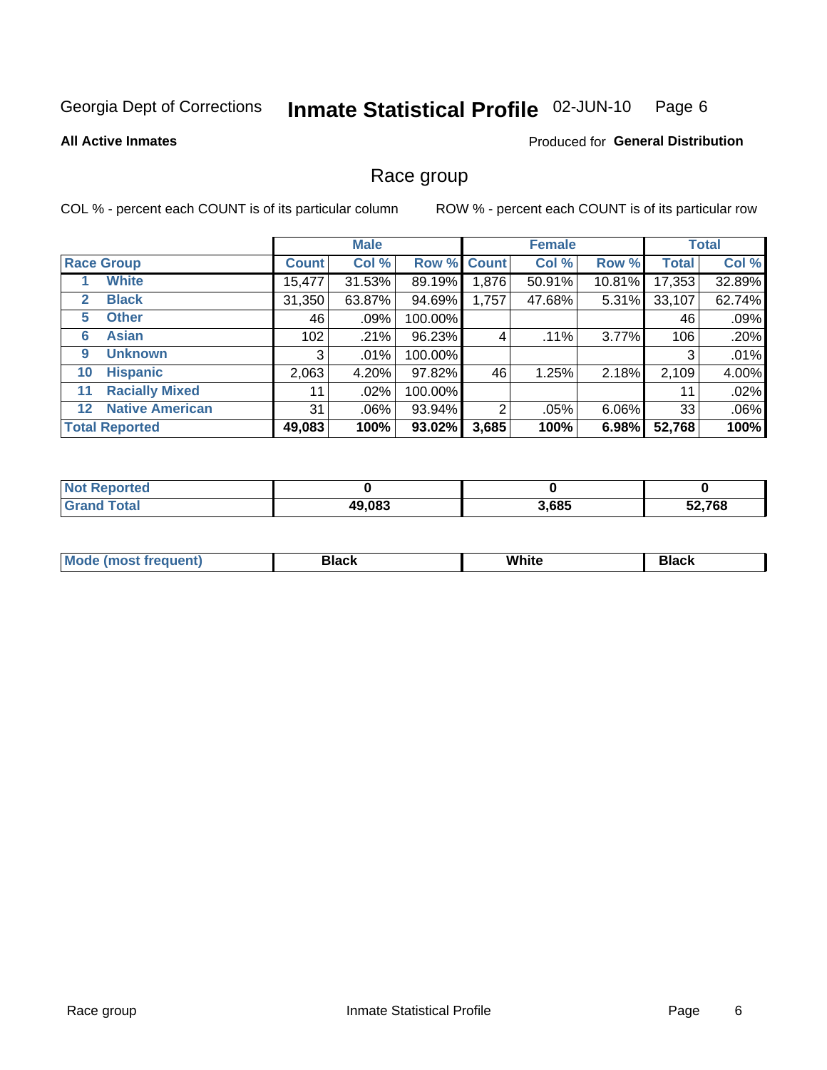Georgia Dept of Corrections **Inmate Statistical Profile** 02-JUN-10

**All Active Inmates**

Produced for **General Distribution**

## Race group

COL % - percent each COUNT is of its particular column

ROW % - percent each COUNT is of its particular row

| | | Male | | | Female | | | Total | |
|---|---|---|---|---|---|---|---|---|---|
| **Race Group** | | **Count** | **Col %** | **Row %** | **Count** | **Col %** | **Row %** | **Total** | **Col %** |
| 1 | **White** | 15,477 | 31.53% | 89.19% | 1,876 | 50.91% | 10.81% | 17,353 | 32.89% |
| 2 | **Black** | 31,350 | 63.87% | 94.69% | 1,757 | 47.68% | 5.31% | 33,107 | 62.74% |
| 5 | **Other** | 46 | .09% | 100.00% | | | | 46 | .09% |
| 6 | **Asian** | 102 | .21% | 96.23% | 4 | .11% | 3.77% | 106 | .20% |
| 9 | **Unknown** | 3 | .01% | 100.00% | | | | 3 | .01% |
| 10 | **Hispanic** | 2,063 | 4.20% | 97.82% | 46 | 1.25% | 2.18% | 2,109 | 4.00% |
| 11 | **Racially Mixed** | 11 | .02% | 100.00% | | | | 11 | .02% |
| 12 | **Native American** | 31 | .06% | 93.94% | 2 | .05% | 6.06% | 33 | .06% |
| **Total Reported** | | **49,083** | **100%** | **93.02%** | **3,685** | **100%** | **6.98%** | **52,768** | **100%** |

| | Male | Female | Total |
|---|---|---|---|
| **Not Reported** | **0** | **0** | **0** |
| **Grand Total** | **49,083** | **3,685** | **52,768** |

| | Male | Female | Total |
|---|---|---|---|
| **Mode (most frequent)** | **Black** | **White** | **Black** |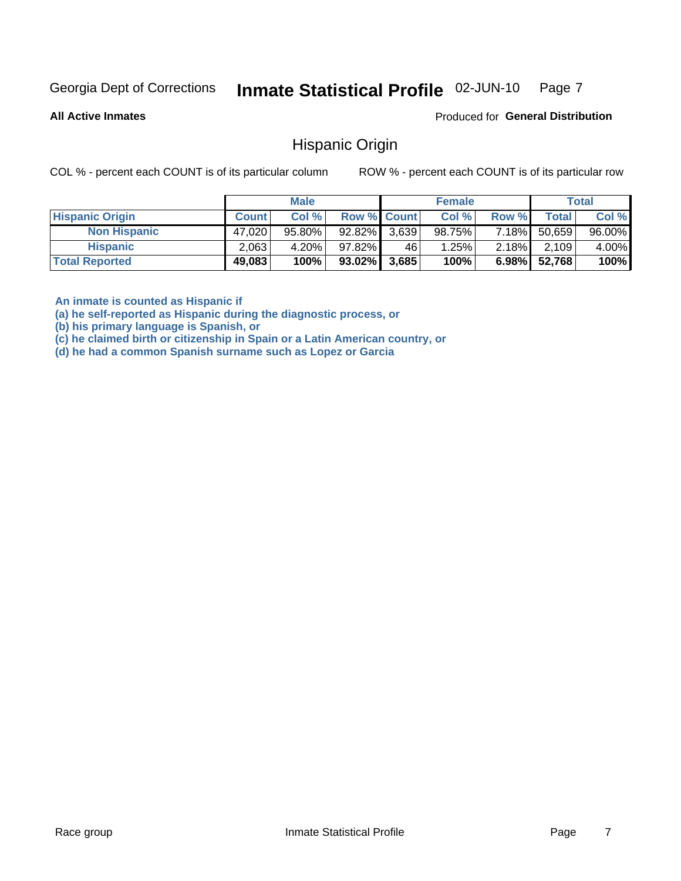Georgia Dept of Corrections **Inmate Statistical Profile** 02-JUN-10 Page 7

**All Active Inmates**

Produced for **General Distribution**

## Hispanic Origin

COL % - percent each COUNT is of its particular column ROW % - percent each COUNT is of its particular row

| | Male | | | Female | | | Total | |
|---|---|---|---|---|---|---|---|---|
| **Hispanic Origin** | **Count** | **Col %** | **Row %** | **Count** | **Col %** | **Row %** | **Total** | **Col %** |
| **Non Hispanic** | 47,020 | 95.80% | 92.82% | 3,639 | 98.75% | 7.18% | 50,659 | 96.00% |
| **Hispanic** | 2,063 | 4.20% | 97.82% | 46 | 1.25% | 2.18% | 2,109 | 4.00% |
| **Total Reported** | **49,083** | **100%** | **93.02%** | **3,685** | **100%** | **6.98%** | **52,768** | **100%** |

**An inmate is counted as Hispanic if**
**(a) he self-reported as Hispanic during the diagnostic process, or**
**(b) his primary language is Spanish, or**
**(c) he claimed birth or citizenship in Spain or a Latin American country, or**
**(d) he had a common Spanish surname such as Lopez or Garcia**

Race group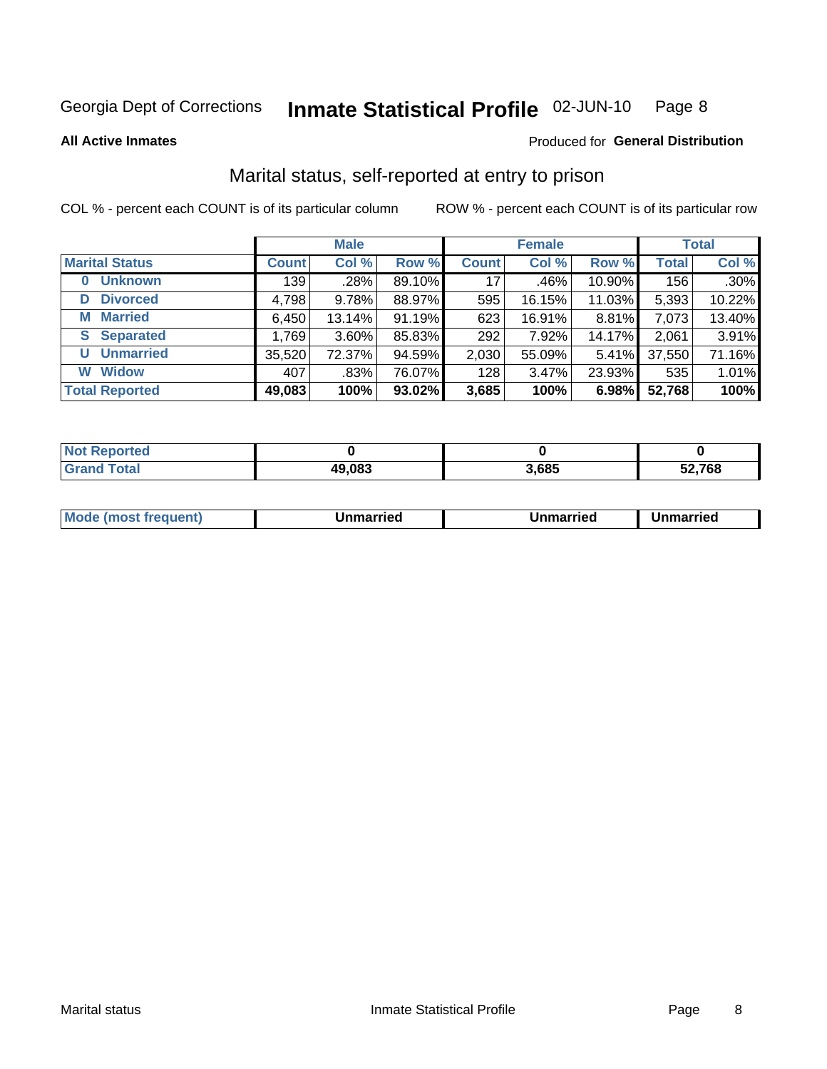Georgia Dept of Corrections **Inmate Statistical Profile** 02-JUN-10

**All Active Inmates**

Produced for **General Distribution**

## Marital status, self-reported at entry to prison

COL % - percent each COUNT is of its particular column

ROW % - percent each COUNT is of its particular row

| | Male | | | Female | | | Total | |
|---|---|---|---|---|---|---|---|---|
| **Marital Status** | **Count** | **Col %** | **Row %** | **Count** | **Col %** | **Row %** | **Total** | **Col %** |
| 0 Unknown | 139 | .28% | 89.10% | 17 | .46% | 10.90% | 156 | .30% |
| D Divorced | 4,798 | 9.78% | 88.97% | 595 | 16.15% | 11.03% | 5,393 | 10.22% |
| M Married | 6,450 | 13.14% | 91.19% | 623 | 16.91% | 8.81% | 7,073 | 13.40% |
| S Separated | 1,769 | 3.60% | 85.83% | 292 | 7.92% | 14.17% | 2,061 | 3.91% |
| U Unmarried | 35,520 | 72.37% | 94.59% | 2,030 | 55.09% | 5.41% | 37,550 | 71.16% |
| W Widow | 407 | .83% | 76.07% | 128 | 3.47% | 23.93% | 535 | 1.01% |
| **Total Reported** | **49,083** | **100%** | **93.02%** | **3,685** | **100%** | **6.98%** | **52,768** | **100%** |

| | Male | Female | Total |
|---|---|---|---|
| Not Reported | 0 | 0 | 0 |
| Grand Total | 49,083 | 3,685 | 52,768 |

| | Male | Female | Total |
|---|---|---|---|
| Mode (most frequent) | Unmarried | Unmarried | Unmarried |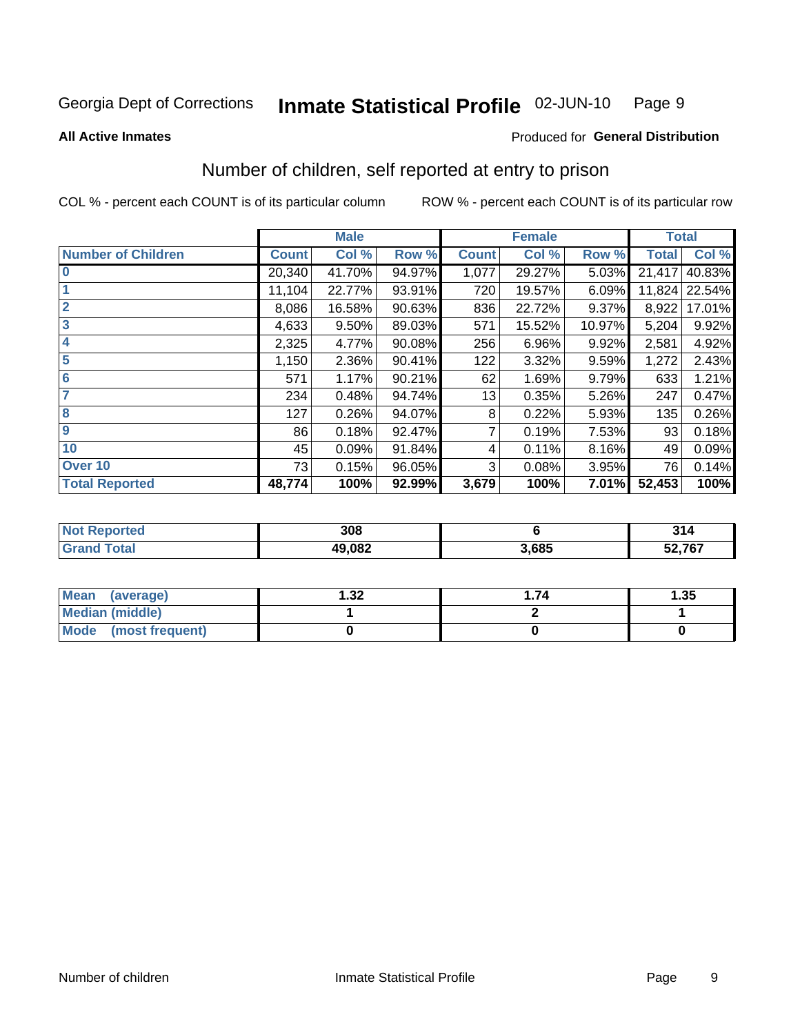Georgia Dept of Corrections **Inmate Statistical Profile** 02-JUN-10

**All Active Inmates**

Produced for **General Distribution**

## Number of children, self reported at entry to prison

COL % - percent each COUNT is of its particular column

ROW % - percent each COUNT is of its particular row

| | Male | | | Female | | | Total | |
|---|---|---|---|---|---|---|---|---|
| **Number of Children** | **Count** | **Col %** | **Row %** | **Count** | **Col %** | **Row %** | **Total** | **Col %** |
| **0** | 20,340 | 41.70% | 94.97% | 1,077 | 29.27% | 5.03% | 21,417 | 40.83% |
| **1** | 11,104 | 22.77% | 93.91% | 720 | 19.57% | 6.09% | 11,824 | 22.54% |
| **2** | 8,086 | 16.58% | 90.63% | 836 | 22.72% | 9.37% | 8,922 | 17.01% |
| **3** | 4,633 | 9.50% | 89.03% | 571 | 15.52% | 10.97% | 5,204 | 9.92% |
| **4** | 2,325 | 4.77% | 90.08% | 256 | 6.96% | 9.92% | 2,581 | 4.92% |
| **5** | 1,150 | 2.36% | 90.41% | 122 | 3.32% | 9.59% | 1,272 | 2.43% |
| **6** | 571 | 1.17% | 90.21% | 62 | 1.69% | 9.79% | 633 | 1.21% |
| **7** | 234 | 0.48% | 94.74% | 13 | 0.35% | 5.26% | 247 | 0.47% |
| **8** | 127 | 0.26% | 94.07% | 8 | 0.22% | 5.93% | 135 | 0.26% |
| **9** | 86 | 0.18% | 92.47% | 7 | 0.19% | 7.53% | 93 | 0.18% |
| **10** | 45 | 0.09% | 91.84% | 4 | 0.11% | 8.16% | 49 | 0.09% |
| **Over 10** | 73 | 0.15% | 96.05% | 3 | 0.08% | 3.95% | 76 | 0.14% |
| **Total Reported** | **48,774** | **100%** | **92.99%** | **3,679** | **100%** | **7.01%** | **52,453** | **100%** |

| | Male | Female | Total |
|---|---|---|---|
| **Not Reported** | **308** | **6** | **314** |
| **Grand Total** | **49,082** | **3,685** | **52,767** |

| | Male | Female | Total |
|---|---|---|---|
| **Mean (average)** | **1.32** | **1.74** | **1.35** |
| **Median (middle)** | **1** | **2** | **1** |
| **Mode (most frequent)** | **0** | **0** | **0** |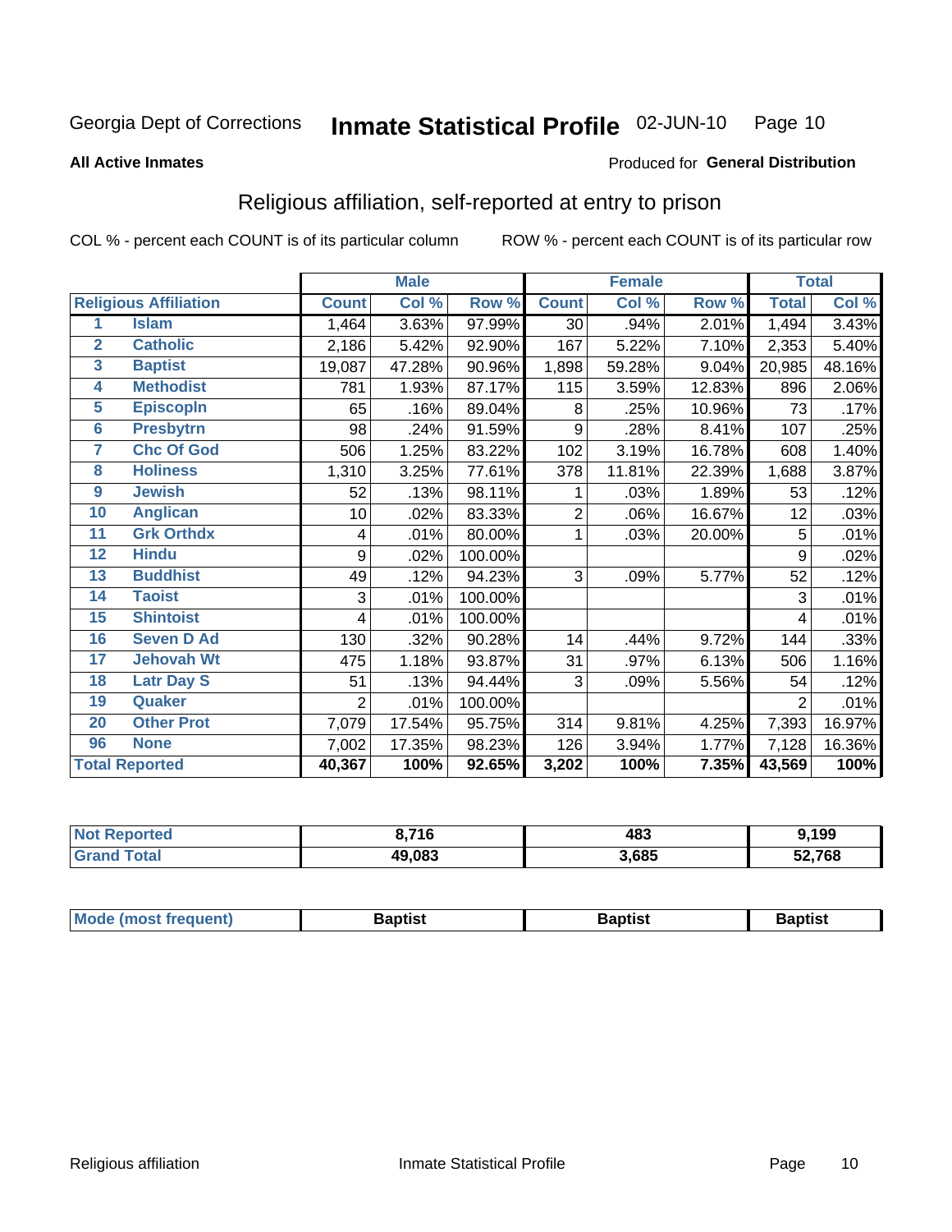Georgia Dept of Corrections **Inmate Statistical Profile** 02-JUN-10

**All Active Inmates**

Produced for **General Distribution**

## Religious affiliation, self-reported at entry to prison

COL % - percent each COUNT is of its particular column    ROW % - percent each COUNT is of its particular row

| | | Male | | | Female | | | Total | |
|---|---|---|---|---|---|---|---|---|---|
| **Religious Affiliation** | | **Count** | **Col %** | **Row %** | **Count** | **Col %** | **Row %** | **Total** | **Col %** |
| 1 | Islam | 1,464 | 3.63% | 97.99% | 30 | .94% | 2.01% | 1,494 | 3.43% |
| 2 | Catholic | 2,186 | 5.42% | 92.90% | 167 | 5.22% | 7.10% | 2,353 | 5.40% |
| 3 | Baptist | 19,087 | 47.28% | 90.96% | 1,898 | 59.28% | 9.04% | 20,985 | 48.16% |
| 4 | Methodist | 781 | 1.93% | 87.17% | 115 | 3.59% | 12.83% | 896 | 2.06% |
| 5 | Episcopln | 65 | .16% | 89.04% | 8 | .25% | 10.96% | 73 | .17% |
| 6 | Presbytrn | 98 | .24% | 91.59% | 9 | .28% | 8.41% | 107 | .25% |
| 7 | Chc Of God | 506 | 1.25% | 83.22% | 102 | 3.19% | 16.78% | 608 | 1.40% |
| 8 | Holiness | 1,310 | 3.25% | 77.61% | 378 | 11.81% | 22.39% | 1,688 | 3.87% |
| 9 | Jewish | 52 | .13% | 98.11% | 1 | .03% | 1.89% | 53 | .12% |
| 10 | Anglican | 10 | .02% | 83.33% | 2 | .06% | 16.67% | 12 | .03% |
| 11 | Grk Orthdx | 4 | .01% | 80.00% | 1 | .03% | 20.00% | 5 | .01% |
| 12 | Hindu | 9 | .02% | 100.00% | | | | 9 | .02% |
| 13 | Buddhist | 49 | .12% | 94.23% | 3 | .09% | 5.77% | 52 | .12% |
| 14 | Taoist | 3 | .01% | 100.00% | | | | 3 | .01% |
| 15 | Shintoist | 4 | .01% | 100.00% | | | | 4 | .01% |
| 16 | Seven D Ad | 130 | .32% | 90.28% | 14 | .44% | 9.72% | 144 | .33% |
| 17 | Jehovah Wt | 475 | 1.18% | 93.87% | 31 | .97% | 6.13% | 506 | 1.16% |
| 18 | Latr Day S | 51 | .13% | 94.44% | 3 | .09% | 5.56% | 54 | .12% |
| 19 | Quaker | 2 | .01% | 100.00% | | | | 2 | .01% |
| 20 | Other Prot | 7,079 | 17.54% | 95.75% | 314 | 9.81% | 4.25% | 7,393 | 16.97% |
| 96 | None | 7,002 | 17.35% | 98.23% | 126 | 3.94% | 1.77% | 7,128 | 16.36% |
| **Total Reported** | | **40,367** | **100%** | **92.65%** | **3,202** | **100%** | **7.35%** | **43,569** | **100%** |

| | Male | Female | Total |
|---|---|---|---|
| Not Reported | 8,716 | 483 | 9,199 |
| Grand Total | 49,083 | 3,685 | 52,768 |

| | Male | Female | Total |
|---|---|---|---|
| Mode (most frequent) | Baptist | Baptist | Baptist |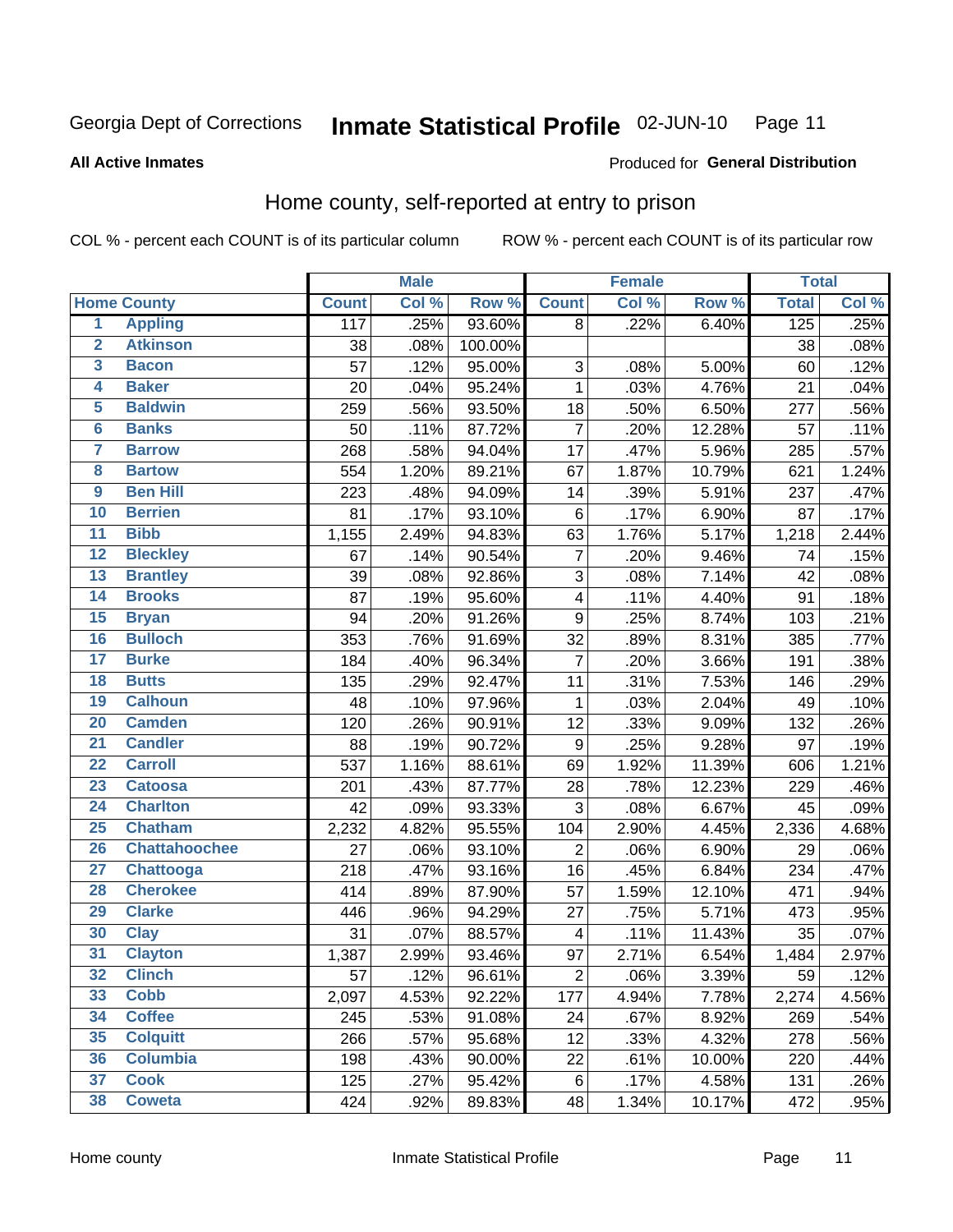Georgia Dept of Corrections **Inmate Statistical Profile** 02-JUN-10

**All Active Inmates**

Produced for **General Distribution**

## Home county, self-reported at entry to prison

COL % - percent each COUNT is of its particular column ROW % - percent each COUNT is of its particular row

| | | Male | | | Female | | | Total | |
|---|---|---|---|---|---|---|---|---|---|
| Home County | | Count | Col % | Row % | Count | Col % | Row % | Total | Col % |
| 1 | Appling | 117 | .25% | 93.60% | 8 | .22% | 6.40% | 125 | .25% |
| 2 | Atkinson | 38 | .08% | 100.00% | | | | 38 | .08% |
| 3 | Bacon | 57 | .12% | 95.00% | 3 | .08% | 5.00% | 60 | .12% |
| 4 | Baker | 20 | .04% | 95.24% | 1 | .03% | 4.76% | 21 | .04% |
| 5 | Baldwin | 259 | .56% | 93.50% | 18 | .50% | 6.50% | 277 | .56% |
| 6 | Banks | 50 | .11% | 87.72% | 7 | .20% | 12.28% | 57 | .11% |
| 7 | Barrow | 268 | .58% | 94.04% | 17 | .47% | 5.96% | 285 | .57% |
| 8 | Bartow | 554 | 1.20% | 89.21% | 67 | 1.87% | 10.79% | 621 | 1.24% |
| 9 | Ben Hill | 223 | .48% | 94.09% | 14 | .39% | 5.91% | 237 | .47% |
| 10 | Berrien | 81 | .17% | 93.10% | 6 | .17% | 6.90% | 87 | .17% |
| 11 | Bibb | 1,155 | 2.49% | 94.83% | 63 | 1.76% | 5.17% | 1,218 | 2.44% |
| 12 | Bleckley | 67 | .14% | 90.54% | 7 | .20% | 9.46% | 74 | .15% |
| 13 | Brantley | 39 | .08% | 92.86% | 3 | .08% | 7.14% | 42 | .08% |
| 14 | Brooks | 87 | .19% | 95.60% | 4 | .11% | 4.40% | 91 | .18% |
| 15 | Bryan | 94 | .20% | 91.26% | 9 | .25% | 8.74% | 103 | .21% |
| 16 | Bulloch | 353 | .76% | 91.69% | 32 | .89% | 8.31% | 385 | .77% |
| 17 | Burke | 184 | .40% | 96.34% | 7 | .20% | 3.66% | 191 | .38% |
| 18 | Butts | 135 | .29% | 92.47% | 11 | .31% | 7.53% | 146 | .29% |
| 19 | Calhoun | 48 | .10% | 97.96% | 1 | .03% | 2.04% | 49 | .10% |
| 20 | Camden | 120 | .26% | 90.91% | 12 | .33% | 9.09% | 132 | .26% |
| 21 | Candler | 88 | .19% | 90.72% | 9 | .25% | 9.28% | 97 | .19% |
| 22 | Carroll | 537 | 1.16% | 88.61% | 69 | 1.92% | 11.39% | 606 | 1.21% |
| 23 | Catoosa | 201 | .43% | 87.77% | 28 | .78% | 12.23% | 229 | .46% |
| 24 | Charlton | 42 | .09% | 93.33% | 3 | .08% | 6.67% | 45 | .09% |
| 25 | Chatham | 2,232 | 4.82% | 95.55% | 104 | 2.90% | 4.45% | 2,336 | 4.68% |
| 26 | Chattahoochee | 27 | .06% | 93.10% | 2 | .06% | 6.90% | 29 | .06% |
| 27 | Chattooga | 218 | .47% | 93.16% | 16 | .45% | 6.84% | 234 | .47% |
| 28 | Cherokee | 414 | .89% | 87.90% | 57 | 1.59% | 12.10% | 471 | .94% |
| 29 | Clarke | 446 | .96% | 94.29% | 27 | .75% | 5.71% | 473 | .95% |
| 30 | Clay | 31 | .07% | 88.57% | 4 | .11% | 11.43% | 35 | .07% |
| 31 | Clayton | 1,387 | 2.99% | 93.46% | 97 | 2.71% | 6.54% | 1,484 | 2.97% |
| 32 | Clinch | 57 | .12% | 96.61% | 2 | .06% | 3.39% | 59 | .12% |
| 33 | Cobb | 2,097 | 4.53% | 92.22% | 177 | 4.94% | 7.78% | 2,274 | 4.56% |
| 34 | Coffee | 245 | .53% | 91.08% | 24 | .67% | 8.92% | 269 | .54% |
| 35 | Colquitt | 266 | .57% | 95.68% | 12 | .33% | 4.32% | 278 | .56% |
| 36 | Columbia | 198 | .43% | 90.00% | 22 | .61% | 10.00% | 220 | .44% |
| 37 | Cook | 125 | .27% | 95.42% | 6 | .17% | 4.58% | 131 | .26% |
| 38 | Coweta | 424 | .92% | 89.83% | 48 | 1.34% | 10.17% | 472 | .95% |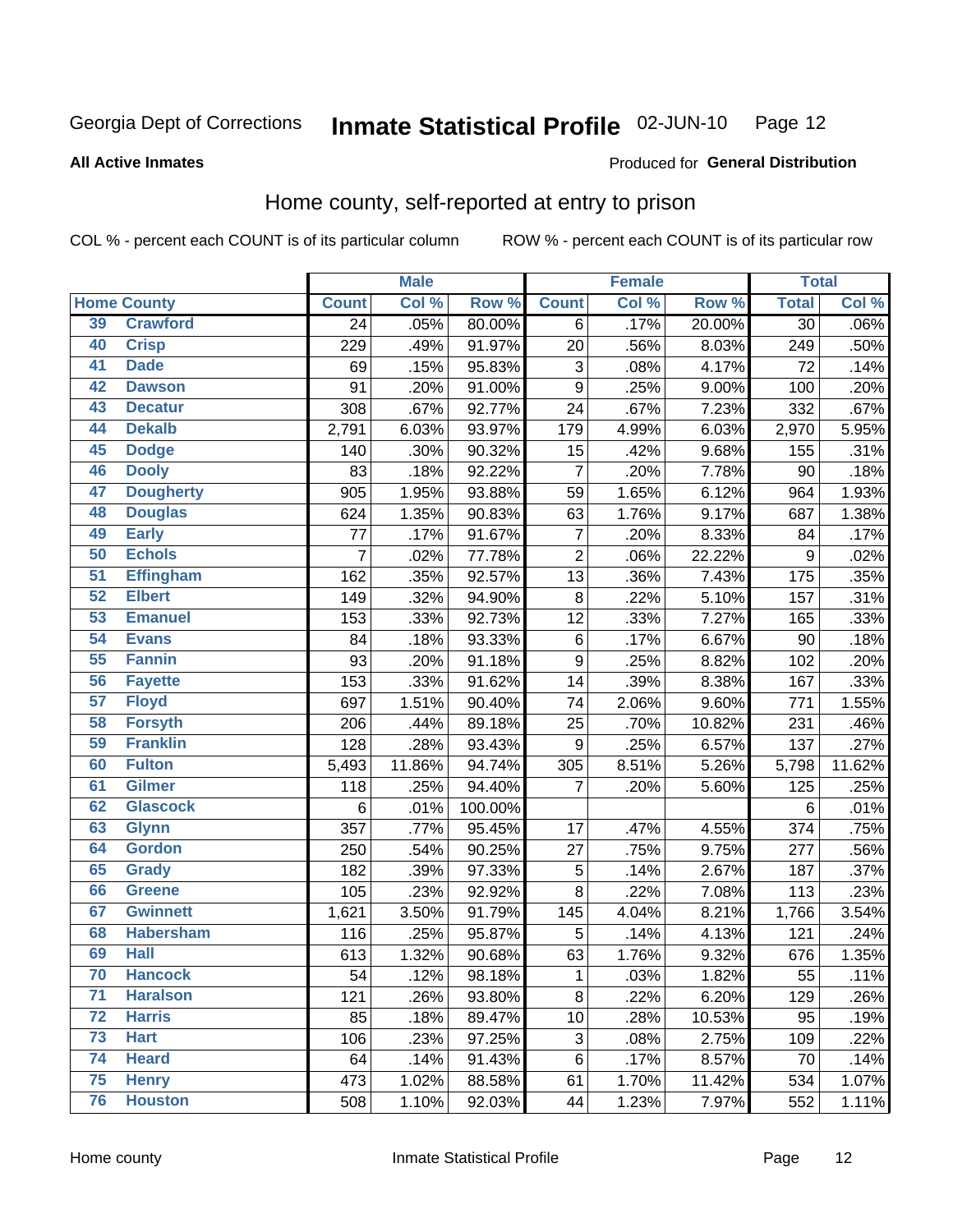Georgia Dept of Corrections **Inmate Statistical Profile** 02-JUN-10

**All Active Inmates**

Produced for **General Distribution**

## Home county, self-reported at entry to prison

COL % - percent each COUNT is of its particular column ROW % - percent each COUNT is of its particular row

| Home County | | Male | | | Female | | | Total | |
|---|---|---|---|---|---|---|---|---|---|
| | | Count | Col % | Row % | Count | Col % | Row % | Total | Col % |
| 39 | Crawford | 24 | .05% | 80.00% | 6 | .17% | 20.00% | 30 | .06% |
| 40 | Crisp | 229 | .49% | 91.97% | 20 | .56% | 8.03% | 249 | .50% |
| 41 | Dade | 69 | .15% | 95.83% | 3 | .08% | 4.17% | 72 | .14% |
| 42 | Dawson | 91 | .20% | 91.00% | 9 | .25% | 9.00% | 100 | .20% |
| 43 | Decatur | 308 | .67% | 92.77% | 24 | .67% | 7.23% | 332 | .67% |
| 44 | Dekalb | 2,791 | 6.03% | 93.97% | 179 | 4.99% | 6.03% | 2,970 | 5.95% |
| 45 | Dodge | 140 | .30% | 90.32% | 15 | .42% | 9.68% | 155 | .31% |
| 46 | Dooly | 83 | .18% | 92.22% | 7 | .20% | 7.78% | 90 | .18% |
| 47 | Dougherty | 905 | 1.95% | 93.88% | 59 | 1.65% | 6.12% | 964 | 1.93% |
| 48 | Douglas | 624 | 1.35% | 90.83% | 63 | 1.76% | 9.17% | 687 | 1.38% |
| 49 | Early | 77 | .17% | 91.67% | 7 | .20% | 8.33% | 84 | .17% |
| 50 | Echols | 7 | .02% | 77.78% | 2 | .06% | 22.22% | 9 | .02% |
| 51 | Effingham | 162 | .35% | 92.57% | 13 | .36% | 7.43% | 175 | .35% |
| 52 | Elbert | 149 | .32% | 94.90% | 8 | .22% | 5.10% | 157 | .31% |
| 53 | Emanuel | 153 | .33% | 92.73% | 12 | .33% | 7.27% | 165 | .33% |
| 54 | Evans | 84 | .18% | 93.33% | 6 | .17% | 6.67% | 90 | .18% |
| 55 | Fannin | 93 | .20% | 91.18% | 9 | .25% | 8.82% | 102 | .20% |
| 56 | Fayette | 153 | .33% | 91.62% | 14 | .39% | 8.38% | 167 | .33% |
| 57 | Floyd | 697 | 1.51% | 90.40% | 74 | 2.06% | 9.60% | 771 | 1.55% |
| 58 | Forsyth | 206 | .44% | 89.18% | 25 | .70% | 10.82% | 231 | .46% |
| 59 | Franklin | 128 | .28% | 93.43% | 9 | .25% | 6.57% | 137 | .27% |
| 60 | Fulton | 5,493 | 11.86% | 94.74% | 305 | 8.51% | 5.26% | 5,798 | 11.62% |
| 61 | Gilmer | 118 | .25% | 94.40% | 7 | .20% | 5.60% | 125 | .25% |
| 62 | Glascock | 6 | .01% | 100.00% | | | | 6 | .01% |
| 63 | Glynn | 357 | .77% | 95.45% | 17 | .47% | 4.55% | 374 | .75% |
| 64 | Gordon | 250 | .54% | 90.25% | 27 | .75% | 9.75% | 277 | .56% |
| 65 | Grady | 182 | .39% | 97.33% | 5 | .14% | 2.67% | 187 | .37% |
| 66 | Greene | 105 | .23% | 92.92% | 8 | .22% | 7.08% | 113 | .23% |
| 67 | Gwinnett | 1,621 | 3.50% | 91.79% | 145 | 4.04% | 8.21% | 1,766 | 3.54% |
| 68 | Habersham | 116 | .25% | 95.87% | 5 | .14% | 4.13% | 121 | .24% |
| 69 | Hall | 613 | 1.32% | 90.68% | 63 | 1.76% | 9.32% | 676 | 1.35% |
| 70 | Hancock | 54 | .12% | 98.18% | 1 | .03% | 1.82% | 55 | .11% |
| 71 | Haralson | 121 | .26% | 93.80% | 8 | .22% | 6.20% | 129 | .26% |
| 72 | Harris | 85 | .18% | 89.47% | 10 | .28% | 10.53% | 95 | .19% |
| 73 | Hart | 106 | .23% | 97.25% | 3 | .08% | 2.75% | 109 | .22% |
| 74 | Heard | 64 | .14% | 91.43% | 6 | .17% | 8.57% | 70 | .14% |
| 75 | Henry | 473 | 1.02% | 88.58% | 61 | 1.70% | 11.42% | 534 | 1.07% |
| 76 | Houston | 508 | 1.10% | 92.03% | 44 | 1.23% | 7.97% | 552 | 1.11% |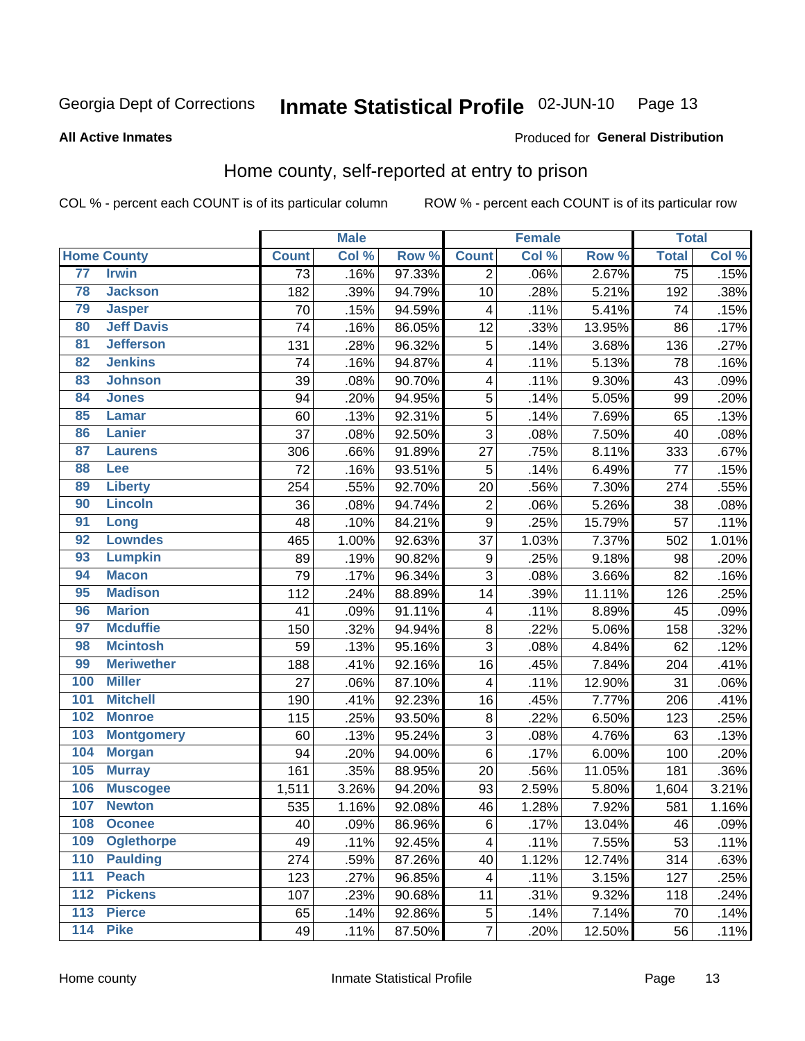Georgia Dept of Corrections **Inmate Statistical Profile** 02-JUN-10

**All Active Inmates**

Produced for **General Distribution**

## Home county, self-reported at entry to prison

COL % - percent each COUNT is of its particular column    ROW % - percent each COUNT is of its particular row

| | | Male | | | Female | | | Total | |
|---|---|---|---|---|---|---|---|---|---|
| **Home County** | | **Count** | **Col %** | **Row %** | **Count** | **Col %** | **Row %** | **Total** | **Col %** |
| 77 | Irwin | 73 | .16% | 97.33% | 2 | .06% | 2.67% | 75 | .15% |
| 78 | Jackson | 182 | .39% | 94.79% | 10 | .28% | 5.21% | 192 | .38% |
| 79 | Jasper | 70 | .15% | 94.59% | 4 | .11% | 5.41% | 74 | .15% |
| 80 | Jeff Davis | 74 | .16% | 86.05% | 12 | .33% | 13.95% | 86 | .17% |
| 81 | Jefferson | 131 | .28% | 96.32% | 5 | .14% | 3.68% | 136 | .27% |
| 82 | Jenkins | 74 | .16% | 94.87% | 4 | .11% | 5.13% | 78 | .16% |
| 83 | Johnson | 39 | .08% | 90.70% | 4 | .11% | 9.30% | 43 | .09% |
| 84 | Jones | 94 | .20% | 94.95% | 5 | .14% | 5.05% | 99 | .20% |
| 85 | Lamar | 60 | .13% | 92.31% | 5 | .14% | 7.69% | 65 | .13% |
| 86 | Lanier | 37 | .08% | 92.50% | 3 | .08% | 7.50% | 40 | .08% |
| 87 | Laurens | 306 | .66% | 91.89% | 27 | .75% | 8.11% | 333 | .67% |
| 88 | Lee | 72 | .16% | 93.51% | 5 | .14% | 6.49% | 77 | .15% |
| 89 | Liberty | 254 | .55% | 92.70% | 20 | .56% | 7.30% | 274 | .55% |
| 90 | Lincoln | 36 | .08% | 94.74% | 2 | .06% | 5.26% | 38 | .08% |
| 91 | Long | 48 | .10% | 84.21% | 9 | .25% | 15.79% | 57 | .11% |
| 92 | Lowndes | 465 | 1.00% | 92.63% | 37 | 1.03% | 7.37% | 502 | 1.01% |
| 93 | Lumpkin | 89 | .19% | 90.82% | 9 | .25% | 9.18% | 98 | .20% |
| 94 | Macon | 79 | .17% | 96.34% | 3 | .08% | 3.66% | 82 | .16% |
| 95 | Madison | 112 | .24% | 88.89% | 14 | .39% | 11.11% | 126 | .25% |
| 96 | Marion | 41 | .09% | 91.11% | 4 | .11% | 8.89% | 45 | .09% |
| 97 | Mcduffie | 150 | .32% | 94.94% | 8 | .22% | 5.06% | 158 | .32% |
| 98 | Mcintosh | 59 | .13% | 95.16% | 3 | .08% | 4.84% | 62 | .12% |
| 99 | Meriwether | 188 | .41% | 92.16% | 16 | .45% | 7.84% | 204 | .41% |
| 100 | Miller | 27 | .06% | 87.10% | 4 | .11% | 12.90% | 31 | .06% |
| 101 | Mitchell | 190 | .41% | 92.23% | 16 | .45% | 7.77% | 206 | .41% |
| 102 | Monroe | 115 | .25% | 93.50% | 8 | .22% | 6.50% | 123 | .25% |
| 103 | Montgomery | 60 | .13% | 95.24% | 3 | .08% | 4.76% | 63 | .13% |
| 104 | Morgan | 94 | .20% | 94.00% | 6 | .17% | 6.00% | 100 | .20% |
| 105 | Murray | 161 | .35% | 88.95% | 20 | .56% | 11.05% | 181 | .36% |
| 106 | Muscogee | 1,511 | 3.26% | 94.20% | 93 | 2.59% | 5.80% | 1,604 | 3.21% |
| 107 | Newton | 535 | 1.16% | 92.08% | 46 | 1.28% | 7.92% | 581 | 1.16% |
| 108 | Oconee | 40 | .09% | 86.96% | 6 | .17% | 13.04% | 46 | .09% |
| 109 | Oglethorpe | 49 | .11% | 92.45% | 4 | .11% | 7.55% | 53 | .11% |
| 110 | Paulding | 274 | .59% | 87.26% | 40 | 1.12% | 12.74% | 314 | .63% |
| 111 | Peach | 123 | .27% | 96.85% | 4 | .11% | 3.15% | 127 | .25% |
| 112 | Pickens | 107 | .23% | 90.68% | 11 | .31% | 9.32% | 118 | .24% |
| 113 | Pierce | 65 | .14% | 92.86% | 5 | .14% | 7.14% | 70 | .14% |
| 114 | Pike | 49 | .11% | 87.50% | 7 | .20% | 12.50% | 56 | .11% |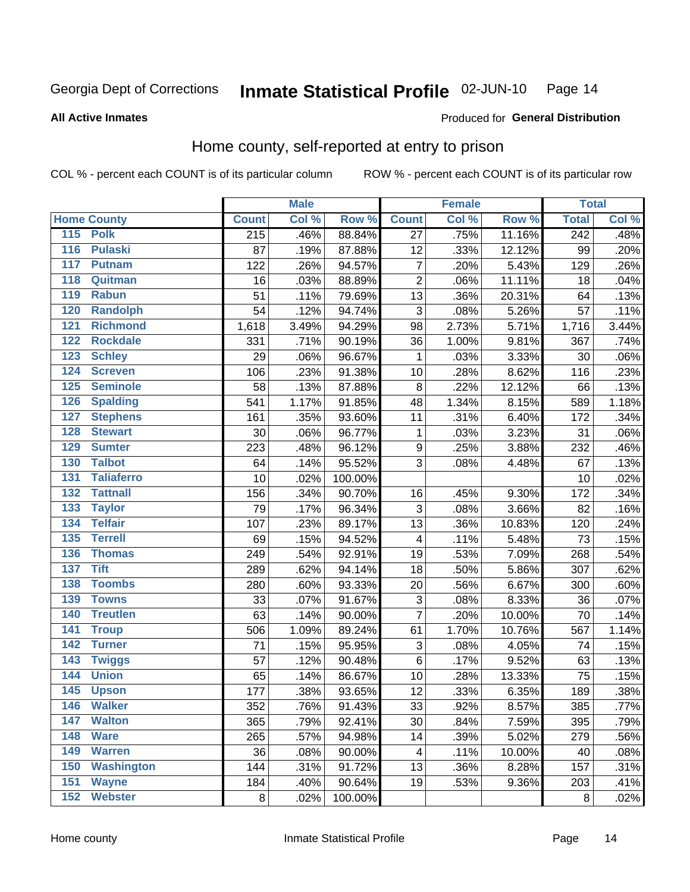# Inmate Statistical Profile

**All Active Inmates**

Produced for **General Distribution**

## Home county, self-reported at entry to prison

COL % - percent each COUNT is of its particular column

ROW % - percent each COUNT is of its particular row

| Home County | Male | | | Female | | | Total | |
|---|---|---|---|---|---|---|---|---|
| | Count | Col % | Row % | Count | Col % | Row % | Total | Col % |
| 115 Polk | 215 | .46% | 88.84% | 27 | .75% | 11.16% | 242 | .48% |
| 116 Pulaski | 87 | .19% | 87.88% | 12 | .33% | 12.12% | 99 | .20% |
| 117 Putnam | 122 | .26% | 94.57% | 7 | .20% | 5.43% | 129 | .26% |
| 118 Quitman | 16 | .03% | 88.89% | 2 | .06% | 11.11% | 18 | .04% |
| 119 Rabun | 51 | .11% | 79.69% | 13 | .36% | 20.31% | 64 | .13% |
| 120 Randolph | 54 | .12% | 94.74% | 3 | .08% | 5.26% | 57 | .11% |
| 121 Richmond | 1,618 | 3.49% | 94.29% | 98 | 2.73% | 5.71% | 1,716 | 3.44% |
| 122 Rockdale | 331 | .71% | 90.19% | 36 | 1.00% | 9.81% | 367 | .74% |
| 123 Schley | 29 | .06% | 96.67% | 1 | .03% | 3.33% | 30 | .06% |
| 124 Screven | 106 | .23% | 91.38% | 10 | .28% | 8.62% | 116 | .23% |
| 125 Seminole | 58 | .13% | 87.88% | 8 | .22% | 12.12% | 66 | .13% |
| 126 Spalding | 541 | 1.17% | 91.85% | 48 | 1.34% | 8.15% | 589 | 1.18% |
| 127 Stephens | 161 | .35% | 93.60% | 11 | .31% | 6.40% | 172 | .34% |
| 128 Stewart | 30 | .06% | 96.77% | 1 | .03% | 3.23% | 31 | .06% |
| 129 Sumter | 223 | .48% | 96.12% | 9 | .25% | 3.88% | 232 | .46% |
| 130 Talbot | 64 | .14% | 95.52% | 3 | .08% | 4.48% | 67 | .13% |
| 131 Taliaferro | 10 | .02% | 100.00% | | | | 10 | .02% |
| 132 Tattnall | 156 | .34% | 90.70% | 16 | .45% | 9.30% | 172 | .34% |
| 133 Taylor | 79 | .17% | 96.34% | 3 | .08% | 3.66% | 82 | .16% |
| 134 Telfair | 107 | .23% | 89.17% | 13 | .36% | 10.83% | 120 | .24% |
| 135 Terrell | 69 | .15% | 94.52% | 4 | .11% | 5.48% | 73 | .15% |
| 136 Thomas | 249 | .54% | 92.91% | 19 | .53% | 7.09% | 268 | .54% |
| 137 Tift | 289 | .62% | 94.14% | 18 | .50% | 5.86% | 307 | .62% |
| 138 Toombs | 280 | .60% | 93.33% | 20 | .56% | 6.67% | 300 | .60% |
| 139 Towns | 33 | .07% | 91.67% | 3 | .08% | 8.33% | 36 | .07% |
| 140 Treutlen | 63 | .14% | 90.00% | 7 | .20% | 10.00% | 70 | .14% |
| 141 Troup | 506 | 1.09% | 89.24% | 61 | 1.70% | 10.76% | 567 | 1.14% |
| 142 Turner | 71 | .15% | 95.95% | 3 | .08% | 4.05% | 74 | .15% |
| 143 Twiggs | 57 | .12% | 90.48% | 6 | .17% | 9.52% | 63 | .13% |
| 144 Union | 65 | .14% | 86.67% | 10 | .28% | 13.33% | 75 | .15% |
| 145 Upson | 177 | .38% | 93.65% | 12 | .33% | 6.35% | 189 | .38% |
| 146 Walker | 352 | .76% | 91.43% | 33 | .92% | 8.57% | 385 | .77% |
| 147 Walton | 365 | .79% | 92.41% | 30 | .84% | 7.59% | 395 | .79% |
| 148 Ware | 265 | .57% | 94.98% | 14 | .39% | 5.02% | 279 | .56% |
| 149 Warren | 36 | .08% | 90.00% | 4 | .11% | 10.00% | 40 | .08% |
| 150 Washington | 144 | .31% | 91.72% | 13 | .36% | 8.28% | 157 | .31% |
| 151 Wayne | 184 | .40% | 90.64% | 19 | .53% | 9.36% | 203 | .41% |
| 152 Webster | 8 | .02% | 100.00% | | | | 8 | .02% |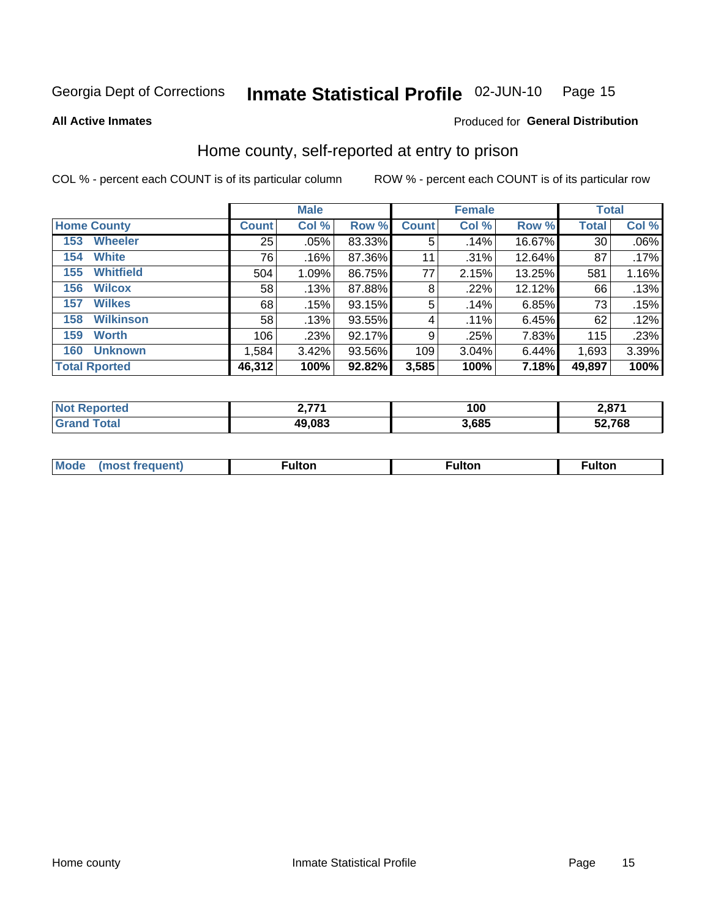Georgia Dept of Corrections **Inmate Statistical Profile** 02-JUN-10

**All Active Inmates**

Produced for **General Distribution**

## Home county, self-reported at entry to prison

COL % - percent each COUNT is of its particular column ROW % - percent each COUNT is of its particular row

| | Male | | | Female | | | Total | |
|---|---|---|---|---|---|---|---|---|
| **Home County** | **Count** | **Col %** | **Row %** | **Count** | **Col %** | **Row %** | **Total** | **Col %** |
| 153 Wheeler | 25 | .05% | 83.33% | 5 | .14% | 16.67% | 30 | .06% |
| 154 White | 76 | .16% | 87.36% | 11 | .31% | 12.64% | 87 | .17% |
| 155 Whitfield | 504 | 1.09% | 86.75% | 77 | 2.15% | 13.25% | 581 | 1.16% |
| 156 Wilcox | 58 | .13% | 87.88% | 8 | .22% | 12.12% | 66 | .13% |
| 157 Wilkes | 68 | .15% | 93.15% | 5 | .14% | 6.85% | 73 | .15% |
| 158 Wilkinson | 58 | .13% | 93.55% | 4 | .11% | 6.45% | 62 | .12% |
| 159 Worth | 106 | .23% | 92.17% | 9 | .25% | 7.83% | 115 | .23% |
| 160 Unknown | 1,584 | 3.42% | 93.56% | 109 | 3.04% | 6.44% | 1,693 | 3.39% |
| **Total Rported** | **46,312** | **100%** | **92.82%** | **3,585** | **100%** | **7.18%** | **49,897** | **100%** |

| | Male | Female | Total |
|---|---|---|---|
| Not Reported | 2,771 | 100 | 2,871 |
| Grand Total | 49,083 | 3,685 | 52,768 |

| | Male | Female | Total |
|---|---|---|---|
| Mode (most frequent) | Fulton | Fulton | Fulton |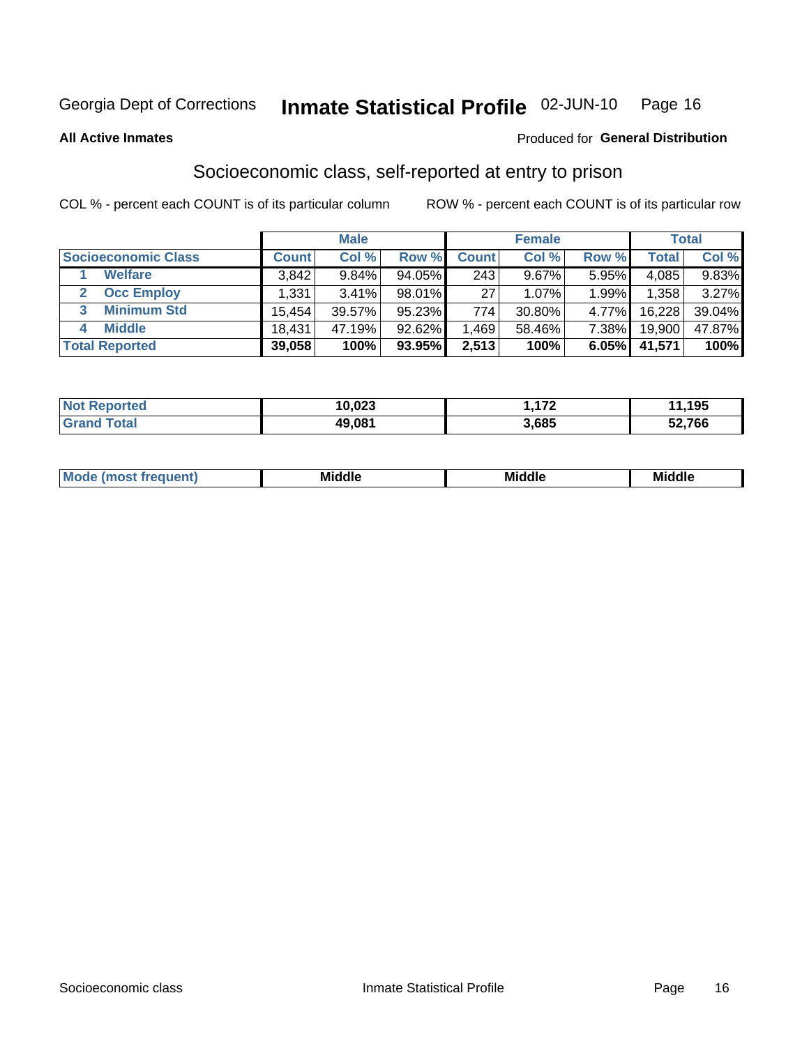Georgia Dept of Corrections **Inmate Statistical Profile** 02-JUN-10

**All Active Inmates**

Produced for **General Distribution**

## Socioeconomic class, self-reported at entry to prison

COL % - percent each COUNT is of its particular column ROW % - percent each COUNT is of its particular row

| | Male | | | Female | | | Total | |
|---|---|---|---|---|---|---|---|---|
| **Socioeconomic Class** | **Count** | **Col %** | **Row %** | **Count** | **Col %** | **Row %** | **Total** | **Col %** |
| 1 **Welfare** | 3,842 | 9.84% | 94.05% | 243 | 9.67% | 5.95% | 4,085 | 9.83% |
| 2 **Occ Employ** | 1,331 | 3.41% | 98.01% | 27 | 1.07% | 1.99% | 1,358 | 3.27% |
| 3 **Minimum Std** | 15,454 | 39.57% | 95.23% | 774 | 30.80% | 4.77% | 16,228 | 39.04% |
| 4 **Middle** | 18,431 | 47.19% | 92.62% | 1,469 | 58.46% | 7.38% | 19,900 | 47.87% |
| **Total Reported** | **39,058** | **100%** | **93.95%** | **2,513** | **100%** | **6.05%** | **41,571** | **100%** |

| | Male | Female | Total |
|---|---|---|---|
| **Not Reported** | **10,023** | **1,172** | **11,195** |
| **Grand Total** | **49,081** | **3,685** | **52,766** |

| | Male | Female | Total |
|---|---|---|---|
| **Mode (most frequent)** | **Middle** | **Middle** | **Middle** |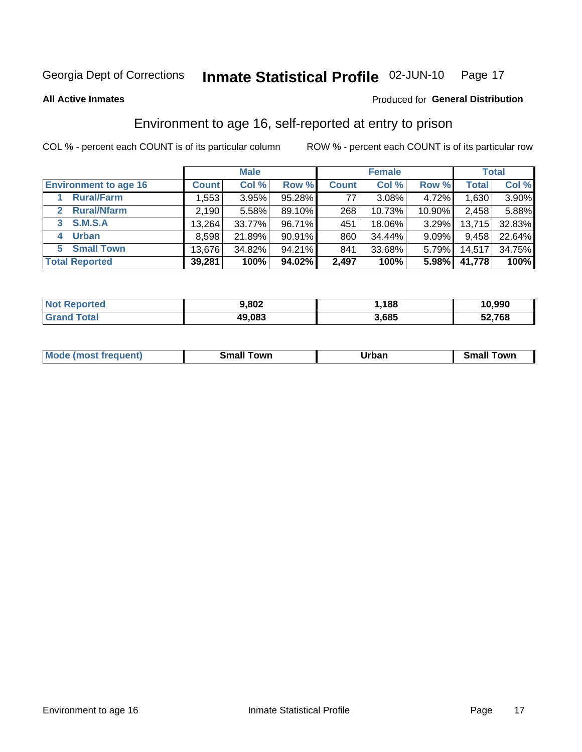Georgia Dept of Corrections **Inmate Statistical Profile** 02-JUN-10 Page 17

**All Active Inmates**

Produced for **General Distribution**

## Environment to age 16, self-reported at entry to prison

COL % - percent each COUNT is of its particular column ROW % - percent each COUNT is of its particular row

| | Male | | | Female | | | Total | |
|---|---|---|---|---|---|---|---|---|
| **Environment to age 16** | **Count** | **Col %** | **Row %** | **Count** | **Col %** | **Row %** | **Total** | **Col %** |
| 1 **Rural/Farm** | 1,553 | 3.95% | 95.28% | 77 | 3.08% | 4.72% | 1,630 | 3.90% |
| 2 **Rural/Nfarm** | 2,190 | 5.58% | 89.10% | 268 | 10.73% | 10.90% | 2,458 | 5.88% |
| 3 **S.M.S.A** | 13,264 | 33.77% | 96.71% | 451 | 18.06% | 3.29% | 13,715 | 32.83% |
| 4 **Urban** | 8,598 | 21.89% | 90.91% | 860 | 34.44% | 9.09% | 9,458 | 22.64% |
| 5 **Small Town** | 13,676 | 34.82% | 94.21% | 841 | 33.68% | 5.79% | 14,517 | 34.75% |
| **Total Reported** | **39,281** | **100%** | **94.02%** | **2,497** | **100%** | **5.98%** | **41,778** | **100%** |

| | Male | Female | Total |
|---|---|---|---|
| **Not Reported** | **9,802** | **1,188** | **10,990** |
| **Grand Total** | **49,083** | **3,685** | **52,768** |

| | Male | Female | Total |
|---|---|---|---|
| **Mode (most frequent)** | **Small Town** | **Urban** | **Small Town** |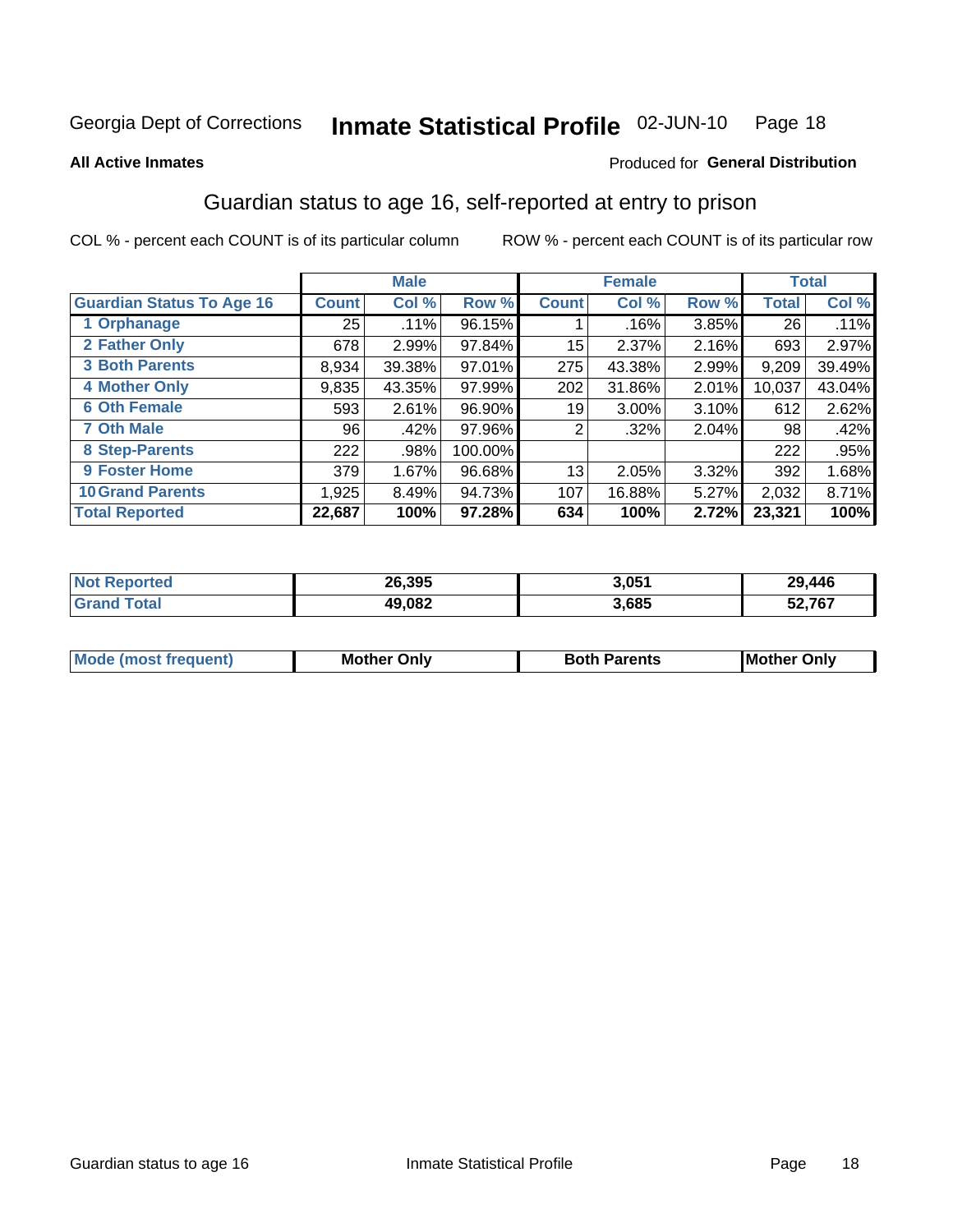Georgia Dept of Corrections **Inmate Statistical Profile** 02-JUN-10

**All Active Inmates**

Produced for **General Distribution**

## Guardian status to age 16, self-reported at entry to prison

COL % - percent each COUNT is of its particular column ROW % - percent each COUNT is of its particular row

| | Male | | | Female | | | Total | |
|---|---|---|---|---|---|---|---|---|
| **Guardian Status To Age 16** | **Count** | **Col %** | **Row %** | **Count** | **Col %** | **Row %** | **Total** | **Col %** |
| 1 Orphanage | 25 | .11% | 96.15% | 1 | .16% | 3.85% | 26 | .11% |
| 2 Father Only | 678 | 2.99% | 97.84% | 15 | 2.37% | 2.16% | 693 | 2.97% |
| 3 Both Parents | 8,934 | 39.38% | 97.01% | 275 | 43.38% | 2.99% | 9,209 | 39.49% |
| 4 Mother Only | 9,835 | 43.35% | 97.99% | 202 | 31.86% | 2.01% | 10,037 | 43.04% |
| 6 Oth Female | 593 | 2.61% | 96.90% | 19 | 3.00% | 3.10% | 612 | 2.62% |
| 7 Oth Male | 96 | .42% | 97.96% | 2 | .32% | 2.04% | 98 | .42% |
| 8 Step-Parents | 222 | .98% | 100.00% | | | | 222 | .95% |
| 9 Foster Home | 379 | 1.67% | 96.68% | 13 | 2.05% | 3.32% | 392 | 1.68% |
| 10 Grand Parents | 1,925 | 8.49% | 94.73% | 107 | 16.88% | 5.27% | 2,032 | 8.71% |
| **Total Reported** | **22,687** | **100%** | **97.28%** | **634** | **100%** | **2.72%** | **23,321** | **100%** |

| | Male | Female | Total |
|---|---|---|---|
| **Not Reported** | **26,395** | **3,051** | **29,446** |
| **Grand Total** | **49,082** | **3,685** | **52,767** |

| | Male | Female | Total |
|---|---|---|---|
| **Mode (most frequent)** | **Mother Only** | **Both Parents** | **Mother Only** |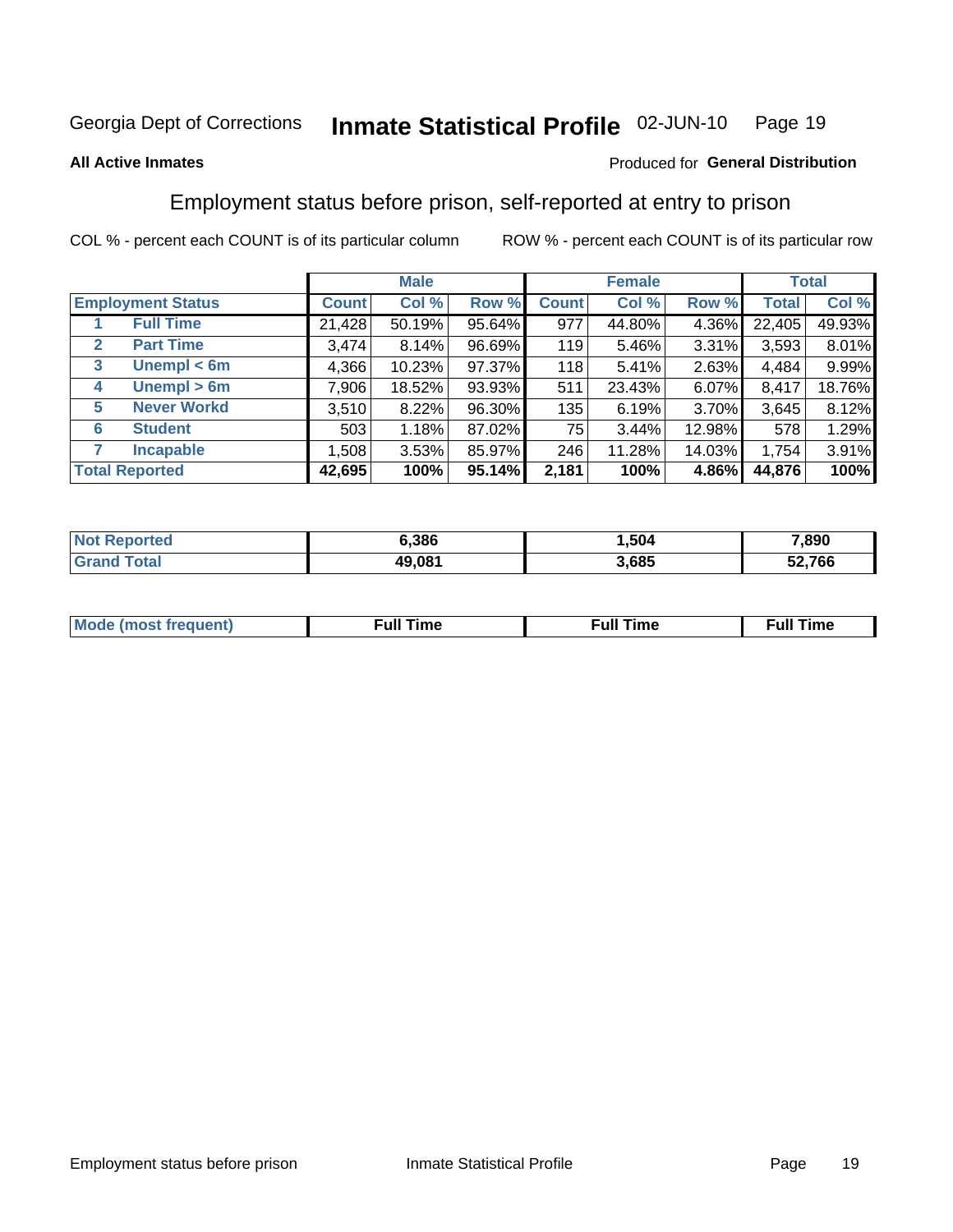Georgia Dept of Corrections **Inmate Statistical Profile** 02-JUN-10

**All Active Inmates**

Produced for **General Distribution**

## Employment status before prison, self-reported at entry to prison

COL % - percent each COUNT is of its particular column    ROW % - percent each COUNT is of its particular row

| | | Male | | | Female | | | Total | |
|---|---|---|---|---|---|---|---|---|---|
| **Employment Status** | | **Count** | **Col %** | **Row %** | **Count** | **Col %** | **Row %** | **Total** | **Col %** |
| 1 | **Full Time** | 21,428 | 50.19% | 95.64% | 977 | 44.80% | 4.36% | 22,405 | 49.93% |
| 2 | **Part Time** | 3,474 | 8.14% | 96.69% | 119 | 5.46% | 3.31% | 3,593 | 8.01% |
| 3 | **Unempl < 6m** | 4,366 | 10.23% | 97.37% | 118 | 5.41% | 2.63% | 4,484 | 9.99% |
| 4 | **Unempl > 6m** | 7,906 | 18.52% | 93.93% | 511 | 23.43% | 6.07% | 8,417 | 18.76% |
| 5 | **Never Workd** | 3,510 | 8.22% | 96.30% | 135 | 6.19% | 3.70% | 3,645 | 8.12% |
| 6 | **Student** | 503 | 1.18% | 87.02% | 75 | 3.44% | 12.98% | 578 | 1.29% |
| 7 | **Incapable** | 1,508 | 3.53% | 85.97% | 246 | 11.28% | 14.03% | 1,754 | 3.91% |
| **Total Reported** | | **42,695** | **100%** | **95.14%** | **2,181** | **100%** | **4.86%** | **44,876** | **100%** |

| | Male | Female | Total |
|---|---|---|---|
| **Not Reported** | **6,386** | **1,504** | **7,890** |
| **Grand Total** | **49,081** | **3,685** | **52,766** |

| | Male | Female | Total |
|---|---|---|---|
| **Mode (most frequent)** | **Full Time** | **Full Time** | **Full Time** |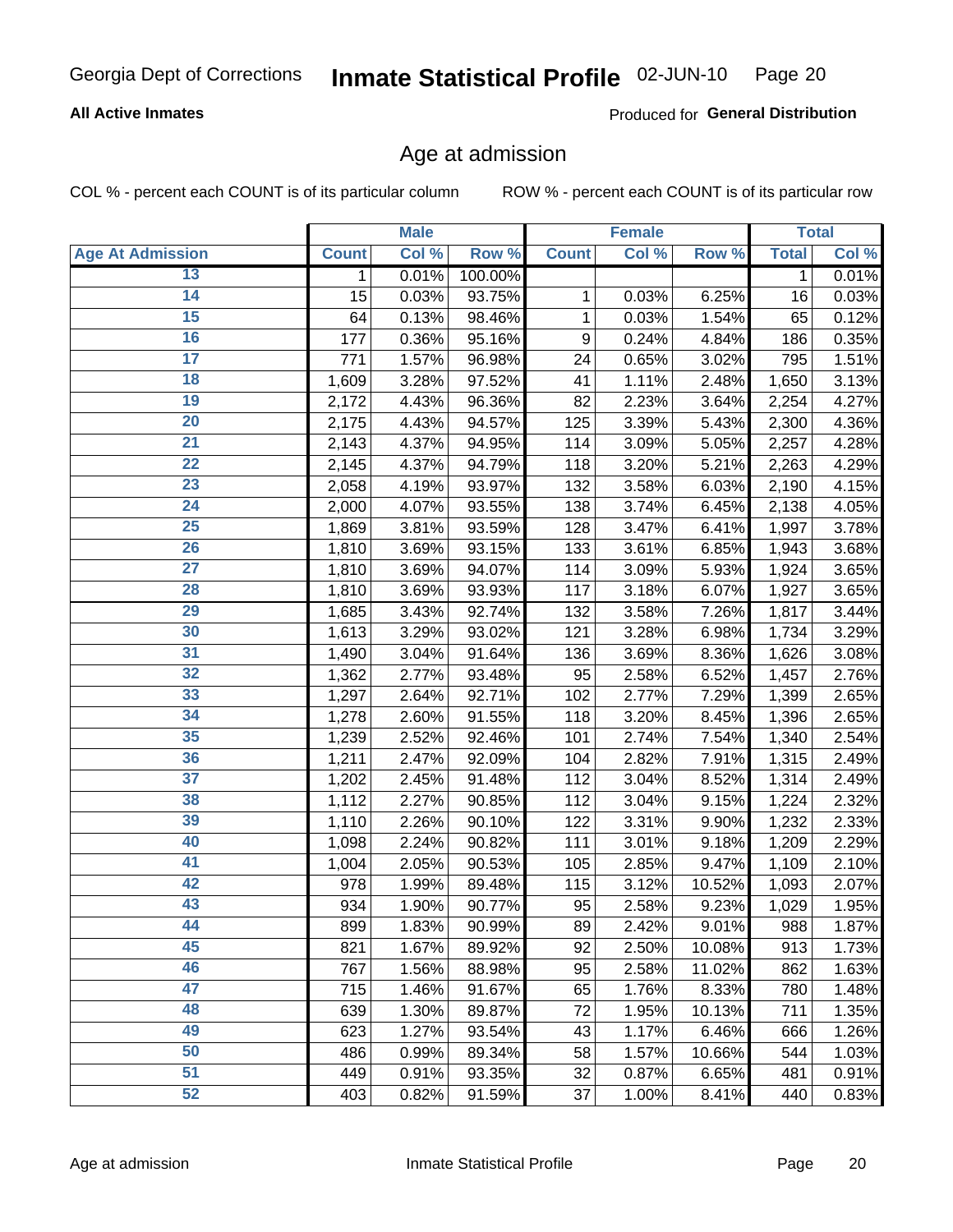Georgia Dept of Corrections **Inmate Statistical Profile** 02-JUN-10

**All Active Inmates**

Produced for **General Distribution**

## Age at admission

COL % - percent each COUNT is of its particular column ROW % - percent each COUNT is of its particular row

| | Male | | | Female | | | Total | |
|---|---|---|---|---|---|---|---|---|
| **Age At Admission** | **Count** | **Col %** | **Row %** | **Count** | **Col %** | **Row %** | **Total** | **Col %** |
| 13 | 1 | 0.01% | 100.00% | | | | 1 | 0.01% |
| 14 | 15 | 0.03% | 93.75% | 1 | 0.03% | 6.25% | 16 | 0.03% |
| 15 | 64 | 0.13% | 98.46% | 1 | 0.03% | 1.54% | 65 | 0.12% |
| 16 | 177 | 0.36% | 95.16% | 9 | 0.24% | 4.84% | 186 | 0.35% |
| 17 | 771 | 1.57% | 96.98% | 24 | 0.65% | 3.02% | 795 | 1.51% |
| 18 | 1,609 | 3.28% | 97.52% | 41 | 1.11% | 2.48% | 1,650 | 3.13% |
| 19 | 2,172 | 4.43% | 96.36% | 82 | 2.23% | 3.64% | 2,254 | 4.27% |
| 20 | 2,175 | 4.43% | 94.57% | 125 | 3.39% | 5.43% | 2,300 | 4.36% |
| 21 | 2,143 | 4.37% | 94.95% | 114 | 3.09% | 5.05% | 2,257 | 4.28% |
| 22 | 2,145 | 4.37% | 94.79% | 118 | 3.20% | 5.21% | 2,263 | 4.29% |
| 23 | 2,058 | 4.19% | 93.97% | 132 | 3.58% | 6.03% | 2,190 | 4.15% |
| 24 | 2,000 | 4.07% | 93.55% | 138 | 3.74% | 6.45% | 2,138 | 4.05% |
| 25 | 1,869 | 3.81% | 93.59% | 128 | 3.47% | 6.41% | 1,997 | 3.78% |
| 26 | 1,810 | 3.69% | 93.15% | 133 | 3.61% | 6.85% | 1,943 | 3.68% |
| 27 | 1,810 | 3.69% | 94.07% | 114 | 3.09% | 5.93% | 1,924 | 3.65% |
| 28 | 1,810 | 3.69% | 93.93% | 117 | 3.18% | 6.07% | 1,927 | 3.65% |
| 29 | 1,685 | 3.43% | 92.74% | 132 | 3.58% | 7.26% | 1,817 | 3.44% |
| 30 | 1,613 | 3.29% | 93.02% | 121 | 3.28% | 6.98% | 1,734 | 3.29% |
| 31 | 1,490 | 3.04% | 91.64% | 136 | 3.69% | 8.36% | 1,626 | 3.08% |
| 32 | 1,362 | 2.77% | 93.48% | 95 | 2.58% | 6.52% | 1,457 | 2.76% |
| 33 | 1,297 | 2.64% | 92.71% | 102 | 2.77% | 7.29% | 1,399 | 2.65% |
| 34 | 1,278 | 2.60% | 91.55% | 118 | 3.20% | 8.45% | 1,396 | 2.65% |
| 35 | 1,239 | 2.52% | 92.46% | 101 | 2.74% | 7.54% | 1,340 | 2.54% |
| 36 | 1,211 | 2.47% | 92.09% | 104 | 2.82% | 7.91% | 1,315 | 2.49% |
| 37 | 1,202 | 2.45% | 91.48% | 112 | 3.04% | 8.52% | 1,314 | 2.49% |
| 38 | 1,112 | 2.27% | 90.85% | 112 | 3.04% | 9.15% | 1,224 | 2.32% |
| 39 | 1,110 | 2.26% | 90.10% | 122 | 3.31% | 9.90% | 1,232 | 2.33% |
| 40 | 1,098 | 2.24% | 90.82% | 111 | 3.01% | 9.18% | 1,209 | 2.29% |
| 41 | 1,004 | 2.05% | 90.53% | 105 | 2.85% | 9.47% | 1,109 | 2.10% |
| 42 | 978 | 1.99% | 89.48% | 115 | 3.12% | 10.52% | 1,093 | 2.07% |
| 43 | 934 | 1.90% | 90.77% | 95 | 2.58% | 9.23% | 1,029 | 1.95% |
| 44 | 899 | 1.83% | 90.99% | 89 | 2.42% | 9.01% | 988 | 1.87% |
| 45 | 821 | 1.67% | 89.92% | 92 | 2.50% | 10.08% | 913 | 1.73% |
| 46 | 767 | 1.56% | 88.98% | 95 | 2.58% | 11.02% | 862 | 1.63% |
| 47 | 715 | 1.46% | 91.67% | 65 | 1.76% | 8.33% | 780 | 1.48% |
| 48 | 639 | 1.30% | 89.87% | 72 | 1.95% | 10.13% | 711 | 1.35% |
| 49 | 623 | 1.27% | 93.54% | 43 | 1.17% | 6.46% | 666 | 1.26% |
| 50 | 486 | 0.99% | 89.34% | 58 | 1.57% | 10.66% | 544 | 1.03% |
| 51 | 449 | 0.91% | 93.35% | 32 | 0.87% | 6.65% | 481 | 0.91% |
| 52 | 403 | 0.82% | 91.59% | 37 | 1.00% | 8.41% | 440 | 0.83% |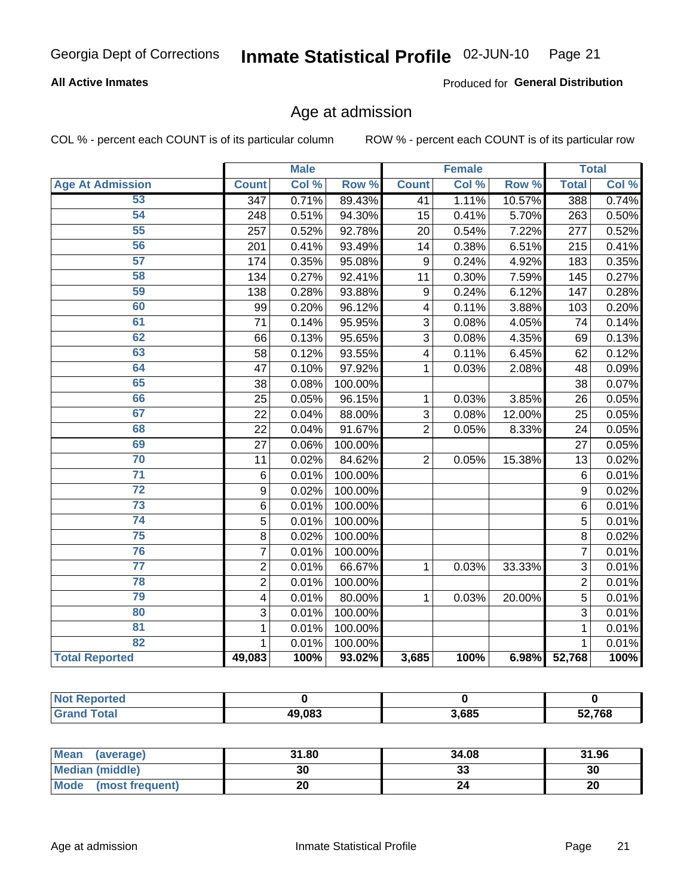Georgia Dept of Corrections **Inmate Statistical Profile** 02-JUN-10

**All Active Inmates**

Produced for **General Distribution**

## Age at admission

COL % - percent each COUNT is of its particular column

ROW % - percent each COUNT is of its particular row

| | Male | | | Female | | | Total | |
|---|---|---|---|---|---|---|---|---|
| **Age At Admission** | **Count** | **Col %** | **Row %** | **Count** | **Col %** | **Row %** | **Total** | **Col %** |
| 53 | 347 | 0.71% | 89.43% | 41 | 1.11% | 10.57% | 388 | 0.74% |
| 54 | 248 | 0.51% | 94.30% | 15 | 0.41% | 5.70% | 263 | 0.50% |
| 55 | 257 | 0.52% | 92.78% | 20 | 0.54% | 7.22% | 277 | 0.52% |
| 56 | 201 | 0.41% | 93.49% | 14 | 0.38% | 6.51% | 215 | 0.41% |
| 57 | 174 | 0.35% | 95.08% | 9 | 0.24% | 4.92% | 183 | 0.35% |
| 58 | 134 | 0.27% | 92.41% | 11 | 0.30% | 7.59% | 145 | 0.27% |
| 59 | 138 | 0.28% | 93.88% | 9 | 0.24% | 6.12% | 147 | 0.28% |
| 60 | 99 | 0.20% | 96.12% | 4 | 0.11% | 3.88% | 103 | 0.20% |
| 61 | 71 | 0.14% | 95.95% | 3 | 0.08% | 4.05% | 74 | 0.14% |
| 62 | 66 | 0.13% | 95.65% | 3 | 0.08% | 4.35% | 69 | 0.13% |
| 63 | 58 | 0.12% | 93.55% | 4 | 0.11% | 6.45% | 62 | 0.12% |
| 64 | 47 | 0.10% | 97.92% | 1 | 0.03% | 2.08% | 48 | 0.09% |
| 65 | 38 | 0.08% | 100.00% | | | | 38 | 0.07% |
| 66 | 25 | 0.05% | 96.15% | 1 | 0.03% | 3.85% | 26 | 0.05% |
| 67 | 22 | 0.04% | 88.00% | 3 | 0.08% | 12.00% | 25 | 0.05% |
| 68 | 22 | 0.04% | 91.67% | 2 | 0.05% | 8.33% | 24 | 0.05% |
| 69 | 27 | 0.06% | 100.00% | | | | 27 | 0.05% |
| 70 | 11 | 0.02% | 84.62% | 2 | 0.05% | 15.38% | 13 | 0.02% |
| 71 | 6 | 0.01% | 100.00% | | | | 6 | 0.01% |
| 72 | 9 | 0.02% | 100.00% | | | | 9 | 0.02% |
| 73 | 6 | 0.01% | 100.00% | | | | 6 | 0.01% |
| 74 | 5 | 0.01% | 100.00% | | | | 5 | 0.01% |
| 75 | 8 | 0.02% | 100.00% | | | | 8 | 0.02% |
| 76 | 7 | 0.01% | 100.00% | | | | 7 | 0.01% |
| 77 | 2 | 0.01% | 66.67% | 1 | 0.03% | 33.33% | 3 | 0.01% |
| 78 | 2 | 0.01% | 100.00% | | | | 2 | 0.01% |
| 79 | 4 | 0.01% | 80.00% | 1 | 0.03% | 20.00% | 5 | 0.01% |
| 80 | 3 | 0.01% | 100.00% | | | | 3 | 0.01% |
| 81 | 1 | 0.01% | 100.00% | | | | 1 | 0.01% |
| 82 | 1 | 0.01% | 100.00% | | | | 1 | 0.01% |
| **Total Reported** | **49,083** | **100%** | **93.02%** | **3,685** | **100%** | **6.98%** | **52,768** | **100%** |

| | Male | Female | Total |
|---|---|---|---|
| **Not Reported** | **0** | **0** | **0** |
| **Grand Total** | **49,083** | **3,685** | **52,768** |

| | Male | Female | Total |
|---|---|---|---|
| **Mean (average)** | **31.80** | **34.08** | **31.96** |
| **Median (middle)** | **30** | **33** | **30** |
| **Mode (most frequent)** | **20** | **24** | **20** |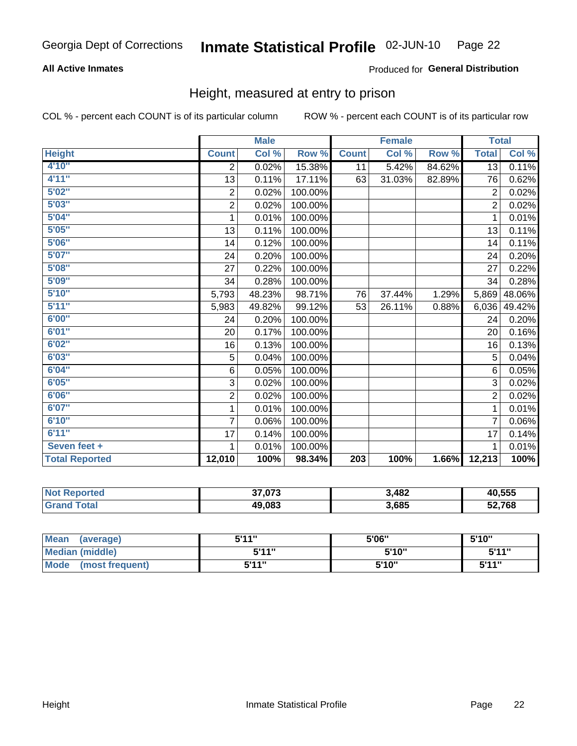Georgia Dept of Corrections **Inmate Statistical Profile** 02-JUN-10

**All Active Inmates** Produced for **General Distribution**

## Height, measured at entry to prison

COL % - percent each COUNT is of its particular column ROW % - percent each COUNT is of its particular row

| | Male | | | Female | | | Total | |
|---|---|---|---|---|---|---|---|---|
| **Height** | **Count** | **Col %** | **Row %** | **Count** | **Col %** | **Row %** | **Total** | **Col %** |
| 4'10" | 2 | 0.02% | 15.38% | 11 | 5.42% | 84.62% | 13 | 0.11% |
| 4'11" | 13 | 0.11% | 17.11% | 63 | 31.03% | 82.89% | 76 | 0.62% |
| 5'02" | 2 | 0.02% | 100.00% | | | | 2 | 0.02% |
| 5'03" | 2 | 0.02% | 100.00% | | | | 2 | 0.02% |
| 5'04" | 1 | 0.01% | 100.00% | | | | 1 | 0.01% |
| 5'05" | 13 | 0.11% | 100.00% | | | | 13 | 0.11% |
| 5'06" | 14 | 0.12% | 100.00% | | | | 14 | 0.11% |
| 5'07" | 24 | 0.20% | 100.00% | | | | 24 | 0.20% |
| 5'08" | 27 | 0.22% | 100.00% | | | | 27 | 0.22% |
| 5'09" | 34 | 0.28% | 100.00% | | | | 34 | 0.28% |
| 5'10" | 5,793 | 48.23% | 98.71% | 76 | 37.44% | 1.29% | 5,869 | 48.06% |
| 5'11" | 5,983 | 49.82% | 99.12% | 53 | 26.11% | 0.88% | 6,036 | 49.42% |
| 6'00" | 24 | 0.20% | 100.00% | | | | 24 | 0.20% |
| 6'01" | 20 | 0.17% | 100.00% | | | | 20 | 0.16% |
| 6'02" | 16 | 0.13% | 100.00% | | | | 16 | 0.13% |
| 6'03" | 5 | 0.04% | 100.00% | | | | 5 | 0.04% |
| 6'04" | 6 | 0.05% | 100.00% | | | | 6 | 0.05% |
| 6'05" | 3 | 0.02% | 100.00% | | | | 3 | 0.02% |
| 6'06" | 2 | 0.02% | 100.00% | | | | 2 | 0.02% |
| 6'07" | 1 | 0.01% | 100.00% | | | | 1 | 0.01% |
| 6'10" | 7 | 0.06% | 100.00% | | | | 7 | 0.06% |
| 6'11" | 17 | 0.14% | 100.00% | | | | 17 | 0.14% |
| Seven feet + | 1 | 0.01% | 100.00% | | | | 1 | 0.01% |
| **Total Reported** | **12,010** | **100%** | **98.34%** | **203** | **100%** | **1.66%** | **12,213** | **100%** |

| | Male | Female | Total |
|---|---|---|---|
| **Not Reported** | **37,073** | **3,482** | **40,555** |
| **Grand Total** | **49,083** | **3,685** | **52,768** |

| | Male | Female | Total |
|---|---|---|---|
| **Mean (average)** | **5'11"** | **5'06"** | **5'10"** |
| **Median (middle)** | **5'11"** | **5'10"** | **5'11"** |
| **Mode (most frequent)** | **5'11"** | **5'10"** | **5'11"** |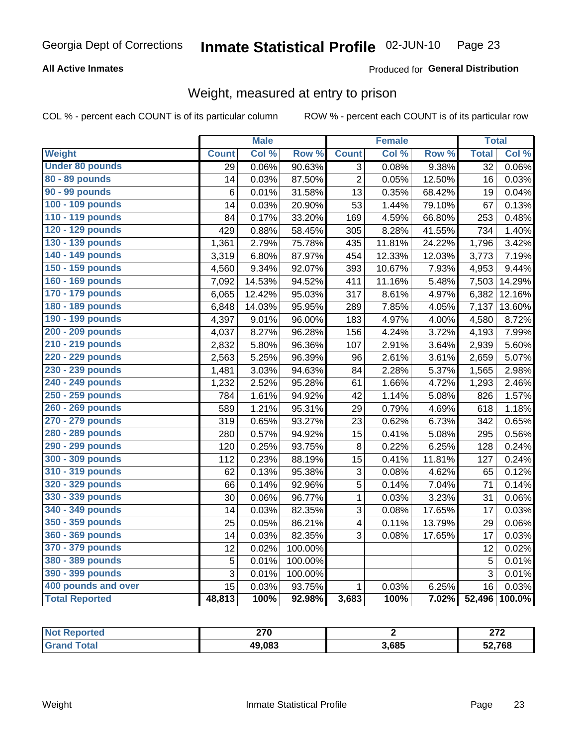Georgia Dept of Corrections **Inmate Statistical Profile** 02-JUN-10

**All Active Inmates**

Produced for **General Distribution**

## Weight, measured at entry to prison

COL % - percent each COUNT is of its particular column ROW % - percent each COUNT is of its particular row

| | Male | | | Female | | | Total | |
|---|---|---|---|---|---|---|---|---|
| **Weight** | **Count** | **Col %** | **Row %** | **Count** | **Col %** | **Row %** | **Total** | **Col %** |
| **Under 80 pounds** | 29 | 0.06% | 90.63% | 3 | 0.08% | 9.38% | 32 | 0.06% |
| **80 - 89 pounds** | 14 | 0.03% | 87.50% | 2 | 0.05% | 12.50% | 16 | 0.03% |
| **90 - 99 pounds** | 6 | 0.01% | 31.58% | 13 | 0.35% | 68.42% | 19 | 0.04% |
| **100 - 109 pounds** | 14 | 0.03% | 20.90% | 53 | 1.44% | 79.10% | 67 | 0.13% |
| **110 - 119 pounds** | 84 | 0.17% | 33.20% | 169 | 4.59% | 66.80% | 253 | 0.48% |
| **120 - 129 pounds** | 429 | 0.88% | 58.45% | 305 | 8.28% | 41.55% | 734 | 1.40% |
| **130 - 139 pounds** | 1,361 | 2.79% | 75.78% | 435 | 11.81% | 24.22% | 1,796 | 3.42% |
| **140 - 149 pounds** | 3,319 | 6.80% | 87.97% | 454 | 12.33% | 12.03% | 3,773 | 7.19% |
| **150 - 159 pounds** | 4,560 | 9.34% | 92.07% | 393 | 10.67% | 7.93% | 4,953 | 9.44% |
| **160 - 169 pounds** | 7,092 | 14.53% | 94.52% | 411 | 11.16% | 5.48% | 7,503 | 14.29% |
| **170 - 179 pounds** | 6,065 | 12.42% | 95.03% | 317 | 8.61% | 4.97% | 6,382 | 12.16% |
| **180 - 189 pounds** | 6,848 | 14.03% | 95.95% | 289 | 7.85% | 4.05% | 7,137 | 13.60% |
| **190 - 199 pounds** | 4,397 | 9.01% | 96.00% | 183 | 4.97% | 4.00% | 4,580 | 8.72% |
| **200 - 209 pounds** | 4,037 | 8.27% | 96.28% | 156 | 4.24% | 3.72% | 4,193 | 7.99% |
| **210 - 219 pounds** | 2,832 | 5.80% | 96.36% | 107 | 2.91% | 3.64% | 2,939 | 5.60% |
| **220 - 229 pounds** | 2,563 | 5.25% | 96.39% | 96 | 2.61% | 3.61% | 2,659 | 5.07% |
| **230 - 239 pounds** | 1,481 | 3.03% | 94.63% | 84 | 2.28% | 5.37% | 1,565 | 2.98% |
| **240 - 249 pounds** | 1,232 | 2.52% | 95.28% | 61 | 1.66% | 4.72% | 1,293 | 2.46% |
| **250 - 259 pounds** | 784 | 1.61% | 94.92% | 42 | 1.14% | 5.08% | 826 | 1.57% |
| **260 - 269 pounds** | 589 | 1.21% | 95.31% | 29 | 0.79% | 4.69% | 618 | 1.18% |
| **270 - 279 pounds** | 319 | 0.65% | 93.27% | 23 | 0.62% | 6.73% | 342 | 0.65% |
| **280 - 289 pounds** | 280 | 0.57% | 94.92% | 15 | 0.41% | 5.08% | 295 | 0.56% |
| **290 - 299 pounds** | 120 | 0.25% | 93.75% | 8 | 0.22% | 6.25% | 128 | 0.24% |
| **300 - 309 pounds** | 112 | 0.23% | 88.19% | 15 | 0.41% | 11.81% | 127 | 0.24% |
| **310 - 319 pounds** | 62 | 0.13% | 95.38% | 3 | 0.08% | 4.62% | 65 | 0.12% |
| **320 - 329 pounds** | 66 | 0.14% | 92.96% | 5 | 0.14% | 7.04% | 71 | 0.14% |
| **330 - 339 pounds** | 30 | 0.06% | 96.77% | 1 | 0.03% | 3.23% | 31 | 0.06% |
| **340 - 349 pounds** | 14 | 0.03% | 82.35% | 3 | 0.08% | 17.65% | 17 | 0.03% |
| **350 - 359 pounds** | 25 | 0.05% | 86.21% | 4 | 0.11% | 13.79% | 29 | 0.06% |
| **360 - 369 pounds** | 14 | 0.03% | 82.35% | 3 | 0.08% | 17.65% | 17 | 0.03% |
| **370 - 379 pounds** | 12 | 0.02% | 100.00% | | | | 12 | 0.02% |
| **380 - 389 pounds** | 5 | 0.01% | 100.00% | | | | 5 | 0.01% |
| **390 - 399 pounds** | 3 | 0.01% | 100.00% | | | | 3 | 0.01% |
| **400 pounds and over** | 15 | 0.03% | 93.75% | 1 | 0.03% | 6.25% | 16 | 0.03% |
| **Total Reported** | **48,813** | **100%** | **92.98%** | **3,683** | **100%** | **7.02%** | **52,496** | **100.0%** |

| | Male | Female | Total |
|---|---|---|---|
| **Not Reported** | **270** | **2** | **272** |
| **Grand Total** | **49,083** | **3,685** | **52,768** |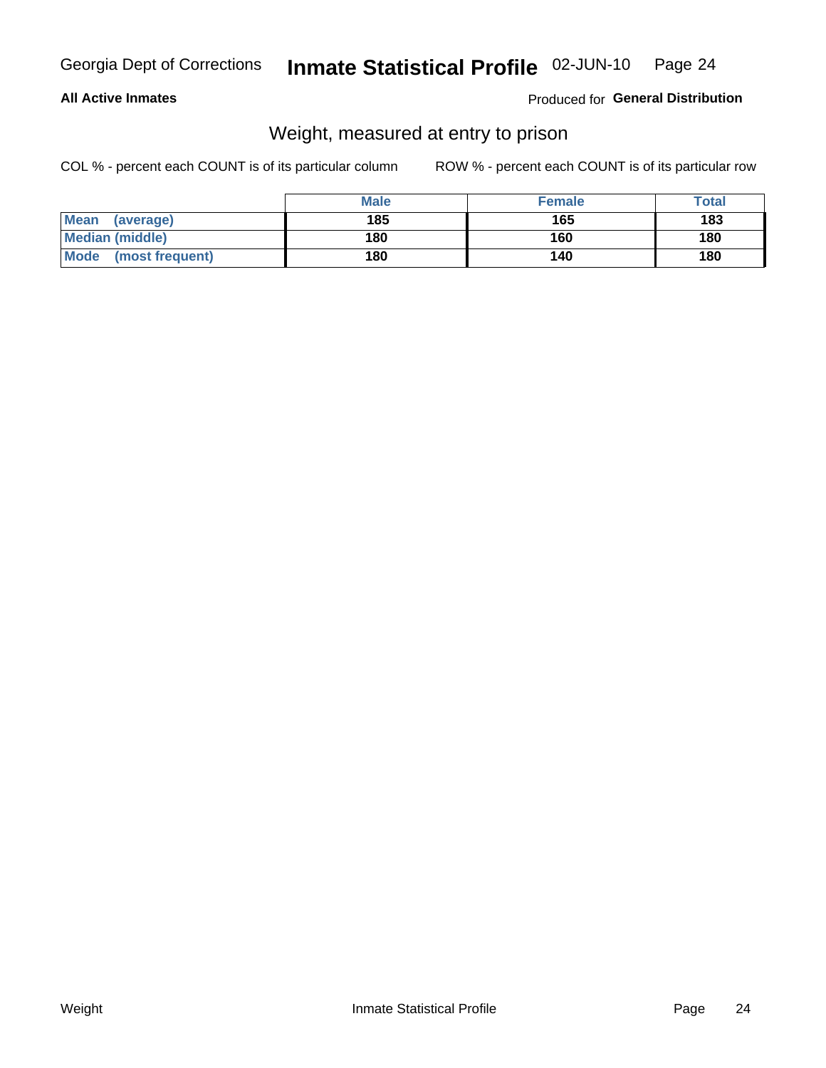**All Active Inmates**

Produced for **General Distribution**

## Weight, measured at entry to prison

COL % - percent each COUNT is of its particular column

ROW % - percent each COUNT is of its particular row

| | Male | Female | Total |
|---|---|---|---|
| **Mean (average)** | 185 | 165 | 183 |
| **Median (middle)** | 180 | 160 | 180 |
| **Mode (most frequent)** | 180 | 140 | 180 |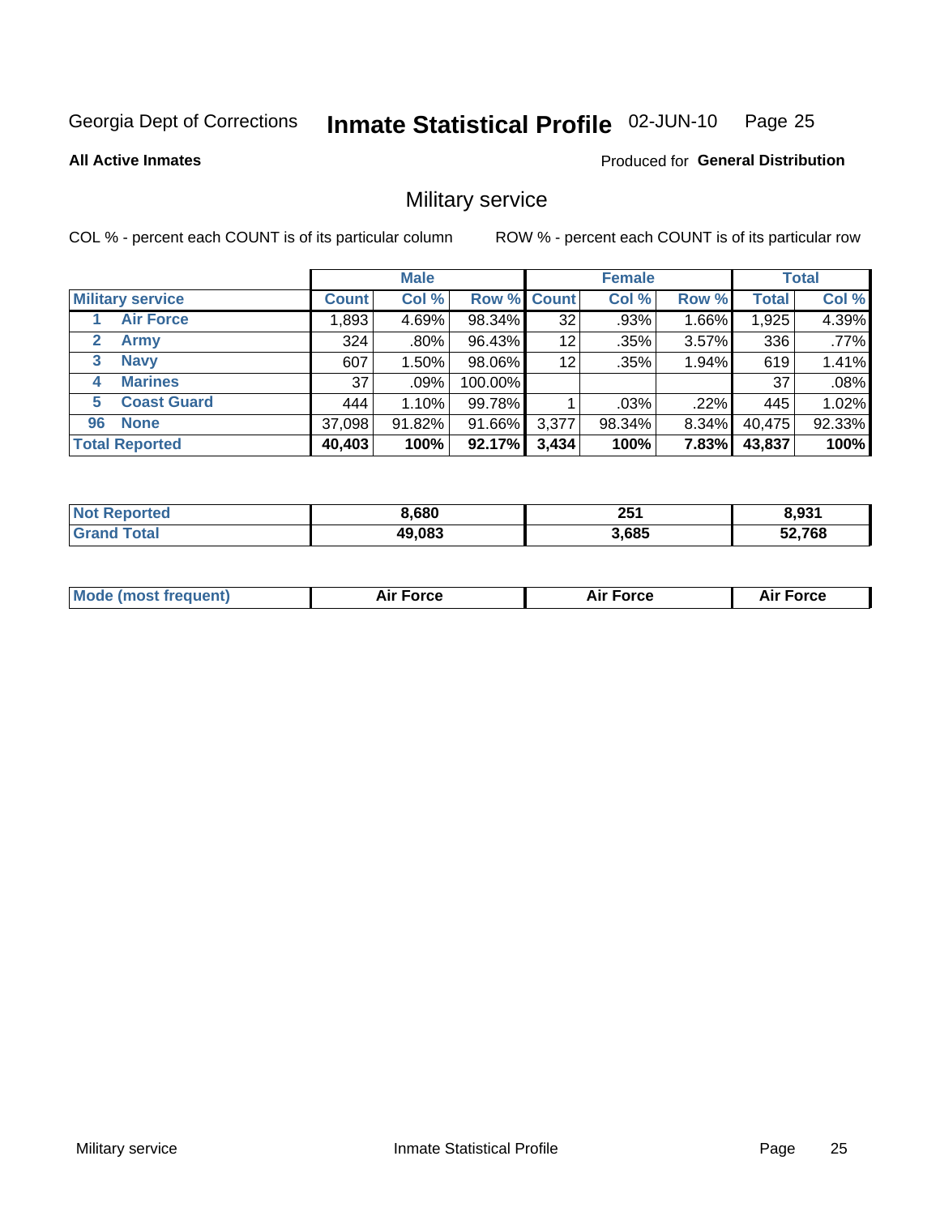Georgia Dept of Corrections **Inmate Statistical Profile** 02-JUN-10

**All Active Inmates**

Produced for **General Distribution**

## Military service

COL % - percent each COUNT is of its particular column  ROW % - percent each COUNT is of its particular row

| | | Male | | | Female | | | Total | |
|---|---|---|---|---|---|---|---|---|---|
| **Military service** | | **Count** | **Col %** | **Row %** | **Count** | **Col %** | **Row %** | **Total** | **Col %** |
| 1 | **Air Force** | 1,893 | 4.69% | 98.34% | 32 | .93% | 1.66% | 1,925 | 4.39% |
| 2 | **Army** | 324 | .80% | 96.43% | 12 | .35% | 3.57% | 336 | .77% |
| 3 | **Navy** | 607 | 1.50% | 98.06% | 12 | .35% | 1.94% | 619 | 1.41% |
| 4 | **Marines** | 37 | .09% | 100.00% | | | | 37 | .08% |
| 5 | **Coast Guard** | 444 | 1.10% | 99.78% | 1 | .03% | .22% | 445 | 1.02% |
| 96 | **None** | 37,098 | 91.82% | 91.66% | 3,377 | 98.34% | 8.34% | 40,475 | 92.33% |
| **Total Reported** | | **40,403** | **100%** | **92.17%** | **3,434** | **100%** | **7.83%** | **43,837** | **100%** |

| | Male | Female | Total |
|---|---|---|---|
| **Not Reported** | **8,680** | **251** | **8,931** |
| **Grand Total** | **49,083** | **3,685** | **52,768** |

| | Male | Female | Total |
|---|---|---|---|
| **Mode (most frequent)** | **Air Force** | **Air Force** | **Air Force** |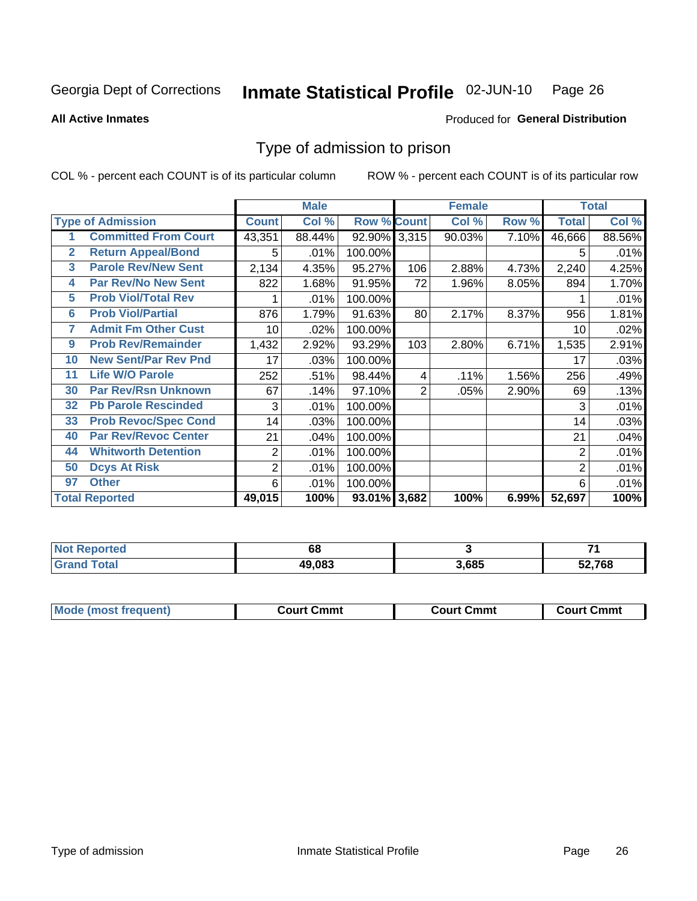Georgia Dept of Corrections **Inmate Statistical Profile** 02-JUN-10

**All Active Inmates**

Produced for **General Distribution**

## Type of admission to prison

COL % - percent each COUNT is of its particular column ROW % - percent each COUNT is of its particular row

| Type of Admission | | Male | | | Female | | | Total | |
|---|---|---|---|---|---|---|---|---|---|
| | | Count | Col % | Row % | Count | Col % | Row % | Total | Col % |
| 1 | Committed From Court | 43,351 | 88.44% | 92.90% | 3,315 | 90.03% | 7.10% | 46,666 | 88.56% |
| 2 | Return Appeal/Bond | 5 | .01% | 100.00% | | | | 5 | .01% |
| 3 | Parole Rev/New Sent | 2,134 | 4.35% | 95.27% | 106 | 2.88% | 4.73% | 2,240 | 4.25% |
| 4 | Par Rev/No New Sent | 822 | 1.68% | 91.95% | 72 | 1.96% | 8.05% | 894 | 1.70% |
| 5 | Prob Viol/Total Rev | 1 | .01% | 100.00% | | | | 1 | .01% |
| 6 | Prob Viol/Partial | 876 | 1.79% | 91.63% | 80 | 2.17% | 8.37% | 956 | 1.81% |
| 7 | Admit Fm Other Cust | 10 | .02% | 100.00% | | | | 10 | .02% |
| 9 | Prob Rev/Remainder | 1,432 | 2.92% | 93.29% | 103 | 2.80% | 6.71% | 1,535 | 2.91% |
| 10 | New Sent/Par Rev Pnd | 17 | .03% | 100.00% | | | | 17 | .03% |
| 11 | Life W/O Parole | 252 | .51% | 98.44% | 4 | .11% | 1.56% | 256 | .49% |
| 30 | Par Rev/Rsn Unknown | 67 | .14% | 97.10% | 2 | .05% | 2.90% | 69 | .13% |
| 32 | Pb Parole Rescinded | 3 | .01% | 100.00% | | | | 3 | .01% |
| 33 | Prob Revoc/Spec Cond | 14 | .03% | 100.00% | | | | 14 | .03% |
| 40 | Par Rev/Revoc Center | 21 | .04% | 100.00% | | | | 21 | .04% |
| 44 | Whitworth Detention | 2 | .01% | 100.00% | | | | 2 | .01% |
| 50 | Dcys At Risk | 2 | .01% | 100.00% | | | | 2 | .01% |
| 97 | Other | 6 | .01% | 100.00% | | | | 6 | .01% |
| Total Reported | | 49,015 | 100% | 93.01% | 3,682 | 100% | 6.99% | 52,697 | 100% |

| | Male | Female | Total |
|---|---|---|---|
| Not Reported | 68 | 3 | 71 |
| Grand Total | 49,083 | 3,685 | 52,768 |

| | Male | Female | Total |
|---|---|---|---|
| Mode (most frequent) | Court Cmmt | Court Cmmt | Court Cmmt |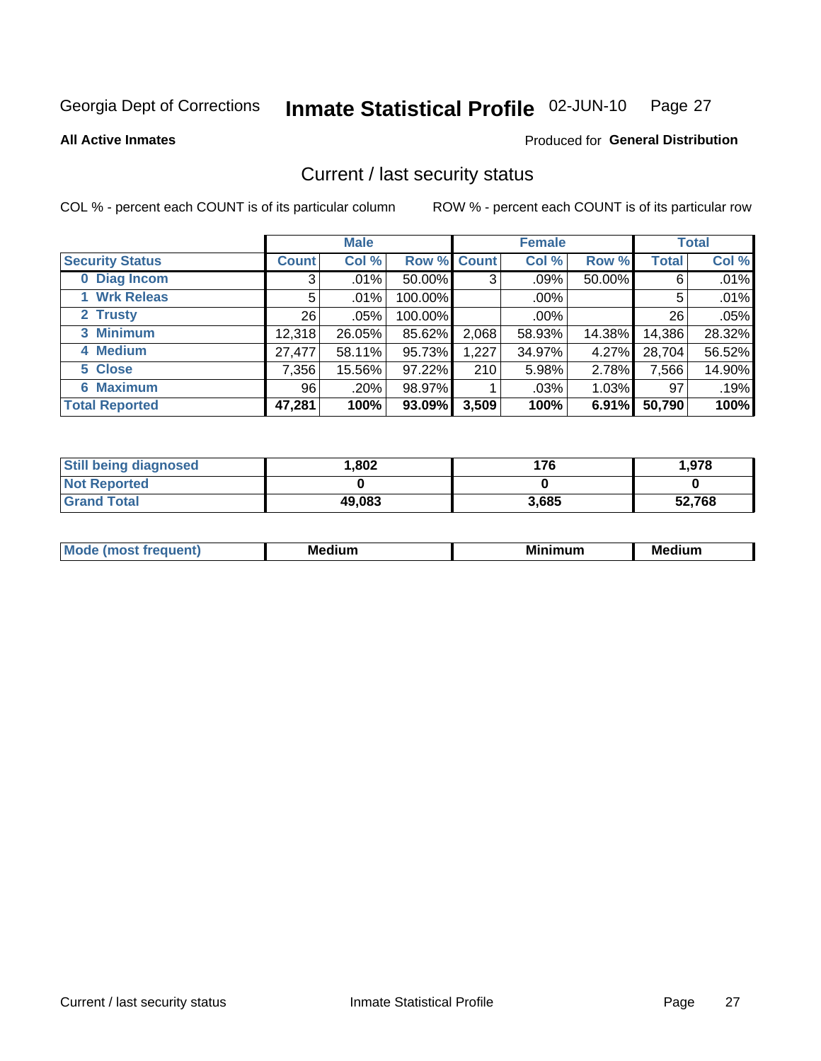Georgia Dept of Corrections **Inmate Statistical Profile** 02-JUN-10

**All Active Inmates**

Produced for **General Distribution**

## Current / last security status

COL % - percent each COUNT is of its particular column

ROW % - percent each COUNT is of its particular row

| | Male | | | Female | | | Total | |
|---|---|---|---|---|---|---|---|---|
| **Security Status** | **Count** | **Col %** | **Row %** | **Count** | **Col %** | **Row %** | **Total** | **Col %** |
| 0 Diag Incom | 3 | .01% | 50.00% | 3 | .09% | 50.00% | 6 | .01% |
| 1 Wrk Releas | 5 | .01% | 100.00% | | .00% | | 5 | .01% |
| 2 Trusty | 26 | .05% | 100.00% | | .00% | | 26 | .05% |
| 3 Minimum | 12,318 | 26.05% | 85.62% | 2,068 | 58.93% | 14.38% | 14,386 | 28.32% |
| 4 Medium | 27,477 | 58.11% | 95.73% | 1,227 | 34.97% | 4.27% | 28,704 | 56.52% |
| 5 Close | 7,356 | 15.56% | 97.22% | 210 | 5.98% | 2.78% | 7,566 | 14.90% |
| 6 Maximum | 96 | .20% | 98.97% | 1 | .03% | 1.03% | 97 | .19% |
| **Total Reported** | **47,281** | **100%** | **93.09%** | **3,509** | **100%** | **6.91%** | **50,790** | **100%** |

| | Male | Female | Total |
|---|---|---|---|
| Still being diagnosed | 1,802 | 176 | 1,978 |
| Not Reported | 0 | 0 | 0 |
| Grand Total | 49,083 | 3,685 | 52,768 |

| | Male | Female | Total |
|---|---|---|---|
| Mode (most frequent) | Medium | Minimum | Medium |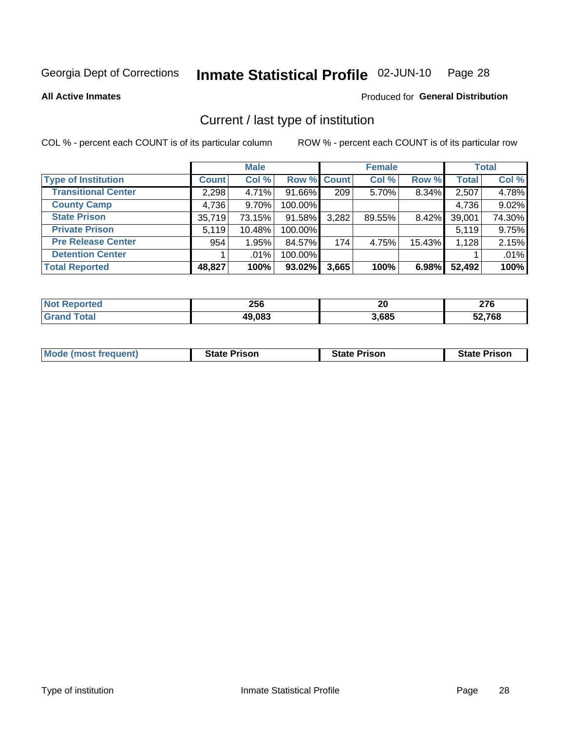Georgia Dept of Corrections **Inmate Statistical Profile** 02-JUN-10

**All Active Inmates**

Produced for **General Distribution**

## Current / last type of institution

COL % - percent each COUNT is of its particular column

ROW % - percent each COUNT is of its particular row

| | Male | | | Female | | | Total | |
|---|---|---|---|---|---|---|---|---|
| **Type of Institution** | **Count** | **Col %** | **Row %** | **Count** | **Col %** | **Row %** | **Total** | **Col %** |
| **Transitional Center** | 2,298 | 4.71% | 91.66% | 209 | 5.70% | 8.34% | 2,507 | 4.78% |
| **County Camp** | 4,736 | 9.70% | 100.00% | | | | 4,736 | 9.02% |
| **State Prison** | 35,719 | 73.15% | 91.58% | 3,282 | 89.55% | 8.42% | 39,001 | 74.30% |
| **Private Prison** | 5,119 | 10.48% | 100.00% | | | | 5,119 | 9.75% |
| **Pre Release Center** | 954 | 1.95% | 84.57% | 174 | 4.75% | 15.43% | 1,128 | 2.15% |
| **Detention Center** | 1 | .01% | 100.00% | | | | 1 | .01% |
| **Total Reported** | **48,827** | **100%** | **93.02%** | **3,665** | **100%** | **6.98%** | **52,492** | **100%** |

| | Male | Female | Total |
|---|---|---|---|
| **Not Reported** | **256** | **20** | **276** |
| **Grand Total** | **49,083** | **3,685** | **52,768** |

| | Male | Female | Total |
|---|---|---|---|
| **Mode (most frequent)** | **State Prison** | **State Prison** | **State Prison** |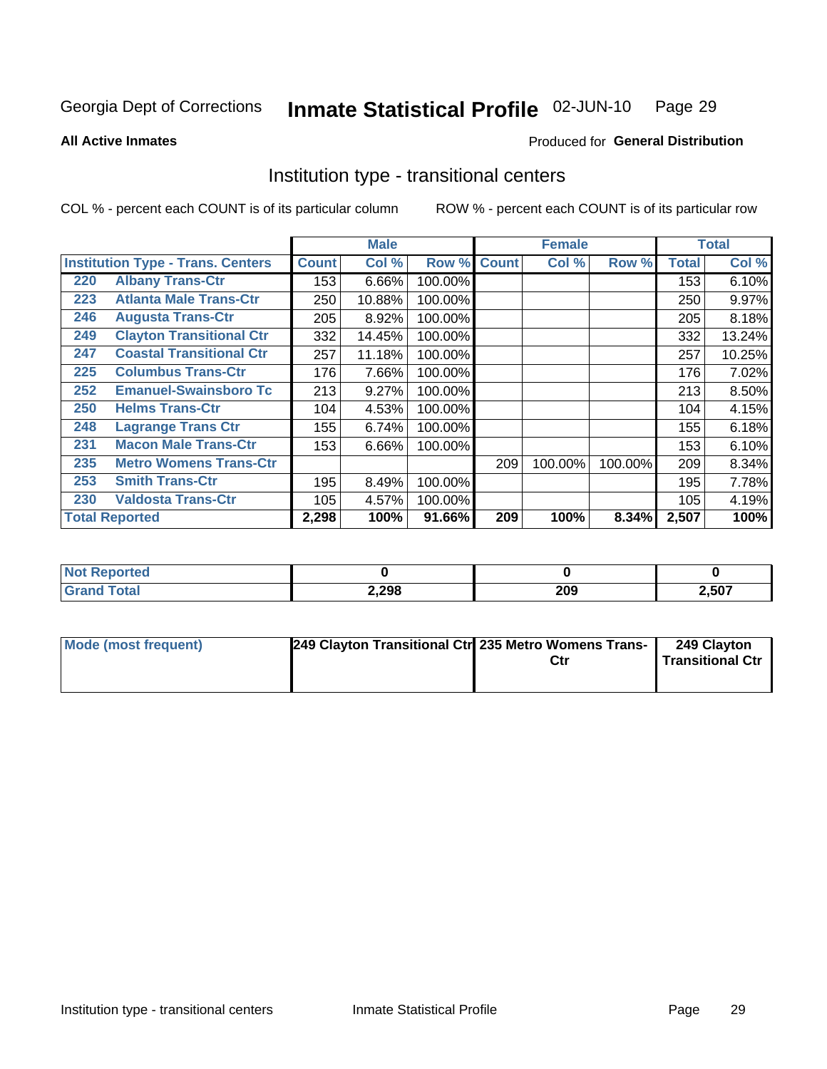Georgia Dept of Corrections **Inmate Statistical Profile** 02-JUN-10

**All Active Inmates**

Produced for **General Distribution**

## Institution type - transitional centers

COL % - percent each COUNT is of its particular column

ROW % - percent each COUNT is of its particular row

| Institution Type - Trans. Centers | | Male | | | Female | | | Total | |
|---|---|---|---|---|---|---|---|---|---|
| | | Count | Col % | Row % | Count | Col % | Row % | Total | Col % |
| 220 | Albany Trans-Ctr | 153 | 6.66% | 100.00% | | | | 153 | 6.10% |
| 223 | Atlanta Male Trans-Ctr | 250 | 10.88% | 100.00% | | | | 250 | 9.97% |
| 246 | Augusta Trans-Ctr | 205 | 8.92% | 100.00% | | | | 205 | 8.18% |
| 249 | Clayton Transitional Ctr | 332 | 14.45% | 100.00% | | | | 332 | 13.24% |
| 247 | Coastal Transitional Ctr | 257 | 11.18% | 100.00% | | | | 257 | 10.25% |
| 225 | Columbus Trans-Ctr | 176 | 7.66% | 100.00% | | | | 176 | 7.02% |
| 252 | Emanuel-Swainsboro Tc | 213 | 9.27% | 100.00% | | | | 213 | 8.50% |
| 250 | Helms Trans-Ctr | 104 | 4.53% | 100.00% | | | | 104 | 4.15% |
| 248 | Lagrange Trans Ctr | 155 | 6.74% | 100.00% | | | | 155 | 6.18% |
| 231 | Macon Male Trans-Ctr | 153 | 6.66% | 100.00% | | | | 153 | 6.10% |
| 235 | Metro Womens Trans-Ctr | | | | 209 | 100.00% | 100.00% | 209 | 8.34% |
| 253 | Smith Trans-Ctr | 195 | 8.49% | 100.00% | | | | 195 | 7.78% |
| 230 | Valdosta Trans-Ctr | 105 | 4.57% | 100.00% | | | | 105 | 4.19% |
| **Total Reported** | | **2,298** | **100%** | **91.66%** | **209** | **100%** | **8.34%** | **2,507** | **100%** |

| | Male | Female | Total |
|---|---|---|---|
| Not Reported | 0 | 0 | 0 |
| Grand Total | 2,298 | 209 | 2,507 |

| | Male | Female | Total |
|---|---|---|---|
| Mode (most frequent) | 249 Clayton Transitional Ctr | 235 Metro Womens Trans-Ctr | 249 Clayton Transitional Ctr |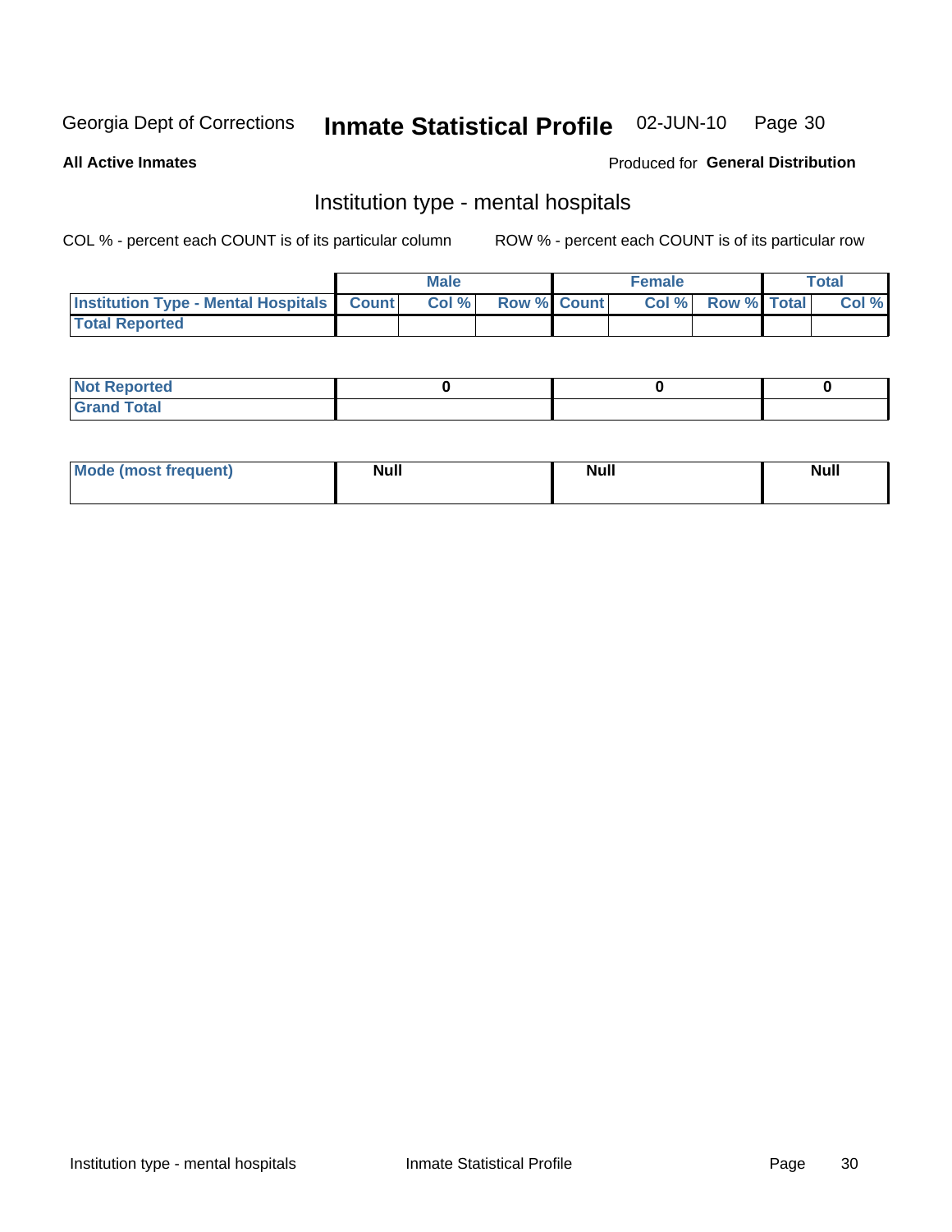Georgia Dept of Corrections **Inmate Statistical Profile** 02-JUN-10

**All Active Inmates**

Produced for **General Distribution**

## Institution type - mental hospitals

COL % - percent each COUNT is of its particular column

ROW % - percent each COUNT is of its particular row

| | Male | | | Female | | | Total | |
|---|---|---|---|---|---|---|---|---|
| **Institution Type - Mental Hospitals** | **Count** | **Col %** | **Row %** | **Count** | **Col %** | **Row %** | **Total** | **Col %** |
| **Total Reported** | | | | | | | | |

| | Male | Female | Total |
|---|---|---|---|
| **Not Reported** | 0 | 0 | 0 |
| **Grand Total** | | | |

| | Male | Female | Total |
|---|---|---|---|
| **Mode (most frequent)** | Null | Null | Null |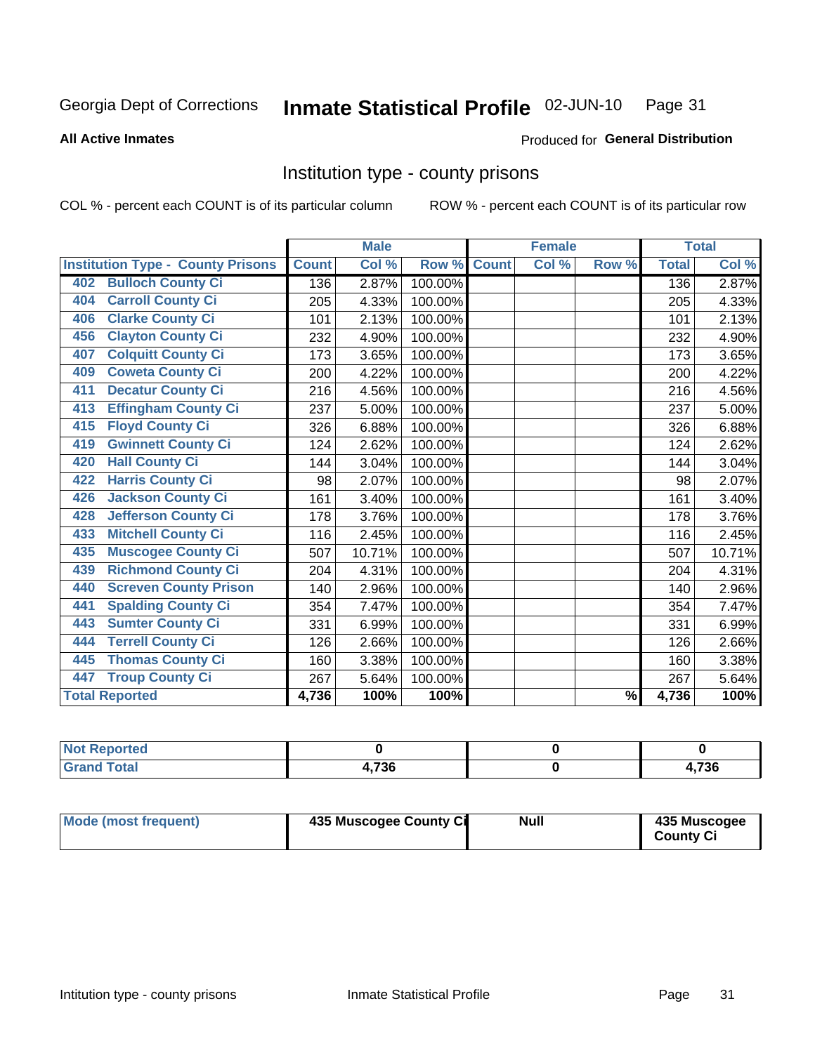Georgia Dept of Corrections **Inmate Statistical Profile** 02-JUN-10

**All Active Inmates**

Produced for **General Distribution**

## Institution type - county prisons

COL % - percent each COUNT is of its particular column

ROW % - percent each COUNT is of its particular row

| Institution Type - County Prisons | Male | | | Female | | | Total | |
|---|---|---|---|---|---|---|---|---|
| | Count | Col % | Row % | Count | Col % | Row % | Total | Col % |
| 402 Bulloch County Ci | 136 | 2.87% | 100.00% | | | | 136 | 2.87% |
| 404 Carroll County Ci | 205 | 4.33% | 100.00% | | | | 205 | 4.33% |
| 406 Clarke County Ci | 101 | 2.13% | 100.00% | | | | 101 | 2.13% |
| 456 Clayton County Ci | 232 | 4.90% | 100.00% | | | | 232 | 4.90% |
| 407 Colquitt County Ci | 173 | 3.65% | 100.00% | | | | 173 | 3.65% |
| 409 Coweta County Ci | 200 | 4.22% | 100.00% | | | | 200 | 4.22% |
| 411 Decatur County Ci | 216 | 4.56% | 100.00% | | | | 216 | 4.56% |
| 413 Effingham County Ci | 237 | 5.00% | 100.00% | | | | 237 | 5.00% |
| 415 Floyd County Ci | 326 | 6.88% | 100.00% | | | | 326 | 6.88% |
| 419 Gwinnett County Ci | 124 | 2.62% | 100.00% | | | | 124 | 2.62% |
| 420 Hall County Ci | 144 | 3.04% | 100.00% | | | | 144 | 3.04% |
| 422 Harris County Ci | 98 | 2.07% | 100.00% | | | | 98 | 2.07% |
| 426 Jackson County Ci | 161 | 3.40% | 100.00% | | | | 161 | 3.40% |
| 428 Jefferson County Ci | 178 | 3.76% | 100.00% | | | | 178 | 3.76% |
| 433 Mitchell County Ci | 116 | 2.45% | 100.00% | | | | 116 | 2.45% |
| 435 Muscogee County Ci | 507 | 10.71% | 100.00% | | | | 507 | 10.71% |
| 439 Richmond County Ci | 204 | 4.31% | 100.00% | | | | 204 | 4.31% |
| 440 Screven County Prison | 140 | 2.96% | 100.00% | | | | 140 | 2.96% |
| 441 Spalding County Ci | 354 | 7.47% | 100.00% | | | | 354 | 7.47% |
| 443 Sumter County Ci | 331 | 6.99% | 100.00% | | | | 331 | 6.99% |
| 444 Terrell County Ci | 126 | 2.66% | 100.00% | | | | 126 | 2.66% |
| 445 Thomas County Ci | 160 | 3.38% | 100.00% | | | | 160 | 3.38% |
| 447 Troup County Ci | 267 | 5.64% | 100.00% | | | | 267 | 5.64% |
| **Total Reported** | **4,736** | **100%** | **100%** | | | **%** | **4,736** | **100%** |

| | Male | Female | Total |
|---|---|---|---|
| **Not Reported** | **0** | **0** | **0** |
| **Grand Total** | **4,736** | **0** | **4,736** |

| | Male | Female | Total |
|---|---|---|---|
| **Mode (most frequent)** | **435 Muscogee County Ci** | **Null** | **435 Muscogee County Ci** |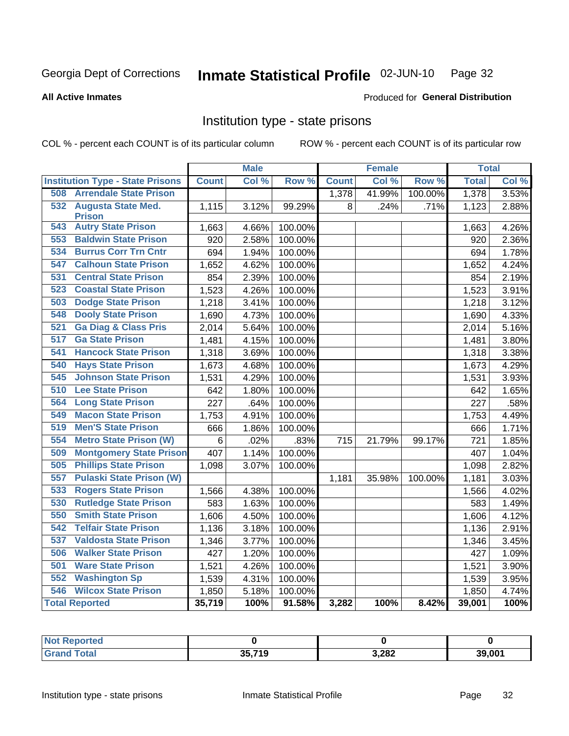Georgia Dept of Corrections **Inmate Statistical Profile** 02-JUN-10

**All Active Inmates**

Produced for **General Distribution**

## Institution type - state prisons

COL % - percent each COUNT is of its particular column ROW % - percent each COUNT is of its particular row

| Institution Type - State Prisons | Male | | | Female | | | Total | |
|---|---|---|---|---|---|---|---|---|
| | Count | Col % | Row % | Count | Col % | Row % | Total | Col % |
| 508 Arrendale State Prison | | | | 1,378 | 41.99% | 100.00% | 1,378 | 3.53% |
| 532 Augusta State Med. Prison | 1,115 | 3.12% | 99.29% | 8 | .24% | .71% | 1,123 | 2.88% |
| 543 Autry State Prison | 1,663 | 4.66% | 100.00% | | | | 1,663 | 4.26% |
| 553 Baldwin State Prison | 920 | 2.58% | 100.00% | | | | 920 | 2.36% |
| 534 Burrus Corr Trn Cntr | 694 | 1.94% | 100.00% | | | | 694 | 1.78% |
| 547 Calhoun State Prison | 1,652 | 4.62% | 100.00% | | | | 1,652 | 4.24% |
| 531 Central State Prison | 854 | 2.39% | 100.00% | | | | 854 | 2.19% |
| 523 Coastal State Prison | 1,523 | 4.26% | 100.00% | | | | 1,523 | 3.91% |
| 503 Dodge State Prison | 1,218 | 3.41% | 100.00% | | | | 1,218 | 3.12% |
| 548 Dooly State Prison | 1,690 | 4.73% | 100.00% | | | | 1,690 | 4.33% |
| 521 Ga Diag & Class Pris | 2,014 | 5.64% | 100.00% | | | | 2,014 | 5.16% |
| 517 Ga State Prison | 1,481 | 4.15% | 100.00% | | | | 1,481 | 3.80% |
| 541 Hancock State Prison | 1,318 | 3.69% | 100.00% | | | | 1,318 | 3.38% |
| 540 Hays State Prison | 1,673 | 4.68% | 100.00% | | | | 1,673 | 4.29% |
| 545 Johnson State Prison | 1,531 | 4.29% | 100.00% | | | | 1,531 | 3.93% |
| 510 Lee State Prison | 642 | 1.80% | 100.00% | | | | 642 | 1.65% |
| 564 Long State Prison | 227 | .64% | 100.00% | | | | 227 | .58% |
| 549 Macon State Prison | 1,753 | 4.91% | 100.00% | | | | 1,753 | 4.49% |
| 519 Men'S State Prison | 666 | 1.86% | 100.00% | | | | 666 | 1.71% |
| 554 Metro State Prison (W) | 6 | .02% | .83% | 715 | 21.79% | 99.17% | 721 | 1.85% |
| 509 Montgomery State Prison | 407 | 1.14% | 100.00% | | | | 407 | 1.04% |
| 505 Phillips State Prison | 1,098 | 3.07% | 100.00% | | | | 1,098 | 2.82% |
| 557 Pulaski State Prison (W) | | | | 1,181 | 35.98% | 100.00% | 1,181 | 3.03% |
| 533 Rogers State Prison | 1,566 | 4.38% | 100.00% | | | | 1,566 | 4.02% |
| 530 Rutledge State Prison | 583 | 1.63% | 100.00% | | | | 583 | 1.49% |
| 550 Smith State Prison | 1,606 | 4.50% | 100.00% | | | | 1,606 | 4.12% |
| 542 Telfair State Prison | 1,136 | 3.18% | 100.00% | | | | 1,136 | 2.91% |
| 537 Valdosta State Prison | 1,346 | 3.77% | 100.00% | | | | 1,346 | 3.45% |
| 506 Walker State Prison | 427 | 1.20% | 100.00% | | | | 427 | 1.09% |
| 501 Ware State Prison | 1,521 | 4.26% | 100.00% | | | | 1,521 | 3.90% |
| 552 Washington Sp | 1,539 | 4.31% | 100.00% | | | | 1,539 | 3.95% |
| 546 Wilcox State Prison | 1,850 | 5.18% | 100.00% | | | | 1,850 | 4.74% |
| **Total Reported** | **35,719** | **100%** | **91.58%** | **3,282** | **100%** | **8.42%** | **39,001** | **100%** |

| | Male | Female | Total |
|---|---|---|---|
| Not Reported | 0 | 0 | 0 |
| Grand Total | 35,719 | 3,282 | 39,001 |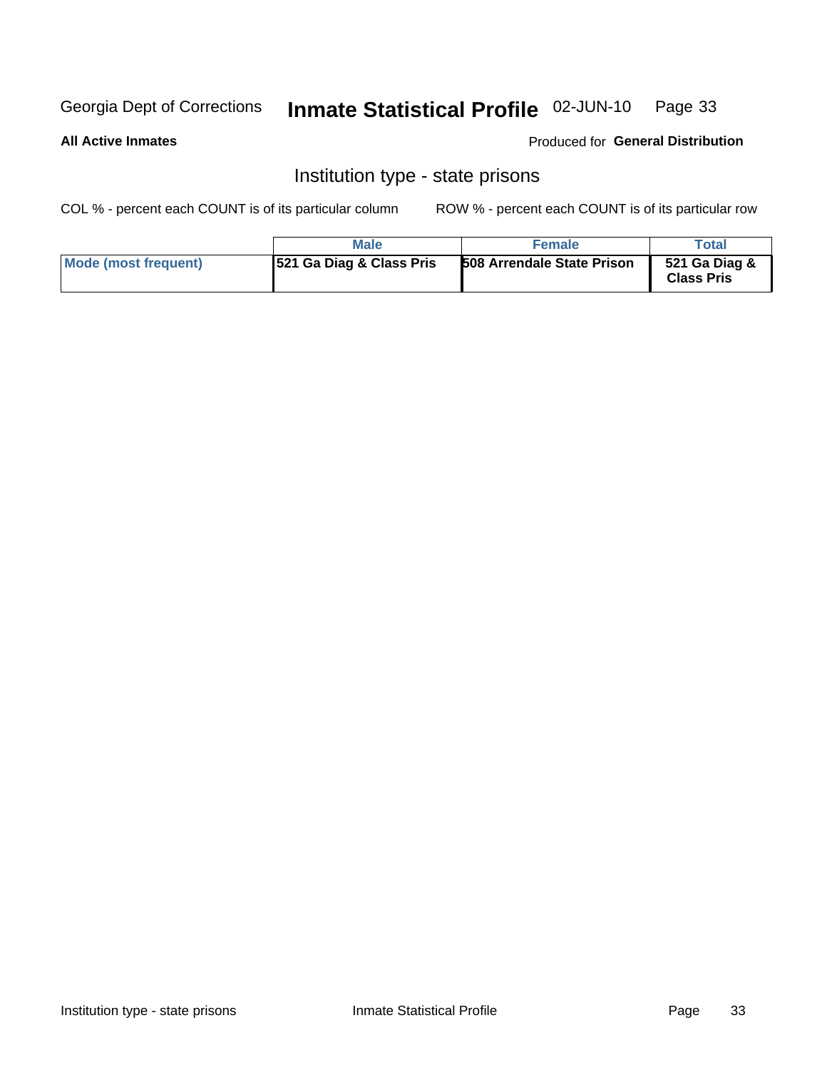# Institution type - state prisons

COL % - percent each COUNT is of its particular column

ROW % - percent each COUNT is of its particular row

| | Male | Female | Total |
|---|---|---|---|
| Mode (most frequent) | 521 Ga Diag & Class Pris | 508 Arrendale State Prison | 521 Ga Diag & Class Pris |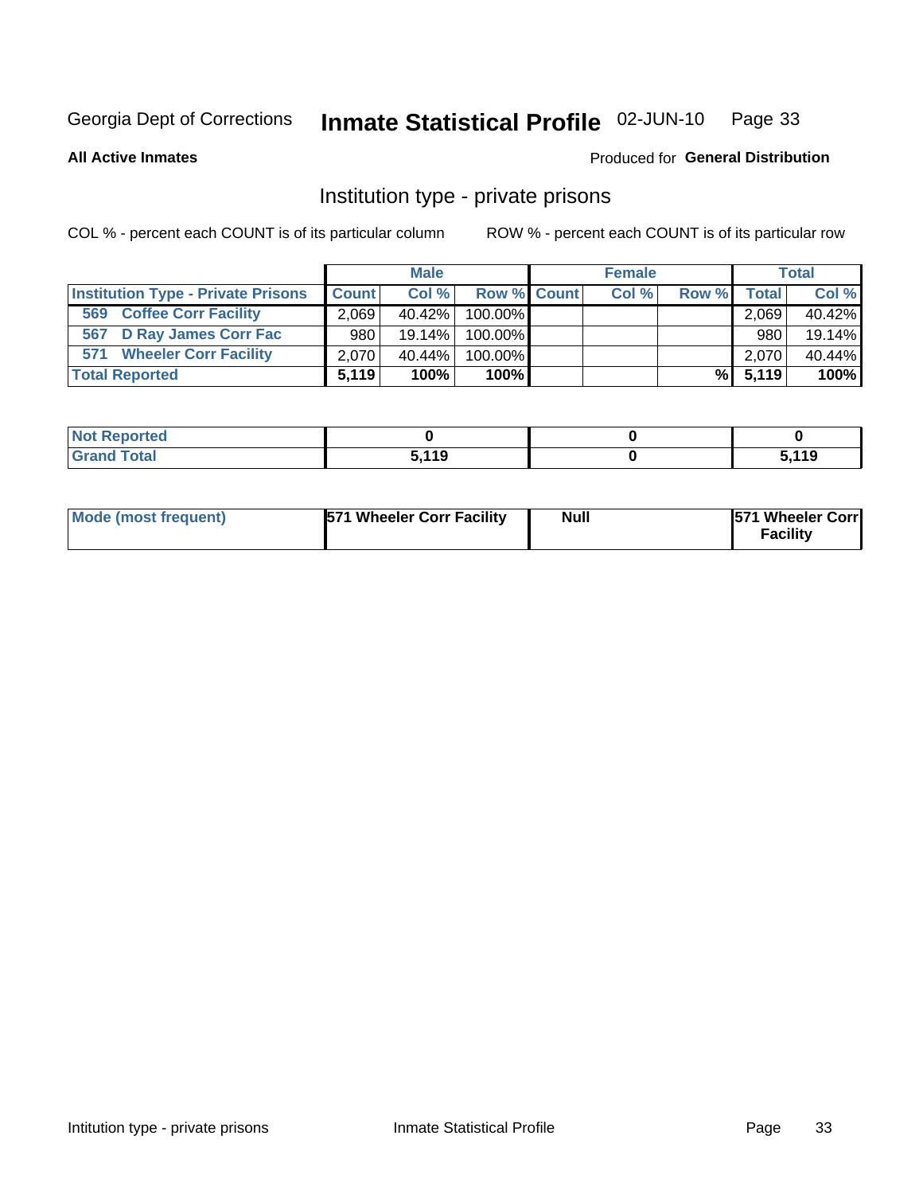Georgia Dept of Corrections **Inmate Statistical Profile** 02-JUN-10

**All Active Inmates**

Produced for **General Distribution**

## Institution type - private prisons

COL % - percent each COUNT is of its particular column

ROW % - percent each COUNT is of its particular row

| | Male | | | Female | | | Total | |
|---|---|---|---|---|---|---|---|---|
| **Institution Type - Private Prisons** | **Count** | **Col %** | **Row %** | **Count** | **Col %** | **Row %** | **Total** | **Col %** |
| **569 Coffee Corr Facility** | 2,069 | 40.42% | 100.00% | | | | 2,069 | 40.42% |
| **567 D Ray James Corr Fac** | 980 | 19.14% | 100.00% | | | | 980 | 19.14% |
| **571 Wheeler Corr Facility** | 2,070 | 40.44% | 100.00% | | | | 2,070 | 40.44% |
| **Total Reported** | **5,119** | **100%** | **100%** | | | **%** | **5,119** | **100%** |

| | Male | Female | Total |
|---|---|---|---|
| **Not Reported** | **0** | **0** | **0** |
| **Grand Total** | **5,119** | **0** | **5,119** |

| | Male | Female | Total |
|---|---|---|---|
| **Mode (most frequent)** | **571 Wheeler Corr Facility** | **Null** | **571 Wheeler Corr Facility** |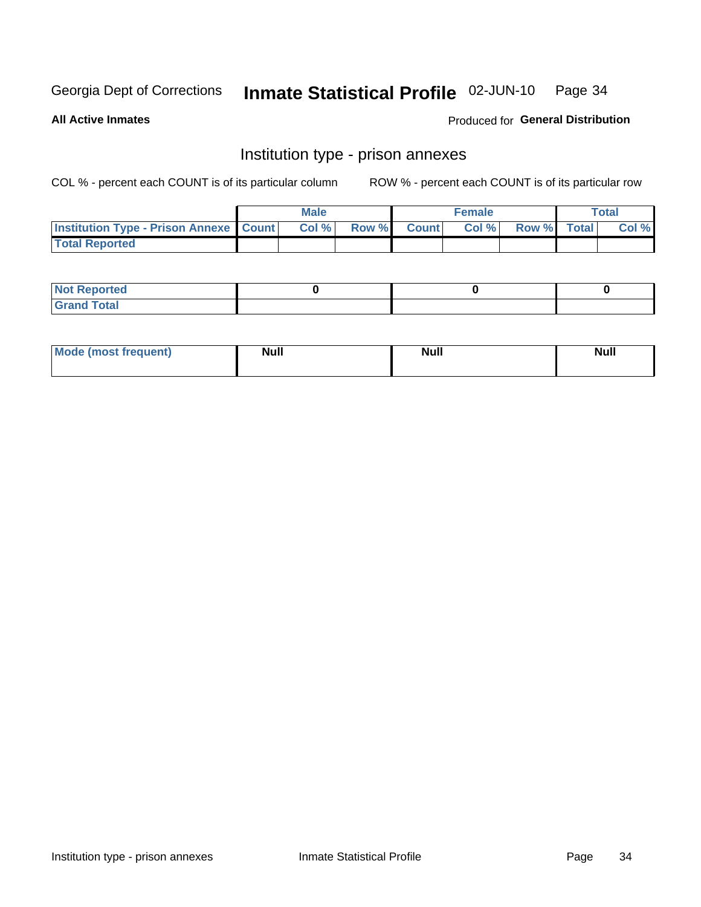Georgia Dept of Corrections **Inmate Statistical Profile** 02-JUN-10

**All Active Inmates** Produced for **General Distribution**

## Institution type - prison annexes

COL % - percent each COUNT is of its particular column ROW % - percent each COUNT is of its particular row

| | Male | | | Female | | | Total | |
|---|---|---|---|---|---|---|---|---|
| **Institution Type - Prison Annexe** | **Count** | **Col %** | **Row %** | **Count** | **Col %** | **Row %** | **Total** | **Col %** |
| **Total Reported** | | | | | | | | |

| | Male | Female | Total |
|---|---|---|---|
| **Not Reported** | **0** | **0** | **0** |
| **Grand Total** | | | |

| | Male | Female | Total |
|---|---|---|---|
| **Mode (most frequent)** | **Null** | **Null** | **Null** |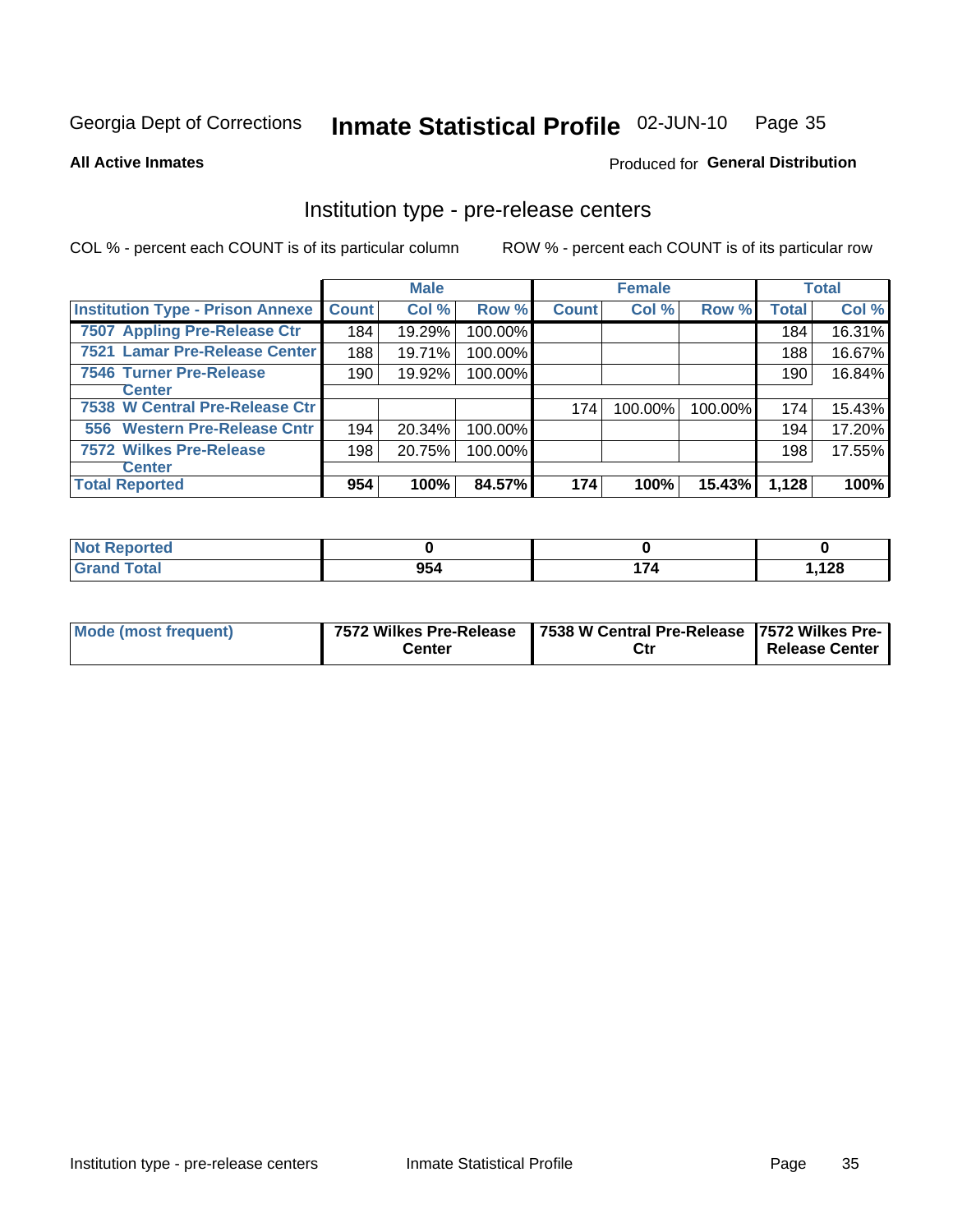Georgia Dept of Corrections **Inmate Statistical Profile** 02-JUN-10

**All Active Inmates**

Produced for **General Distribution**

## Institution type - pre-release centers

COL % - percent each COUNT is of its particular column

ROW % - percent each COUNT is of its particular row

| | Male | | | Female | | | Total | |
|---|---|---|---|---|---|---|---|---|
| Institution Type - Prison Annexe | Count | Col % | Row % | Count | Col % | Row % | Total | Col % |
| 7507 Appling Pre-Release Ctr | 184 | 19.29% | 100.00% | | | | 184 | 16.31% |
| 7521 Lamar Pre-Release Center | 188 | 19.71% | 100.00% | | | | 188 | 16.67% |
| 7546 Turner Pre-Release Center | 190 | 19.92% | 100.00% | | | | 190 | 16.84% |
| 7538 W Central Pre-Release Ctr | | | | 174 | 100.00% | 100.00% | 174 | 15.43% |
| 556 Western Pre-Release Cntr | 194 | 20.34% | 100.00% | | | | 194 | 17.20% |
| 7572 Wilkes Pre-Release Center | 198 | 20.75% | 100.00% | | | | 198 | 17.55% |
| **Total Reported** | **954** | **100%** | **84.57%** | **174** | **100%** | **15.43%** | **1,128** | **100%** |

| | Male | Female | Total |
|---|---|---|---|
| Not Reported | 0 | 0 | 0 |
| Grand Total | 954 | 174 | 1,128 |

| | Male | Female | Total |
|---|---|---|---|
| Mode (most frequent) | 7572 Wilkes Pre-Release Center | 7538 W Central Pre-Release Ctr | 7572 Wilkes Pre-Release Center |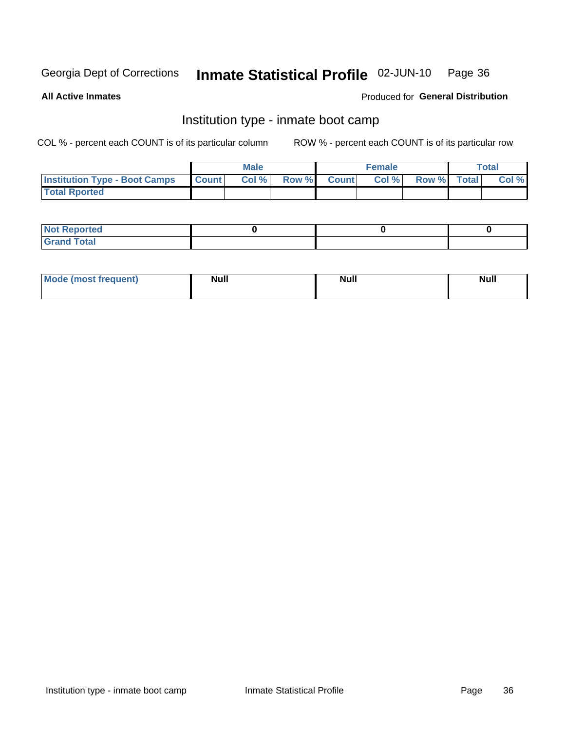Georgia Dept of Corrections **Inmate Statistical Profile** 02-JUN-10

**All Active Inmates**

Produced for **General Distribution**

## Institution type - inmate boot camp

COL % - percent each COUNT is of its particular column

ROW % - percent each COUNT is of its particular row

| | Male | | | Female | | | Total | |
|---|---|---|---|---|---|---|---|---|
| **Institution Type - Boot Camps** | **Count** | **Col %** | **Row %** | **Count** | **Col %** | **Row %** | **Total** | **Col %** |
| **Total Rported** | | | | | | | | |

| | Male | Female | Total |
|---|---|---|---|
| **Not Reported** | **0** | **0** | **0** |
| **Grand Total** | | | |

| | Male | Female | Total |
|---|---|---|---|
| **Mode (most frequent)** | **Null** | **Null** | **Null** |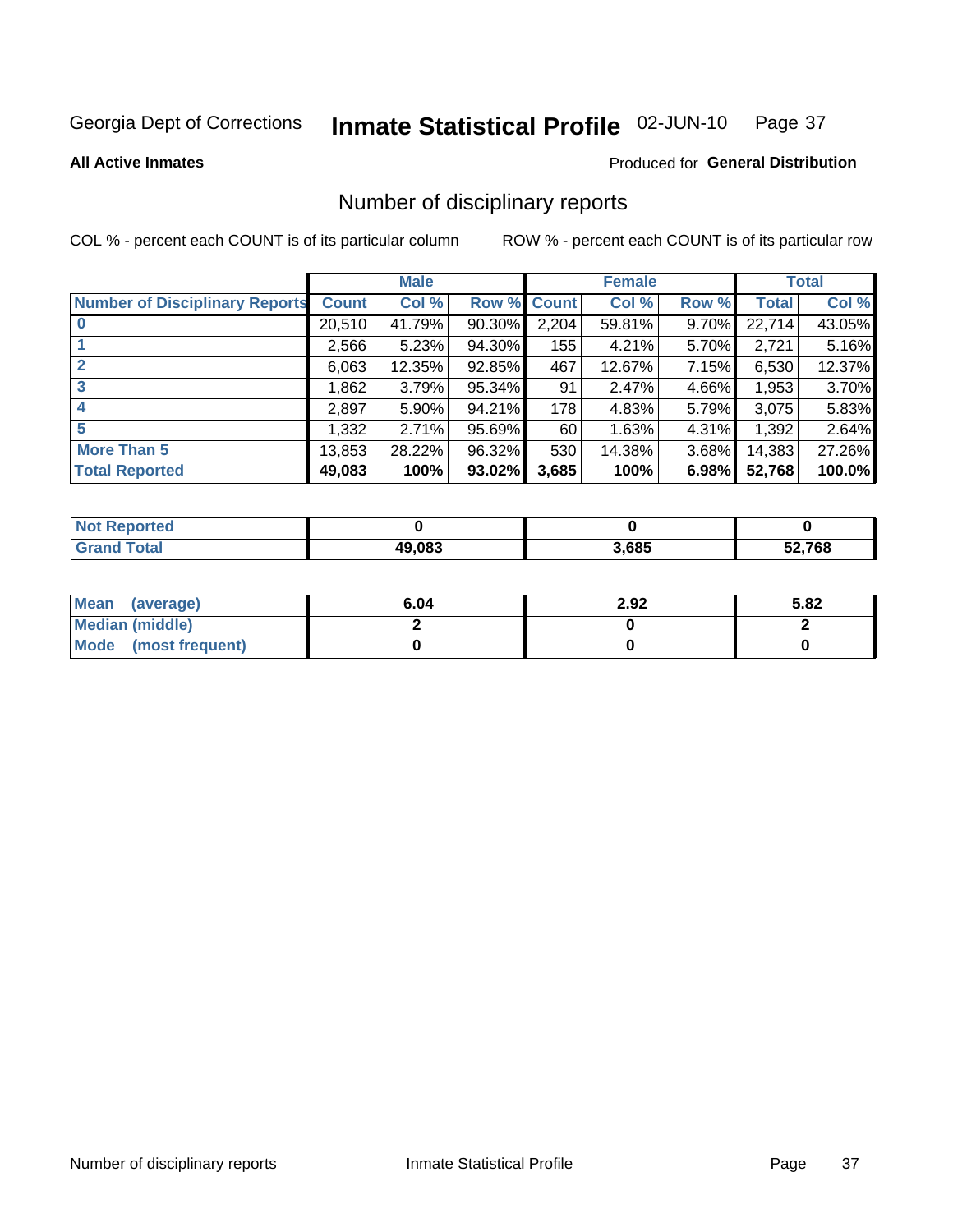Georgia Dept of Corrections **Inmate Statistical Profile** 02-JUN-10

**All Active Inmates**

Produced for **General Distribution**

# Number of disciplinary reports

COL % - percent each COUNT is of its particular column

ROW % - percent each COUNT is of its particular row

| | Male | | | Female | | | Total | |
|---|---|---|---|---|---|---|---|---|
| **Number of Disciplinary Reports** | **Count** | **Col %** | **Row %** | **Count** | **Col %** | **Row %** | **Total** | **Col %** |
| **0** | 20,510 | 41.79% | 90.30% | 2,204 | 59.81% | 9.70% | 22,714 | 43.05% |
| **1** | 2,566 | 5.23% | 94.30% | 155 | 4.21% | 5.70% | 2,721 | 5.16% |
| **2** | 6,063 | 12.35% | 92.85% | 467 | 12.67% | 7.15% | 6,530 | 12.37% |
| **3** | 1,862 | 3.79% | 95.34% | 91 | 2.47% | 4.66% | 1,953 | 3.70% |
| **4** | 2,897 | 5.90% | 94.21% | 178 | 4.83% | 5.79% | 3,075 | 5.83% |
| **5** | 1,332 | 2.71% | 95.69% | 60 | 1.63% | 4.31% | 1,392 | 2.64% |
| **More Than 5** | 13,853 | 28.22% | 96.32% | 530 | 14.38% | 3.68% | 14,383 | 27.26% |
| **Total Reported** | **49,083** | **100%** | **93.02%** | **3,685** | **100%** | **6.98%** | **52,768** | **100.0%** |

| | Male | Female | Total |
|---|---|---|---|
| **Not Reported** | **0** | **0** | **0** |
| **Grand Total** | **49,083** | **3,685** | **52,768** |

| | Male | Female | Total |
|---|---|---|---|
| **Mean (average)** | **6.04** | **2.92** | **5.82** |
| **Median (middle)** | **2** | **0** | **2** |
| **Mode (most frequent)** | **0** | **0** | **0** |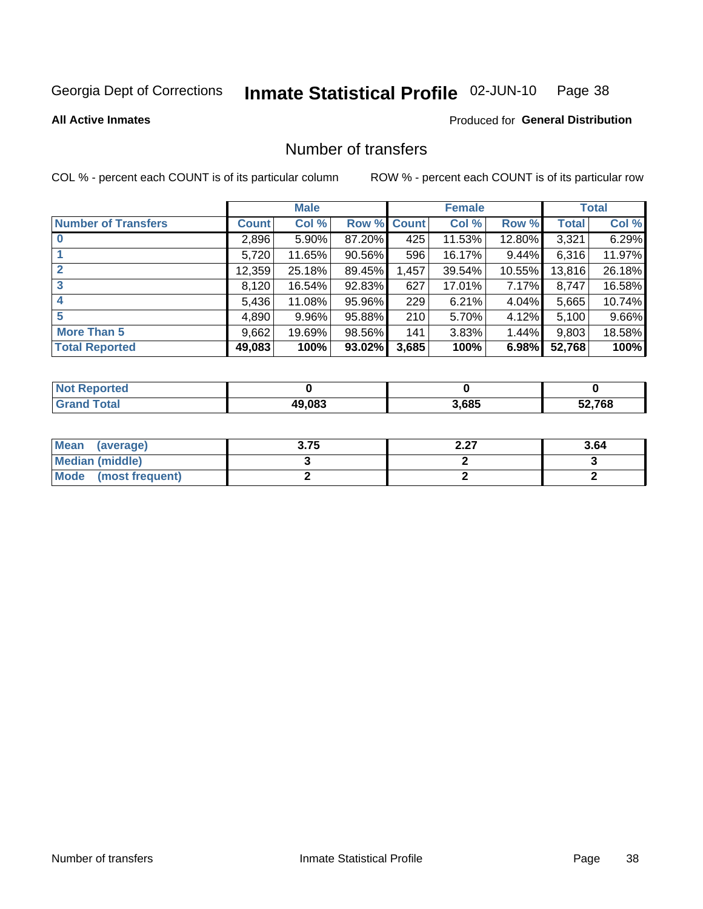Georgia Dept of Corrections **Inmate Statistical Profile** 02-JUN-10

**All Active Inmates**

Produced for **General Distribution**

## Number of transfers

COL % - percent each COUNT is of its particular column ROW % - percent each COUNT is of its particular row

| | Male | | | Female | | | Total | |
|---|---|---|---|---|---|---|---|---|
| **Number of Transfers** | **Count** | **Col %** | **Row %** | **Count** | **Col %** | **Row %** | **Total** | **Col %** |
| **0** | 2,896 | 5.90% | 87.20% | 425 | 11.53% | 12.80% | 3,321 | 6.29% |
| **1** | 5,720 | 11.65% | 90.56% | 596 | 16.17% | 9.44% | 6,316 | 11.97% |
| **2** | 12,359 | 25.18% | 89.45% | 1,457 | 39.54% | 10.55% | 13,816 | 26.18% |
| **3** | 8,120 | 16.54% | 92.83% | 627 | 17.01% | 7.17% | 8,747 | 16.58% |
| **4** | 5,436 | 11.08% | 95.96% | 229 | 6.21% | 4.04% | 5,665 | 10.74% |
| **5** | 4,890 | 9.96% | 95.88% | 210 | 5.70% | 4.12% | 5,100 | 9.66% |
| **More Than 5** | 9,662 | 19.69% | 98.56% | 141 | 3.83% | 1.44% | 9,803 | 18.58% |
| **Total Reported** | **49,083** | **100%** | **93.02%** | **3,685** | **100%** | **6.98%** | **52,768** | **100%** |

| | Male | Female | Total |
|---|---|---|---|
| **Not Reported** | **0** | **0** | **0** |
| **Grand Total** | **49,083** | **3,685** | **52,768** |

| | Male | Female | Total |
|---|---|---|---|
| **Mean (average)** | **3.75** | **2.27** | **3.64** |
| **Median (middle)** | **3** | **2** | **3** |
| **Mode (most frequent)** | **2** | **2** | **2** |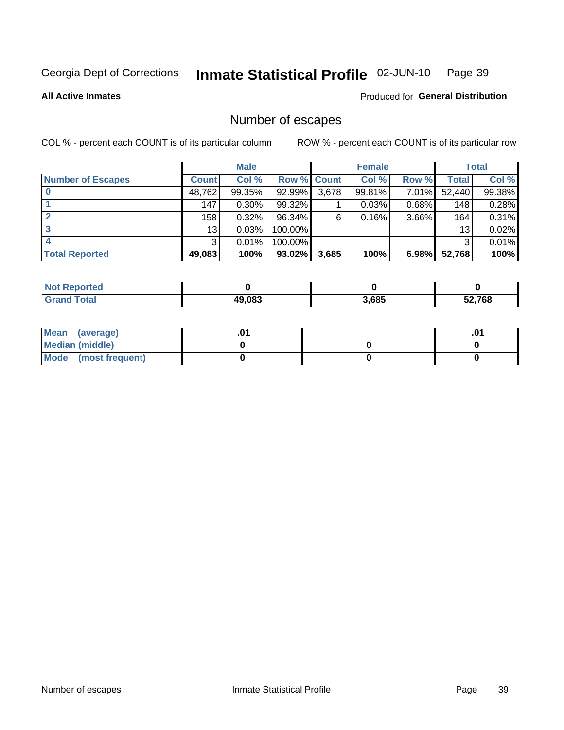Georgia Dept of Corrections **Inmate Statistical Profile** 02-JUN-10

**All Active Inmates**

Produced for **General Distribution**

## Number of escapes

COL % - percent each COUNT is of its particular column

ROW % - percent each COUNT is of its particular row

| | Male | | | Female | | | Total | |
|---|---|---|---|---|---|---|---|---|
| **Number of Escapes** | **Count** | **Col %** | **Row %** | **Count** | **Col %** | **Row %** | **Total** | **Col %** |
| **0** | 48,762 | 99.35% | 92.99% | 3,678 | 99.81% | 7.01% | 52,440 | 99.38% |
| **1** | 147 | 0.30% | 99.32% | 1 | 0.03% | 0.68% | 148 | 0.28% |
| **2** | 158 | 0.32% | 96.34% | 6 | 0.16% | 3.66% | 164 | 0.31% |
| **3** | 13 | 0.03% | 100.00% | | | | 13 | 0.02% |
| **4** | 3 | 0.01% | 100.00% | | | | 3 | 0.01% |
| **Total Reported** | **49,083** | **100%** | **93.02%** | **3,685** | **100%** | **6.98%** | **52,768** | **100%** |

| | Male | Female | Total |
|---|---|---|---|
| **Not Reported** | **0** | **0** | **0** |
| **Grand Total** | **49,083** | **3,685** | **52,768** |

| | Male | Female | Total |
|---|---|---|---|
| **Mean (average)** | **.01** | | **.01** |
| **Median (middle)** | **0** | **0** | **0** |
| **Mode (most frequent)** | **0** | **0** | **0** |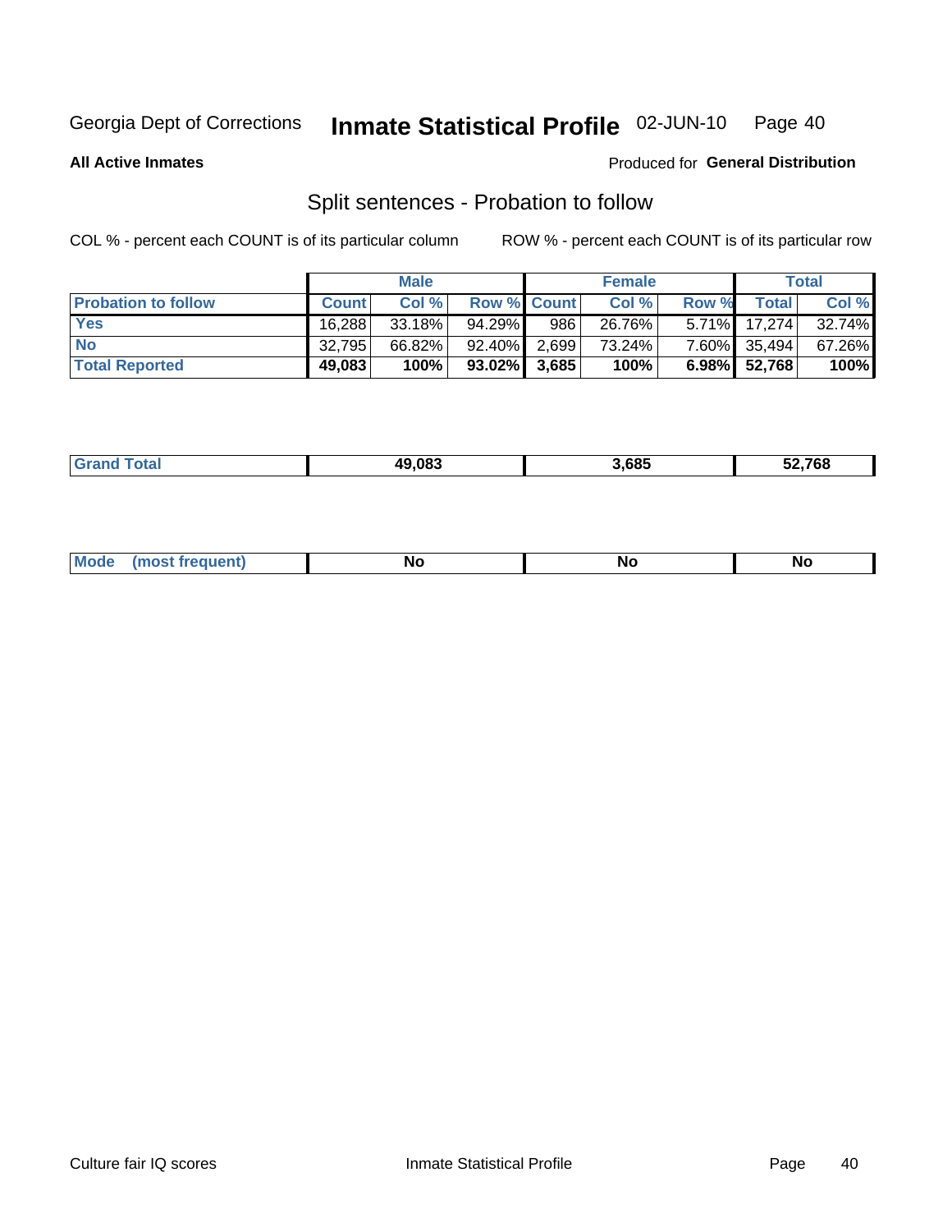Georgia Dept of Corrections **Inmate Statistical Profile** 02-JUN-10

**All Active Inmates**

Produced for **General Distribution**

## Split sentences - Probation to follow

COL % - percent each COUNT is of its particular column

ROW % - percent each COUNT is of its particular row

| | Male | | | Female | | | Total | |
|---|---|---|---|---|---|---|---|---|
| **Probation to follow** | **Count** | **Col %** | **Row %** | **Count** | **Col %** | **Row %** | **Total** | **Col %** |
| **Yes** | 16,288 | 33.18% | 94.29% | 986 | 26.76% | 5.71% | 17,274 | 32.74% |
| **No** | 32,795 | 66.82% | 92.40% | 2,699 | 73.24% | 7.60% | 35,494 | 67.26% |
| **Total Reported** | **49,083** | **100%** | **93.02%** | **3,685** | **100%** | **6.98%** | **52,768** | **100%** |

| | | | |
|---|---|---|---|
| **Grand Total** | **49,083** | **3,685** | **52,768** |

| | | | |
|---|---|---|---|
| **Mode (most frequent)** | **No** | **No** | **No** |

Culture fair IQ scores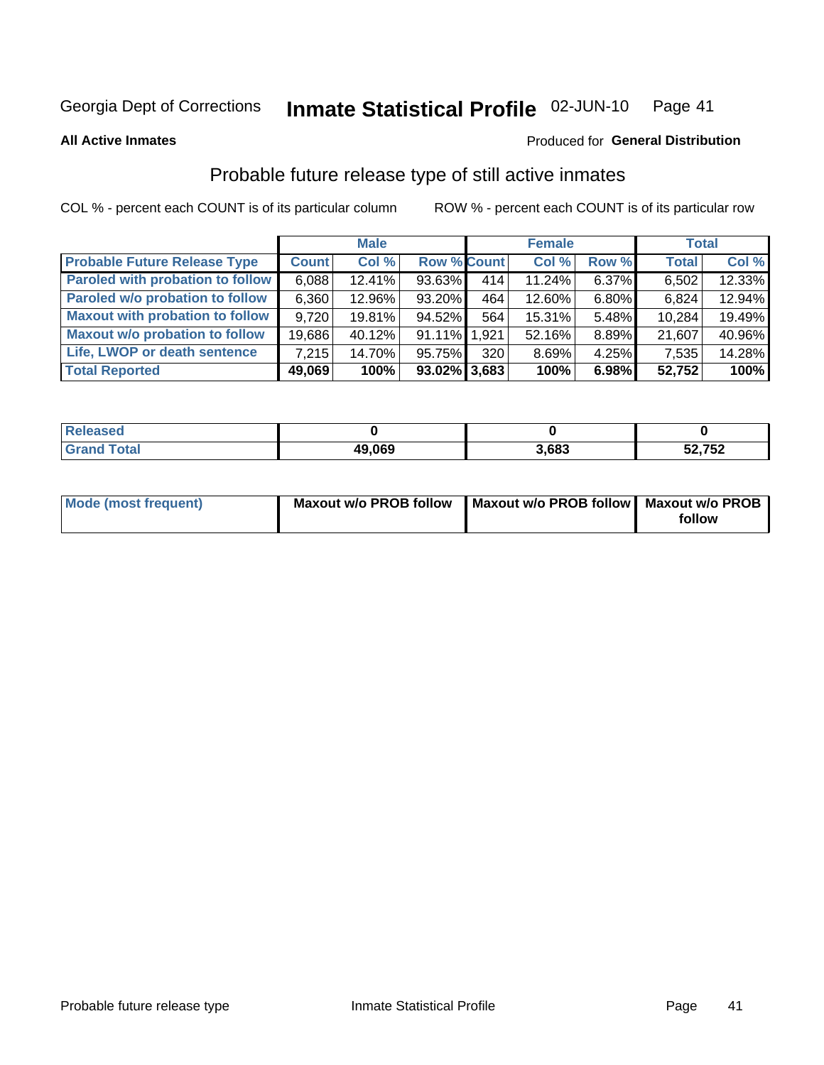Georgia Dept of Corrections **Inmate Statistical Profile** 02-JUN-10

**All Active Inmates** Produced for **General Distribution**

## Probable future release type of still active inmates

COL % - percent each COUNT is of its particular column ROW % - percent each COUNT is of its particular row

| | Male | | | Female | | | Total | |
|---|---|---|---|---|---|---|---|---|
| **Probable Future Release Type** | **Count** | **Col %** | **Row %** | **Count** | **Col %** | **Row %** | **Total** | **Col %** |
| **Paroled with probation to follow** | 6,088 | 12.41% | 93.63% | 414 | 11.24% | 6.37% | 6,502 | 12.33% |
| **Paroled w/o probation to follow** | 6,360 | 12.96% | 93.20% | 464 | 12.60% | 6.80% | 6,824 | 12.94% |
| **Maxout with probation to follow** | 9,720 | 19.81% | 94.52% | 564 | 15.31% | 5.48% | 10,284 | 19.49% |
| **Maxout w/o probation to follow** | 19,686 | 40.12% | 91.11% | 1,921 | 52.16% | 8.89% | 21,607 | 40.96% |
| **Life, LWOP or death sentence** | 7,215 | 14.70% | 95.75% | 320 | 8.69% | 4.25% | 7,535 | 14.28% |
| **Total Reported** | **49,069** | **100%** | **93.02%** | **3,683** | **100%** | **6.98%** | **52,752** | **100%** |

| | Male | Female | Total |
|---|---|---|---|
| **Released** | **0** | **0** | **0** |
| **Grand Total** | **49,069** | **3,683** | **52,752** |

| | Male | Female | Total |
|---|---|---|---|
| **Mode (most frequent)** | **Maxout w/o PROB follow** | **Maxout w/o PROB follow** | **Maxout w/o PROB follow** |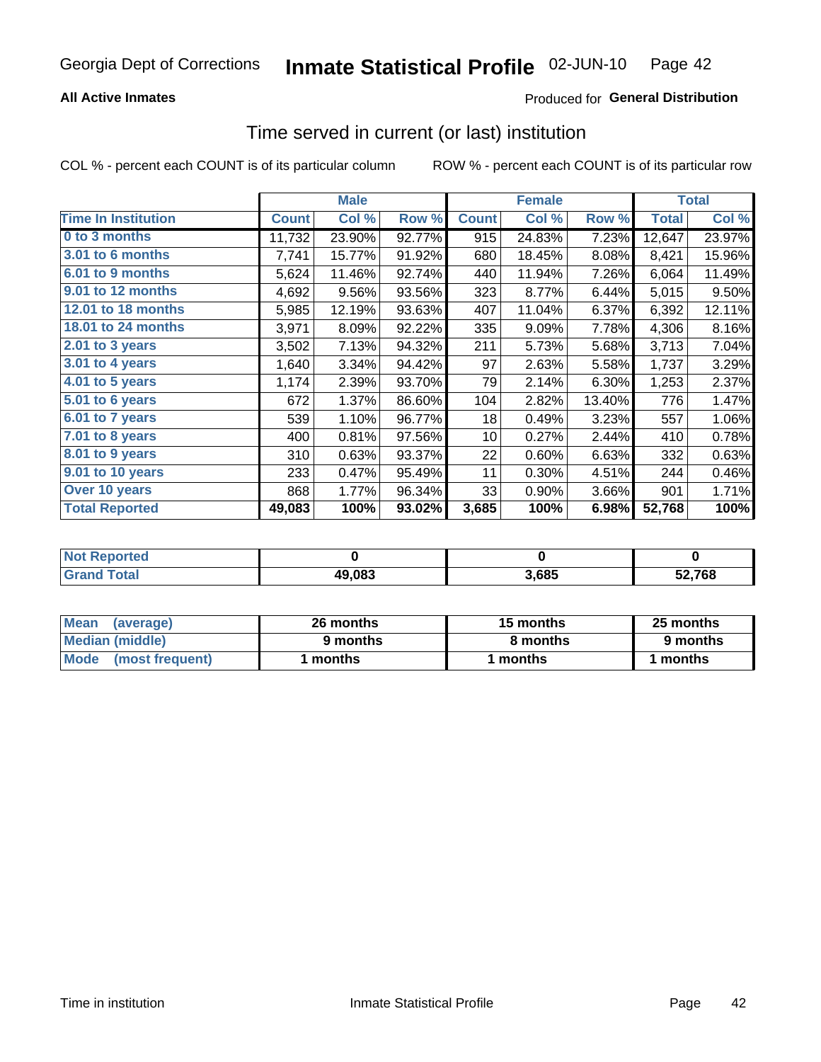Georgia Dept of Corrections **Inmate Statistical Profile** 02-JUN-10

**All Active Inmates**

Produced for **General Distribution**

## Time served in current (or last) institution

COL % - percent each COUNT is of its particular column ROW % - percent each COUNT is of its particular row

| | Male | | | Female | | | Total | |
|---|---|---|---|---|---|---|---|---|
| **Time In Institution** | **Count** | **Col %** | **Row %** | **Count** | **Col %** | **Row %** | **Total** | **Col %** |
| **0 to 3 months** | 11,732 | 23.90% | 92.77% | 915 | 24.83% | 7.23% | 12,647 | 23.97% |
| **3.01 to 6 months** | 7,741 | 15.77% | 91.92% | 680 | 18.45% | 8.08% | 8,421 | 15.96% |
| **6.01 to 9 months** | 5,624 | 11.46% | 92.74% | 440 | 11.94% | 7.26% | 6,064 | 11.49% |
| **9.01 to 12 months** | 4,692 | 9.56% | 93.56% | 323 | 8.77% | 6.44% | 5,015 | 9.50% |
| **12.01 to 18 months** | 5,985 | 12.19% | 93.63% | 407 | 11.04% | 6.37% | 6,392 | 12.11% |
| **18.01 to 24 months** | 3,971 | 8.09% | 92.22% | 335 | 9.09% | 7.78% | 4,306 | 8.16% |
| **2.01 to 3 years** | 3,502 | 7.13% | 94.32% | 211 | 5.73% | 5.68% | 3,713 | 7.04% |
| **3.01 to 4 years** | 1,640 | 3.34% | 94.42% | 97 | 2.63% | 5.58% | 1,737 | 3.29% |
| **4.01 to 5 years** | 1,174 | 2.39% | 93.70% | 79 | 2.14% | 6.30% | 1,253 | 2.37% |
| **5.01 to 6 years** | 672 | 1.37% | 86.60% | 104 | 2.82% | 13.40% | 776 | 1.47% |
| **6.01 to 7 years** | 539 | 1.10% | 96.77% | 18 | 0.49% | 3.23% | 557 | 1.06% |
| **7.01 to 8 years** | 400 | 0.81% | 97.56% | 10 | 0.27% | 2.44% | 410 | 0.78% |
| **8.01 to 9 years** | 310 | 0.63% | 93.37% | 22 | 0.60% | 6.63% | 332 | 0.63% |
| **9.01 to 10 years** | 233 | 0.47% | 95.49% | 11 | 0.30% | 4.51% | 244 | 0.46% |
| **Over 10 years** | 868 | 1.77% | 96.34% | 33 | 0.90% | 3.66% | 901 | 1.71% |
| **Total Reported** | **49,083** | **100%** | **93.02%** | **3,685** | **100%** | **6.98%** | **52,768** | **100%** |

| | Male | Female | Total |
|---|---|---|---|
| **Not Reported** | **0** | **0** | **0** |
| **Grand Total** | **49,083** | **3,685** | **52,768** |

| | Male | Female | Total |
|---|---|---|---|
| **Mean (average)** | **26 months** | **15 months** | **25 months** |
| **Median (middle)** | **9 months** | **8 months** | **9 months** |
| **Mode (most frequent)** | **1 months** | **1 months** | **1 months** |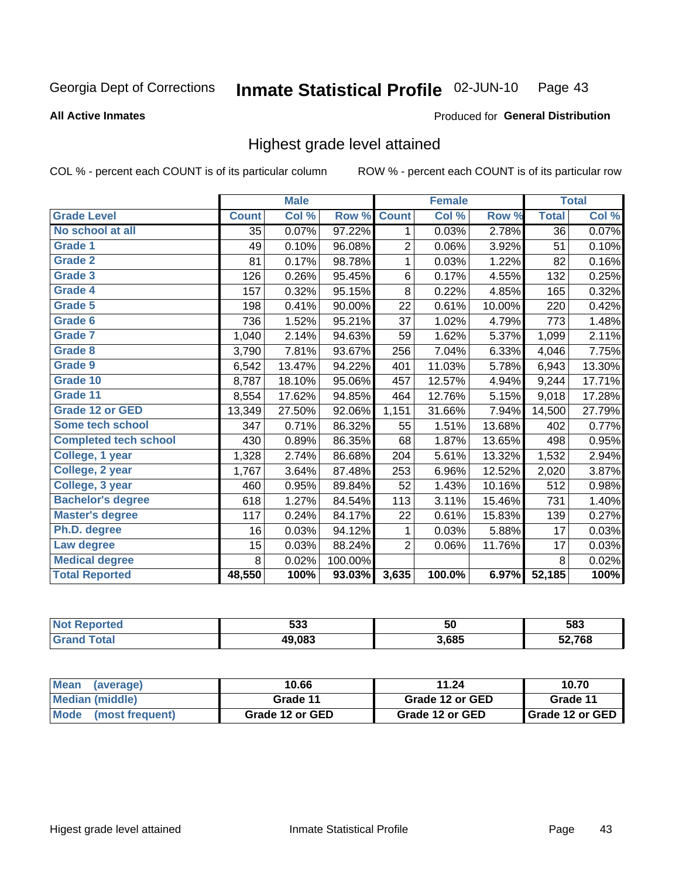Georgia Dept of Corrections **Inmate Statistical Profile** 02-JUN-10

**All Active Inmates**

Produced for **General Distribution**

## Highest grade level attained

COL % - percent each COUNT is of its particular column    ROW % - percent each COUNT is of its particular row

| | Male | | | Female | | | Total | |
|---|---|---|---|---|---|---|---|---|
| **Grade Level** | **Count** | **Col %** | **Row %** | **Count** | **Col %** | **Row %** | **Total** | **Col %** |
| No school at all | 35 | 0.07% | 97.22% | 1 | 0.03% | 2.78% | 36 | 0.07% |
| Grade 1 | 49 | 0.10% | 96.08% | 2 | 0.06% | 3.92% | 51 | 0.10% |
| Grade 2 | 81 | 0.17% | 98.78% | 1 | 0.03% | 1.22% | 82 | 0.16% |
| Grade 3 | 126 | 0.26% | 95.45% | 6 | 0.17% | 4.55% | 132 | 0.25% |
| Grade 4 | 157 | 0.32% | 95.15% | 8 | 0.22% | 4.85% | 165 | 0.32% |
| Grade 5 | 198 | 0.41% | 90.00% | 22 | 0.61% | 10.00% | 220 | 0.42% |
| Grade 6 | 736 | 1.52% | 95.21% | 37 | 1.02% | 4.79% | 773 | 1.48% |
| Grade 7 | 1,040 | 2.14% | 94.63% | 59 | 1.62% | 5.37% | 1,099 | 2.11% |
| Grade 8 | 3,790 | 7.81% | 93.67% | 256 | 7.04% | 6.33% | 4,046 | 7.75% |
| Grade 9 | 6,542 | 13.47% | 94.22% | 401 | 11.03% | 5.78% | 6,943 | 13.30% |
| Grade 10 | 8,787 | 18.10% | 95.06% | 457 | 12.57% | 4.94% | 9,244 | 17.71% |
| Grade 11 | 8,554 | 17.62% | 94.85% | 464 | 12.76% | 5.15% | 9,018 | 17.28% |
| Grade 12 or GED | 13,349 | 27.50% | 92.06% | 1,151 | 31.66% | 7.94% | 14,500 | 27.79% |
| Some tech school | 347 | 0.71% | 86.32% | 55 | 1.51% | 13.68% | 402 | 0.77% |
| Completed tech school | 430 | 0.89% | 86.35% | 68 | 1.87% | 13.65% | 498 | 0.95% |
| College, 1 year | 1,328 | 2.74% | 86.68% | 204 | 5.61% | 13.32% | 1,532 | 2.94% |
| College, 2 year | 1,767 | 3.64% | 87.48% | 253 | 6.96% | 12.52% | 2,020 | 3.87% |
| College, 3 year | 460 | 0.95% | 89.84% | 52 | 1.43% | 10.16% | 512 | 0.98% |
| Bachelor's degree | 618 | 1.27% | 84.54% | 113 | 3.11% | 15.46% | 731 | 1.40% |
| Master's degree | 117 | 0.24% | 84.17% | 22 | 0.61% | 15.83% | 139 | 0.27% |
| Ph.D. degree | 16 | 0.03% | 94.12% | 1 | 0.03% | 5.88% | 17 | 0.03% |
| Law degree | 15 | 0.03% | 88.24% | 2 | 0.06% | 11.76% | 17 | 0.03% |
| Medical degree | 8 | 0.02% | 100.00% | | | | 8 | 0.02% |
| **Total Reported** | **48,550** | **100%** | **93.03%** | **3,635** | **100.0%** | **6.97%** | **52,185** | **100%** |

| | Male | Female | Total |
|---|---|---|---|
| Not Reported | 533 | 50 | 583 |
| Grand Total | 49,083 | 3,685 | 52,768 |

| | Male | Female | Total |
|---|---|---|---|
| Mean (average) | 10.66 | 11.24 | 10.70 |
| Median (middle) | Grade 11 | Grade 12 or GED | Grade 11 |
| Mode (most frequent) | Grade 12 or GED | Grade 12 or GED | Grade 12 or GED |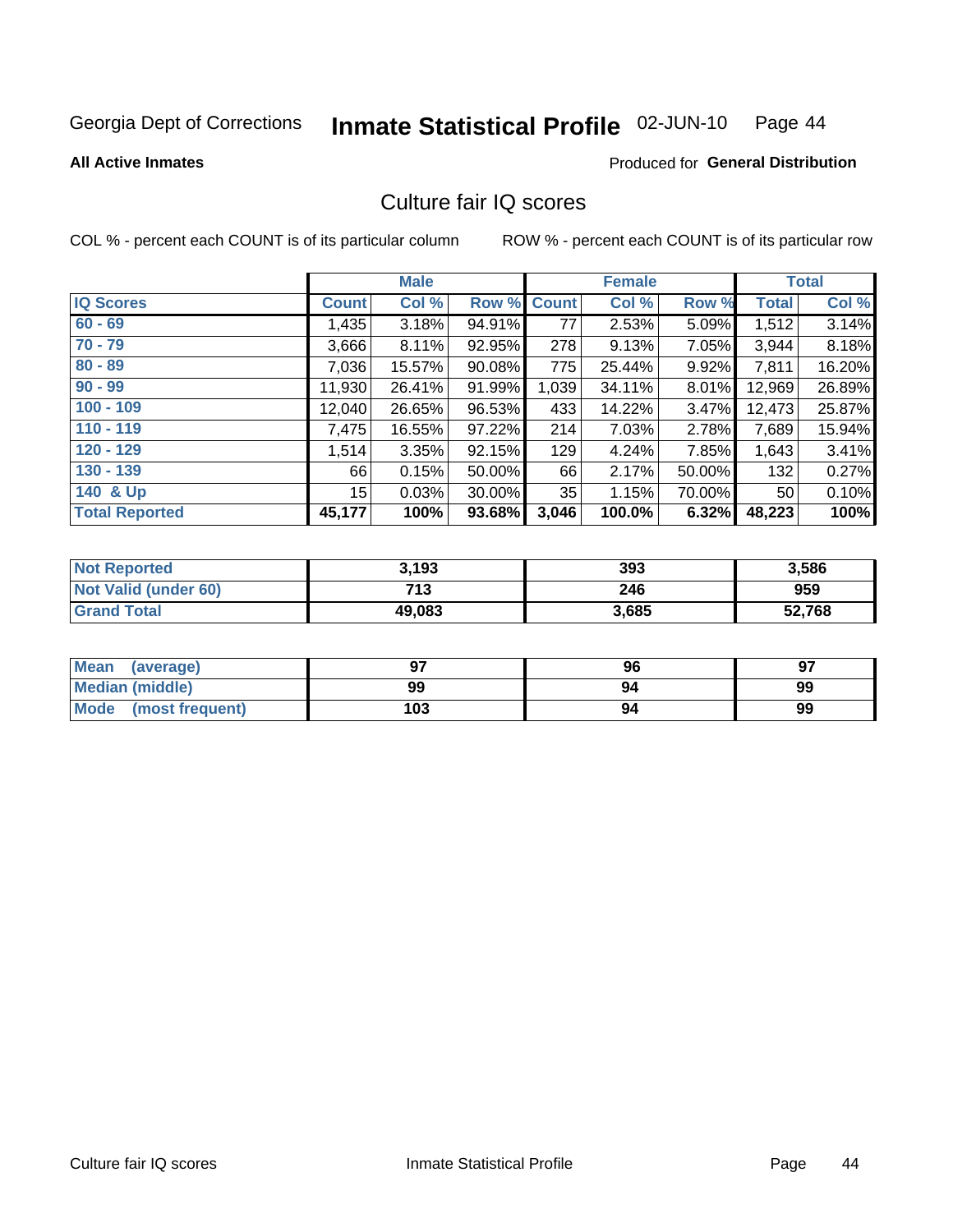Georgia Dept of Corrections **Inmate Statistical Profile** 02-JUN-10

**All Active Inmates**

Produced for **General Distribution**

## Culture fair IQ scores

COL % - percent each COUNT is of its particular column    ROW % - percent each COUNT is of its particular row

| | Male | | | Female | | | Total | |
|---|---|---|---|---|---|---|---|---|
| **IQ Scores** | **Count** | **Col %** | **Row %** | **Count** | **Col %** | **Row %** | **Total** | **Col %** |
| 60 - 69 | 1,435 | 3.18% | 94.91% | 77 | 2.53% | 5.09% | 1,512 | 3.14% |
| 70 - 79 | 3,666 | 8.11% | 92.95% | 278 | 9.13% | 7.05% | 3,944 | 8.18% |
| 80 - 89 | 7,036 | 15.57% | 90.08% | 775 | 25.44% | 9.92% | 7,811 | 16.20% |
| 90 - 99 | 11,930 | 26.41% | 91.99% | 1,039 | 34.11% | 8.01% | 12,969 | 26.89% |
| 100 - 109 | 12,040 | 26.65% | 96.53% | 433 | 14.22% | 3.47% | 12,473 | 25.87% |
| 110 - 119 | 7,475 | 16.55% | 97.22% | 214 | 7.03% | 2.78% | 7,689 | 15.94% |
| 120 - 129 | 1,514 | 3.35% | 92.15% | 129 | 4.24% | 7.85% | 1,643 | 3.41% |
| 130 - 139 | 66 | 0.15% | 50.00% | 66 | 2.17% | 50.00% | 132 | 0.27% |
| 140 & Up | 15 | 0.03% | 30.00% | 35 | 1.15% | 70.00% | 50 | 0.10% |
| **Total Reported** | **45,177** | **100%** | **93.68%** | **3,046** | **100.0%** | **6.32%** | **48,223** | **100%** |

| | Male | Female | Total |
|---|---|---|---|
| Not Reported | 3,193 | 393 | 3,586 |
| Not Valid (under 60) | 713 | 246 | 959 |
| Grand Total | 49,083 | 3,685 | 52,768 |

| | Male | Female | Total |
|---|---|---|---|
| Mean (average) | 97 | 96 | 97 |
| Median (middle) | 99 | 94 | 99 |
| Mode (most frequent) | 103 | 94 | 99 |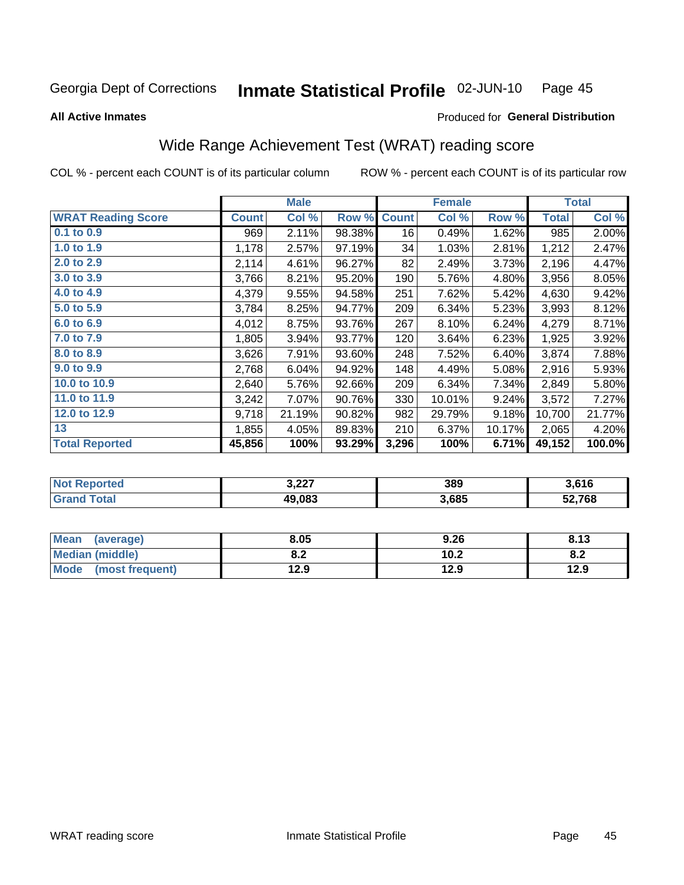Georgia Dept of Corrections **Inmate Statistical Profile** 02-JUN-10 Page 45

**All Active Inmates**

Produced for **General Distribution**

## Wide Range Achievement Test (WRAT) reading score

COL % - percent each COUNT is of its particular column ROW % - percent each COUNT is of its particular row

| | Male | | | Female | | | Total | |
|---|---|---|---|---|---|---|---|---|
| **WRAT Reading Score** | **Count** | **Col %** | **Row %** | **Count** | **Col %** | **Row %** | **Total** | **Col %** |
| 0.1 to 0.9 | 969 | 2.11% | 98.38% | 16 | 0.49% | 1.62% | 985 | 2.00% |
| 1.0 to 1.9 | 1,178 | 2.57% | 97.19% | 34 | 1.03% | 2.81% | 1,212 | 2.47% |
| 2.0 to 2.9 | 2,114 | 4.61% | 96.27% | 82 | 2.49% | 3.73% | 2,196 | 4.47% |
| 3.0 to 3.9 | 3,766 | 8.21% | 95.20% | 190 | 5.76% | 4.80% | 3,956 | 8.05% |
| 4.0 to 4.9 | 4,379 | 9.55% | 94.58% | 251 | 7.62% | 5.42% | 4,630 | 9.42% |
| 5.0 to 5.9 | 3,784 | 8.25% | 94.77% | 209 | 6.34% | 5.23% | 3,993 | 8.12% |
| 6.0 to 6.9 | 4,012 | 8.75% | 93.76% | 267 | 8.10% | 6.24% | 4,279 | 8.71% |
| 7.0 to 7.9 | 1,805 | 3.94% | 93.77% | 120 | 3.64% | 6.23% | 1,925 | 3.92% |
| 8.0 to 8.9 | 3,626 | 7.91% | 93.60% | 248 | 7.52% | 6.40% | 3,874 | 7.88% |
| 9.0 to 9.9 | 2,768 | 6.04% | 94.92% | 148 | 4.49% | 5.08% | 2,916 | 5.93% |
| 10.0 to 10.9 | 2,640 | 5.76% | 92.66% | 209 | 6.34% | 7.34% | 2,849 | 5.80% |
| 11.0 to 11.9 | 3,242 | 7.07% | 90.76% | 330 | 10.01% | 9.24% | 3,572 | 7.27% |
| 12.0 to 12.9 | 9,718 | 21.19% | 90.82% | 982 | 29.79% | 9.18% | 10,700 | 21.77% |
| 13 | 1,855 | 4.05% | 89.83% | 210 | 6.37% | 10.17% | 2,065 | 4.20% |
| **Total Reported** | **45,856** | **100%** | **93.29%** | **3,296** | **100%** | **6.71%** | **49,152** | **100.0%** |

| | Male | Female | Total |
|---|---|---|---|
| Not Reported | 3,227 | 389 | 3,616 |
| Grand Total | 49,083 | 3,685 | 52,768 |

| | Male | Female | Total |
|---|---|---|---|
| Mean (average) | 8.05 | 9.26 | 8.13 |
| Median (middle) | 8.2 | 10.2 | 8.2 |
| Mode (most frequent) | 12.9 | 12.9 | 12.9 |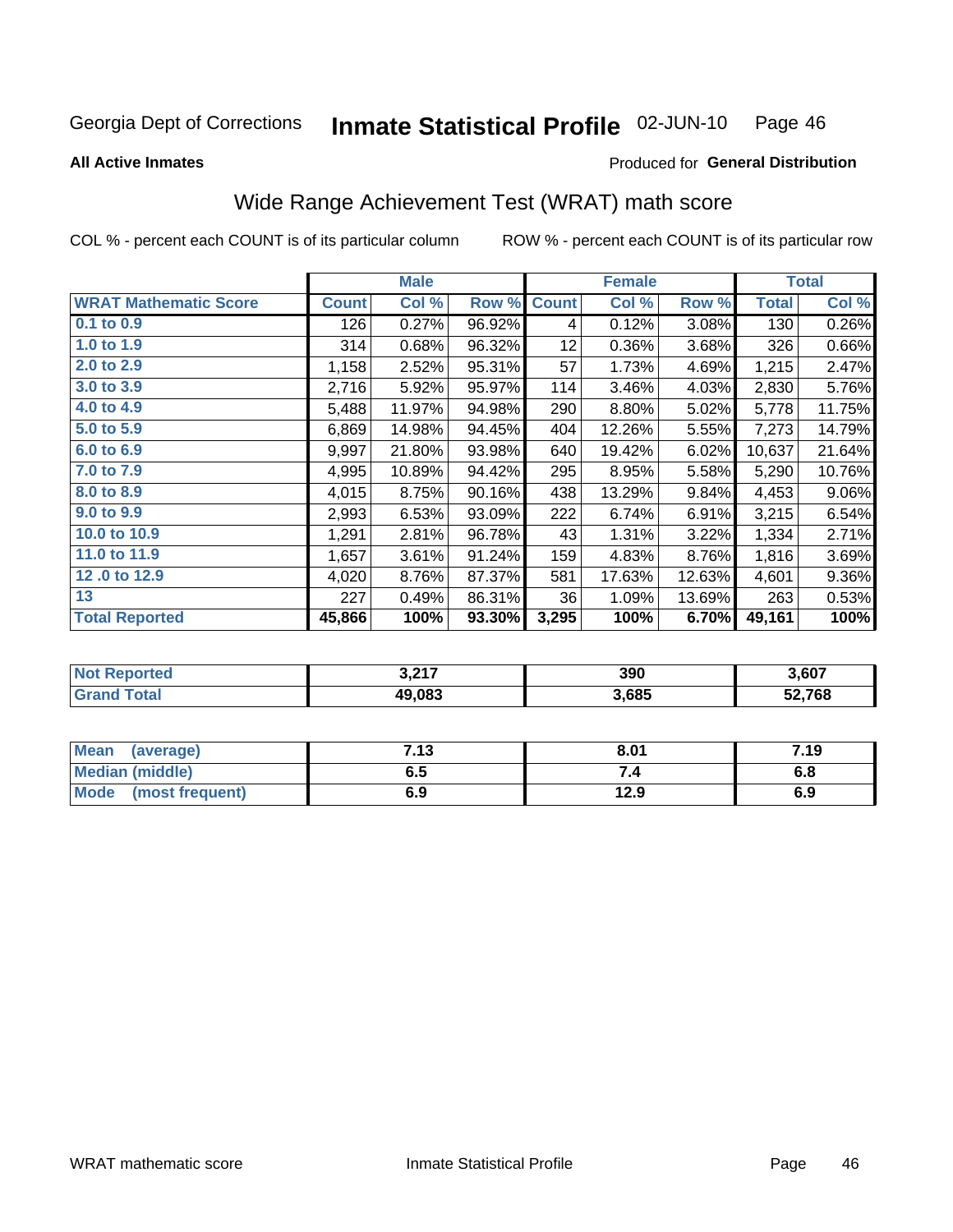Georgia Dept of Corrections **Inmate Statistical Profile** 02-JUN-10

**All Active Inmates**

Produced for **General Distribution**

## Wide Range Achievement Test (WRAT) math score

COL % - percent each COUNT is of its particular column

ROW % - percent each COUNT is of its particular row

| | Male | | | Female | | | Total | |
|---|---|---|---|---|---|---|---|---|
| **WRAT Mathematic Score** | **Count** | **Col %** | **Row %** | **Count** | **Col %** | **Row %** | **Total** | **Col %** |
| 0.1 to 0.9 | 126 | 0.27% | 96.92% | 4 | 0.12% | 3.08% | 130 | 0.26% |
| 1.0 to 1.9 | 314 | 0.68% | 96.32% | 12 | 0.36% | 3.68% | 326 | 0.66% |
| 2.0 to 2.9 | 1,158 | 2.52% | 95.31% | 57 | 1.73% | 4.69% | 1,215 | 2.47% |
| 3.0 to 3.9 | 2,716 | 5.92% | 95.97% | 114 | 3.46% | 4.03% | 2,830 | 5.76% |
| 4.0 to 4.9 | 5,488 | 11.97% | 94.98% | 290 | 8.80% | 5.02% | 5,778 | 11.75% |
| 5.0 to 5.9 | 6,869 | 14.98% | 94.45% | 404 | 12.26% | 5.55% | 7,273 | 14.79% |
| 6.0 to 6.9 | 9,997 | 21.80% | 93.98% | 640 | 19.42% | 6.02% | 10,637 | 21.64% |
| 7.0 to 7.9 | 4,995 | 10.89% | 94.42% | 295 | 8.95% | 5.58% | 5,290 | 10.76% |
| 8.0 to 8.9 | 4,015 | 8.75% | 90.16% | 438 | 13.29% | 9.84% | 4,453 | 9.06% |
| 9.0 to 9.9 | 2,993 | 6.53% | 93.09% | 222 | 6.74% | 6.91% | 3,215 | 6.54% |
| 10.0 to 10.9 | 1,291 | 2.81% | 96.78% | 43 | 1.31% | 3.22% | 1,334 | 2.71% |
| 11.0 to 11.9 | 1,657 | 3.61% | 91.24% | 159 | 4.83% | 8.76% | 1,816 | 3.69% |
| 12 .0 to 12.9 | 4,020 | 8.76% | 87.37% | 581 | 17.63% | 12.63% | 4,601 | 9.36% |
| 13 | 227 | 0.49% | 86.31% | 36 | 1.09% | 13.69% | 263 | 0.53% |
| **Total Reported** | **45,866** | **100%** | **93.30%** | **3,295** | **100%** | **6.70%** | **49,161** | **100%** |

| | Male | Female | Total |
|---|---|---|---|
| **Not Reported** | **3,217** | **390** | **3,607** |
| **Grand Total** | **49,083** | **3,685** | **52,768** |

| | Male | Female | Total |
|---|---|---|---|
| **Mean (average)** | **7.13** | **8.01** | **7.19** |
| **Median (middle)** | **6.5** | **7.4** | **6.8** |
| **Mode (most frequent)** | **6.9** | **12.9** | **6.9** |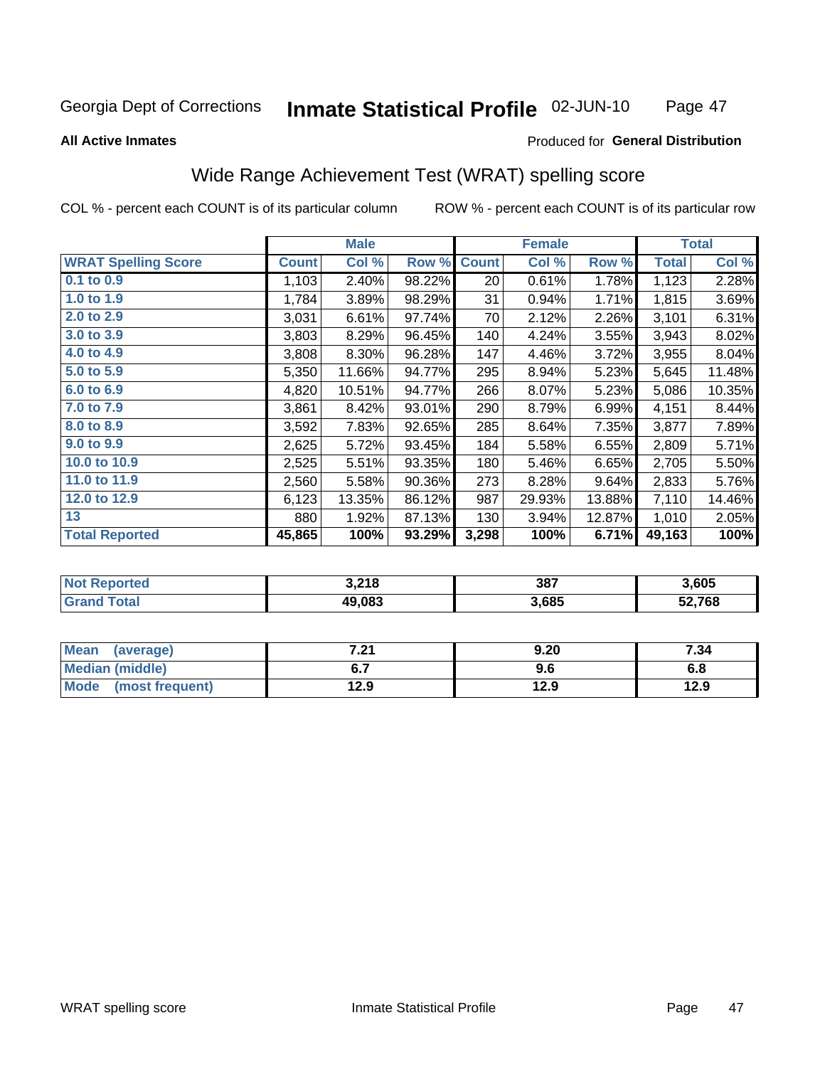Georgia Dept of Corrections **Inmate Statistical Profile** 02-JUN-10

**All Active Inmates**

Produced for **General Distribution**

## Wide Range Achievement Test (WRAT) spelling score

COL % - percent each COUNT is of its particular column

ROW % - percent each COUNT is of its particular row

| | Male | | | Female | | | Total | |
|---|---|---|---|---|---|---|---|---|
| **WRAT Spelling Score** | **Count** | **Col %** | **Row %** | **Count** | **Col %** | **Row %** | **Total** | **Col %** |
| **0.1 to 0.9** | 1,103 | 2.40% | 98.22% | 20 | 0.61% | 1.78% | 1,123 | 2.28% |
| **1.0 to 1.9** | 1,784 | 3.89% | 98.29% | 31 | 0.94% | 1.71% | 1,815 | 3.69% |
| **2.0 to 2.9** | 3,031 | 6.61% | 97.74% | 70 | 2.12% | 2.26% | 3,101 | 6.31% |
| **3.0 to 3.9** | 3,803 | 8.29% | 96.45% | 140 | 4.24% | 3.55% | 3,943 | 8.02% |
| **4.0 to 4.9** | 3,808 | 8.30% | 96.28% | 147 | 4.46% | 3.72% | 3,955 | 8.04% |
| **5.0 to 5.9** | 5,350 | 11.66% | 94.77% | 295 | 8.94% | 5.23% | 5,645 | 11.48% |
| **6.0 to 6.9** | 4,820 | 10.51% | 94.77% | 266 | 8.07% | 5.23% | 5,086 | 10.35% |
| **7.0 to 7.9** | 3,861 | 8.42% | 93.01% | 290 | 8.79% | 6.99% | 4,151 | 8.44% |
| **8.0 to 8.9** | 3,592 | 7.83% | 92.65% | 285 | 8.64% | 7.35% | 3,877 | 7.89% |
| **9.0 to 9.9** | 2,625 | 5.72% | 93.45% | 184 | 5.58% | 6.55% | 2,809 | 5.71% |
| **10.0 to 10.9** | 2,525 | 5.51% | 93.35% | 180 | 5.46% | 6.65% | 2,705 | 5.50% |
| **11.0 to 11.9** | 2,560 | 5.58% | 90.36% | 273 | 8.28% | 9.64% | 2,833 | 5.76% |
| **12.0 to 12.9** | 6,123 | 13.35% | 86.12% | 987 | 29.93% | 13.88% | 7,110 | 14.46% |
| **13** | 880 | 1.92% | 87.13% | 130 | 3.94% | 12.87% | 1,010 | 2.05% |
| **Total Reported** | **45,865** | **100%** | **93.29%** | **3,298** | **100%** | **6.71%** | **49,163** | **100%** |

| | Male | Female | Total |
|---|---|---|---|
| **Not Reported** | **3,218** | **387** | **3,605** |
| **Grand Total** | **49,083** | **3,685** | **52,768** |

| | Male | Female | Total |
|---|---|---|---|
| **Mean (average)** | **7.21** | **9.20** | **7.34** |
| **Median (middle)** | **6.7** | **9.6** | **6.8** |
| **Mode (most frequent)** | **12.9** | **12.9** | **12.9** |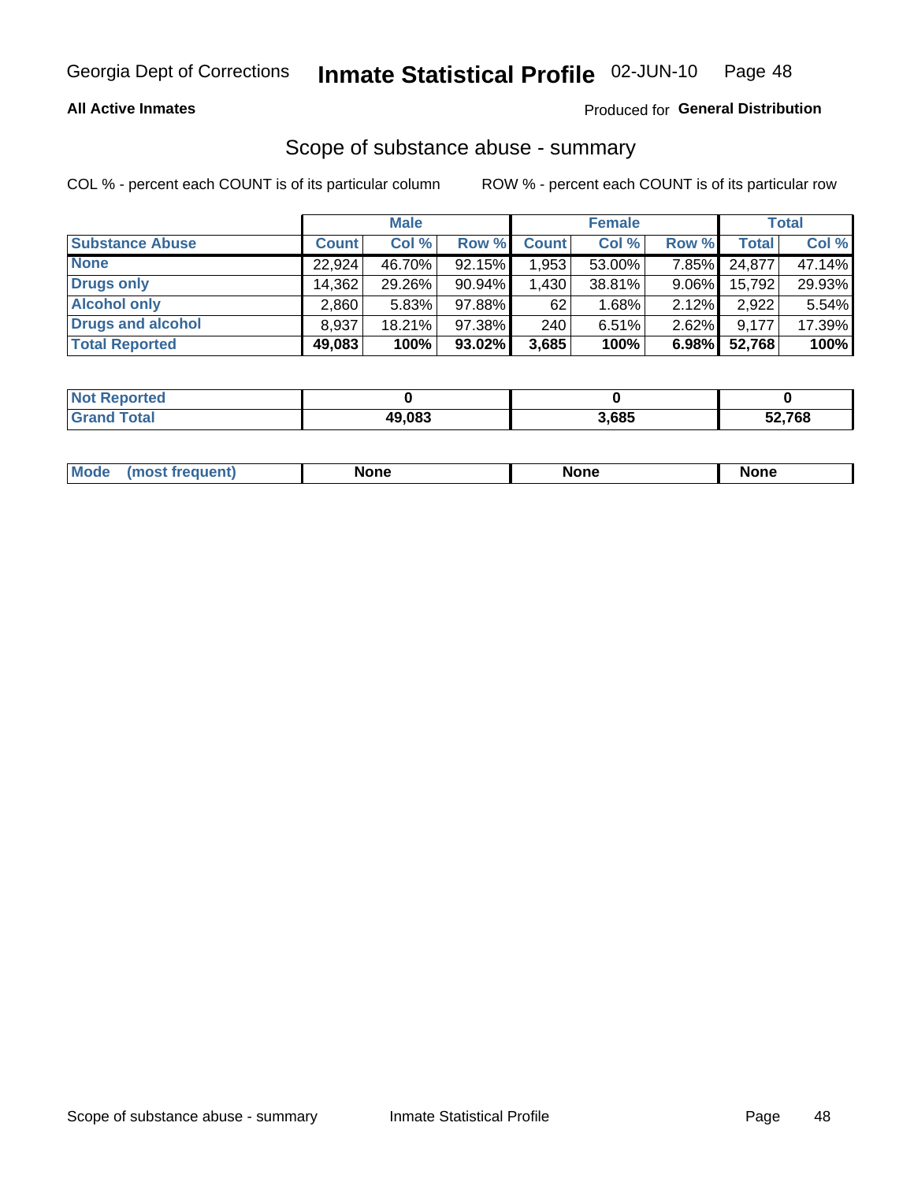Georgia Dept of Corrections **Inmate Statistical Profile** 02-JUN-10

**All Active Inmates**

Produced for **General Distribution**

## Scope of substance abuse - summary

COL % - percent each COUNT is of its particular column

ROW % - percent each COUNT is of its particular row

| | Male | | | Female | | | Total | |
|---|---|---|---|---|---|---|---|---|
| **Substance Abuse** | **Count** | **Col %** | **Row %** | **Count** | **Col %** | **Row %** | **Total** | **Col %** |
| **None** | 22,924 | 46.70% | 92.15% | 1,953 | 53.00% | 7.85% | 24,877 | 47.14% |
| **Drugs only** | 14,362 | 29.26% | 90.94% | 1,430 | 38.81% | 9.06% | 15,792 | 29.93% |
| **Alcohol only** | 2,860 | 5.83% | 97.88% | 62 | 1.68% | 2.12% | 2,922 | 5.54% |
| **Drugs and alcohol** | 8,937 | 18.21% | 97.38% | 240 | 6.51% | 2.62% | 9,177 | 17.39% |
| **Total Reported** | **49,083** | **100%** | **93.02%** | **3,685** | **100%** | **6.98%** | **52,768** | **100%** |

| | Male | Female | Total |
|---|---|---|---|
| **Not Reported** | **0** | **0** | **0** |
| **Grand Total** | **49,083** | **3,685** | **52,768** |

| | Male | Female | Total |
|---|---|---|---|
| **Mode (most frequent)** | **None** | **None** | **None** |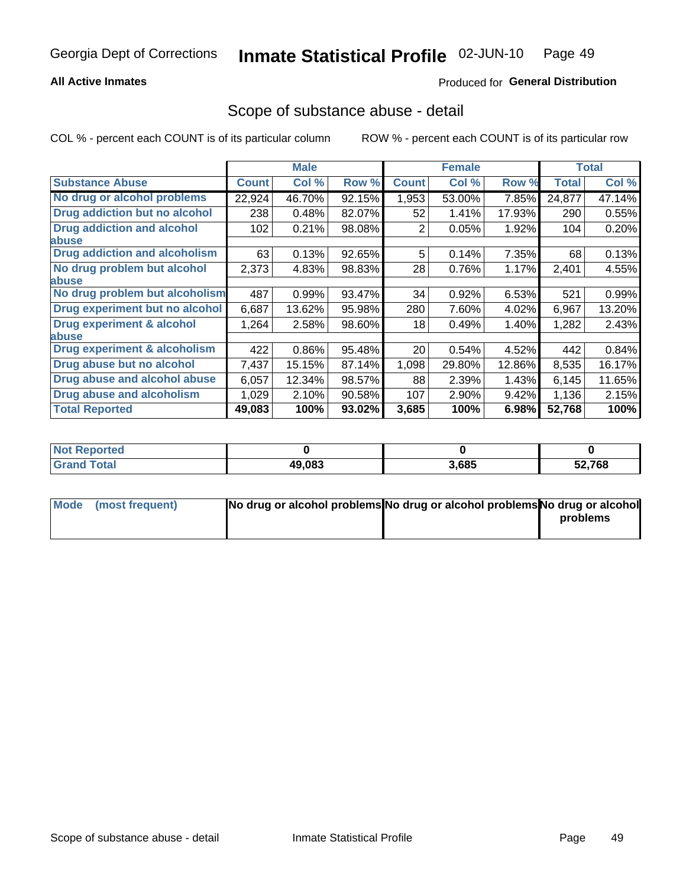**All Active Inmates**

Produced for **General Distribution**

## Scope of substance abuse - detail

COL % - percent each COUNT is of its particular column

ROW % - percent each COUNT is of its particular row

| | Male | | | Female | | | Total | |
|---|---|---|---|---|---|---|---|---|
| **Substance Abuse** | **Count** | **Col %** | **Row %** | **Count** | **Col %** | **Row %** | **Total** | **Col %** |
| No drug or alcohol problems | 22,924 | 46.70% | 92.15% | 1,953 | 53.00% | 7.85% | 24,877 | 47.14% |
| Drug addiction but no alcohol | 238 | 0.48% | 82.07% | 52 | 1.41% | 17.93% | 290 | 0.55% |
| Drug addiction and alcohol abuse | 102 | 0.21% | 98.08% | 2 | 0.05% | 1.92% | 104 | 0.20% |
| Drug addiction and alcoholism | 63 | 0.13% | 92.65% | 5 | 0.14% | 7.35% | 68 | 0.13% |
| No drug problem but alcohol abuse | 2,373 | 4.83% | 98.83% | 28 | 0.76% | 1.17% | 2,401 | 4.55% |
| No drug problem but alcoholism | 487 | 0.99% | 93.47% | 34 | 0.92% | 6.53% | 521 | 0.99% |
| Drug experiment but no alcohol | 6,687 | 13.62% | 95.98% | 280 | 7.60% | 4.02% | 6,967 | 13.20% |
| Drug experiment & alcohol abuse | 1,264 | 2.58% | 98.60% | 18 | 0.49% | 1.40% | 1,282 | 2.43% |
| Drug experiment & alcoholism | 422 | 0.86% | 95.48% | 20 | 0.54% | 4.52% | 442 | 0.84% |
| Drug abuse but no alcohol | 7,437 | 15.15% | 87.14% | 1,098 | 29.80% | 12.86% | 8,535 | 16.17% |
| Drug abuse and alcohol abuse | 6,057 | 12.34% | 98.57% | 88 | 2.39% | 1.43% | 6,145 | 11.65% |
| Drug abuse and alcoholism | 1,029 | 2.10% | 90.58% | 107 | 2.90% | 9.42% | 1,136 | 2.15% |
| **Total Reported** | **49,083** | **100%** | **93.02%** | **3,685** | **100%** | **6.98%** | **52,768** | **100%** |

| | Male | Female | Total |
|---|---|---|---|
| Not Reported | **0** | **0** | **0** |
| Grand Total | **49,083** | **3,685** | **52,768** |

| | Male | Female | Total |
|---|---|---|---|
| Mode (most frequent) | **No drug or alcohol problems** | **No drug or alcohol problems** | **No drug or alcohol problems** |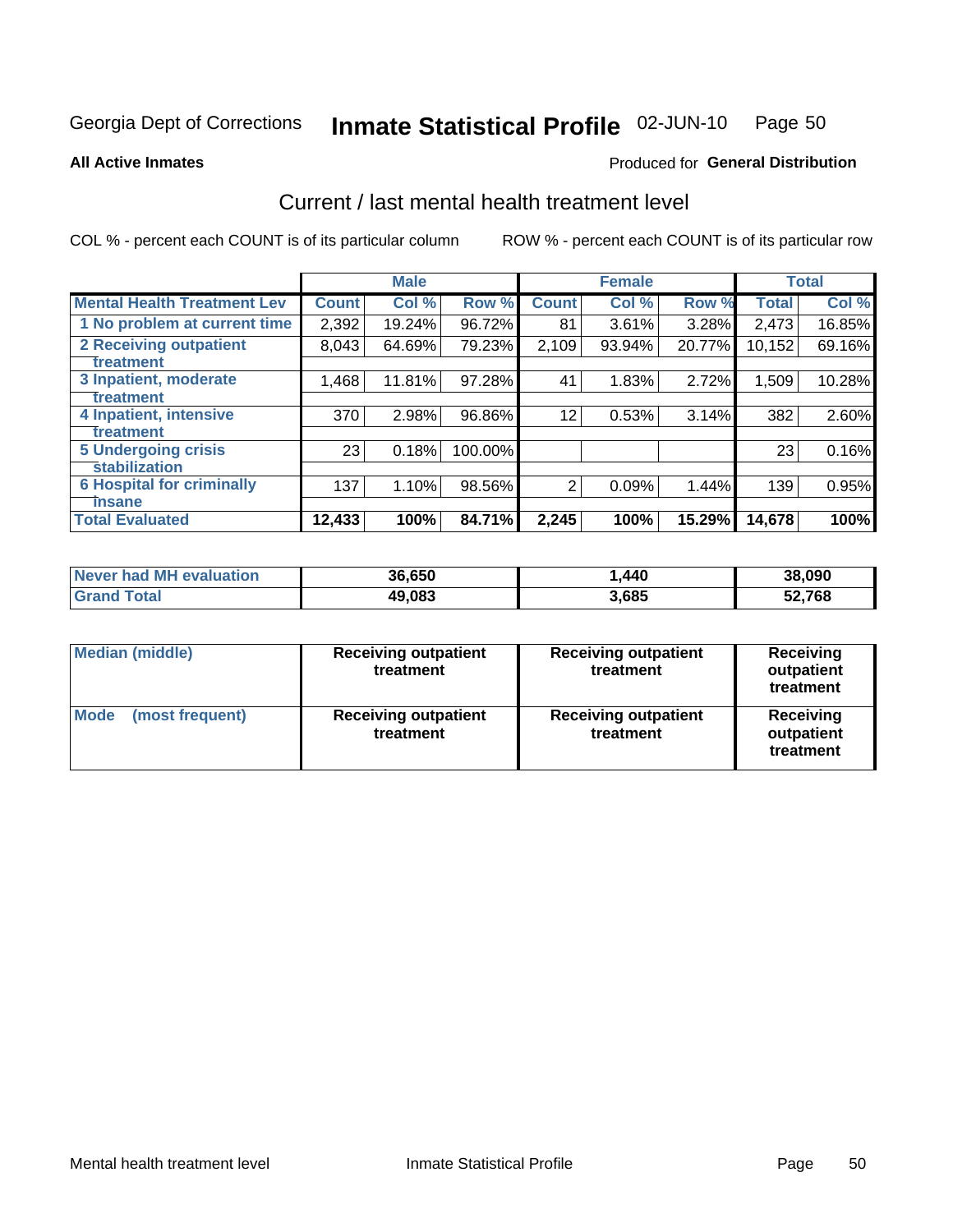# Current / last mental health treatment level

All Active Inmates

Produced for **General Distribution**

COL % - percent each COUNT is of its particular column

ROW % - percent each COUNT is of its particular row

| | Male | | | Female | | | Total | |
|---|---|---|---|---|---|---|---|---|
| **Mental Health Treatment Lev** | **Count** | **Col %** | **Row %** | **Count** | **Col %** | **Row %** | **Total** | **Col %** |
| 1 No problem at current time | 2,392 | 19.24% | 96.72% | 81 | 3.61% | 3.28% | 2,473 | 16.85% |
| 2 Receiving outpatient treatment | 8,043 | 64.69% | 79.23% | 2,109 | 93.94% | 20.77% | 10,152 | 69.16% |
| 3 Inpatient, moderate treatment | 1,468 | 11.81% | 97.28% | 41 | 1.83% | 2.72% | 1,509 | 10.28% |
| 4 Inpatient, intensive treatment | 370 | 2.98% | 96.86% | 12 | 0.53% | 3.14% | 382 | 2.60% |
| 5 Undergoing crisis stabilization | 23 | 0.18% | 100.00% | | | | 23 | 0.16% |
| 6 Hospital for criminally insane | 137 | 1.10% | 98.56% | 2 | 0.09% | 1.44% | 139 | 0.95% |
| **Total Evaluated** | **12,433** | **100%** | **84.71%** | **2,245** | **100%** | **15.29%** | **14,678** | **100%** |

| | Male | Female | Total |
|---|---|---|---|
| Never had MH evaluation | 36,650 | 1,440 | 38,090 |
| Grand Total | 49,083 | 3,685 | 52,768 |

| | Male | Female | Total |
|---|---|---|---|
| Median (middle) | Receiving outpatient treatment | Receiving outpatient treatment | Receiving outpatient treatment |
| Mode (most frequent) | Receiving outpatient treatment | Receiving outpatient treatment | Receiving outpatient treatment |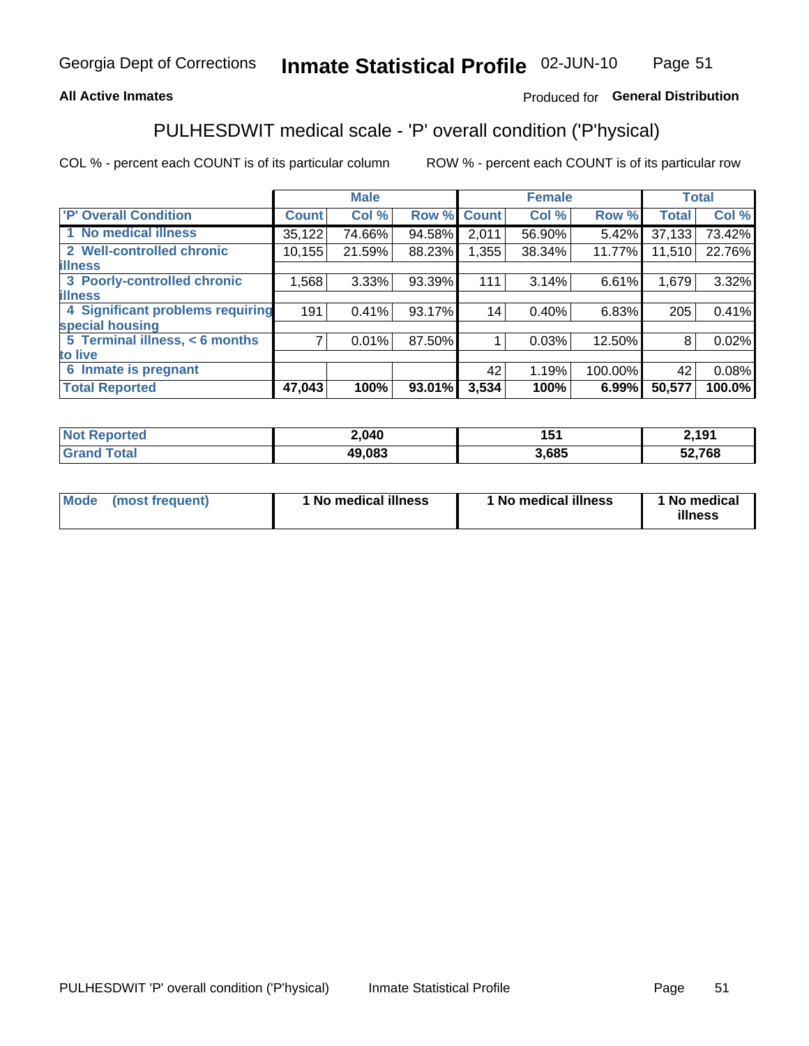# Georgia Dept of Corrections — Inmate Statistical Profile — 02-JUN-10

**All Active Inmates** — Produced for **General Distribution**

## PULHESDWIT medical scale - 'P' overall condition ('P'hysical)

COL % - percent each COUNT is of its particular column    ROW % - percent each COUNT is of its particular row

| | Male | | | Female | | | Total | |
|---|---|---|---|---|---|---|---|---|
| 'P' Overall Condition | Count | Col % | Row % | Count | Col % | Row % | Total | Col % |
| 1 No medical illness | 35,122 | 74.66% | 94.58% | 2,011 | 56.90% | 5.42% | 37,133 | 73.42% |
| 2 Well-controlled chronic illness | 10,155 | 21.59% | 88.23% | 1,355 | 38.34% | 11.77% | 11,510 | 22.76% |
| 3 Poorly-controlled chronic illness | 1,568 | 3.33% | 93.39% | 111 | 3.14% | 6.61% | 1,679 | 3.32% |
| 4 Significant problems requiring special housing | 191 | 0.41% | 93.17% | 14 | 0.40% | 6.83% | 205 | 0.41% |
| 5 Terminal illness, < 6 months to live | 7 | 0.01% | 87.50% | 1 | 0.03% | 12.50% | 8 | 0.02% |
| 6 Inmate is pregnant | | | | 42 | 1.19% | 100.00% | 42 | 0.08% |
| **Total Reported** | **47,043** | **100%** | **93.01%** | **3,534** | **100%** | **6.99%** | **50,577** | **100.0%** |

| | Male | Female | Total |
|---|---|---|---|
| Not Reported | 2,040 | 151 | 2,191 |
| Grand Total | 49,083 | 3,685 | 52,768 |

| | Male | Female | Total |
|---|---|---|---|
| Mode (most frequent) | 1 No medical illness | 1 No medical illness | 1 No medical illness |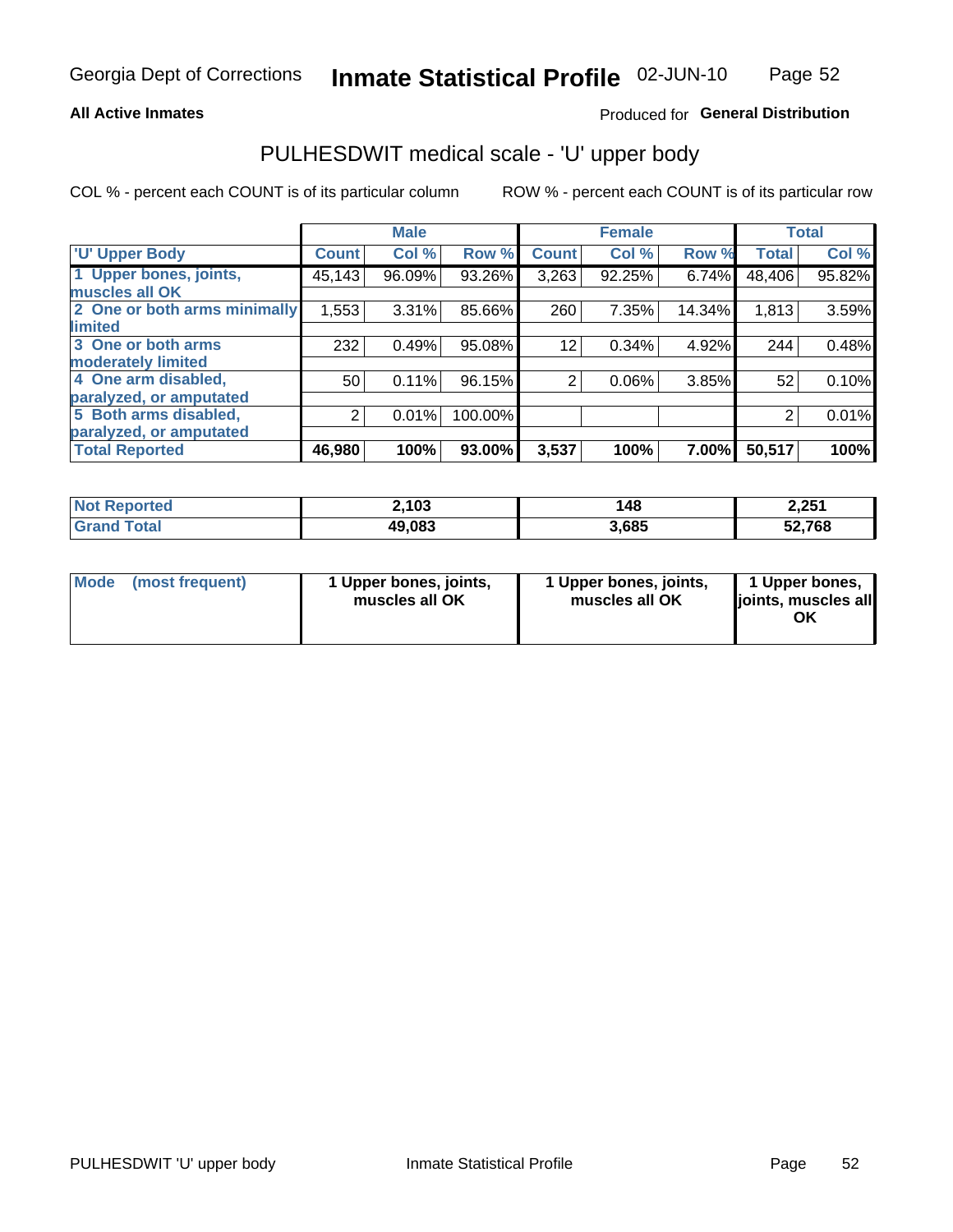Georgia Dept of Corrections **Inmate Statistical Profile** 02-JUN-10

**All Active Inmates**

Produced for **General Distribution**

## PULHESDWIT medical scale - 'U' upper body

COL % - percent each COUNT is of its particular column

ROW % - percent each COUNT is of its particular row

| | Male | | | Female | | | Total | |
|---|---|---|---|---|---|---|---|---|
| 'U' Upper Body | Count | Col % | Row % | Count | Col % | Row % | Total | Col % |
| 1 Upper bones, joints, muscles all OK | 45,143 | 96.09% | 93.26% | 3,263 | 92.25% | 6.74% | 48,406 | 95.82% |
| 2 One or both arms minimally limited | 1,553 | 3.31% | 85.66% | 260 | 7.35% | 14.34% | 1,813 | 3.59% |
| 3 One or both arms moderately limited | 232 | 0.49% | 95.08% | 12 | 0.34% | 4.92% | 244 | 0.48% |
| 4 One arm disabled, paralyzed, or amputated | 50 | 0.11% | 96.15% | 2 | 0.06% | 3.85% | 52 | 0.10% |
| 5 Both arms disabled, paralyzed, or amputated | 2 | 0.01% | 100.00% | | | | 2 | 0.01% |
| **Total Reported** | **46,980** | **100%** | **93.00%** | **3,537** | **100%** | **7.00%** | **50,517** | **100%** |

| | Male | Female | Total |
|---|---|---|---|
| Not Reported | 2,103 | 148 | 2,251 |
| Grand Total | 49,083 | 3,685 | 52,768 |

| | Male | Female | Total |
|---|---|---|---|
| Mode (most frequent) | 1 Upper bones, joints, muscles all OK | 1 Upper bones, joints, muscles all OK | 1 Upper bones, joints, muscles all OK |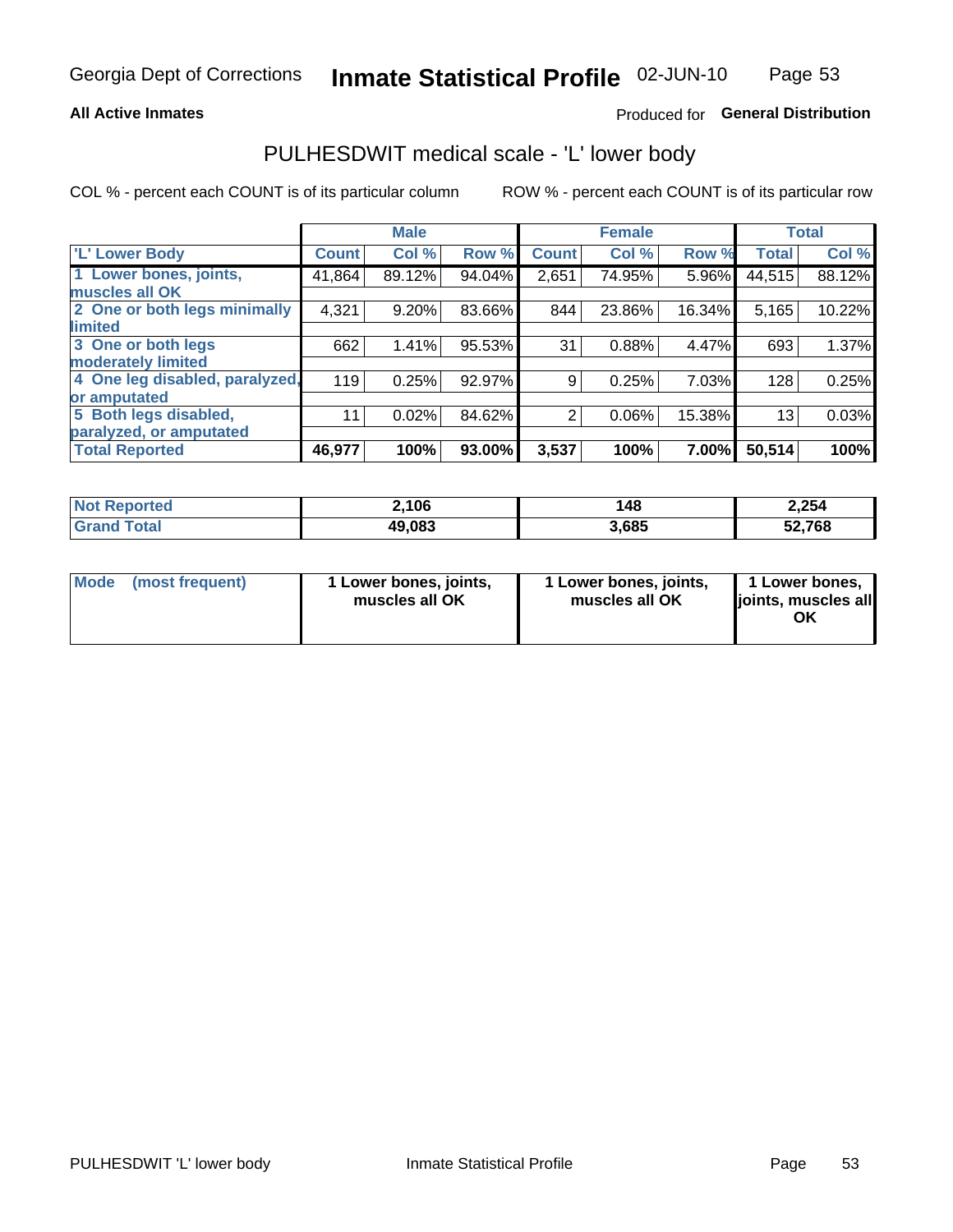**All Active Inmates**

Produced for **General Distribution**

## PULHESDWIT medical scale - 'L' lower body

COL % - percent each COUNT is of its particular column

ROW % - percent each COUNT is of its particular row

| | Male | | | Female | | | Total | |
|---|---|---|---|---|---|---|---|---|
| 'L' Lower Body | Count | Col % | Row % | Count | Col % | Row % | Total | Col % |
| 1 Lower bones, joints, muscles all OK | 41,864 | 89.12% | 94.04% | 2,651 | 74.95% | 5.96% | 44,515 | 88.12% |
| 2 One or both legs minimally limited | 4,321 | 9.20% | 83.66% | 844 | 23.86% | 16.34% | 5,165 | 10.22% |
| 3 One or both legs moderately limited | 662 | 1.41% | 95.53% | 31 | 0.88% | 4.47% | 693 | 1.37% |
| 4 One leg disabled, paralyzed, or amputated | 119 | 0.25% | 92.97% | 9 | 0.25% | 7.03% | 128 | 0.25% |
| 5 Both legs disabled, paralyzed, or amputated | 11 | 0.02% | 84.62% | 2 | 0.06% | 15.38% | 13 | 0.03% |
| **Total Reported** | **46,977** | **100%** | **93.00%** | **3,537** | **100%** | **7.00%** | **50,514** | **100%** |

| | Male | Female | Total |
|---|---|---|---|
| Not Reported | 2,106 | 148 | 2,254 |
| Grand Total | 49,083 | 3,685 | 52,768 |

| | Male | Female | Total |
|---|---|---|---|
| Mode (most frequent) | 1 Lower bones, joints, muscles all OK | 1 Lower bones, joints, muscles all OK | 1 Lower bones, joints, muscles all OK |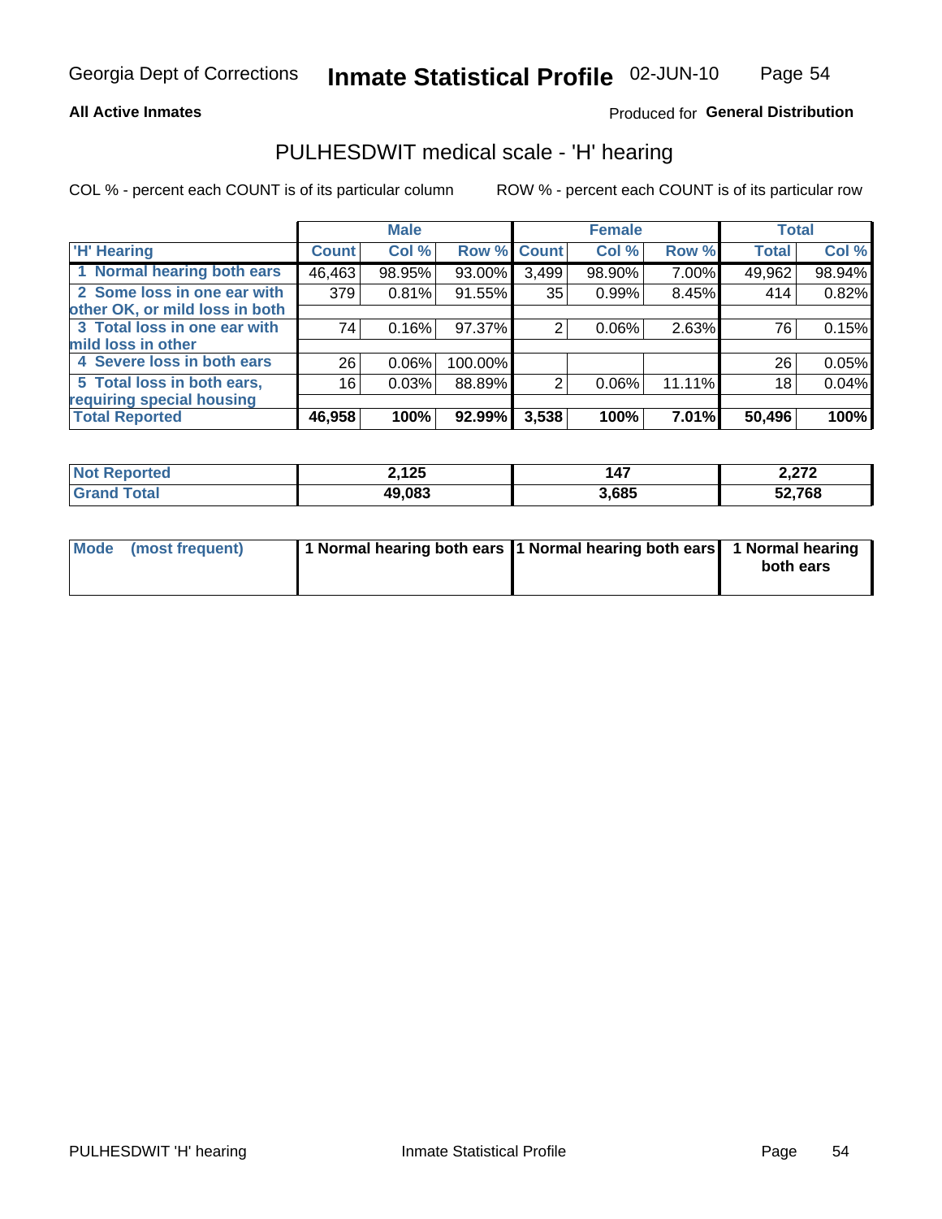**All Active Inmates**

Produced for **General Distribution**

## PULHESDWIT medical scale - 'H' hearing

COL % - percent each COUNT is of its particular column

ROW % - percent each COUNT is of its particular row

| | Male | | | Female | | | Total | |
|---|---|---|---|---|---|---|---|---|
| 'H' Hearing | Count | Col % | Row % | Count | Col % | Row % | Total | Col % |
| 1 Normal hearing both ears | 46,463 | 98.95% | 93.00% | 3,499 | 98.90% | 7.00% | 49,962 | 98.94% |
| 2 Some loss in one ear with other OK, or mild loss in both | 379 | 0.81% | 91.55% | 35 | 0.99% | 8.45% | 414 | 0.82% |
| 3 Total loss in one ear with mild loss in other | 74 | 0.16% | 97.37% | 2 | 0.06% | 2.63% | 76 | 0.15% |
| 4 Severe loss in both ears | 26 | 0.06% | 100.00% | | | | 26 | 0.05% |
| 5 Total loss in both ears, requiring special housing | 16 | 0.03% | 88.89% | 2 | 0.06% | 11.11% | 18 | 0.04% |
| **Total Reported** | **46,958** | **100%** | **92.99%** | **3,538** | **100%** | **7.01%** | **50,496** | **100%** |

| | Male | Female | Total |
|---|---|---|---|
| Not Reported | 2,125 | 147 | 2,272 |
| Grand Total | 49,083 | 3,685 | 52,768 |

| | Male | Female | Total |
|---|---|---|---|
| Mode (most frequent) | 1 Normal hearing both ears | 1 Normal hearing both ears | 1 Normal hearing both ears |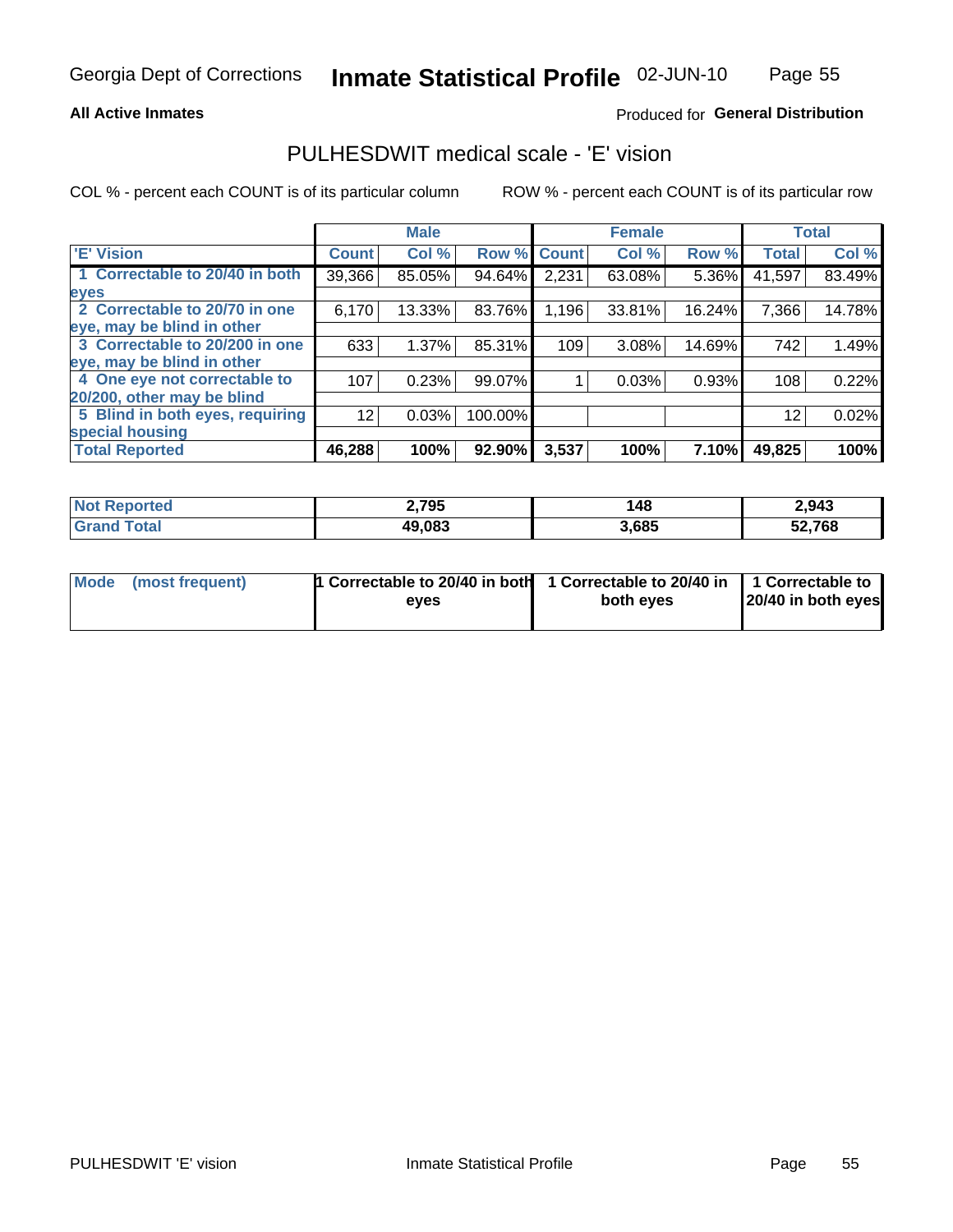**All Active Inmates**

Produced for **General Distribution**

## PULHESDWIT medical scale - 'E' vision

COL % - percent each COUNT is of its particular column

ROW % - percent each COUNT is of its particular row

| | Male | | | Female | | | Total | |
|---|---|---|---|---|---|---|---|---|
| 'E' Vision | Count | Col % | Row % | Count | Col % | Row % | Total | Col % |
| 1 Correctable to 20/40 in both eyes | 39,366 | 85.05% | 94.64% | 2,231 | 63.08% | 5.36% | 41,597 | 83.49% |
| 2 Correctable to 20/70 in one eye, may be blind in other | 6,170 | 13.33% | 83.76% | 1,196 | 33.81% | 16.24% | 7,366 | 14.78% |
| 3 Correctable to 20/200 in one eye, may be blind in other | 633 | 1.37% | 85.31% | 109 | 3.08% | 14.69% | 742 | 1.49% |
| 4 One eye not correctable to 20/200, other may be blind | 107 | 0.23% | 99.07% | 1 | 0.03% | 0.93% | 108 | 0.22% |
| 5 Blind in both eyes, requiring special housing | 12 | 0.03% | 100.00% | | | | 12 | 0.02% |
| **Total Reported** | **46,288** | **100%** | **92.90%** | **3,537** | **100%** | **7.10%** | **49,825** | **100%** |

| | Male | Female | Total |
|---|---|---|---|
| Not Reported | 2,795 | 148 | 2,943 |
| Grand Total | 49,083 | 3,685 | 52,768 |

| | Male | Female | Total |
|---|---|---|---|
| Mode (most frequent) | 1 Correctable to 20/40 in both eyes | 1 Correctable to 20/40 in both eyes | 1 Correctable to 20/40 in both eyes |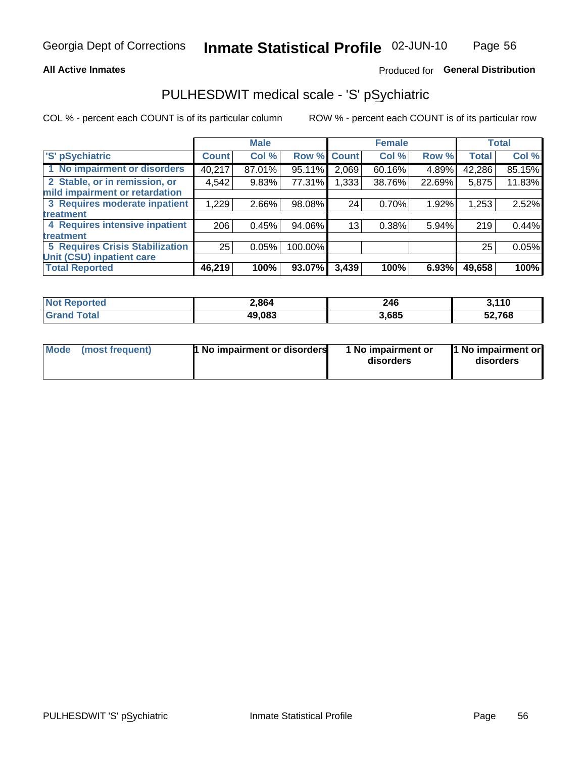Georgia Dept of Corrections **Inmate Statistical Profile** 02-JUN-10

**All Active Inmates**

Produced for **General Distribution**

## PULHESDWIT medical scale - 'S' pSychiatric

COL % - percent each COUNT is of its particular column

ROW % - percent each COUNT is of its particular row

| 'S' pSychiatric | Male | | | Female | | | Total | |
|---|---|---|---|---|---|---|---|---|
| | Count | Col % | Row % | Count | Col % | Row % | Total | Col % |
| 1 No impairment or disorders | 40,217 | 87.01% | 95.11% | 2,069 | 60.16% | 4.89% | 42,286 | 85.15% |
| 2 Stable, or in remission, or mild impairment or retardation | 4,542 | 9.83% | 77.31% | 1,333 | 38.76% | 22.69% | 5,875 | 11.83% |
| 3 Requires moderate inpatient treatment | 1,229 | 2.66% | 98.08% | 24 | 0.70% | 1.92% | 1,253 | 2.52% |
| 4 Requires intensive inpatient treatment | 206 | 0.45% | 94.06% | 13 | 0.38% | 5.94% | 219 | 0.44% |
| 5 Requires Crisis Stabilization Unit (CSU) inpatient care | 25 | 0.05% | 100.00% | | | | 25 | 0.05% |
| **Total Reported** | **46,219** | **100%** | **93.07%** | **3,439** | **100%** | **6.93%** | **49,658** | **100%** |

| | Male | Female | Total |
|---|---|---|---|
| Not Reported | 2,864 | 246 | 3,110 |
| Grand Total | 49,083 | 3,685 | 52,768 |

| | Male | Female | Total |
|---|---|---|---|
| Mode (most frequent) | 1 No impairment or disorders | 1 No impairment or disorders | 1 No impairment or disorders |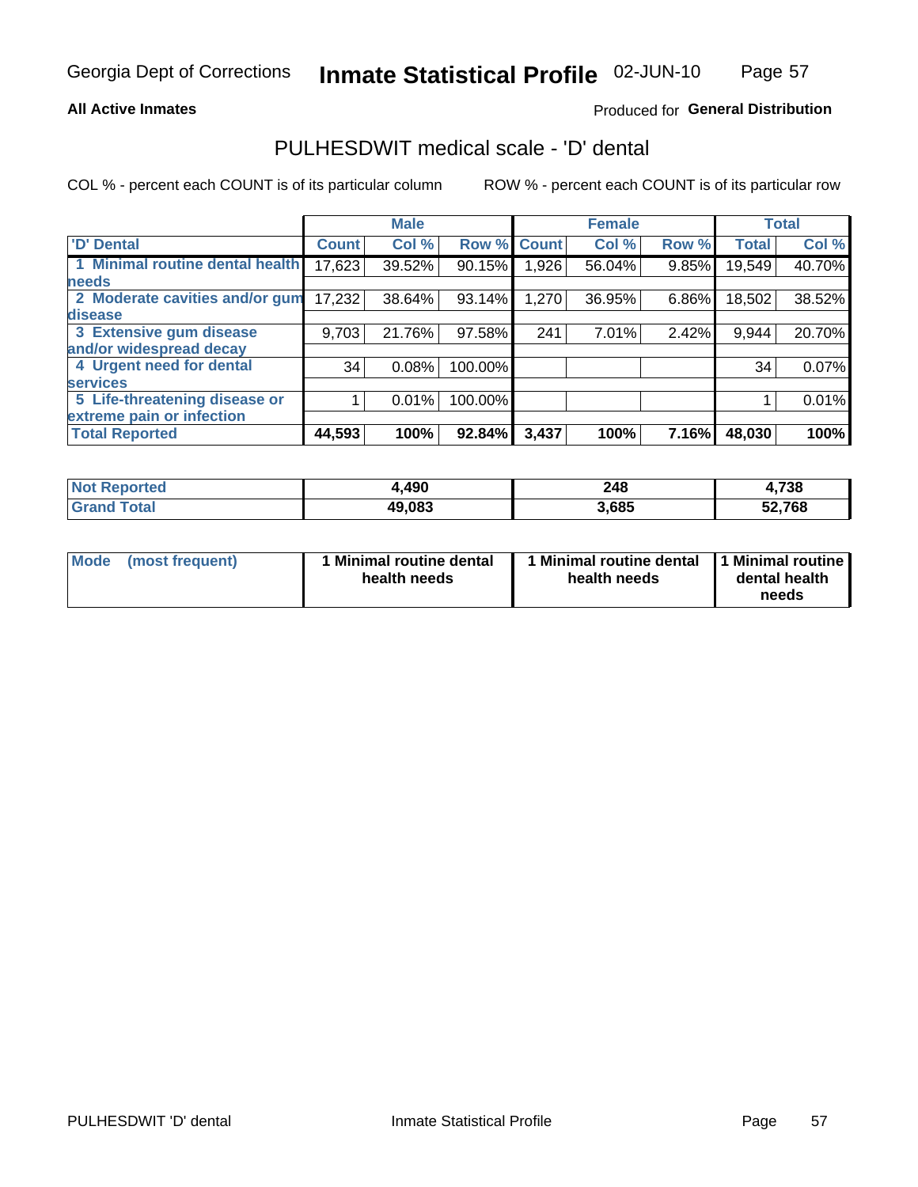**All Active Inmates**

Produced for **General Distribution**

## PULHESDWIT medical scale - 'D' dental

COL % - percent each COUNT is of its particular column

ROW % - percent each COUNT is of its particular row

| | Male | | | Female | | | Total | |
|---|---|---|---|---|---|---|---|---|
| 'D' Dental | Count | Col % | Row % | Count | Col % | Row % | Total | Col % |
| 1 Minimal routine dental health needs | 17,623 | 39.52% | 90.15% | 1,926 | 56.04% | 9.85% | 19,549 | 40.70% |
| 2 Moderate cavities and/or gum disease | 17,232 | 38.64% | 93.14% | 1,270 | 36.95% | 6.86% | 18,502 | 38.52% |
| 3 Extensive gum disease and/or widespread decay | 9,703 | 21.76% | 97.58% | 241 | 7.01% | 2.42% | 9,944 | 20.70% |
| 4 Urgent need for dental services | 34 | 0.08% | 100.00% | | | | 34 | 0.07% |
| 5 Life-threatening disease or extreme pain or infection | 1 | 0.01% | 100.00% | | | | 1 | 0.01% |
| **Total Reported** | **44,593** | **100%** | **92.84%** | **3,437** | **100%** | **7.16%** | **48,030** | **100%** |

| | Male | Female | Total |
|---|---|---|---|
| Not Reported | 4,490 | 248 | 4,738 |
| Grand Total | 49,083 | 3,685 | 52,768 |

| | Male | Female | Total |
|---|---|---|---|
| Mode (most frequent) | 1 Minimal routine dental health needs | 1 Minimal routine dental health needs | 1 Minimal routine dental health needs |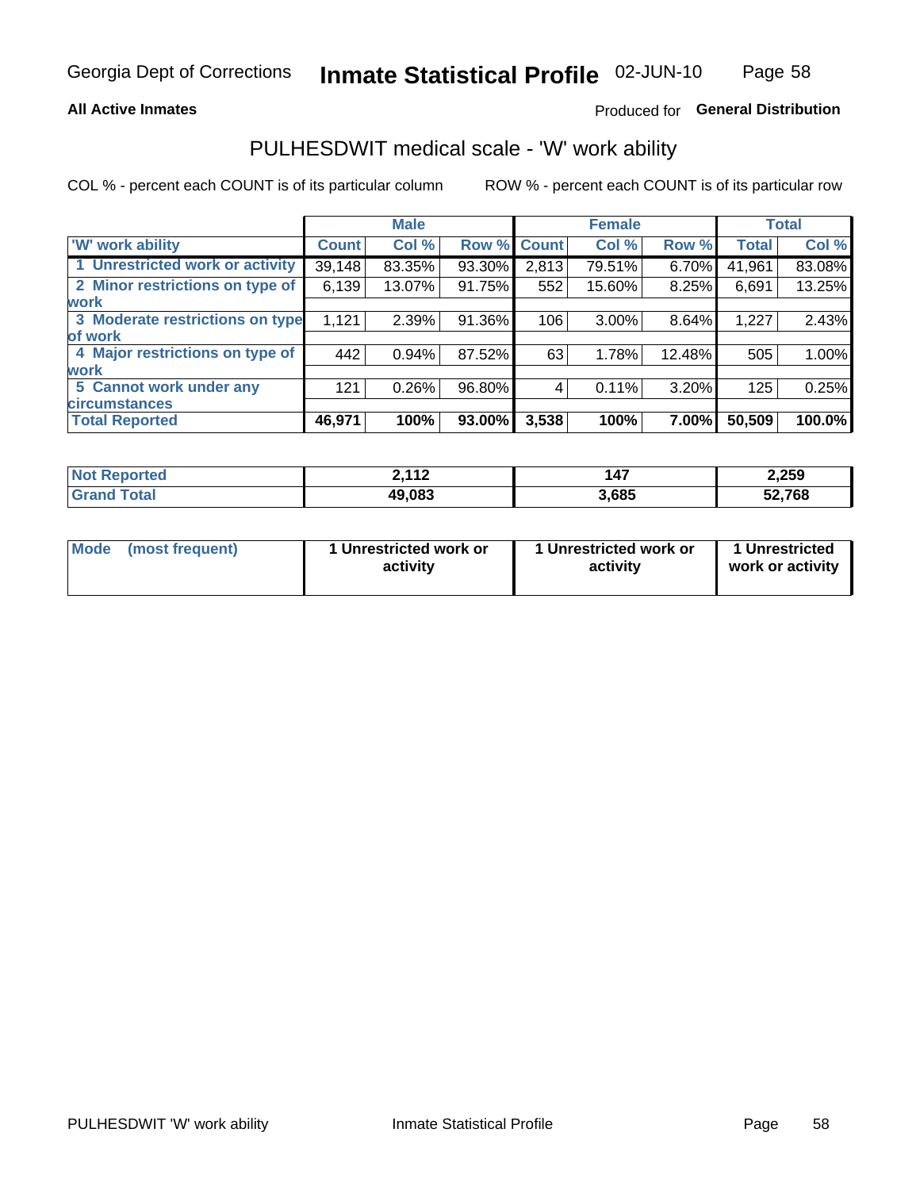**All Active Inmates** Produced for **General Distribution**

## PULHESDWIT medical scale - 'W' work ability

COL % - percent each COUNT is of its particular column ROW % - percent each COUNT is of its particular row

| | Male | | | Female | | | Total | |
|---|---|---|---|---|---|---|---|---|
| 'W' work ability | Count | Col % | Row % | Count | Col % | Row % | Total | Col % |
| 1 Unrestricted work or activity | 39,148 | 83.35% | 93.30% | 2,813 | 79.51% | 6.70% | 41,961 | 83.08% |
| 2 Minor restrictions on type of work | 6,139 | 13.07% | 91.75% | 552 | 15.60% | 8.25% | 6,691 | 13.25% |
| 3 Moderate restrictions on type of work | 1,121 | 2.39% | 91.36% | 106 | 3.00% | 8.64% | 1,227 | 2.43% |
| 4 Major restrictions on type of work | 442 | 0.94% | 87.52% | 63 | 1.78% | 12.48% | 505 | 1.00% |
| 5 Cannot work under any circumstances | 121 | 0.26% | 96.80% | 4 | 0.11% | 3.20% | 125 | 0.25% |
| **Total Reported** | **46,971** | **100%** | **93.00%** | **3,538** | **100%** | **7.00%** | **50,509** | **100.0%** |

| | Male | Female | Total |
|---|---|---|---|
| Not Reported | 2,112 | 147 | 2,259 |
| Grand Total | 49,083 | 3,685 | 52,768 |

| | Male | Female | Total |
|---|---|---|---|
| Mode (most frequent) | 1 Unrestricted work or activity | 1 Unrestricted work or activity | 1 Unrestricted work or activity |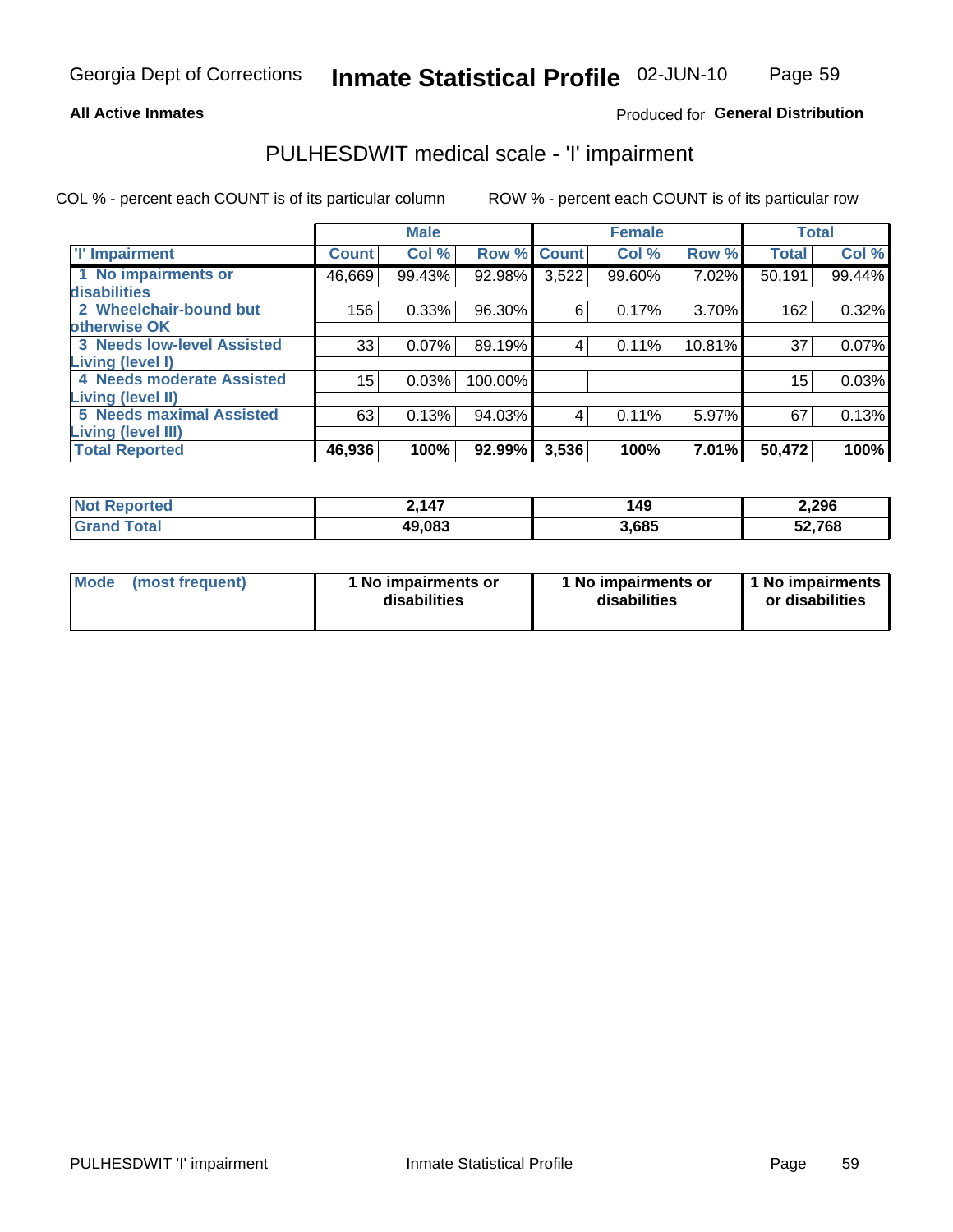**All Active Inmates**

Produced for **General Distribution**

## PULHESDWIT medical scale - 'I' impairment

COL % - percent each COUNT is of its particular column

ROW % - percent each COUNT is of its particular row

| | Male | | | Female | | | Total | |
|---|---|---|---|---|---|---|---|---|
| 'I' Impairment | Count | Col % | Row % | Count | Col % | Row % | Total | Col % |
| 1 No impairments or disabilities | 46,669 | 99.43% | 92.98% | 3,522 | 99.60% | 7.02% | 50,191 | 99.44% |
| 2 Wheelchair-bound but otherwise OK | 156 | 0.33% | 96.30% | 6 | 0.17% | 3.70% | 162 | 0.32% |
| 3 Needs low-level Assisted Living (level I) | 33 | 0.07% | 89.19% | 4 | 0.11% | 10.81% | 37 | 0.07% |
| 4 Needs moderate Assisted Living (level II) | 15 | 0.03% | 100.00% | | | | 15 | 0.03% |
| 5 Needs maximal Assisted Living (level III) | 63 | 0.13% | 94.03% | 4 | 0.11% | 5.97% | 67 | 0.13% |
| **Total Reported** | **46,936** | **100%** | **92.99%** | **3,536** | **100%** | **7.01%** | **50,472** | **100%** |

| | Male | Female | Total |
|---|---|---|---|
| Not Reported | 2,147 | 149 | 2,296 |
| Grand Total | 49,083 | 3,685 | 52,768 |

| | Male | Female | Total |
|---|---|---|---|
| Mode (most frequent) | 1 No impairments or disabilities | 1 No impairments or disabilities | 1 No impairments or disabilities |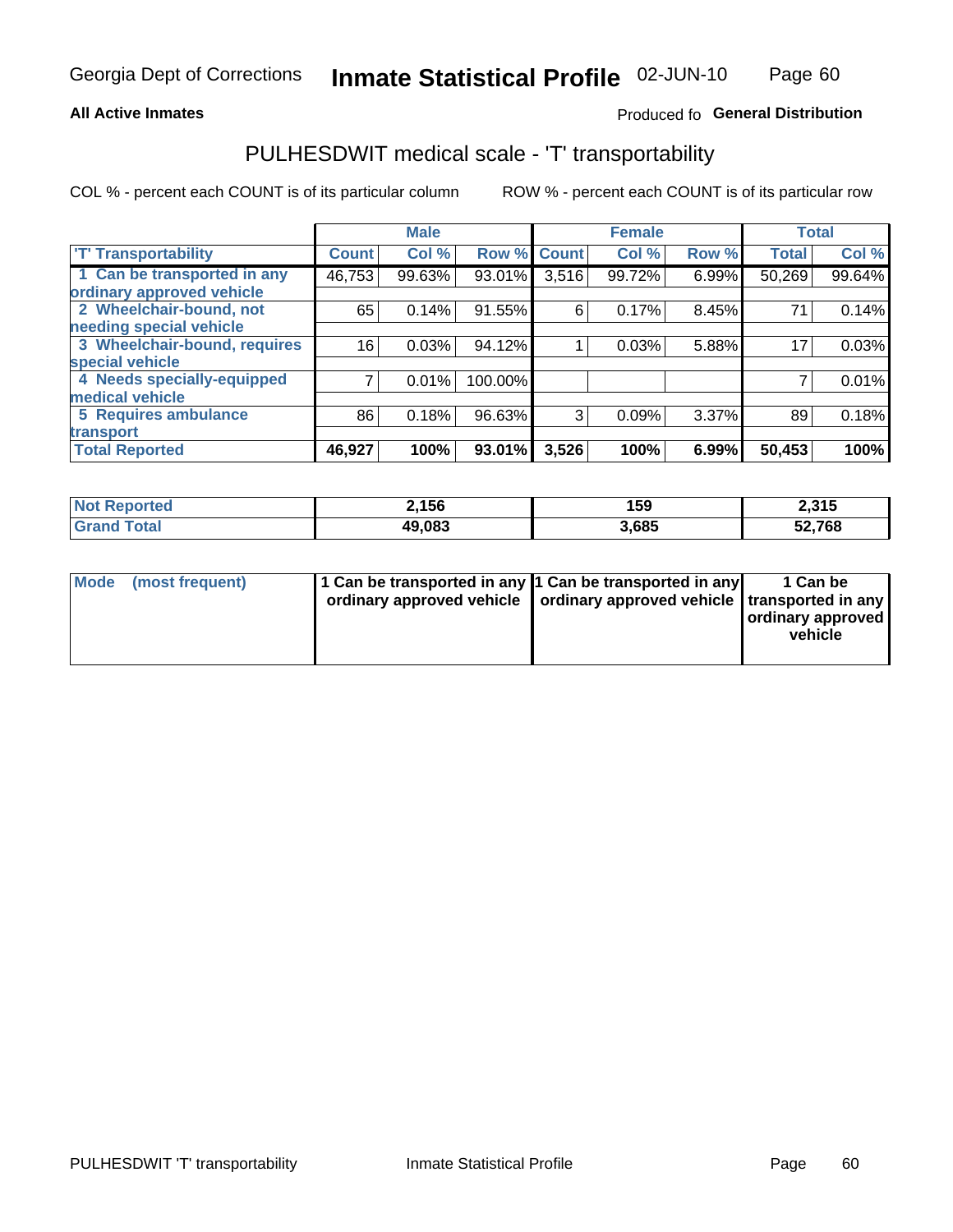**All Active Inmates**

Produced fo **General Distribution**

## PULHESDWIT medical scale - 'T' transportability

COL % - percent each COUNT is of its particular column

ROW % - percent each COUNT is of its particular row

| 'T' Transportability | Male | | | Female | | | Total | |
|---|---|---|---|---|---|---|---|---|
| | Count | Col % | Row % | Count | Col % | Row % | Total | Col % |
| 1 Can be transported in any ordinary approved vehicle | 46,753 | 99.63% | 93.01% | 3,516 | 99.72% | 6.99% | 50,269 | 99.64% |
| 2 Wheelchair-bound, not needing special vehicle | 65 | 0.14% | 91.55% | 6 | 0.17% | 8.45% | 71 | 0.14% |
| 3 Wheelchair-bound, requires special vehicle | 16 | 0.03% | 94.12% | 1 | 0.03% | 5.88% | 17 | 0.03% |
| 4 Needs specially-equipped medical vehicle | 7 | 0.01% | 100.00% | | | | 7 | 0.01% |
| 5 Requires ambulance transport | 86 | 0.18% | 96.63% | 3 | 0.09% | 3.37% | 89 | 0.18% |
| **Total Reported** | **46,927** | **100%** | **93.01%** | **3,526** | **100%** | **6.99%** | **50,453** | **100%** |

| | Male | Female | Total |
|---|---|---|---|
| **Not Reported** | **2,156** | **159** | **2,315** |
| **Grand Total** | **49,083** | **3,685** | **52,768** |

| | Male | Female | Total |
|---|---|---|---|
| **Mode (most frequent)** | **1 Can be transported in any ordinary approved vehicle** | **1 Can be transported in any ordinary approved vehicle** | **1 Can be transported in any ordinary approved vehicle** |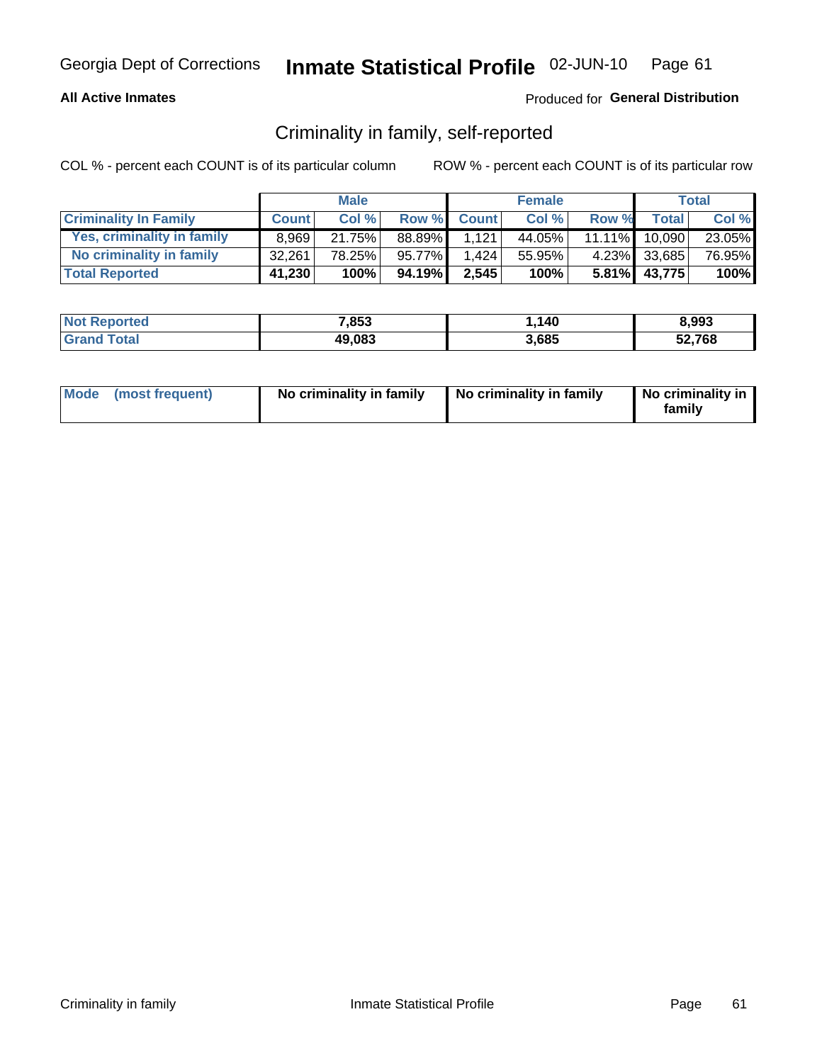**All Active Inmates**

Produced for **General Distribution**

## Criminality in family, self-reported

COL % - percent each COUNT is of its particular column

ROW % - percent each COUNT is of its particular row

| | Male | | | Female | | | Total | |
|---|---|---|---|---|---|---|---|---|
| **Criminality In Family** | **Count** | **Col %** | **Row %** | **Count** | **Col %** | **Row %** | **Total** | **Col %** |
| Yes, criminality in family | 8,969 | 21.75% | 88.89% | 1,121 | 44.05% | 11.11% | 10,090 | 23.05% |
| No criminality in family | 32,261 | 78.25% | 95.77% | 1,424 | 55.95% | 4.23% | 33,685 | 76.95% |
| **Total Reported** | **41,230** | **100%** | **94.19%** | **2,545** | **100%** | **5.81%** | **43,775** | **100%** |

| | Male | Female | Total |
|---|---|---|---|
| Not Reported | 7,853 | 1,140 | 8,993 |
| Grand Total | 49,083 | 3,685 | 52,768 |

| Mode (most frequent) | No criminality in family | No criminality in family | No criminality in family |
|---|---|---|---|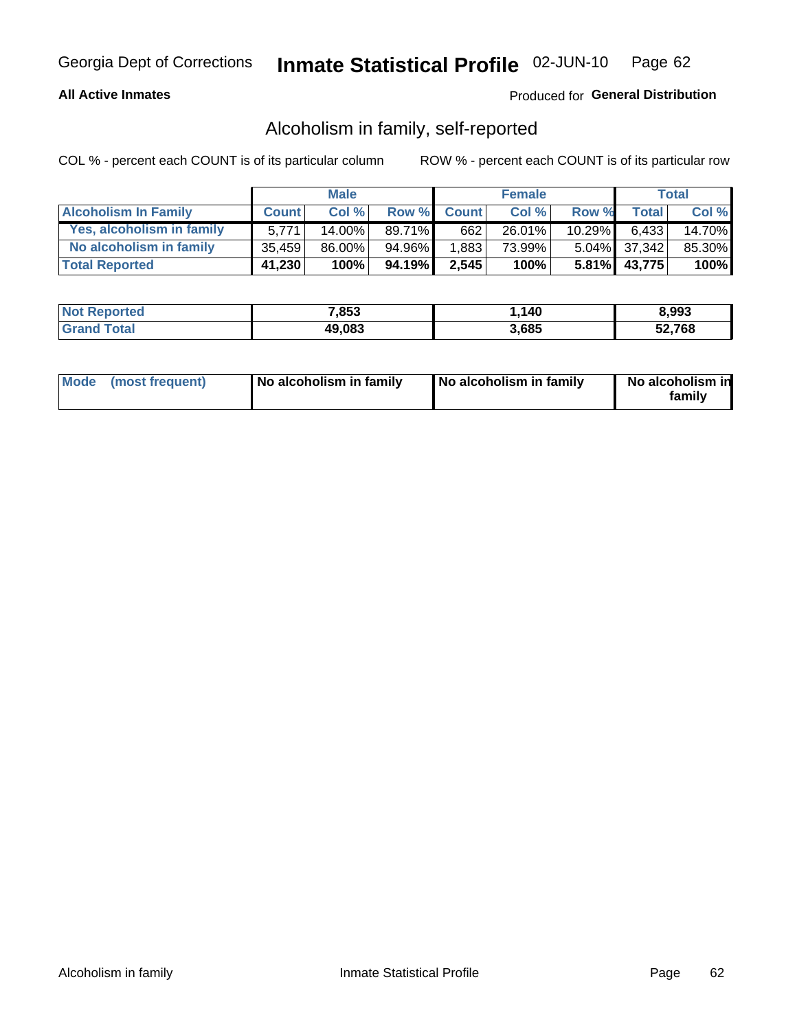Georgia Dept of Corrections **Inmate Statistical Profile** 02-JUN-10

**All Active Inmates**

Produced for **General Distribution**

## Alcoholism in family, self-reported

COL % - percent each COUNT is of its particular column

ROW % - percent each COUNT is of its particular row

| | Male | | | Female | | | Total | |
|---|---|---|---|---|---|---|---|---|
| **Alcoholism In Family** | **Count** | **Col %** | **Row %** | **Count** | **Col %** | **Row %** | **Total** | **Col %** |
| **Yes, alcoholism in family** | 5,771 | 14.00% | 89.71% | 662 | 26.01% | 10.29% | 6,433 | 14.70% |
| **No alcoholism in family** | 35,459 | 86.00% | 94.96% | 1,883 | 73.99% | 5.04% | 37,342 | 85.30% |
| **Total Reported** | **41,230** | **100%** | **94.19%** | **2,545** | **100%** | **5.81%** | **43,775** | **100%** |

| | Male | Female | Total |
|---|---|---|---|
| **Not Reported** | **7,853** | **1,140** | **8,993** |
| **Grand Total** | **49,083** | **3,685** | **52,768** |

| | Male | Female | Total |
|---|---|---|---|
| **Mode (most frequent)** | **No alcoholism in family** | **No alcoholism in family** | **No alcoholism in family** |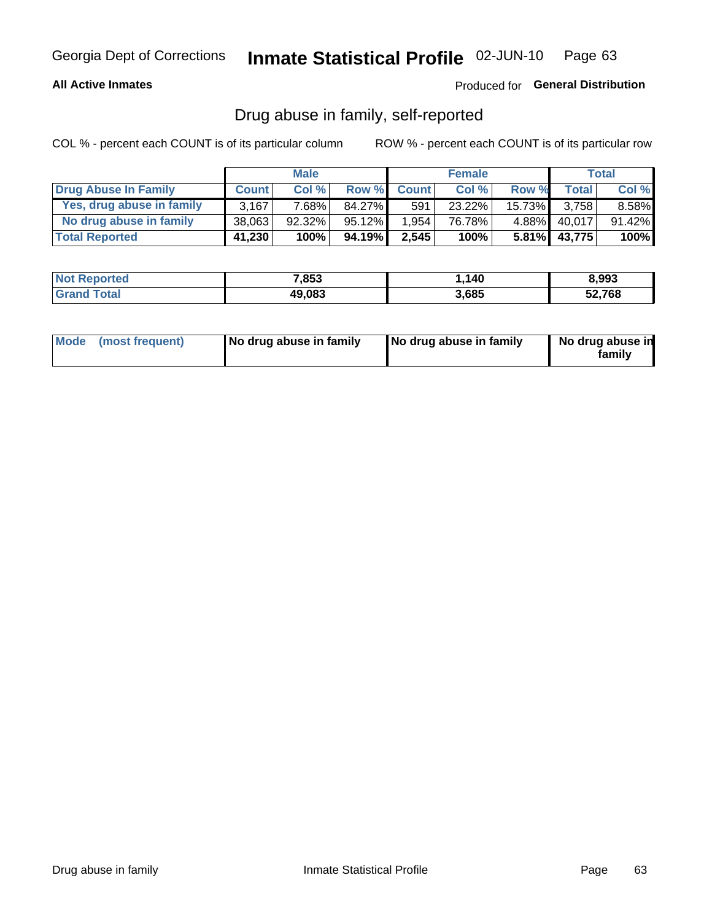**All Active Inmates**

Produced for **General Distribution**

## Drug abuse in family, self-reported

COL % - percent each COUNT is of its particular column

ROW % - percent each COUNT is of its particular row

| | Male | | | Female | | | Total | |
|---|---|---|---|---|---|---|---|---|
| **Drug Abuse In Family** | **Count** | **Col %** | **Row %** | **Count** | **Col %** | **Row %** | **Total** | **Col %** |
| Yes, drug abuse in family | 3,167 | 7.68% | 84.27% | 591 | 23.22% | 15.73% | 3,758 | 8.58% |
| No drug abuse in family | 38,063 | 92.32% | 95.12% | 1,954 | 76.78% | 4.88% | 40,017 | 91.42% |
| **Total Reported** | **41,230** | **100%** | **94.19%** | **2,545** | **100%** | **5.81%** | **43,775** | **100%** |

| | Male | Female | Total |
|---|---|---|---|
| Not Reported | 7,853 | 1,140 | 8,993 |
| Grand Total | 49,083 | 3,685 | 52,768 |

| | Male | Female | Total |
|---|---|---|---|
| Mode (most frequent) | No drug abuse in family | No drug abuse in family | No drug abuse in family |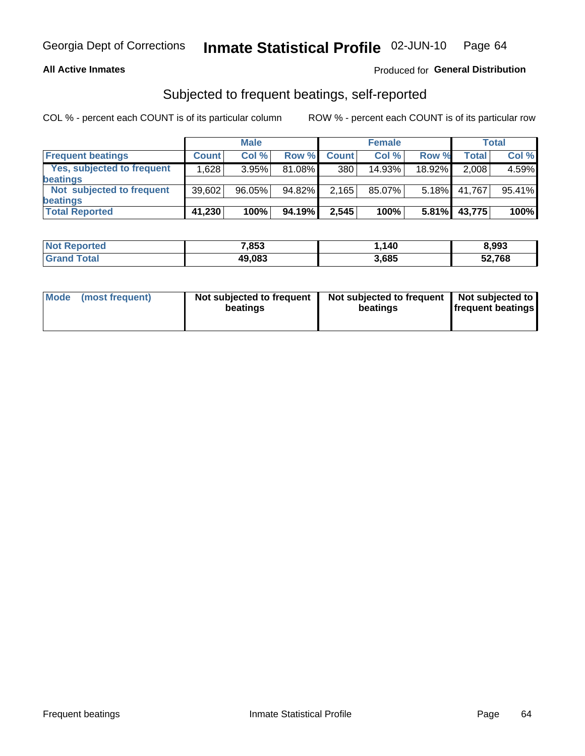Georgia Dept of Corrections **Inimate Statistical Profile** 02-JUN-10

**All Active Inmates**

Produced for **General Distribution**

## Subjected to frequent beatings, self-reported

COL % - percent each COUNT is of its particular column ROW % - percent each COUNT is of its particular row

| | Male | | | Female | | | Total | |
|---|---|---|---|---|---|---|---|---|
| **Frequent beatings** | **Count** | **Col %** | **Row %** | **Count** | **Col %** | **Row %** | **Total** | **Col %** |
| **Yes, subjected to frequent beatings** | 1,628 | 3.95% | 81.08% | 380 | 14.93% | 18.92% | 2,008 | 4.59% |
| **Not subjected to frequent beatings** | 39,602 | 96.05% | 94.82% | 2,165 | 85.07% | 5.18% | 41,767 | 95.41% |
| **Total Reported** | **41,230** | **100%** | **94.19%** | **2,545** | **100%** | **5.81%** | **43,775** | **100%** |

| | Male | Female | Total |
|---|---|---|---|
| **Not Reported** | **7,853** | **1,140** | **8,993** |
| **Grand Total** | **49,083** | **3,685** | **52,768** |

| | Male | Female | Total |
|---|---|---|---|
| **Mode (most frequent)** | **Not subjected to frequent beatings** | **Not subjected to frequent beatings** | **Not subjected to frequent beatings** |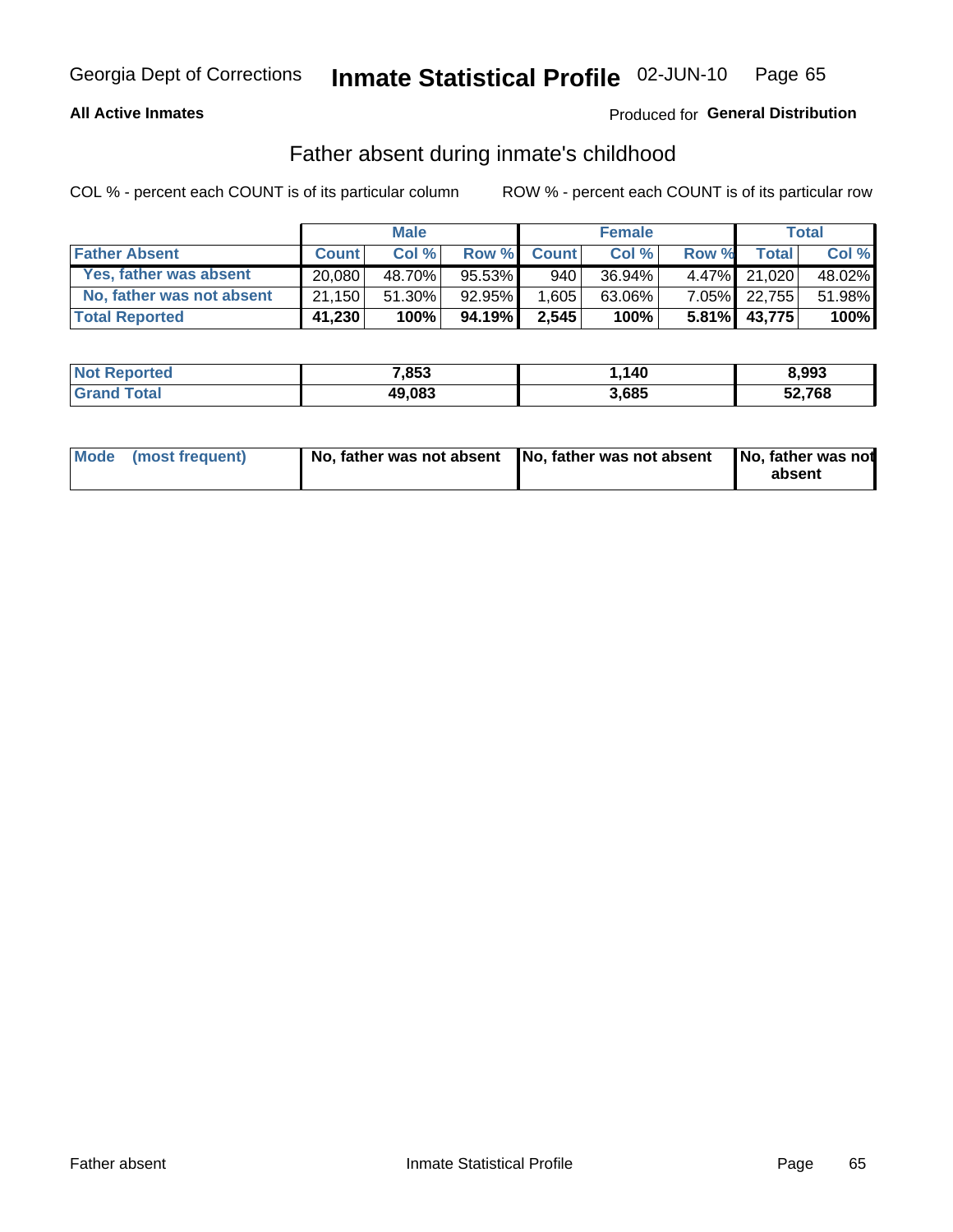**All Active Inmates**

Produced for **General Distribution**

## Father absent during inmate's childhood

COL % - percent each COUNT is of its particular column

ROW % - percent each COUNT is of its particular row

| | Male | | | Female | | | Total | |
|---|---|---|---|---|---|---|---|---|
| **Father Absent** | **Count** | **Col %** | **Row %** | **Count** | **Col %** | **Row %** | **Total** | **Col %** |
| Yes, father was absent | 20,080 | 48.70% | 95.53% | 940 | 36.94% | 4.47% | 21,020 | 48.02% |
| No, father was not absent | 21,150 | 51.30% | 92.95% | 1,605 | 63.06% | 7.05% | 22,755 | 51.98% |
| **Total Reported** | **41,230** | **100%** | **94.19%** | **2,545** | **100%** | **5.81%** | **43,775** | **100%** |

| | Male | Female | Total |
|---|---|---|---|
| **Not Reported** | **7,853** | **1,140** | **8,993** |
| **Grand Total** | **49,083** | **3,685** | **52,768** |

| | Male | Female | Total |
|---|---|---|---|
| **Mode (most frequent)** | **No, father was not absent** | **No, father was not absent** | **No, father was not absent** |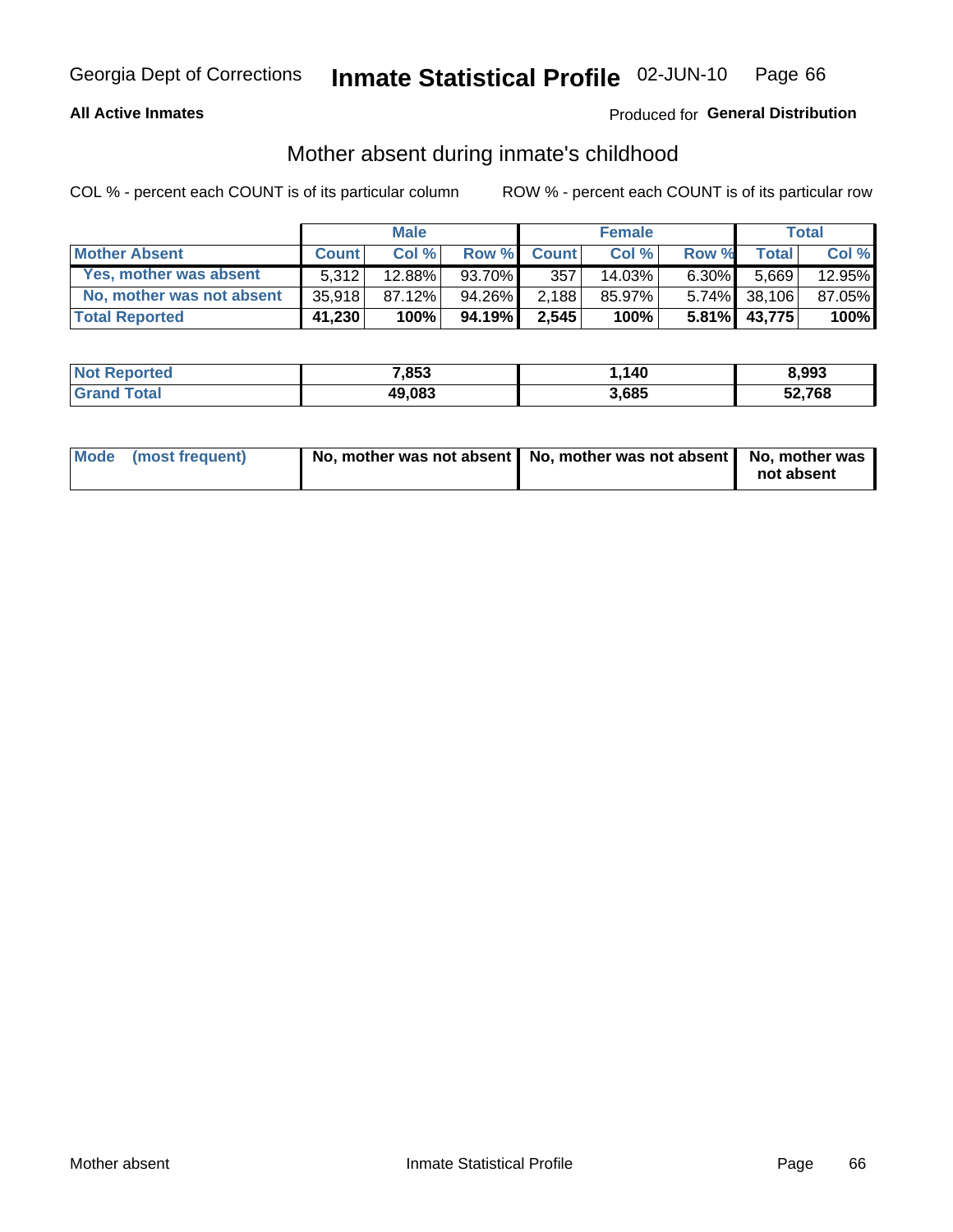**All Active Inmates** — Produced for **General Distribution**

## Mother absent during inmate's childhood

COL % - percent each COUNT is of its particular column    ROW % - percent each COUNT is of its particular row

| | Male | | | Female | | | Total | |
|---|---|---|---|---|---|---|---|---|
| **Mother Absent** | **Count** | **Col %** | **Row %** | **Count** | **Col %** | **Row %** | **Total** | **Col %** |
| Yes, mother was absent | 5,312 | 12.88% | 93.70% | 357 | 14.03% | 6.30% | 5,669 | 12.95% |
| No, mother was not absent | 35,918 | 87.12% | 94.26% | 2,188 | 85.97% | 5.74% | 38,106 | 87.05% |
| **Total Reported** | **41,230** | **100%** | **94.19%** | **2,545** | **100%** | **5.81%** | **43,775** | **100%** |

| | Male | Female | Total |
|---|---|---|---|
| **Not Reported** | **7,853** | **1,140** | **8,993** |
| **Grand Total** | **49,083** | **3,685** | **52,768** |

| | Male | Female | Total |
|---|---|---|---|
| **Mode (most frequent)** | **No, mother was not absent** | **No, mother was not absent** | **No, mother was not absent** |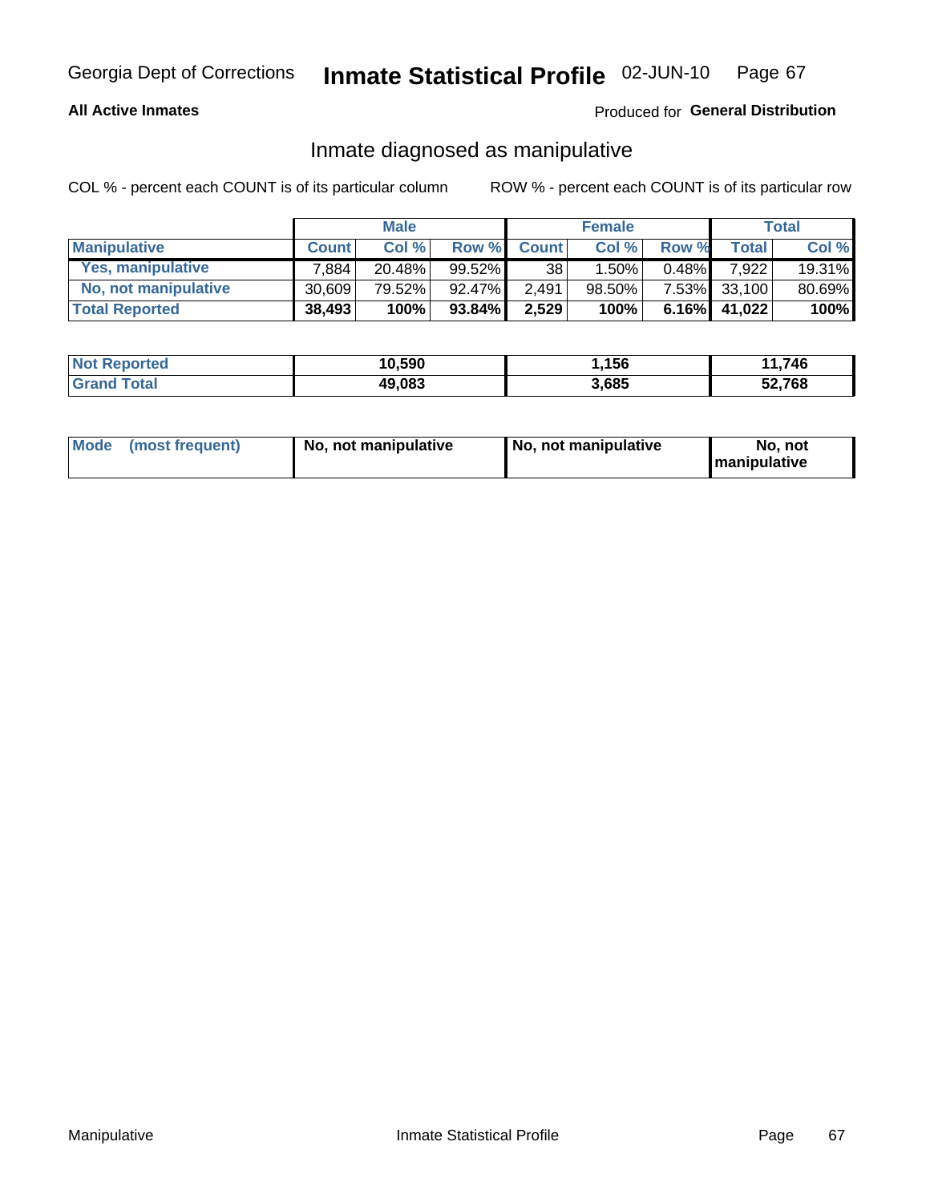# Inmate diagnosed as manipulative

**All Active Inmates** — Produced for **General Distribution**

COL % - percent each COUNT is of its particular column

ROW % - percent each COUNT is of its particular row

| | Male | | | Female | | | Total | |
|---|---|---|---|---|---|---|---|---|
| **Manipulative** | **Count** | **Col %** | **Row %** | **Count** | **Col %** | **Row %** | **Total** | **Col %** |
| **Yes, manipulative** | 7,884 | 20.48% | 99.52% | 38 | 1.50% | 0.48% | 7,922 | 19.31% |
| **No, not manipulative** | 30,609 | 79.52% | 92.47% | 2,491 | 98.50% | 7.53% | 33,100 | 80.69% |
| **Total Reported** | **38,493** | **100%** | **93.84%** | **2,529** | **100%** | **6.16%** | **41,022** | **100%** |

| | Male | Female | Total |
|---|---|---|---|
| **Not Reported** | **10,590** | **1,156** | **11,746** |
| **Grand Total** | **49,083** | **3,685** | **52,768** |

| | Male | Female | Total |
|---|---|---|---|
| **Mode (most frequent)** | **No, not manipulative** | **No, not manipulative** | **No, not manipulative** |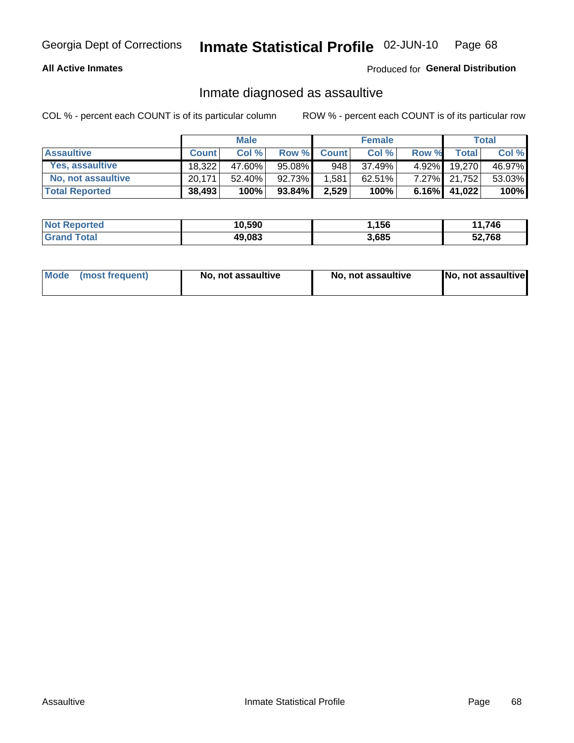Georgia Dept of Corrections **Inmate Statistical Profile** 02-JUN-10

**All Active Inmates**

Produced for **General Distribution**

## Inmate diagnosed as assaultive

COL % - percent each COUNT is of its particular column

ROW % - percent each COUNT is of its particular row

| | Male | | | Female | | | Total | |
|---|---|---|---|---|---|---|---|---|
| **Assaultive** | **Count** | **Col %** | **Row %** | **Count** | **Col %** | **Row %** | **Total** | **Col %** |
| **Yes, assaultive** | 18,322 | 47.60% | 95.08% | 948 | 37.49% | 4.92% | 19,270 | 46.97% |
| **No, not assaultive** | 20,171 | 52.40% | 92.73% | 1,581 | 62.51% | 7.27% | 21,752 | 53.03% |
| **Total Reported** | **38,493** | **100%** | **93.84%** | **2,529** | **100%** | **6.16%** | **41,022** | **100%** |

| | Male | Female | Total |
|---|---|---|---|
| **Not Reported** | **10,590** | **1,156** | **11,746** |
| **Grand Total** | **49,083** | **3,685** | **52,768** |

| | Male | Female | Total |
|---|---|---|---|
| **Mode (most frequent)** | **No, not assaultive** | **No, not assaultive** | **No, not assaultive** |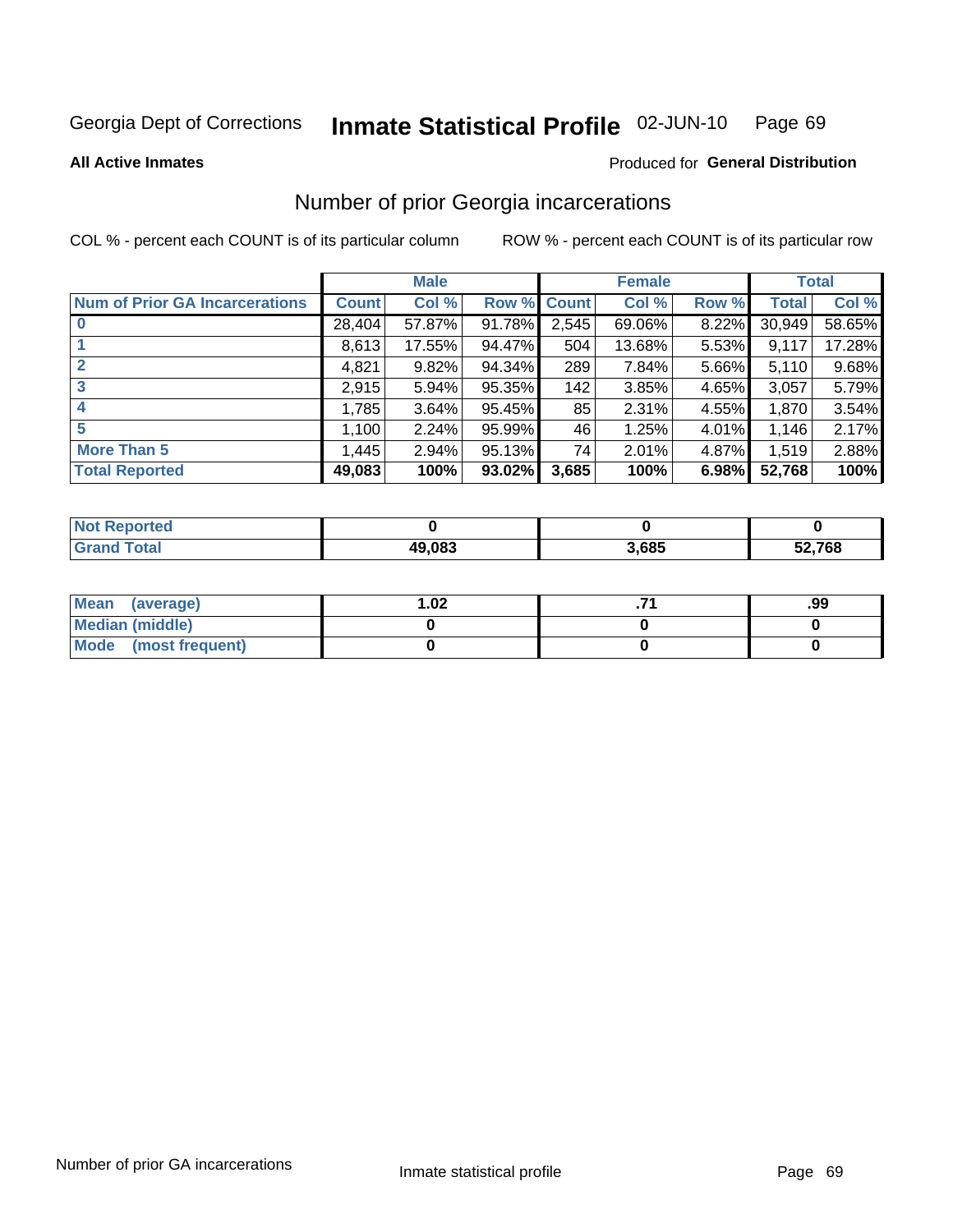Georgia Dept of Corrections **Inmate Statistical Profile** 02-JUN-10

**All Active Inmates**

Produced for **General Distribution**

## Number of prior Georgia incarcerations

COL % - percent each COUNT is of its particular column

ROW % - percent each COUNT is of its particular row

| | Male | | | Female | | | Total | |
|---|---|---|---|---|---|---|---|---|
| **Num of Prior GA Incarcerations** | **Count** | **Col %** | **Row %** | **Count** | **Col %** | **Row %** | **Total** | **Col %** |
| **0** | 28,404 | 57.87% | 91.78% | 2,545 | 69.06% | 8.22% | 30,949 | 58.65% |
| **1** | 8,613 | 17.55% | 94.47% | 504 | 13.68% | 5.53% | 9,117 | 17.28% |
| **2** | 4,821 | 9.82% | 94.34% | 289 | 7.84% | 5.66% | 5,110 | 9.68% |
| **3** | 2,915 | 5.94% | 95.35% | 142 | 3.85% | 4.65% | 3,057 | 5.79% |
| **4** | 1,785 | 3.64% | 95.45% | 85 | 2.31% | 4.55% | 1,870 | 3.54% |
| **5** | 1,100 | 2.24% | 95.99% | 46 | 1.25% | 4.01% | 1,146 | 2.17% |
| **More Than 5** | 1,445 | 2.94% | 95.13% | 74 | 2.01% | 4.87% | 1,519 | 2.88% |
| **Total Reported** | **49,083** | **100%** | **93.02%** | **3,685** | **100%** | **6.98%** | **52,768** | **100%** |

| | Male | Female | Total |
|---|---|---|---|
| **Not Reported** | **0** | **0** | **0** |
| **Grand Total** | **49,083** | **3,685** | **52,768** |

| | Male | Female | Total |
|---|---|---|---|
| **Mean (average)** | **1.02** | **.71** | **.99** |
| **Median (middle)** | **0** | **0** | **0** |
| **Mode (most frequent)** | **0** | **0** | **0** |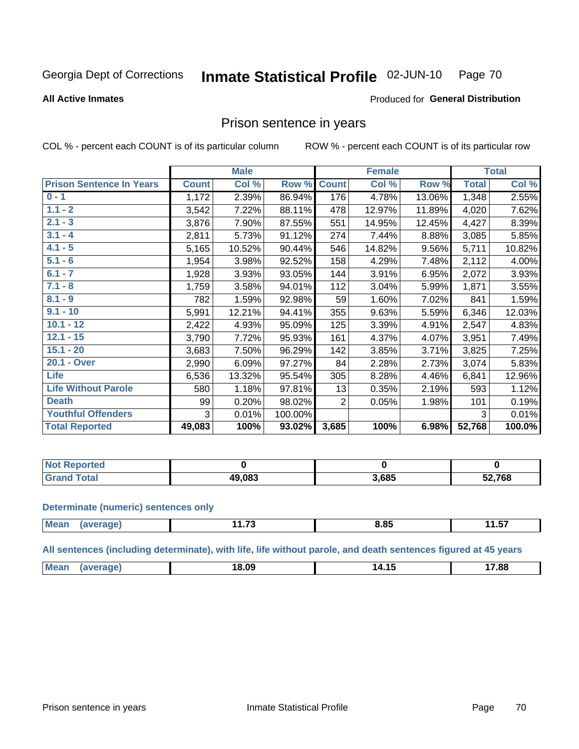Georgia Dept of Corrections **Inmate Statistical Profile** 02-JUN-10

**All Active Inmates**

Produced for **General Distribution**

## Prison sentence in years

COL % - percent each COUNT is of its particular column

ROW % - percent each COUNT is of its particular row

| | Male | | | Female | | | Total | |
|---|---|---|---|---|---|---|---|---|
| **Prison Sentence In Years** | **Count** | **Col %** | **Row %** | **Count** | **Col %** | **Row %** | **Total** | **Col %** |
| 0 - 1 | 1,172 | 2.39% | 86.94% | 176 | 4.78% | 13.06% | 1,348 | 2.55% |
| 1.1 - 2 | 3,542 | 7.22% | 88.11% | 478 | 12.97% | 11.89% | 4,020 | 7.62% |
| 2.1 - 3 | 3,876 | 7.90% | 87.55% | 551 | 14.95% | 12.45% | 4,427 | 8.39% |
| 3.1 - 4 | 2,811 | 5.73% | 91.12% | 274 | 7.44% | 8.88% | 3,085 | 5.85% |
| 4.1 - 5 | 5,165 | 10.52% | 90.44% | 546 | 14.82% | 9.56% | 5,711 | 10.82% |
| 5.1 - 6 | 1,954 | 3.98% | 92.52% | 158 | 4.29% | 7.48% | 2,112 | 4.00% |
| 6.1 - 7 | 1,928 | 3.93% | 93.05% | 144 | 3.91% | 6.95% | 2,072 | 3.93% |
| 7.1 - 8 | 1,759 | 3.58% | 94.01% | 112 | 3.04% | 5.99% | 1,871 | 3.55% |
| 8.1 - 9 | 782 | 1.59% | 92.98% | 59 | 1.60% | 7.02% | 841 | 1.59% |
| 9.1 - 10 | 5,991 | 12.21% | 94.41% | 355 | 9.63% | 5.59% | 6,346 | 12.03% |
| 10.1 - 12 | 2,422 | 4.93% | 95.09% | 125 | 3.39% | 4.91% | 2,547 | 4.83% |
| 12.1 - 15 | 3,790 | 7.72% | 95.93% | 161 | 4.37% | 4.07% | 3,951 | 7.49% |
| 15.1 - 20 | 3,683 | 7.50% | 96.29% | 142 | 3.85% | 3.71% | 3,825 | 7.25% |
| 20.1 - Over | 2,990 | 6.09% | 97.27% | 84 | 2.28% | 2.73% | 3,074 | 5.83% |
| Life | 6,536 | 13.32% | 95.54% | 305 | 8.28% | 4.46% | 6,841 | 12.96% |
| Life Without Parole | 580 | 1.18% | 97.81% | 13 | 0.35% | 2.19% | 593 | 1.12% |
| Death | 99 | 0.20% | 98.02% | 2 | 0.05% | 1.98% | 101 | 0.19% |
| Youthful Offenders | 3 | 0.01% | 100.00% | | | | 3 | 0.01% |
| **Total Reported** | **49,083** | **100%** | **93.02%** | **3,685** | **100%** | **6.98%** | **52,768** | **100.0%** |

| | Male | Female | Total |
|---|---|---|---|
| Not Reported | **0** | **0** | **0** |
| Grand Total | **49,083** | **3,685** | **52,768** |

**Determinate (numeric) sentences only**

| | Male | Female | Total |
|---|---|---|---|
| Mean (average) | **11.73** | **8.85** | **11.57** |

**All sentences (including determinate), with life, life without parole, and death sentences figured at 45 years**

| | Male | Female | Total |
|---|---|---|---|
| Mean (average) | **18.09** | **14.15** | **17.88** |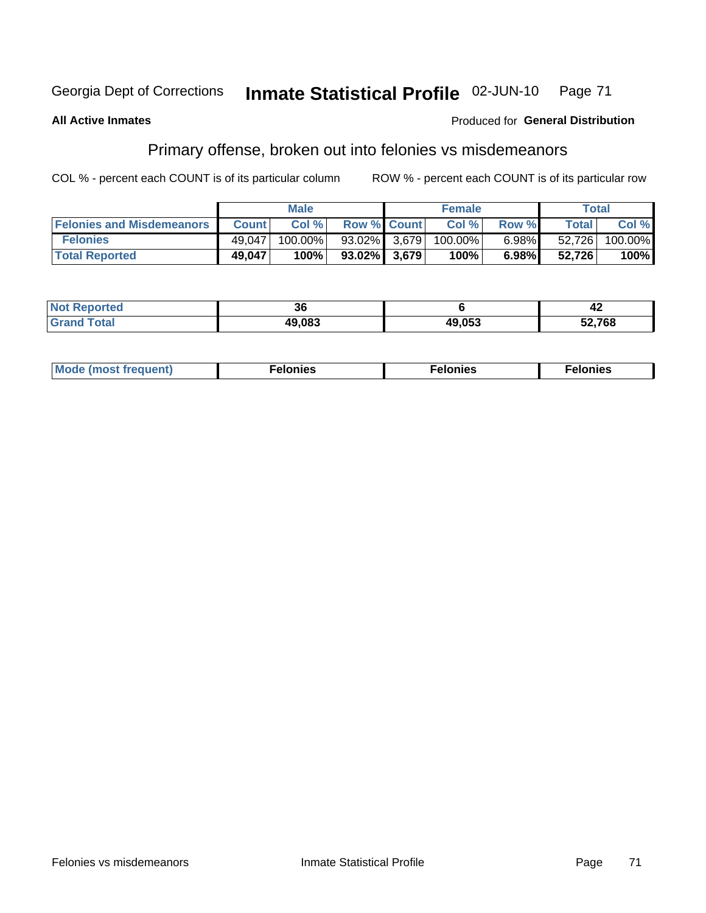Georgia Dept of Corrections **Inmate Statistical Profile** 02-JUN-10

**All Active Inmates**

Produced for **General Distribution**

## Primary offense, broken out into felonies vs misdemeanors

COL % - percent each COUNT is of its particular column

ROW % - percent each COUNT is of its particular row

| | Male | | | Female | | | Total | |
|---|---|---|---|---|---|---|---|---|
| **Felonies and Misdemeanors** | **Count** | **Col %** | **Row %** | **Count** | **Col %** | **Row %** | **Total** | **Col %** |
| **Felonies** | 49,047 | 100.00% | 93.02% | 3,679 | 100.00% | 6.98% | 52,726 | 100.00% |
| **Total Reported** | **49,047** | **100%** | **93.02%** | **3,679** | **100%** | **6.98%** | **52,726** | **100%** |

| | Male | Female | Total |
|---|---|---|---|
| **Not Reported** | **36** | **6** | **42** |
| **Grand Total** | **49,083** | **49,053** | **52,768** |

| | Male | Female | Total |
|---|---|---|---|
| **Mode (most frequent)** | **Felonies** | **Felonies** | **Felonies** |

Felonies vs misdemeanors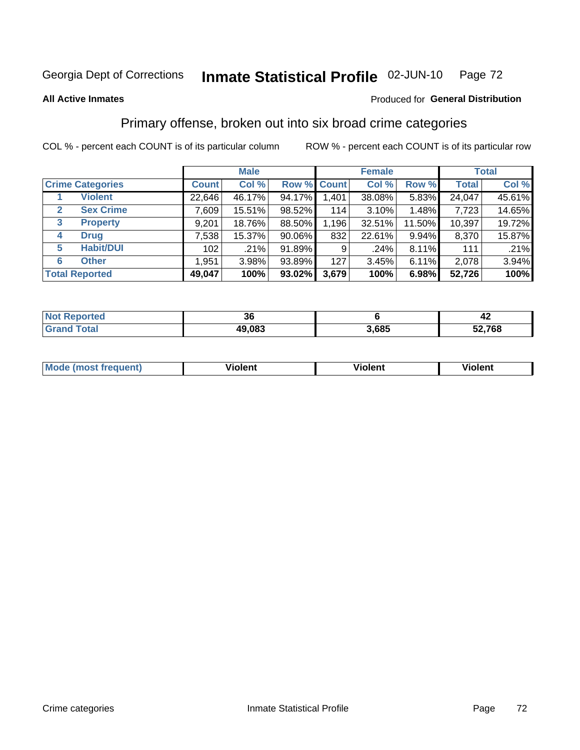Georgia Dept of Corrections **Inmate Statistical Profile** 02-JUN-10

**All Active Inmates**

Produced for **General Distribution**

## Primary offense, broken out into six broad crime categories

COL % - percent each COUNT is of its particular column ROW % - percent each COUNT is of its particular row

| | | Male | | | Female | | | Total | |
|---|---|---|---|---|---|---|---|---|---|
| Crime Categories | | Count | Col % | Row % | Count | Col % | Row % | Total | Col % |
| 1 | Violent | 22,646 | 46.17% | 94.17% | 1,401 | 38.08% | 5.83% | 24,047 | 45.61% |
| 2 | Sex Crime | 7,609 | 15.51% | 98.52% | 114 | 3.10% | 1.48% | 7,723 | 14.65% |
| 3 | Property | 9,201 | 18.76% | 88.50% | 1,196 | 32.51% | 11.50% | 10,397 | 19.72% |
| 4 | Drug | 7,538 | 15.37% | 90.06% | 832 | 22.61% | 9.94% | 8,370 | 15.87% |
| 5 | Habit/DUI | 102 | .21% | 91.89% | 9 | .24% | 8.11% | 111 | .21% |
| 6 | Other | 1,951 | 3.98% | 93.89% | 127 | 3.45% | 6.11% | 2,078 | 3.94% |
| **Total Reported** | | **49,047** | **100%** | **93.02%** | **3,679** | **100%** | **6.98%** | **52,726** | **100%** |

| | Male | Female | Total |
|---|---|---|---|
| Not Reported | 36 | 6 | 42 |
| Grand Total | 49,083 | 3,685 | 52,768 |

| | Male | Female | Total |
|---|---|---|---|
| Mode (most frequent) | Violent | Violent | Violent |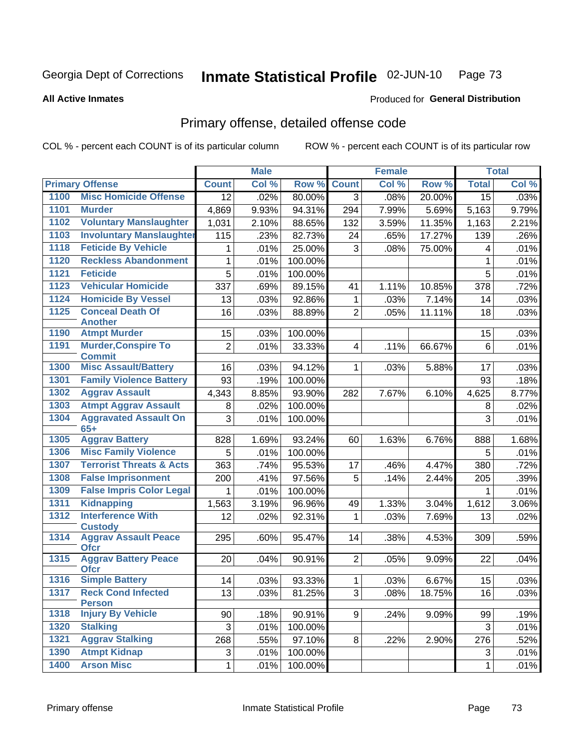Georgia Dept of Corrections **Inmate Statistical Profile** 02-JUN-10

**All Active Inmates**

Produced for **General Distribution**

## Primary offense, detailed offense code

COL % - percent each COUNT is of its particular column

ROW % - percent each COUNT is of its particular row

| Primary Offense | | Male | | | Female | | | Total | |
|---|---|---|---|---|---|---|---|---|---|
| | | Count | Col % | Row % | Count | Col % | Row % | Total | Col % |
| 1100 | Misc Homicide Offense | 12 | .02% | 80.00% | 3 | .08% | 20.00% | 15 | .03% |
| 1101 | Murder | 4,869 | 9.93% | 94.31% | 294 | 7.99% | 5.69% | 5,163 | 9.79% |
| 1102 | Voluntary Manslaughter | 1,031 | 2.10% | 88.65% | 132 | 3.59% | 11.35% | 1,163 | 2.21% |
| 1103 | Involuntary Manslaughter | 115 | .23% | 82.73% | 24 | .65% | 17.27% | 139 | .26% |
| 1118 | Feticide By Vehicle | 1 | .01% | 25.00% | 3 | .08% | 75.00% | 4 | .01% |
| 1120 | Reckless Abandonment | 1 | .01% | 100.00% | | | | 1 | .01% |
| 1121 | Feticide | 5 | .01% | 100.00% | | | | 5 | .01% |
| 1123 | Vehicular Homicide | 337 | .69% | 89.15% | 41 | 1.11% | 10.85% | 378 | .72% |
| 1124 | Homicide By Vessel | 13 | .03% | 92.86% | 1 | .03% | 7.14% | 14 | .03% |
| 1125 | Conceal Death Of Another | 16 | .03% | 88.89% | 2 | .05% | 11.11% | 18 | .03% |
| 1190 | Atmpt Murder | 15 | .03% | 100.00% | | | | 15 | .03% |
| 1191 | Murder,Conspire To Commit | 2 | .01% | 33.33% | 4 | .11% | 66.67% | 6 | .01% |
| 1300 | Misc Assault/Battery | 16 | .03% | 94.12% | 1 | .03% | 5.88% | 17 | .03% |
| 1301 | Family Violence Battery | 93 | .19% | 100.00% | | | | 93 | .18% |
| 1302 | Aggrav Assault | 4,343 | 8.85% | 93.90% | 282 | 7.67% | 6.10% | 4,625 | 8.77% |
| 1303 | Atmpt Aggrav Assault | 8 | .02% | 100.00% | | | | 8 | .02% |
| 1304 | Aggravated Assault On 65+ | 3 | .01% | 100.00% | | | | 3 | .01% |
| 1305 | Aggrav Battery | 828 | 1.69% | 93.24% | 60 | 1.63% | 6.76% | 888 | 1.68% |
| 1306 | Misc Family Violence | 5 | .01% | 100.00% | | | | 5 | .01% |
| 1307 | Terrorist Threats & Acts | 363 | .74% | 95.53% | 17 | .46% | 4.47% | 380 | .72% |
| 1308 | False Imprisonment | 200 | .41% | 97.56% | 5 | .14% | 2.44% | 205 | .39% |
| 1309 | False Impris Color Legal | 1 | .01% | 100.00% | | | | 1 | .01% |
| 1311 | Kidnapping | 1,563 | 3.19% | 96.96% | 49 | 1.33% | 3.04% | 1,612 | 3.06% |
| 1312 | Interference With Custody | 12 | .02% | 92.31% | 1 | .03% | 7.69% | 13 | .02% |
| 1314 | Aggrav Assault Peace Ofcr | 295 | .60% | 95.47% | 14 | .38% | 4.53% | 309 | .59% |
| 1315 | Aggrav Battery Peace Ofcr | 20 | .04% | 90.91% | 2 | .05% | 9.09% | 22 | .04% |
| 1316 | Simple Battery | 14 | .03% | 93.33% | 1 | .03% | 6.67% | 15 | .03% |
| 1317 | Reck Cond Infected Person | 13 | .03% | 81.25% | 3 | .08% | 18.75% | 16 | .03% |
| 1318 | Injury By Vehicle | 90 | .18% | 90.91% | 9 | .24% | 9.09% | 99 | .19% |
| 1320 | Stalking | 3 | .01% | 100.00% | | | | 3 | .01% |
| 1321 | Aggrav Stalking | 268 | .55% | 97.10% | 8 | .22% | 2.90% | 276 | .52% |
| 1390 | Atmpt Kidnap | 3 | .01% | 100.00% | | | | 3 | .01% |
| 1400 | Arson Misc | 1 | .01% | 100.00% | | | | 1 | .01% |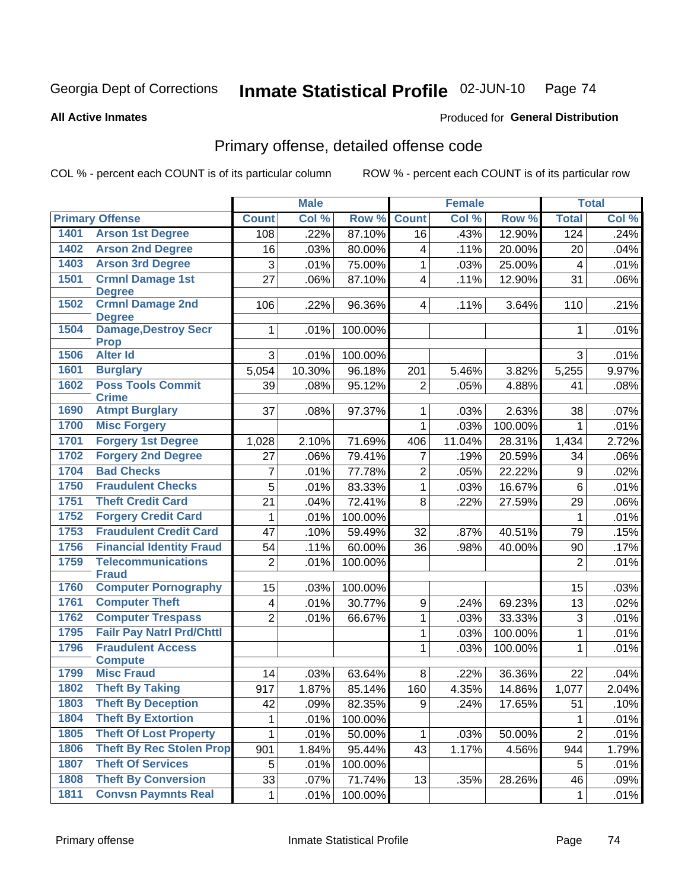Georgia Dept of Corrections **Inmate Statistical Profile** 02-JUN-10

**All Active Inmates** Produced for **General Distribution**

## Primary offense, detailed offense code

COL % - percent each COUNT is of its particular column ROW % - percent each COUNT is of its particular row

| Primary Offense | | Male | | | Female | | | Total | |
|---|---|---|---|---|---|---|---|---|---|
| | | Count | Col % | Row % | Count | Col % | Row % | Total | Col % |
| 1401 | Arson 1st Degree | 108 | .22% | 87.10% | 16 | .43% | 12.90% | 124 | .24% |
| 1402 | Arson 2nd Degree | 16 | .03% | 80.00% | 4 | .11% | 20.00% | 20 | .04% |
| 1403 | Arson 3rd Degree | 3 | .01% | 75.00% | 1 | .03% | 25.00% | 4 | .01% |
| 1501 | Crmnl Damage 1st Degree | 27 | .06% | 87.10% | 4 | .11% | 12.90% | 31 | .06% |
| 1502 | Crmnl Damage 2nd Degree | 106 | .22% | 96.36% | 4 | .11% | 3.64% | 110 | .21% |
| 1504 | Damage,Destroy Secr Prop | 1 | .01% | 100.00% | | | | 1 | .01% |
| 1506 | Alter Id | 3 | .01% | 100.00% | | | | 3 | .01% |
| 1601 | Burglary | 5,054 | 10.30% | 96.18% | 201 | 5.46% | 3.82% | 5,255 | 9.97% |
| 1602 | Poss Tools Commit Crime | 39 | .08% | 95.12% | 2 | .05% | 4.88% | 41 | .08% |
| 1690 | Atmpt Burglary | 37 | .08% | 97.37% | 1 | .03% | 2.63% | 38 | .07% |
| 1700 | Misc Forgery | | | | 1 | .03% | 100.00% | 1 | .01% |
| 1701 | Forgery 1st Degree | 1,028 | 2.10% | 71.69% | 406 | 11.04% | 28.31% | 1,434 | 2.72% |
| 1702 | Forgery 2nd Degree | 27 | .06% | 79.41% | 7 | .19% | 20.59% | 34 | .06% |
| 1704 | Bad Checks | 7 | .01% | 77.78% | 2 | .05% | 22.22% | 9 | .02% |
| 1750 | Fraudulent Checks | 5 | .01% | 83.33% | 1 | .03% | 16.67% | 6 | .01% |
| 1751 | Theft Credit Card | 21 | .04% | 72.41% | 8 | .22% | 27.59% | 29 | .06% |
| 1752 | Forgery Credit Card | 1 | .01% | 100.00% | | | | 1 | .01% |
| 1753 | Fraudulent Credit Card | 47 | .10% | 59.49% | 32 | .87% | 40.51% | 79 | .15% |
| 1756 | Financial Identity Fraud | 54 | .11% | 60.00% | 36 | .98% | 40.00% | 90 | .17% |
| 1759 | Telecommunications Fraud | 2 | .01% | 100.00% | | | | 2 | .01% |
| 1760 | Computer Pornography | 15 | .03% | 100.00% | | | | 15 | .03% |
| 1761 | Computer Theft | 4 | .01% | 30.77% | 9 | .24% | 69.23% | 13 | .02% |
| 1762 | Computer Trespass | 2 | .01% | 66.67% | 1 | .03% | 33.33% | 3 | .01% |
| 1795 | Failr Pay Natrl Prd/Chttl | | | | 1 | .03% | 100.00% | 1 | .01% |
| 1796 | Fraudulent Access Compute | | | | 1 | .03% | 100.00% | 1 | .01% |
| 1799 | Misc Fraud | 14 | .03% | 63.64% | 8 | .22% | 36.36% | 22 | .04% |
| 1802 | Theft By Taking | 917 | 1.87% | 85.14% | 160 | 4.35% | 14.86% | 1,077 | 2.04% |
| 1803 | Theft By Deception | 42 | .09% | 82.35% | 9 | .24% | 17.65% | 51 | .10% |
| 1804 | Theft By Extortion | 1 | .01% | 100.00% | | | | 1 | .01% |
| 1805 | Theft Of Lost Property | 1 | .01% | 50.00% | 1 | .03% | 50.00% | 2 | .01% |
| 1806 | Theft By Rec Stolen Prop | 901 | 1.84% | 95.44% | 43 | 1.17% | 4.56% | 944 | 1.79% |
| 1807 | Theft Of Services | 5 | .01% | 100.00% | | | | 5 | .01% |
| 1808 | Theft By Conversion | 33 | .07% | 71.74% | 13 | .35% | 28.26% | 46 | .09% |
| 1811 | Convsn Paymnts Real | 1 | .01% | 100.00% | | | | 1 | .01% |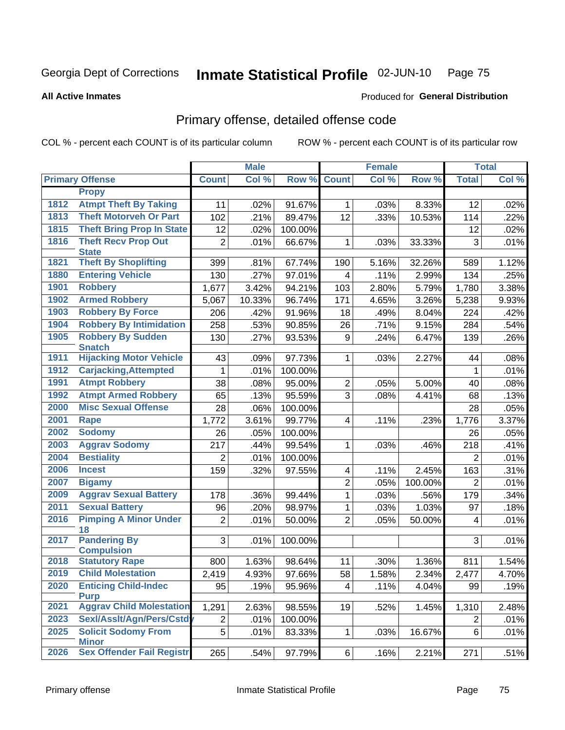Georgia Dept of Corrections **Inmate Statistical Profile** 02-JUN-10

**All Active Inmates** Produced for **General Distribution**

## Primary offense, detailed offense code

COL % - percent each COUNT is of its particular column ROW % - percent each COUNT is of its particular row

| Primary Offense | | Male | | | Female | | | Total | |
|---|---|---|---|---|---|---|---|---|---|
| | | Count | Col % | Row % | Count | Col % | Row % | Total | Col % |
| | Propy | | | | | | | | |
| 1812 | Atmpt Theft By Taking | 11 | .02% | 91.67% | 1 | .03% | 8.33% | 12 | .02% |
| 1813 | Theft Motorveh Or Part | 102 | .21% | 89.47% | 12 | .33% | 10.53% | 114 | .22% |
| 1815 | Theft Bring Prop In State | 12 | .02% | 100.00% | | | | 12 | .02% |
| 1816 | Theft Recv Prop Out State | 2 | .01% | 66.67% | 1 | .03% | 33.33% | 3 | .01% |
| 1821 | Theft By Shoplifting | 399 | .81% | 67.74% | 190 | 5.16% | 32.26% | 589 | 1.12% |
| 1880 | Entering Vehicle | 130 | .27% | 97.01% | 4 | .11% | 2.99% | 134 | .25% |
| 1901 | Robbery | 1,677 | 3.42% | 94.21% | 103 | 2.80% | 5.79% | 1,780 | 3.38% |
| 1902 | Armed Robbery | 5,067 | 10.33% | 96.74% | 171 | 4.65% | 3.26% | 5,238 | 9.93% |
| 1903 | Robbery By Force | 206 | .42% | 91.96% | 18 | .49% | 8.04% | 224 | .42% |
| 1904 | Robbery By Intimidation | 258 | .53% | 90.85% | 26 | .71% | 9.15% | 284 | .54% |
| 1905 | Robbery By Sudden Snatch | 130 | .27% | 93.53% | 9 | .24% | 6.47% | 139 | .26% |
| 1911 | Hijacking Motor Vehicle | 43 | .09% | 97.73% | 1 | .03% | 2.27% | 44 | .08% |
| 1912 | Carjacking,Attempted | 1 | .01% | 100.00% | | | | 1 | .01% |
| 1991 | Atmpt Robbery | 38 | .08% | 95.00% | 2 | .05% | 5.00% | 40 | .08% |
| 1992 | Atmpt Armed Robbery | 65 | .13% | 95.59% | 3 | .08% | 4.41% | 68 | .13% |
| 2000 | Misc Sexual Offense | 28 | .06% | 100.00% | | | | 28 | .05% |
| 2001 | Rape | 1,772 | 3.61% | 99.77% | 4 | .11% | .23% | 1,776 | 3.37% |
| 2002 | Sodomy | 26 | .05% | 100.00% | | | | 26 | .05% |
| 2003 | Aggrav Sodomy | 217 | .44% | 99.54% | 1 | .03% | .46% | 218 | .41% |
| 2004 | Bestiality | 2 | .01% | 100.00% | | | | 2 | .01% |
| 2006 | Incest | 159 | .32% | 97.55% | 4 | .11% | 2.45% | 163 | .31% |
| 2007 | Bigamy | | | | 2 | .05% | 100.00% | 2 | .01% |
| 2009 | Aggrav Sexual Battery | 178 | .36% | 99.44% | 1 | .03% | .56% | 179 | .34% |
| 2011 | Sexual Battery | 96 | .20% | 98.97% | 1 | .03% | 1.03% | 97 | .18% |
| 2016 | Pimping A Minor Under 18 | 2 | .01% | 50.00% | 2 | .05% | 50.00% | 4 | .01% |
| 2017 | Pandering By Compulsion | 3 | .01% | 100.00% | | | | 3 | .01% |
| 2018 | Statutory Rape | 800 | 1.63% | 98.64% | 11 | .30% | 1.36% | 811 | 1.54% |
| 2019 | Child Molestation | 2,419 | 4.93% | 97.66% | 58 | 1.58% | 2.34% | 2,477 | 4.70% |
| 2020 | Enticing Child-Indec Purp | 95 | .19% | 95.96% | 4 | .11% | 4.04% | 99 | .19% |
| 2021 | Aggrav Child Molestation | 1,291 | 2.63% | 98.55% | 19 | .52% | 1.45% | 1,310 | 2.48% |
| 2023 | Sexl/Asslt/Agn/Pers/Cstdy | 2 | .01% | 100.00% | | | | 2 | .01% |
| 2025 | Solicit Sodomy From Minor | 5 | .01% | 83.33% | 1 | .03% | 16.67% | 6 | .01% |
| 2026 | Sex Offender Fail Registr | 265 | .54% | 97.79% | 6 | .16% | 2.21% | 271 | .51% |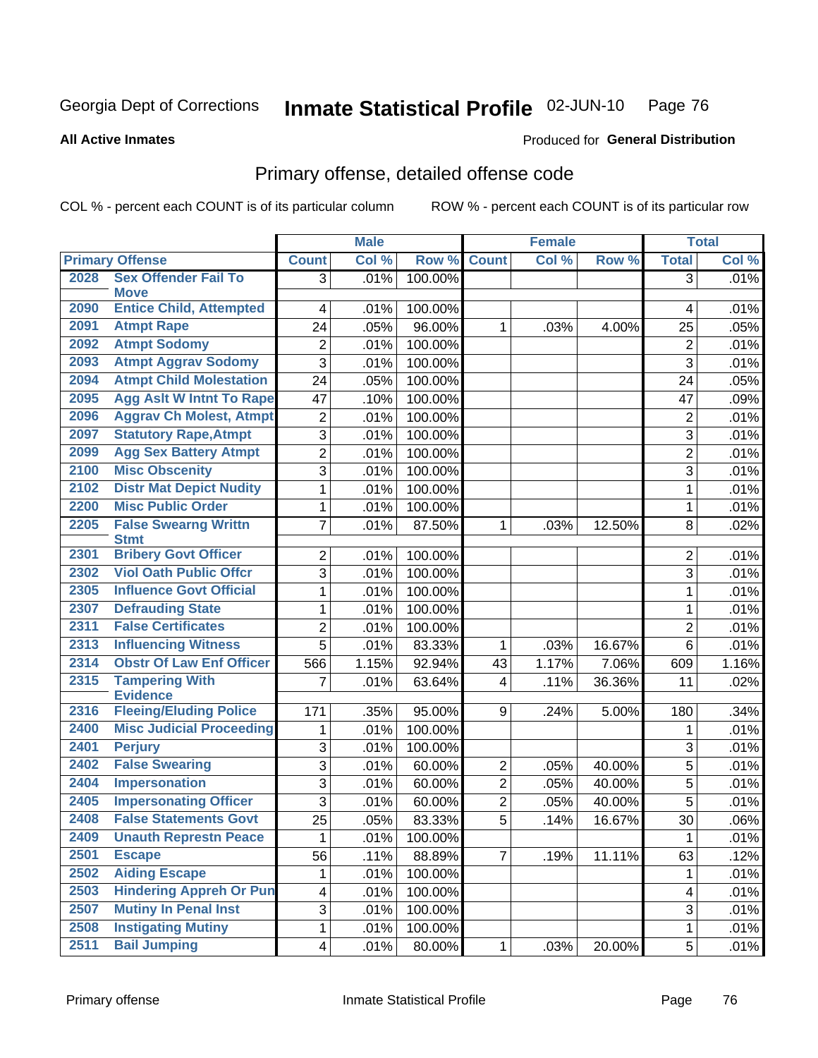Georgia Dept of Corrections **Inmate Statistical Profile** 02-JUN-10

**All Active Inmates**

Produced for **General Distribution**

## Primary offense, detailed offense code

COL % - percent each COUNT is of its particular column

ROW % - percent each COUNT is of its particular row

| Primary Offense | | Male | | | Female | | | Total | |
|---|---|---|---|---|---|---|---|---|---|
| | | Count | Col % | Row % | Count | Col % | Row % | Total | Col % |
| 2028 | Sex Offender Fail To Move | 3 | .01% | 100.00% | | | | 3 | .01% |
| 2090 | Entice Child, Attempted | 4 | .01% | 100.00% | | | | 4 | .01% |
| 2091 | Atmpt Rape | 24 | .05% | 96.00% | 1 | .03% | 4.00% | 25 | .05% |
| 2092 | Atmpt Sodomy | 2 | .01% | 100.00% | | | | 2 | .01% |
| 2093 | Atmpt Aggrav Sodomy | 3 | .01% | 100.00% | | | | 3 | .01% |
| 2094 | Atmpt Child Molestation | 24 | .05% | 100.00% | | | | 24 | .05% |
| 2095 | Agg Aslt W Intnt To Rape | 47 | .10% | 100.00% | | | | 47 | .09% |
| 2096 | Aggrav Ch Molest, Atmpt | 2 | .01% | 100.00% | | | | 2 | .01% |
| 2097 | Statutory Rape,Atmpt | 3 | .01% | 100.00% | | | | 3 | .01% |
| 2099 | Agg Sex Battery Atmpt | 2 | .01% | 100.00% | | | | 2 | .01% |
| 2100 | Misc Obscenity | 3 | .01% | 100.00% | | | | 3 | .01% |
| 2102 | Distr Mat Depict Nudity | 1 | .01% | 100.00% | | | | 1 | .01% |
| 2200 | Misc Public Order | 1 | .01% | 100.00% | | | | 1 | .01% |
| 2205 | False Swearng Writtn Stmt | 7 | .01% | 87.50% | 1 | .03% | 12.50% | 8 | .02% |
| 2301 | Bribery Govt Officer | 2 | .01% | 100.00% | | | | 2 | .01% |
| 2302 | Viol Oath Public Offcr | 3 | .01% | 100.00% | | | | 3 | .01% |
| 2305 | Influence Govt Official | 1 | .01% | 100.00% | | | | 1 | .01% |
| 2307 | Defrauding State | 1 | .01% | 100.00% | | | | 1 | .01% |
| 2311 | False Certificates | 2 | .01% | 100.00% | | | | 2 | .01% |
| 2313 | Influencing Witness | 5 | .01% | 83.33% | 1 | .03% | 16.67% | 6 | .01% |
| 2314 | Obstr Of Law Enf Officer | 566 | 1.15% | 92.94% | 43 | 1.17% | 7.06% | 609 | 1.16% |
| 2315 | Tampering With Evidence | 7 | .01% | 63.64% | 4 | .11% | 36.36% | 11 | .02% |
| 2316 | Fleeing/Eluding Police | 171 | .35% | 95.00% | 9 | .24% | 5.00% | 180 | .34% |
| 2400 | Misc Judicial Proceeding | 1 | .01% | 100.00% | | | | 1 | .01% |
| 2401 | Perjury | 3 | .01% | 100.00% | | | | 3 | .01% |
| 2402 | False Swearing | 3 | .01% | 60.00% | 2 | .05% | 40.00% | 5 | .01% |
| 2404 | Impersonation | 3 | .01% | 60.00% | 2 | .05% | 40.00% | 5 | .01% |
| 2405 | Impersonating Officer | 3 | .01% | 60.00% | 2 | .05% | 40.00% | 5 | .01% |
| 2408 | False Statements Govt | 25 | .05% | 83.33% | 5 | .14% | 16.67% | 30 | .06% |
| 2409 | Unauth Represtn Peace | 1 | .01% | 100.00% | | | | 1 | .01% |
| 2501 | Escape | 56 | .11% | 88.89% | 7 | .19% | 11.11% | 63 | .12% |
| 2502 | Aiding Escape | 1 | .01% | 100.00% | | | | 1 | .01% |
| 2503 | Hindering Appreh Or Pun | 4 | .01% | 100.00% | | | | 4 | .01% |
| 2507 | Mutiny In Penal Inst | 3 | .01% | 100.00% | | | | 3 | .01% |
| 2508 | Instigating Mutiny | 1 | .01% | 100.00% | | | | 1 | .01% |
| 2511 | Bail Jumping | 4 | .01% | 80.00% | 1 | .03% | 20.00% | 5 | .01% |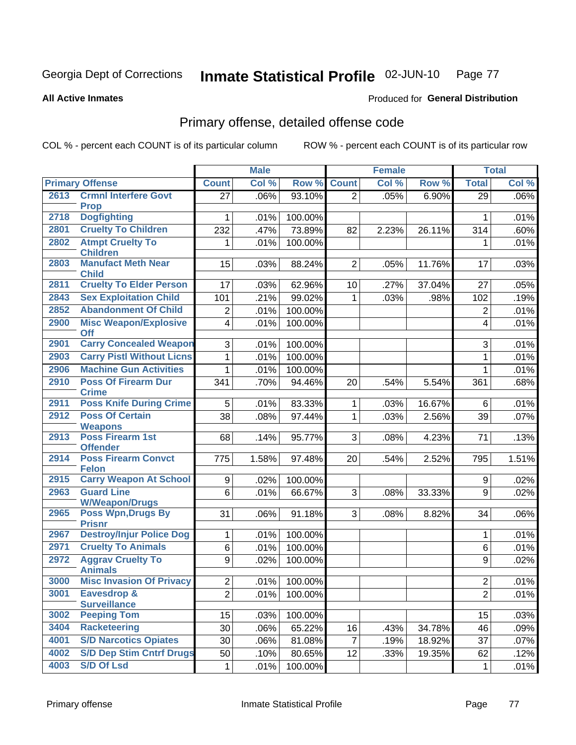Georgia Dept of Corrections **Inmate Statistical Profile** 02-JUN-10

**All Active Inmates**

Produced for **General Distribution**

## Primary offense, detailed offense code

COL % - percent each COUNT is of its particular column

ROW % - percent each COUNT is of its particular row

| | | Male | | | Female | | | Total | |
|---|---|---|---|---|---|---|---|---|---|
| **Primary Offense** | | **Count** | **Col %** | **Row %** | **Count** | **Col %** | **Row %** | **Total** | **Col %** |
| 2613 | Crmnl Interfere Govt Prop | 27 | .06% | 93.10% | 2 | .05% | 6.90% | 29 | .06% |
| 2718 | Dogfighting | 1 | .01% | 100.00% | | | | 1 | .01% |
| 2801 | Cruelty To Children | 232 | .47% | 73.89% | 82 | 2.23% | 26.11% | 314 | .60% |
| 2802 | Atmpt Cruelty To Children | 1 | .01% | 100.00% | | | | 1 | .01% |
| 2803 | Manufact Meth Near Child | 15 | .03% | 88.24% | 2 | .05% | 11.76% | 17 | .03% |
| 2811 | Cruelty To Elder Person | 17 | .03% | 62.96% | 10 | .27% | 37.04% | 27 | .05% |
| 2843 | Sex Exploitation Child | 101 | .21% | 99.02% | 1 | .03% | .98% | 102 | .19% |
| 2852 | Abandonment Of Child | 2 | .01% | 100.00% | | | | 2 | .01% |
| 2900 | Misc Weapon/Explosive Off | 4 | .01% | 100.00% | | | | 4 | .01% |
| 2901 | Carry Concealed Weapon | 3 | .01% | 100.00% | | | | 3 | .01% |
| 2903 | Carry Pistl Without Licns | 1 | .01% | 100.00% | | | | 1 | .01% |
| 2906 | Machine Gun Activities | 1 | .01% | 100.00% | | | | 1 | .01% |
| 2910 | Poss Of Firearm Dur Crime | 341 | .70% | 94.46% | 20 | .54% | 5.54% | 361 | .68% |
| 2911 | Poss Knife During Crime | 5 | .01% | 83.33% | 1 | .03% | 16.67% | 6 | .01% |
| 2912 | Poss Of Certain Weapons | 38 | .08% | 97.44% | 1 | .03% | 2.56% | 39 | .07% |
| 2913 | Poss Firearm 1st Offender | 68 | .14% | 95.77% | 3 | .08% | 4.23% | 71 | .13% |
| 2914 | Poss Firearm Convct Felon | 775 | 1.58% | 97.48% | 20 | .54% | 2.52% | 795 | 1.51% |
| 2915 | Carry Weapon At School | 9 | .02% | 100.00% | | | | 9 | .02% |
| 2963 | Guard Line W/Weapon/Drugs | 6 | .01% | 66.67% | 3 | .08% | 33.33% | 9 | .02% |
| 2965 | Poss Wpn,Drugs By Prisnr | 31 | .06% | 91.18% | 3 | .08% | 8.82% | 34 | .06% |
| 2967 | Destroy/Injur Police Dog | 1 | .01% | 100.00% | | | | 1 | .01% |
| 2971 | Cruelty To Animals | 6 | .01% | 100.00% | | | | 6 | .01% |
| 2972 | Aggrav Cruelty To Animals | 9 | .02% | 100.00% | | | | 9 | .02% |
| 3000 | Misc Invasion Of Privacy | 2 | .01% | 100.00% | | | | 2 | .01% |
| 3001 | Eavesdrop & Surveillance | 2 | .01% | 100.00% | | | | 2 | .01% |
| 3002 | Peeping Tom | 15 | .03% | 100.00% | | | | 15 | .03% |
| 3404 | Racketeering | 30 | .06% | 65.22% | 16 | .43% | 34.78% | 46 | .09% |
| 4001 | S/D Narcotics Opiates | 30 | .06% | 81.08% | 7 | .19% | 18.92% | 37 | .07% |
| 4002 | S/D Dep Stim Cntrf Drugs | 50 | .10% | 80.65% | 12 | .33% | 19.35% | 62 | .12% |
| 4003 | S/D Of Lsd | 1 | .01% | 100.00% | | | | 1 | .01% |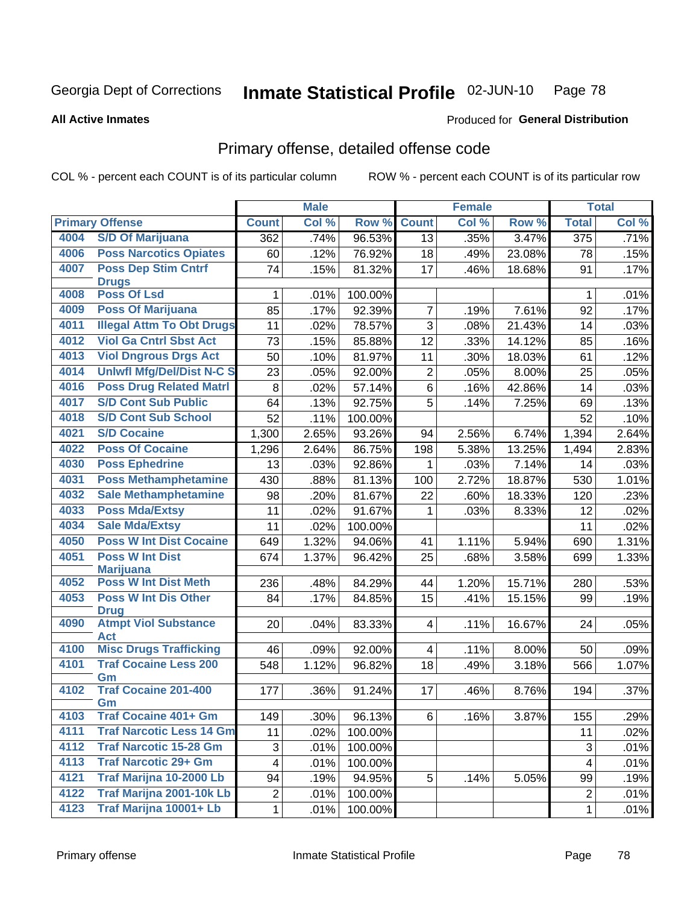Georgia Dept of Corrections **Inmate Statistical Profile** 02-JUN-10

**All Active Inmates** Produced for **General Distribution**

## Primary offense, detailed offense code

COL % - percent each COUNT is of its particular column ROW % - percent each COUNT is of its particular row

| Primary Offense | | Male | | | Female | | | Total | |
|---|---|---|---|---|---|---|---|---|---|
| | | Count | Col % | Row % | Count | Col % | Row % | Total | Col % |
| 4004 | S/D Of Marijuana | 362 | .74% | 96.53% | 13 | .35% | 3.47% | 375 | .71% |
| 4006 | Poss Narcotics Opiates | 60 | .12% | 76.92% | 18 | .49% | 23.08% | 78 | .15% |
| 4007 | Poss Dep Stim Cntrf Drugs | 74 | .15% | 81.32% | 17 | .46% | 18.68% | 91 | .17% |
| 4008 | Poss Of Lsd | 1 | .01% | 100.00% | | | | 1 | .01% |
| 4009 | Poss Of Marijuana | 85 | .17% | 92.39% | 7 | .19% | 7.61% | 92 | .17% |
| 4011 | Illegal Attm To Obt Drugs | 11 | .02% | 78.57% | 3 | .08% | 21.43% | 14 | .03% |
| 4012 | Viol Ga Cntrl Sbst Act | 73 | .15% | 85.88% | 12 | .33% | 14.12% | 85 | .16% |
| 4013 | Viol Dngrous Drgs Act | 50 | .10% | 81.97% | 11 | .30% | 18.03% | 61 | .12% |
| 4014 | Unlwfl Mfg/Del/Dist N-C S | 23 | .05% | 92.00% | 2 | .05% | 8.00% | 25 | .05% |
| 4016 | Poss Drug Related Matrl | 8 | .02% | 57.14% | 6 | .16% | 42.86% | 14 | .03% |
| 4017 | S/D Cont Sub Public | 64 | .13% | 92.75% | 5 | .14% | 7.25% | 69 | .13% |
| 4018 | S/D Cont Sub School | 52 | .11% | 100.00% | | | | 52 | .10% |
| 4021 | S/D Cocaine | 1,300 | 2.65% | 93.26% | 94 | 2.56% | 6.74% | 1,394 | 2.64% |
| 4022 | Poss Of Cocaine | 1,296 | 2.64% | 86.75% | 198 | 5.38% | 13.25% | 1,494 | 2.83% |
| 4030 | Poss Ephedrine | 13 | .03% | 92.86% | 1 | .03% | 7.14% | 14 | .03% |
| 4031 | Poss Methamphetamine | 430 | .88% | 81.13% | 100 | 2.72% | 18.87% | 530 | 1.01% |
| 4032 | Sale Methamphetamine | 98 | .20% | 81.67% | 22 | .60% | 18.33% | 120 | .23% |
| 4033 | Poss Mda/Extsy | 11 | .02% | 91.67% | 1 | .03% | 8.33% | 12 | .02% |
| 4034 | Sale Mda/Extsy | 11 | .02% | 100.00% | | | | 11 | .02% |
| 4050 | Poss W Int Dist Cocaine | 649 | 1.32% | 94.06% | 41 | 1.11% | 5.94% | 690 | 1.31% |
| 4051 | Poss W Int Dist Marijuana | 674 | 1.37% | 96.42% | 25 | .68% | 3.58% | 699 | 1.33% |
| 4052 | Poss W Int Dist Meth | 236 | .48% | 84.29% | 44 | 1.20% | 15.71% | 280 | .53% |
| 4053 | Poss W Int Dis Other Drug | 84 | .17% | 84.85% | 15 | .41% | 15.15% | 99 | .19% |
| 4090 | Atmpt Viol Substance Act | 20 | .04% | 83.33% | 4 | .11% | 16.67% | 24 | .05% |
| 4100 | Misc Drugs Trafficking | 46 | .09% | 92.00% | 4 | .11% | 8.00% | 50 | .09% |
| 4101 | Traf Cocaine Less 200 Gm | 548 | 1.12% | 96.82% | 18 | .49% | 3.18% | 566 | 1.07% |
| 4102 | Traf Cocaine 201-400 Gm | 177 | .36% | 91.24% | 17 | .46% | 8.76% | 194 | .37% |
| 4103 | Traf Cocaine 401+ Gm | 149 | .30% | 96.13% | 6 | .16% | 3.87% | 155 | .29% |
| 4111 | Traf Narcotic Less 14 Gm | 11 | .02% | 100.00% | | | | 11 | .02% |
| 4112 | Traf Narcotic 15-28 Gm | 3 | .01% | 100.00% | | | | 3 | .01% |
| 4113 | Traf Narcotic 29+ Gm | 4 | .01% | 100.00% | | | | 4 | .01% |
| 4121 | Traf Marijna 10-2000 Lb | 94 | .19% | 94.95% | 5 | .14% | 5.05% | 99 | .19% |
| 4122 | Traf Marijna 2001-10k Lb | 2 | .01% | 100.00% | | | | 2 | .01% |
| 4123 | Traf Marijna 10001+ Lb | 1 | .01% | 100.00% | | | | 1 | .01% |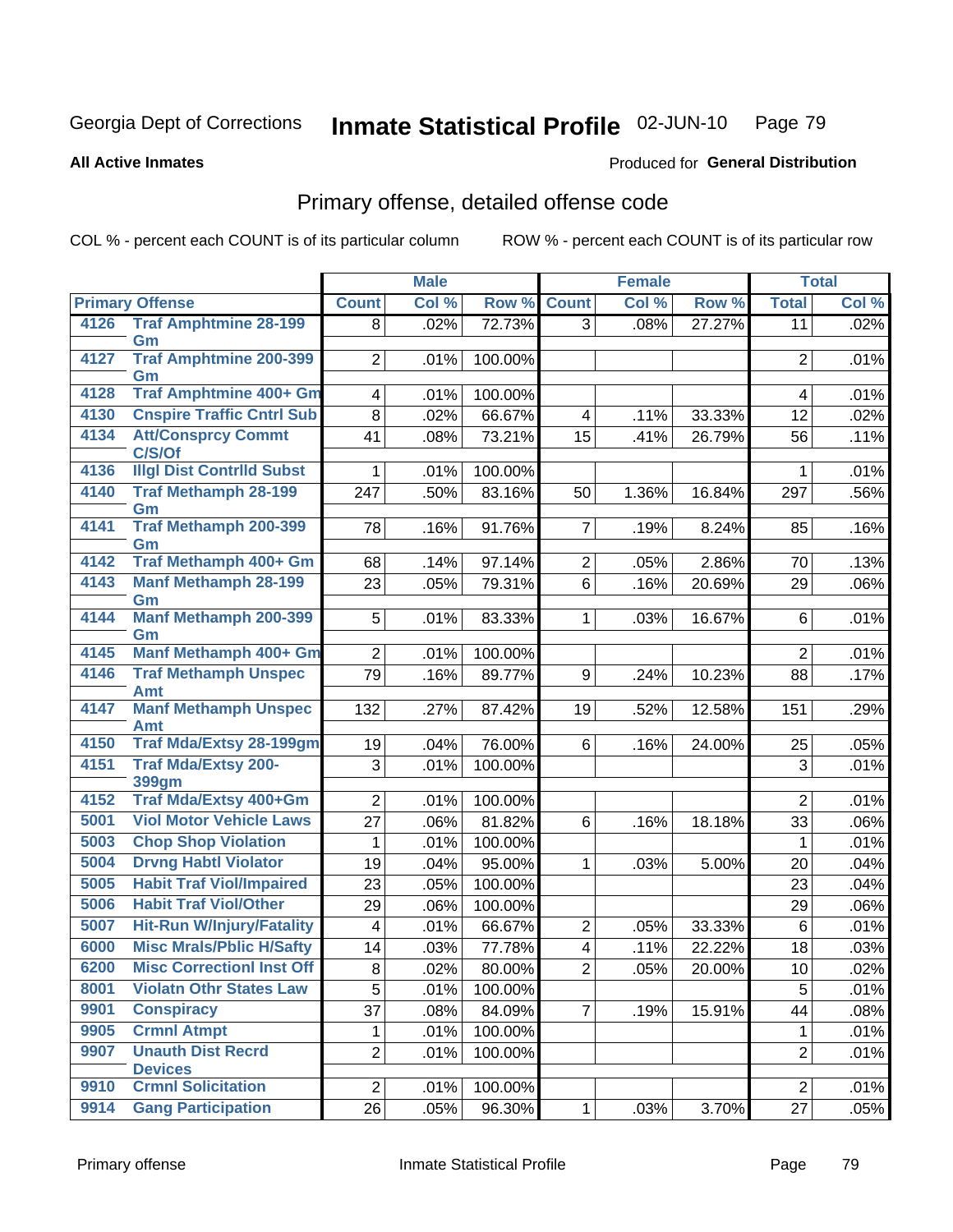Georgia Dept of Corrections **Inmate Statistical Profile** 02-JUN-10 Page 79

**All Active Inmates**

Produced for **General Distribution**

## Primary offense, detailed offense code

COL % - percent each COUNT is of its particular column ROW % - percent each COUNT is of its particular row

| Primary Offense | | Male | | | Female | | | Total | |
|---|---|---|---|---|---|---|---|---|---|
| | | Count | Col % | Row % | Count | Col % | Row % | Total | Col % |
| 4126 | Traf Amphtmine 28-199 Gm | 8 | .02% | 72.73% | 3 | .08% | 27.27% | 11 | .02% |
| 4127 | Traf Amphtmine 200-399 Gm | 2 | .01% | 100.00% | | | | 2 | .01% |
| 4128 | Traf Amphtmine 400+ Gm | 4 | .01% | 100.00% | | | | 4 | .01% |
| 4130 | Cnspire Traffic Cntrl Sub | 8 | .02% | 66.67% | 4 | .11% | 33.33% | 12 | .02% |
| 4134 | Att/Consprcy Commt C/S/Of | 41 | .08% | 73.21% | 15 | .41% | 26.79% | 56 | .11% |
| 4136 | Illgl Dist Contrlld Subst | 1 | .01% | 100.00% | | | | 1 | .01% |
| 4140 | Traf Methamph 28-199 Gm | 247 | .50% | 83.16% | 50 | 1.36% | 16.84% | 297 | .56% |
| 4141 | Traf Methamph 200-399 Gm | 78 | .16% | 91.76% | 7 | .19% | 8.24% | 85 | .16% |
| 4142 | Traf Methamph 400+ Gm | 68 | .14% | 97.14% | 2 | .05% | 2.86% | 70 | .13% |
| 4143 | Manf Methamph 28-199 Gm | 23 | .05% | 79.31% | 6 | .16% | 20.69% | 29 | .06% |
| 4144 | Manf Methamph 200-399 Gm | 5 | .01% | 83.33% | 1 | .03% | 16.67% | 6 | .01% |
| 4145 | Manf Methamph 400+ Gm | 2 | .01% | 100.00% | | | | 2 | .01% |
| 4146 | Traf Methamph Unspec Amt | 79 | .16% | 89.77% | 9 | .24% | 10.23% | 88 | .17% |
| 4147 | Manf Methamph Unspec Amt | 132 | .27% | 87.42% | 19 | .52% | 12.58% | 151 | .29% |
| 4150 | Traf Mda/Extsy 28-199gm | 19 | .04% | 76.00% | 6 | .16% | 24.00% | 25 | .05% |
| 4151 | Traf Mda/Extsy 200-399gm | 3 | .01% | 100.00% | | | | 3 | .01% |
| 4152 | Traf Mda/Extsy 400+Gm | 2 | .01% | 100.00% | | | | 2 | .01% |
| 5001 | Viol Motor Vehicle Laws | 27 | .06% | 81.82% | 6 | .16% | 18.18% | 33 | .06% |
| 5003 | Chop Shop Violation | 1 | .01% | 100.00% | | | | 1 | .01% |
| 5004 | Drvng Habtl Violator | 19 | .04% | 95.00% | 1 | .03% | 5.00% | 20 | .04% |
| 5005 | Habit Traf Viol/Impaired | 23 | .05% | 100.00% | | | | 23 | .04% |
| 5006 | Habit Traf Viol/Other | 29 | .06% | 100.00% | | | | 29 | .06% |
| 5007 | Hit-Run W/Injury/Fatality | 4 | .01% | 66.67% | 2 | .05% | 33.33% | 6 | .01% |
| 6000 | Misc Mrals/Pblic H/Safty | 14 | .03% | 77.78% | 4 | .11% | 22.22% | 18 | .03% |
| 6200 | Misc Correctionl Inst Off | 8 | .02% | 80.00% | 2 | .05% | 20.00% | 10 | .02% |
| 8001 | Violatn Othr States Law | 5 | .01% | 100.00% | | | | 5 | .01% |
| 9901 | Conspiracy | 37 | .08% | 84.09% | 7 | .19% | 15.91% | 44 | .08% |
| 9905 | Crmnl Atmpt | 1 | .01% | 100.00% | | | | 1 | .01% |
| 9907 | Unauth Dist Recrd Devices | 2 | .01% | 100.00% | | | | 2 | .01% |
| 9910 | Crmnl Solicitation | 2 | .01% | 100.00% | | | | 2 | .01% |
| 9914 | Gang Participation | 26 | .05% | 96.30% | 1 | .03% | 3.70% | 27 | .05% |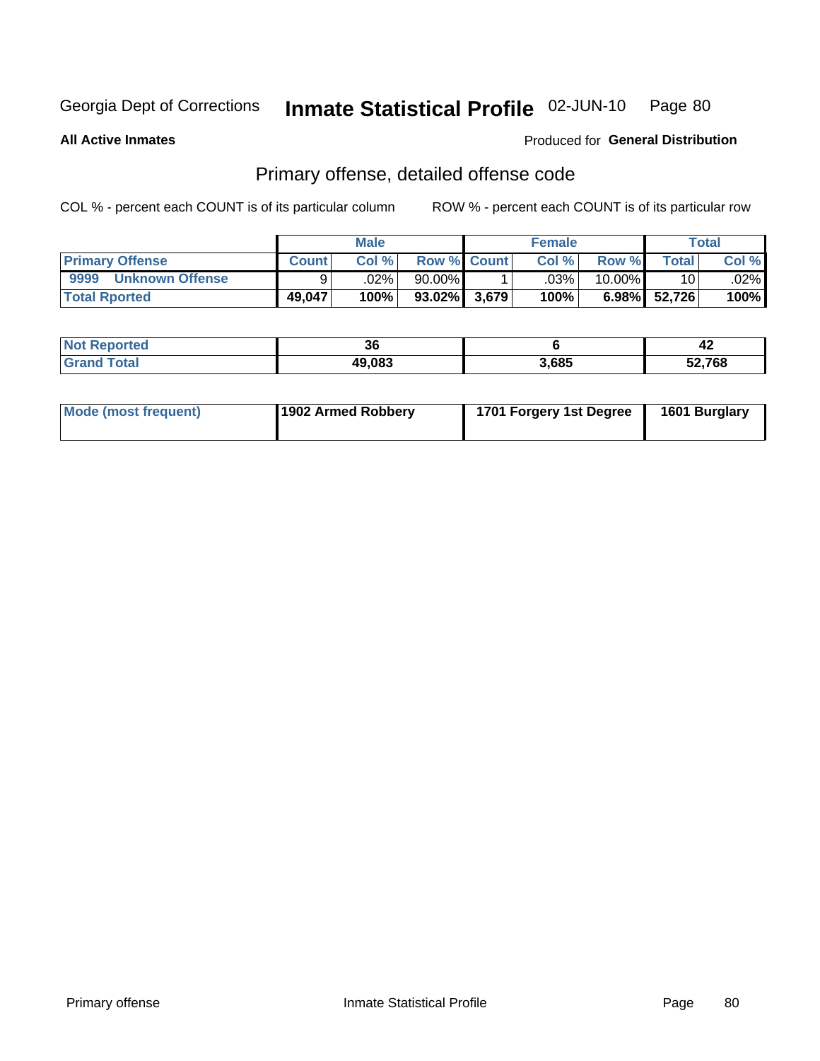Georgia Dept of Corrections **Inmate Statistical Profile** 02-JUN-10

**All Active Inmates**

Produced for **General Distribution**

## Primary offense, detailed offense code

COL % - percent each COUNT is of its particular column

ROW % - percent each COUNT is of its particular row

| | Male | | | Female | | | Total | |
|---|---|---|---|---|---|---|---|---|
| **Primary Offense** | **Count** | **Col %** | **Row %** | **Count** | **Col %** | **Row %** | **Total** | **Col %** |
| **9999 Unknown Offense** | 9 | .02% | 90.00% | 1 | .03% | 10.00% | 10 | .02% |
| **Total Rported** | **49,047** | **100%** | **93.02%** | **3,679** | **100%** | **6.98%** | **52,726** | **100%** |

| | Male | Female | Total |
|---|---|---|---|
| **Not Reported** | **36** | **6** | **42** |
| **Grand Total** | **49,083** | **3,685** | **52,768** |

| | Male | Female | Total |
|---|---|---|---|
| **Mode (most frequent)** | **1902 Armed Robbery** | **1701 Forgery 1st Degree** | **1601 Burglary** |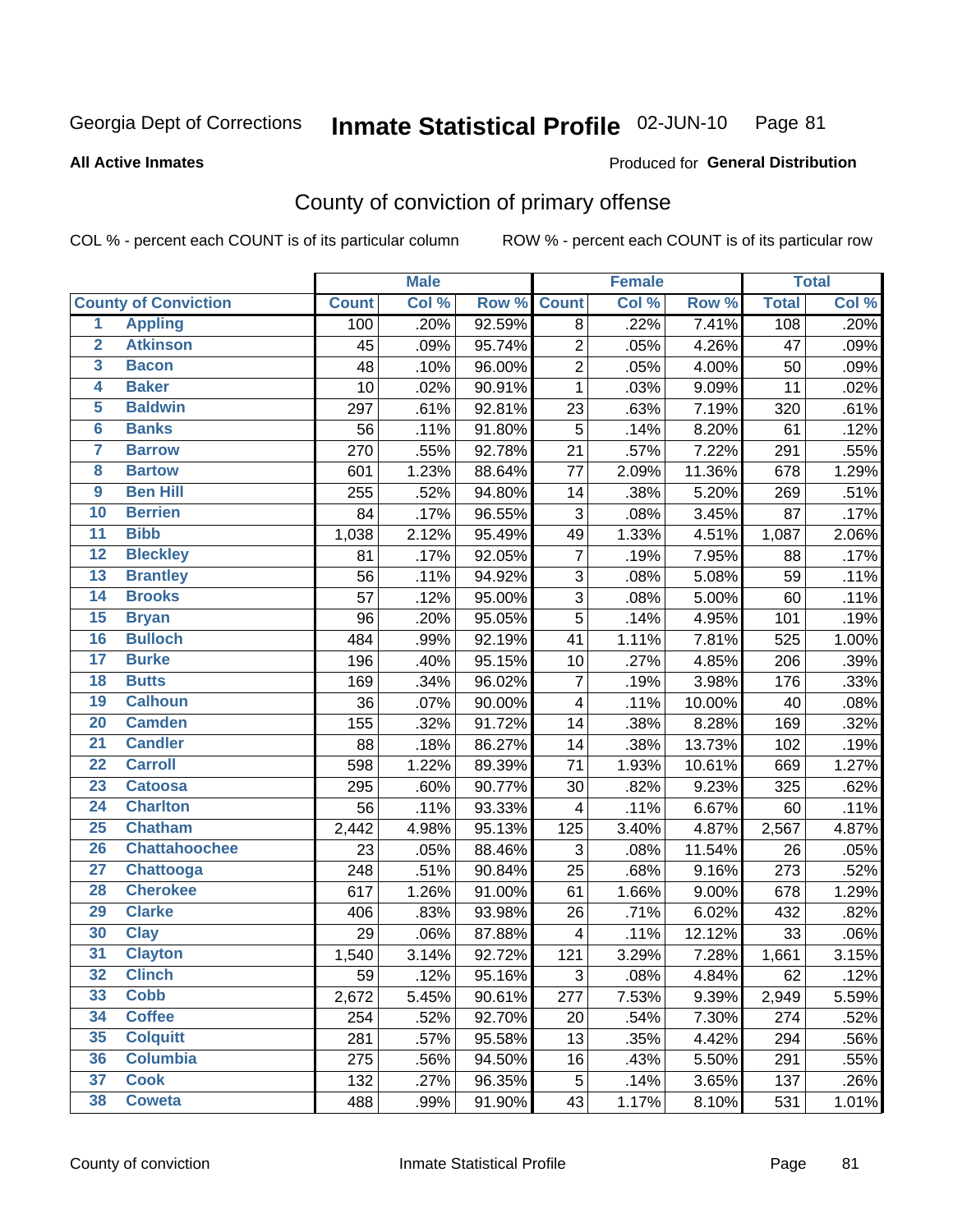Georgia Dept of Corrections **Inmate Statistical Profile** 02-JUN-10

**All Active Inmates**

Produced for **General Distribution**

## County of conviction of primary offense

COL % - percent each COUNT is of its particular column ROW % - percent each COUNT is of its particular row

| County of Conviction | | Male | | | Female | | | Total | |
|---|---|---|---|---|---|---|---|---|---|
| | | Count | Col % | Row % | Count | Col % | Row % | Total | Col % |
| 1 | Appling | 100 | .20% | 92.59% | 8 | .22% | 7.41% | 108 | .20% |
| 2 | Atkinson | 45 | .09% | 95.74% | 2 | .05% | 4.26% | 47 | .09% |
| 3 | Bacon | 48 | .10% | 96.00% | 2 | .05% | 4.00% | 50 | .09% |
| 4 | Baker | 10 | .02% | 90.91% | 1 | .03% | 9.09% | 11 | .02% |
| 5 | Baldwin | 297 | .61% | 92.81% | 23 | .63% | 7.19% | 320 | .61% |
| 6 | Banks | 56 | .11% | 91.80% | 5 | .14% | 8.20% | 61 | .12% |
| 7 | Barrow | 270 | .55% | 92.78% | 21 | .57% | 7.22% | 291 | .55% |
| 8 | Bartow | 601 | 1.23% | 88.64% | 77 | 2.09% | 11.36% | 678 | 1.29% |
| 9 | Ben Hill | 255 | .52% | 94.80% | 14 | .38% | 5.20% | 269 | .51% |
| 10 | Berrien | 84 | .17% | 96.55% | 3 | .08% | 3.45% | 87 | .17% |
| 11 | Bibb | 1,038 | 2.12% | 95.49% | 49 | 1.33% | 4.51% | 1,087 | 2.06% |
| 12 | Bleckley | 81 | .17% | 92.05% | 7 | .19% | 7.95% | 88 | .17% |
| 13 | Brantley | 56 | .11% | 94.92% | 3 | .08% | 5.08% | 59 | .11% |
| 14 | Brooks | 57 | .12% | 95.00% | 3 | .08% | 5.00% | 60 | .11% |
| 15 | Bryan | 96 | .20% | 95.05% | 5 | .14% | 4.95% | 101 | .19% |
| 16 | Bulloch | 484 | .99% | 92.19% | 41 | 1.11% | 7.81% | 525 | 1.00% |
| 17 | Burke | 196 | .40% | 95.15% | 10 | .27% | 4.85% | 206 | .39% |
| 18 | Butts | 169 | .34% | 96.02% | 7 | .19% | 3.98% | 176 | .33% |
| 19 | Calhoun | 36 | .07% | 90.00% | 4 | .11% | 10.00% | 40 | .08% |
| 20 | Camden | 155 | .32% | 91.72% | 14 | .38% | 8.28% | 169 | .32% |
| 21 | Candler | 88 | .18% | 86.27% | 14 | .38% | 13.73% | 102 | .19% |
| 22 | Carroll | 598 | 1.22% | 89.39% | 71 | 1.93% | 10.61% | 669 | 1.27% |
| 23 | Catoosa | 295 | .60% | 90.77% | 30 | .82% | 9.23% | 325 | .62% |
| 24 | Charlton | 56 | .11% | 93.33% | 4 | .11% | 6.67% | 60 | .11% |
| 25 | Chatham | 2,442 | 4.98% | 95.13% | 125 | 3.40% | 4.87% | 2,567 | 4.87% |
| 26 | Chattahoochee | 23 | .05% | 88.46% | 3 | .08% | 11.54% | 26 | .05% |
| 27 | Chattooga | 248 | .51% | 90.84% | 25 | .68% | 9.16% | 273 | .52% |
| 28 | Cherokee | 617 | 1.26% | 91.00% | 61 | 1.66% | 9.00% | 678 | 1.29% |
| 29 | Clarke | 406 | .83% | 93.98% | 26 | .71% | 6.02% | 432 | .82% |
| 30 | Clay | 29 | .06% | 87.88% | 4 | .11% | 12.12% | 33 | .06% |
| 31 | Clayton | 1,540 | 3.14% | 92.72% | 121 | 3.29% | 7.28% | 1,661 | 3.15% |
| 32 | Clinch | 59 | .12% | 95.16% | 3 | .08% | 4.84% | 62 | .12% |
| 33 | Cobb | 2,672 | 5.45% | 90.61% | 277 | 7.53% | 9.39% | 2,949 | 5.59% |
| 34 | Coffee | 254 | .52% | 92.70% | 20 | .54% | 7.30% | 274 | .52% |
| 35 | Colquitt | 281 | .57% | 95.58% | 13 | .35% | 4.42% | 294 | .56% |
| 36 | Columbia | 275 | .56% | 94.50% | 16 | .43% | 5.50% | 291 | .55% |
| 37 | Cook | 132 | .27% | 96.35% | 5 | .14% | 3.65% | 137 | .26% |
| 38 | Coweta | 488 | .99% | 91.90% | 43 | 1.17% | 8.10% | 531 | 1.01% |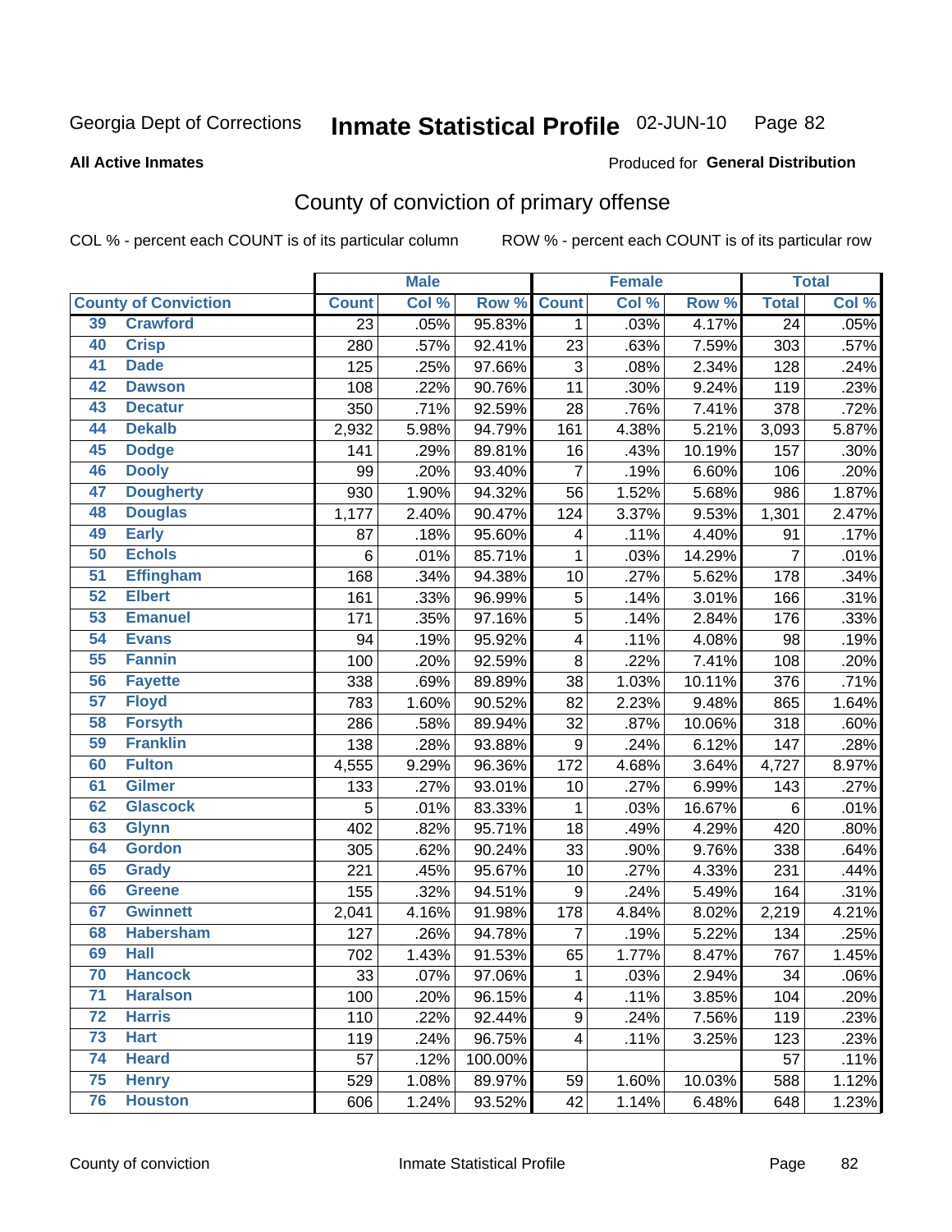Georgia Dept of Corrections **Inmate Statistical Profile** 02-JUN-10

**All Active Inmates**

Produced for **General Distribution**

## County of conviction of primary offense

COL % - percent each COUNT is of its particular column ROW % - percent each COUNT is of its particular row

| County of Conviction | | Male | | | Female | | | Total | |
|---|---|---|---|---|---|---|---|---|---|
| | | Count | Col % | Row % | Count | Col % | Row % | Total | Col % |
| 39 | Crawford | 23 | .05% | 95.83% | 1 | .03% | 4.17% | 24 | .05% |
| 40 | Crisp | 280 | .57% | 92.41% | 23 | .63% | 7.59% | 303 | .57% |
| 41 | Dade | 125 | .25% | 97.66% | 3 | .08% | 2.34% | 128 | .24% |
| 42 | Dawson | 108 | .22% | 90.76% | 11 | .30% | 9.24% | 119 | .23% |
| 43 | Decatur | 350 | .71% | 92.59% | 28 | .76% | 7.41% | 378 | .72% |
| 44 | Dekalb | 2,932 | 5.98% | 94.79% | 161 | 4.38% | 5.21% | 3,093 | 5.87% |
| 45 | Dodge | 141 | .29% | 89.81% | 16 | .43% | 10.19% | 157 | .30% |
| 46 | Dooly | 99 | .20% | 93.40% | 7 | .19% | 6.60% | 106 | .20% |
| 47 | Dougherty | 930 | 1.90% | 94.32% | 56 | 1.52% | 5.68% | 986 | 1.87% |
| 48 | Douglas | 1,177 | 2.40% | 90.47% | 124 | 3.37% | 9.53% | 1,301 | 2.47% |
| 49 | Early | 87 | .18% | 95.60% | 4 | .11% | 4.40% | 91 | .17% |
| 50 | Echols | 6 | .01% | 85.71% | 1 | .03% | 14.29% | 7 | .01% |
| 51 | Effingham | 168 | .34% | 94.38% | 10 | .27% | 5.62% | 178 | .34% |
| 52 | Elbert | 161 | .33% | 96.99% | 5 | .14% | 3.01% | 166 | .31% |
| 53 | Emanuel | 171 | .35% | 97.16% | 5 | .14% | 2.84% | 176 | .33% |
| 54 | Evans | 94 | .19% | 95.92% | 4 | .11% | 4.08% | 98 | .19% |
| 55 | Fannin | 100 | .20% | 92.59% | 8 | .22% | 7.41% | 108 | .20% |
| 56 | Fayette | 338 | .69% | 89.89% | 38 | 1.03% | 10.11% | 376 | .71% |
| 57 | Floyd | 783 | 1.60% | 90.52% | 82 | 2.23% | 9.48% | 865 | 1.64% |
| 58 | Forsyth | 286 | .58% | 89.94% | 32 | .87% | 10.06% | 318 | .60% |
| 59 | Franklin | 138 | .28% | 93.88% | 9 | .24% | 6.12% | 147 | .28% |
| 60 | Fulton | 4,555 | 9.29% | 96.36% | 172 | 4.68% | 3.64% | 4,727 | 8.97% |
| 61 | Gilmer | 133 | .27% | 93.01% | 10 | .27% | 6.99% | 143 | .27% |
| 62 | Glascock | 5 | .01% | 83.33% | 1 | .03% | 16.67% | 6 | .01% |
| 63 | Glynn | 402 | .82% | 95.71% | 18 | .49% | 4.29% | 420 | .80% |
| 64 | Gordon | 305 | .62% | 90.24% | 33 | .90% | 9.76% | 338 | .64% |
| 65 | Grady | 221 | .45% | 95.67% | 10 | .27% | 4.33% | 231 | .44% |
| 66 | Greene | 155 | .32% | 94.51% | 9 | .24% | 5.49% | 164 | .31% |
| 67 | Gwinnett | 2,041 | 4.16% | 91.98% | 178 | 4.84% | 8.02% | 2,219 | 4.21% |
| 68 | Habersham | 127 | .26% | 94.78% | 7 | .19% | 5.22% | 134 | .25% |
| 69 | Hall | 702 | 1.43% | 91.53% | 65 | 1.77% | 8.47% | 767 | 1.45% |
| 70 | Hancock | 33 | .07% | 97.06% | 1 | .03% | 2.94% | 34 | .06% |
| 71 | Haralson | 100 | .20% | 96.15% | 4 | .11% | 3.85% | 104 | .20% |
| 72 | Harris | 110 | .22% | 92.44% | 9 | .24% | 7.56% | 119 | .23% |
| 73 | Hart | 119 | .24% | 96.75% | 4 | .11% | 3.25% | 123 | .23% |
| 74 | Heard | 57 | .12% | 100.00% | | | | 57 | .11% |
| 75 | Henry | 529 | 1.08% | 89.97% | 59 | 1.60% | 10.03% | 588 | 1.12% |
| 76 | Houston | 606 | 1.24% | 93.52% | 42 | 1.14% | 6.48% | 648 | 1.23% |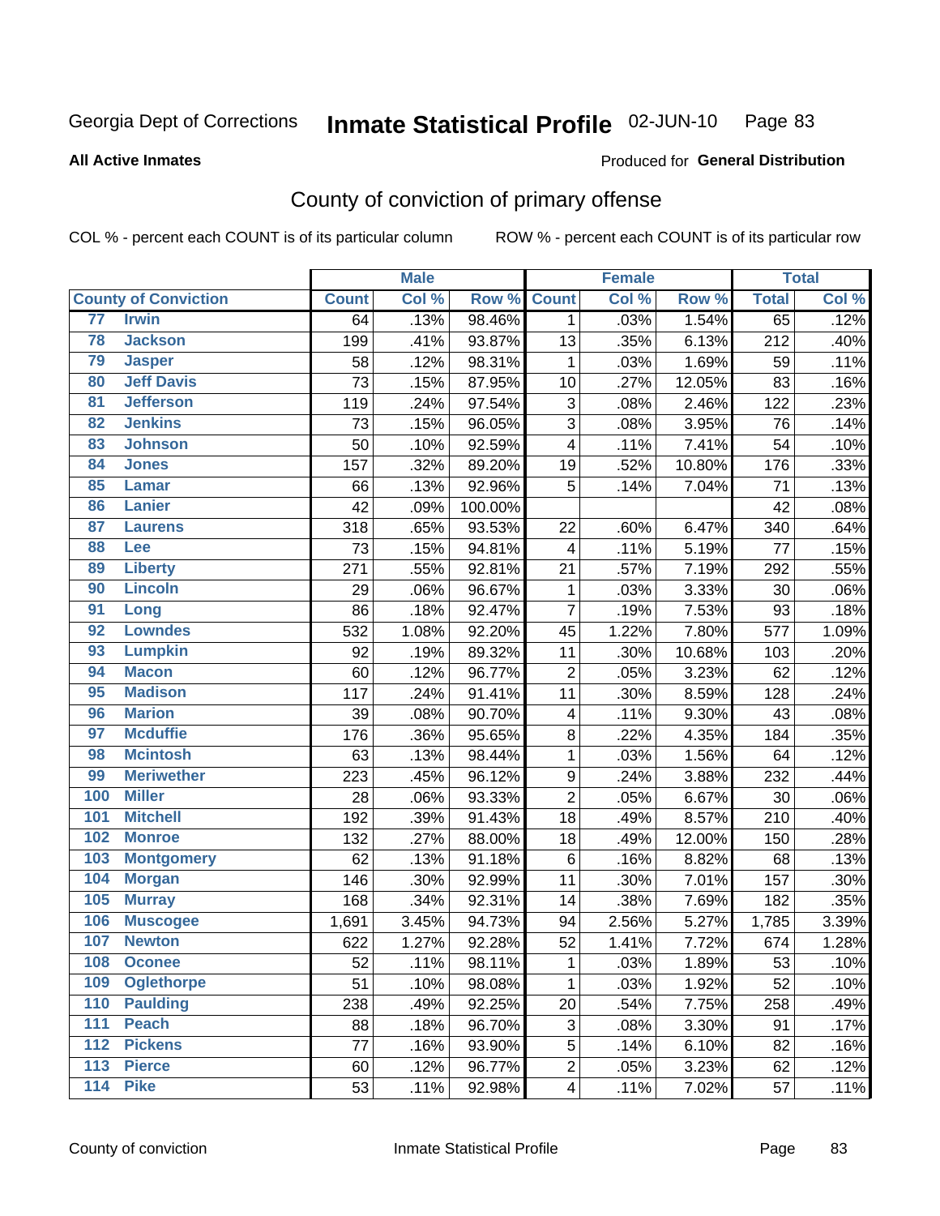Georgia Dept of Corrections **Inmate Statistical Profile** 02-JUN-10

**All Active Inmates**

Produced for **General Distribution**

## County of conviction of primary offense

COL % - percent each COUNT is of its particular column ROW % - percent each COUNT is of its particular row

| County of Conviction | | Male | | | Female | | | Total | |
|---|---|---|---|---|---|---|---|---|---|
| | | Count | Col % | Row % | Count | Col % | Row % | Total | Col % |
| 77 | Irwin | 64 | .13% | 98.46% | 1 | .03% | 1.54% | 65 | .12% |
| 78 | Jackson | 199 | .41% | 93.87% | 13 | .35% | 6.13% | 212 | .40% |
| 79 | Jasper | 58 | .12% | 98.31% | 1 | .03% | 1.69% | 59 | .11% |
| 80 | Jeff Davis | 73 | .15% | 87.95% | 10 | .27% | 12.05% | 83 | .16% |
| 81 | Jefferson | 119 | .24% | 97.54% | 3 | .08% | 2.46% | 122 | .23% |
| 82 | Jenkins | 73 | .15% | 96.05% | 3 | .08% | 3.95% | 76 | .14% |
| 83 | Johnson | 50 | .10% | 92.59% | 4 | .11% | 7.41% | 54 | .10% |
| 84 | Jones | 157 | .32% | 89.20% | 19 | .52% | 10.80% | 176 | .33% |
| 85 | Lamar | 66 | .13% | 92.96% | 5 | .14% | 7.04% | 71 | .13% |
| 86 | Lanier | 42 | .09% | 100.00% | | | | 42 | .08% |
| 87 | Laurens | 318 | .65% | 93.53% | 22 | .60% | 6.47% | 340 | .64% |
| 88 | Lee | 73 | .15% | 94.81% | 4 | .11% | 5.19% | 77 | .15% |
| 89 | Liberty | 271 | .55% | 92.81% | 21 | .57% | 7.19% | 292 | .55% |
| 90 | Lincoln | 29 | .06% | 96.67% | 1 | .03% | 3.33% | 30 | .06% |
| 91 | Long | 86 | .18% | 92.47% | 7 | .19% | 7.53% | 93 | .18% |
| 92 | Lowndes | 532 | 1.08% | 92.20% | 45 | 1.22% | 7.80% | 577 | 1.09% |
| 93 | Lumpkin | 92 | .19% | 89.32% | 11 | .30% | 10.68% | 103 | .20% |
| 94 | Macon | 60 | .12% | 96.77% | 2 | .05% | 3.23% | 62 | .12% |
| 95 | Madison | 117 | .24% | 91.41% | 11 | .30% | 8.59% | 128 | .24% |
| 96 | Marion | 39 | .08% | 90.70% | 4 | .11% | 9.30% | 43 | .08% |
| 97 | Mcduffie | 176 | .36% | 95.65% | 8 | .22% | 4.35% | 184 | .35% |
| 98 | Mcintosh | 63 | .13% | 98.44% | 1 | .03% | 1.56% | 64 | .12% |
| 99 | Meriwether | 223 | .45% | 96.12% | 9 | .24% | 3.88% | 232 | .44% |
| 100 | Miller | 28 | .06% | 93.33% | 2 | .05% | 6.67% | 30 | .06% |
| 101 | Mitchell | 192 | .39% | 91.43% | 18 | .49% | 8.57% | 210 | .40% |
| 102 | Monroe | 132 | .27% | 88.00% | 18 | .49% | 12.00% | 150 | .28% |
| 103 | Montgomery | 62 | .13% | 91.18% | 6 | .16% | 8.82% | 68 | .13% |
| 104 | Morgan | 146 | .30% | 92.99% | 11 | .30% | 7.01% | 157 | .30% |
| 105 | Murray | 168 | .34% | 92.31% | 14 | .38% | 7.69% | 182 | .35% |
| 106 | Muscogee | 1,691 | 3.45% | 94.73% | 94 | 2.56% | 5.27% | 1,785 | 3.39% |
| 107 | Newton | 622 | 1.27% | 92.28% | 52 | 1.41% | 7.72% | 674 | 1.28% |
| 108 | Oconee | 52 | .11% | 98.11% | 1 | .03% | 1.89% | 53 | .10% |
| 109 | Oglethorpe | 51 | .10% | 98.08% | 1 | .03% | 1.92% | 52 | .10% |
| 110 | Paulding | 238 | .49% | 92.25% | 20 | .54% | 7.75% | 258 | .49% |
| 111 | Peach | 88 | .18% | 96.70% | 3 | .08% | 3.30% | 91 | .17% |
| 112 | Pickens | 77 | .16% | 93.90% | 5 | .14% | 6.10% | 82 | .16% |
| 113 | Pierce | 60 | .12% | 96.77% | 2 | .05% | 3.23% | 62 | .12% |
| 114 | Pike | 53 | .11% | 92.98% | 4 | .11% | 7.02% | 57 | .11% |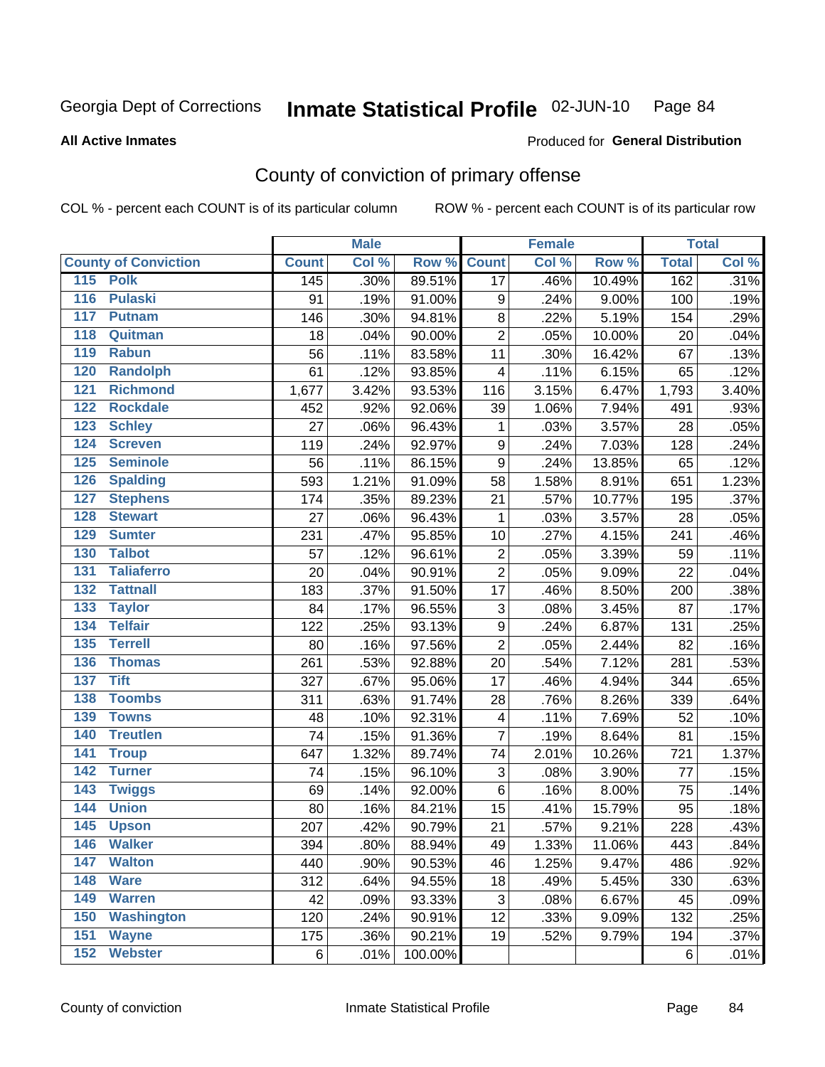Georgia Dept of Corrections **Inmate Statistical Profile** 02-JUN-10

**All Active Inmates** Produced for **General Distribution**

## County of conviction of primary offense

COL % - percent each COUNT is of its particular column ROW % - percent each COUNT is of its particular row

| County of Conviction | Male | | | Female | | | Total | |
|---|---|---|---|---|---|---|---|---|
| | Count | Col % | Row % | Count | Col % | Row % | Total | Col % |
| 115 Polk | 145 | .30% | 89.51% | 17 | .46% | 10.49% | 162 | .31% |
| 116 Pulaski | 91 | .19% | 91.00% | 9 | .24% | 9.00% | 100 | .19% |
| 117 Putnam | 146 | .30% | 94.81% | 8 | .22% | 5.19% | 154 | .29% |
| 118 Quitman | 18 | .04% | 90.00% | 2 | .05% | 10.00% | 20 | .04% |
| 119 Rabun | 56 | .11% | 83.58% | 11 | .30% | 16.42% | 67 | .13% |
| 120 Randolph | 61 | .12% | 93.85% | 4 | .11% | 6.15% | 65 | .12% |
| 121 Richmond | 1,677 | 3.42% | 93.53% | 116 | 3.15% | 6.47% | 1,793 | 3.40% |
| 122 Rockdale | 452 | .92% | 92.06% | 39 | 1.06% | 7.94% | 491 | .93% |
| 123 Schley | 27 | .06% | 96.43% | 1 | .03% | 3.57% | 28 | .05% |
| 124 Screven | 119 | .24% | 92.97% | 9 | .24% | 7.03% | 128 | .24% |
| 125 Seminole | 56 | .11% | 86.15% | 9 | .24% | 13.85% | 65 | .12% |
| 126 Spalding | 593 | 1.21% | 91.09% | 58 | 1.58% | 8.91% | 651 | 1.23% |
| 127 Stephens | 174 | .35% | 89.23% | 21 | .57% | 10.77% | 195 | .37% |
| 128 Stewart | 27 | .06% | 96.43% | 1 | .03% | 3.57% | 28 | .05% |
| 129 Sumter | 231 | .47% | 95.85% | 10 | .27% | 4.15% | 241 | .46% |
| 130 Talbot | 57 | .12% | 96.61% | 2 | .05% | 3.39% | 59 | .11% |
| 131 Taliaferro | 20 | .04% | 90.91% | 2 | .05% | 9.09% | 22 | .04% |
| 132 Tattnall | 183 | .37% | 91.50% | 17 | .46% | 8.50% | 200 | .38% |
| 133 Taylor | 84 | .17% | 96.55% | 3 | .08% | 3.45% | 87 | .17% |
| 134 Telfair | 122 | .25% | 93.13% | 9 | .24% | 6.87% | 131 | .25% |
| 135 Terrell | 80 | .16% | 97.56% | 2 | .05% | 2.44% | 82 | .16% |
| 136 Thomas | 261 | .53% | 92.88% | 20 | .54% | 7.12% | 281 | .53% |
| 137 Tift | 327 | .67% | 95.06% | 17 | .46% | 4.94% | 344 | .65% |
| 138 Toombs | 311 | .63% | 91.74% | 28 | .76% | 8.26% | 339 | .64% |
| 139 Towns | 48 | .10% | 92.31% | 4 | .11% | 7.69% | 52 | .10% |
| 140 Treutlen | 74 | .15% | 91.36% | 7 | .19% | 8.64% | 81 | .15% |
| 141 Troup | 647 | 1.32% | 89.74% | 74 | 2.01% | 10.26% | 721 | 1.37% |
| 142 Turner | 74 | .15% | 96.10% | 3 | .08% | 3.90% | 77 | .15% |
| 143 Twiggs | 69 | .14% | 92.00% | 6 | .16% | 8.00% | 75 | .14% |
| 144 Union | 80 | .16% | 84.21% | 15 | .41% | 15.79% | 95 | .18% |
| 145 Upson | 207 | .42% | 90.79% | 21 | .57% | 9.21% | 228 | .43% |
| 146 Walker | 394 | .80% | 88.94% | 49 | 1.33% | 11.06% | 443 | .84% |
| 147 Walton | 440 | .90% | 90.53% | 46 | 1.25% | 9.47% | 486 | .92% |
| 148 Ware | 312 | .64% | 94.55% | 18 | .49% | 5.45% | 330 | .63% |
| 149 Warren | 42 | .09% | 93.33% | 3 | .08% | 6.67% | 45 | .09% |
| 150 Washington | 120 | .24% | 90.91% | 12 | .33% | 9.09% | 132 | .25% |
| 151 Wayne | 175 | .36% | 90.21% | 19 | .52% | 9.79% | 194 | .37% |
| 152 Webster | 6 | .01% | 100.00% | | | | 6 | .01% |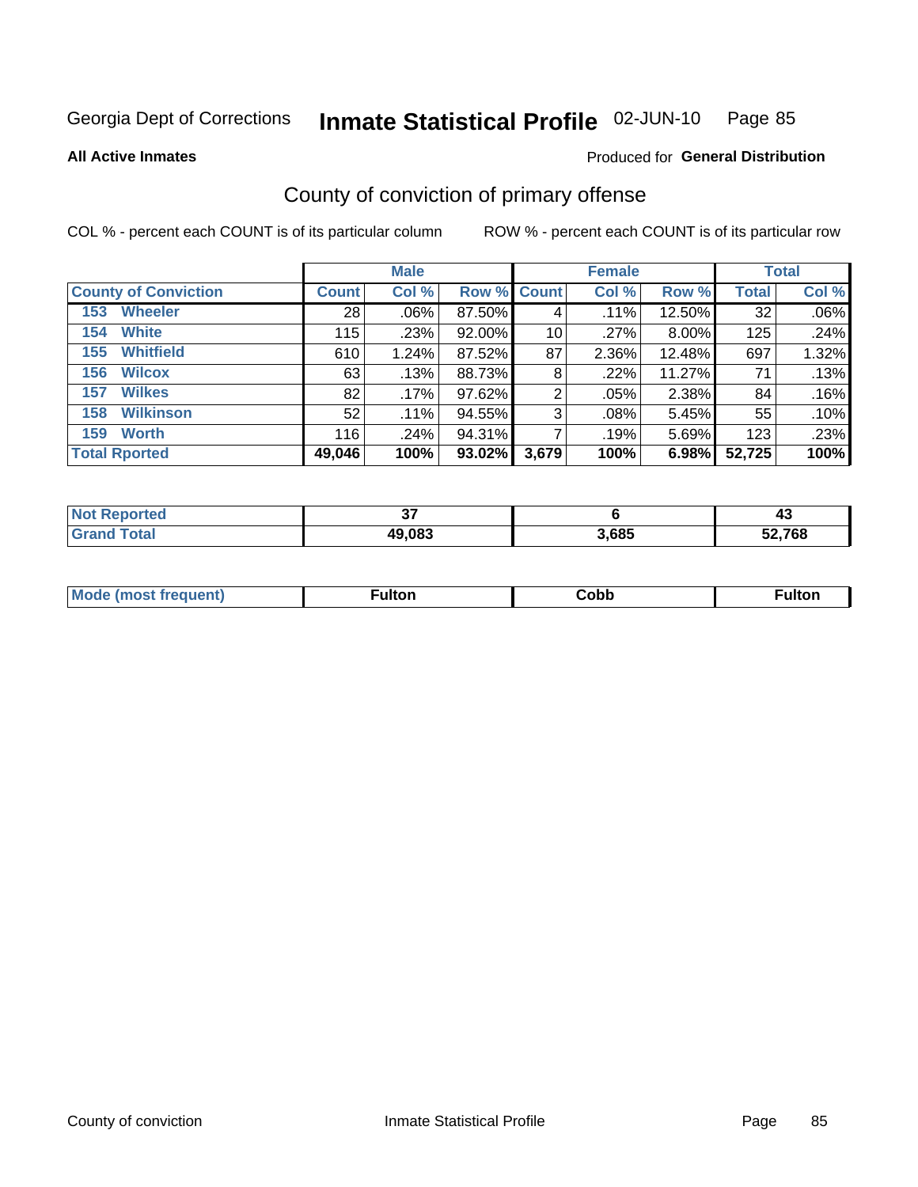Georgia Dept of Corrections **Inmate Statistical Profile** 02-JUN-10 Page 85

**All Active Inmates**

Produced for **General Distribution**

## County of conviction of primary offense

COL % - percent each COUNT is of its particular column

ROW % - percent each COUNT is of its particular row

| County of Conviction | Male | | | Female | | | Total | |
|---|---|---|---|---|---|---|---|---|
| | Count | Col % | Row % | Count | Col % | Row % | Total | Col % |
| 153 Wheeler | 28 | .06% | 87.50% | 4 | .11% | 12.50% | 32 | .06% |
| 154 White | 115 | .23% | 92.00% | 10 | .27% | 8.00% | 125 | .24% |
| 155 Whitfield | 610 | 1.24% | 87.52% | 87 | 2.36% | 12.48% | 697 | 1.32% |
| 156 Wilcox | 63 | .13% | 88.73% | 8 | .22% | 11.27% | 71 | .13% |
| 157 Wilkes | 82 | .17% | 97.62% | 2 | .05% | 2.38% | 84 | .16% |
| 158 Wilkinson | 52 | .11% | 94.55% | 3 | .08% | 5.45% | 55 | .10% |
| 159 Worth | 116 | .24% | 94.31% | 7 | .19% | 5.69% | 123 | .23% |
| **Total Rported** | **49,046** | **100%** | **93.02%** | **3,679** | **100%** | **6.98%** | **52,725** | **100%** |

| | Male | Female | Total |
|---|---|---|---|
| Not Reported | 37 | 6 | 43 |
| Grand Total | 49,083 | 3,685 | 52,768 |

| | Male | Female | Total |
|---|---|---|---|
| Mode (most frequent) | Fulton | Cobb | Fulton |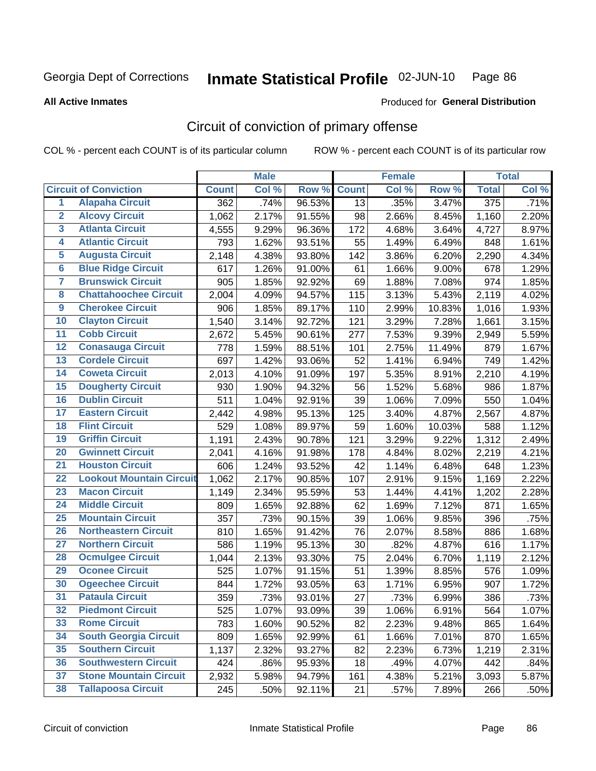Georgia Dept of Corrections **Inmate Statistical Profile** 02-JUN-10

**All Active Inmates**

Produced for **General Distribution**

## Circuit of conviction of primary offense

COL % - percent each COUNT is of its particular column ROW % - percent each COUNT is of its particular row

| | | Male | | | Female | | | Total | |
|---|---|---|---|---|---|---|---|---|---|
| **Circuit of Conviction** | | **Count** | **Col %** | **Row %** | **Count** | **Col %** | **Row %** | **Total** | **Col %** |
| 1 | Alapaha Circuit | 362 | .74% | 96.53% | 13 | .35% | 3.47% | 375 | .71% |
| 2 | Alcovy Circuit | 1,062 | 2.17% | 91.55% | 98 | 2.66% | 8.45% | 1,160 | 2.20% |
| 3 | Atlanta Circuit | 4,555 | 9.29% | 96.36% | 172 | 4.68% | 3.64% | 4,727 | 8.97% |
| 4 | Atlantic Circuit | 793 | 1.62% | 93.51% | 55 | 1.49% | 6.49% | 848 | 1.61% |
| 5 | Augusta Circuit | 2,148 | 4.38% | 93.80% | 142 | 3.86% | 6.20% | 2,290 | 4.34% |
| 6 | Blue Ridge Circuit | 617 | 1.26% | 91.00% | 61 | 1.66% | 9.00% | 678 | 1.29% |
| 7 | Brunswick Circuit | 905 | 1.85% | 92.92% | 69 | 1.88% | 7.08% | 974 | 1.85% |
| 8 | Chattahoochee Circuit | 2,004 | 4.09% | 94.57% | 115 | 3.13% | 5.43% | 2,119 | 4.02% |
| 9 | Cherokee Circuit | 906 | 1.85% | 89.17% | 110 | 2.99% | 10.83% | 1,016 | 1.93% |
| 10 | Clayton Circuit | 1,540 | 3.14% | 92.72% | 121 | 3.29% | 7.28% | 1,661 | 3.15% |
| 11 | Cobb Circuit | 2,672 | 5.45% | 90.61% | 277 | 7.53% | 9.39% | 2,949 | 5.59% |
| 12 | Conasauga Circuit | 778 | 1.59% | 88.51% | 101 | 2.75% | 11.49% | 879 | 1.67% |
| 13 | Cordele Circuit | 697 | 1.42% | 93.06% | 52 | 1.41% | 6.94% | 749 | 1.42% |
| 14 | Coweta Circuit | 2,013 | 4.10% | 91.09% | 197 | 5.35% | 8.91% | 2,210 | 4.19% |
| 15 | Dougherty Circuit | 930 | 1.90% | 94.32% | 56 | 1.52% | 5.68% | 986 | 1.87% |
| 16 | Dublin Circuit | 511 | 1.04% | 92.91% | 39 | 1.06% | 7.09% | 550 | 1.04% |
| 17 | Eastern Circuit | 2,442 | 4.98% | 95.13% | 125 | 3.40% | 4.87% | 2,567 | 4.87% |
| 18 | Flint Circuit | 529 | 1.08% | 89.97% | 59 | 1.60% | 10.03% | 588 | 1.12% |
| 19 | Griffin Circuit | 1,191 | 2.43% | 90.78% | 121 | 3.29% | 9.22% | 1,312 | 2.49% |
| 20 | Gwinnett Circuit | 2,041 | 4.16% | 91.98% | 178 | 4.84% | 8.02% | 2,219 | 4.21% |
| 21 | Houston Circuit | 606 | 1.24% | 93.52% | 42 | 1.14% | 6.48% | 648 | 1.23% |
| 22 | Lookout Mountain Circuit | 1,062 | 2.17% | 90.85% | 107 | 2.91% | 9.15% | 1,169 | 2.22% |
| 23 | Macon Circuit | 1,149 | 2.34% | 95.59% | 53 | 1.44% | 4.41% | 1,202 | 2.28% |
| 24 | Middle Circuit | 809 | 1.65% | 92.88% | 62 | 1.69% | 7.12% | 871 | 1.65% |
| 25 | Mountain Circuit | 357 | .73% | 90.15% | 39 | 1.06% | 9.85% | 396 | .75% |
| 26 | Northeastern Circuit | 810 | 1.65% | 91.42% | 76 | 2.07% | 8.58% | 886 | 1.68% |
| 27 | Northern Circuit | 586 | 1.19% | 95.13% | 30 | .82% | 4.87% | 616 | 1.17% |
| 28 | Ocmulgee Circuit | 1,044 | 2.13% | 93.30% | 75 | 2.04% | 6.70% | 1,119 | 2.12% |
| 29 | Oconee Circuit | 525 | 1.07% | 91.15% | 51 | 1.39% | 8.85% | 576 | 1.09% |
| 30 | Ogeechee Circuit | 844 | 1.72% | 93.05% | 63 | 1.71% | 6.95% | 907 | 1.72% |
| 31 | Pataula Circuit | 359 | .73% | 93.01% | 27 | .73% | 6.99% | 386 | .73% |
| 32 | Piedmont Circuit | 525 | 1.07% | 93.09% | 39 | 1.06% | 6.91% | 564 | 1.07% |
| 33 | Rome Circuit | 783 | 1.60% | 90.52% | 82 | 2.23% | 9.48% | 865 | 1.64% |
| 34 | South Georgia Circuit | 809 | 1.65% | 92.99% | 61 | 1.66% | 7.01% | 870 | 1.65% |
| 35 | Southern Circuit | 1,137 | 2.32% | 93.27% | 82 | 2.23% | 6.73% | 1,219 | 2.31% |
| 36 | Southwestern Circuit | 424 | .86% | 95.93% | 18 | .49% | 4.07% | 442 | .84% |
| 37 | Stone Mountain Circuit | 2,932 | 5.98% | 94.79% | 161 | 4.38% | 5.21% | 3,093 | 5.87% |
| 38 | Tallapoosa Circuit | 245 | .50% | 92.11% | 21 | .57% | 7.89% | 266 | .50% |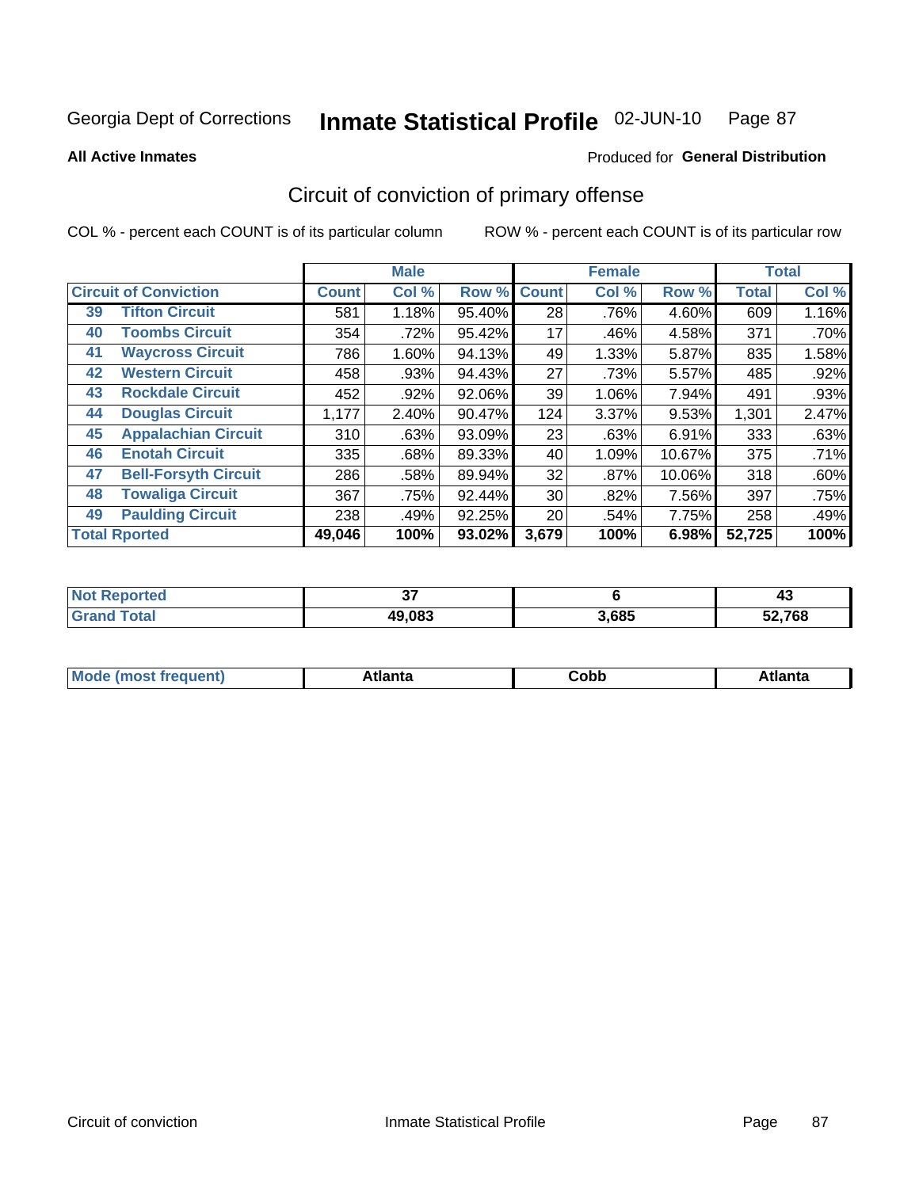Georgia Dept of Corrections **Inmate Statistical Profile** 02-JUN-10

**All Active Inmates** Produced for **General Distribution**

## Circuit of conviction of primary offense

COL % - percent each COUNT is of its particular column ROW % - percent each COUNT is of its particular row

| Circuit of Conviction | | Male | | | Female | | | Total | |
|---|---|---|---|---|---|---|---|---|---|
| | | Count | Col % | Row % | Count | Col % | Row % | Total | Col % |
| 39 | Tifton Circuit | 581 | 1.18% | 95.40% | 28 | .76% | 4.60% | 609 | 1.16% |
| 40 | Toombs Circuit | 354 | .72% | 95.42% | 17 | .46% | 4.58% | 371 | .70% |
| 41 | Waycross Circuit | 786 | 1.60% | 94.13% | 49 | 1.33% | 5.87% | 835 | 1.58% |
| 42 | Western Circuit | 458 | .93% | 94.43% | 27 | .73% | 5.57% | 485 | .92% |
| 43 | Rockdale Circuit | 452 | .92% | 92.06% | 39 | 1.06% | 7.94% | 491 | .93% |
| 44 | Douglas Circuit | 1,177 | 2.40% | 90.47% | 124 | 3.37% | 9.53% | 1,301 | 2.47% |
| 45 | Appalachian Circuit | 310 | .63% | 93.09% | 23 | .63% | 6.91% | 333 | .63% |
| 46 | Enotah Circuit | 335 | .68% | 89.33% | 40 | 1.09% | 10.67% | 375 | .71% |
| 47 | Bell-Forsyth Circuit | 286 | .58% | 89.94% | 32 | .87% | 10.06% | 318 | .60% |
| 48 | Towaliga Circuit | 367 | .75% | 92.44% | 30 | .82% | 7.56% | 397 | .75% |
| 49 | Paulding Circuit | 238 | .49% | 92.25% | 20 | .54% | 7.75% | 258 | .49% |
| **Total Rported** | | **49,046** | **100%** | **93.02%** | **3,679** | **100%** | **6.98%** | **52,725** | **100%** |

| | Male | Female | Total |
|---|---|---|---|
| Not Reported | 37 | 6 | 43 |
| Grand Total | 49,083 | 3,685 | 52,768 |

| | Male | Female | Total |
|---|---|---|---|
| Mode (most frequent) | Atlanta | Cobb | Atlanta |

Circuit of conviction Inmate Statistical Profile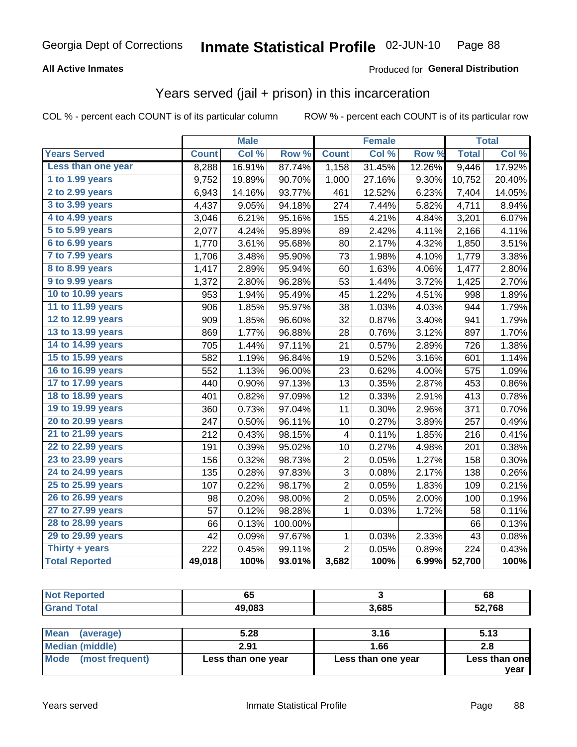Georgia Dept of Corrections **Inmate Statistical Profile** 02-JUN-10

**All Active Inmates**

Produced for **General Distribution**

## Years served (jail + prison) in this incarceration

COL % - percent each COUNT is of its particular column  ROW % - percent each COUNT is of its particular row

| | Male | | | Female | | | Total | |
|---|---|---|---|---|---|---|---|---|
| **Years Served** | **Count** | **Col %** | **Row %** | **Count** | **Col %** | **Row %** | **Total** | **Col %** |
| Less than one year | 8,288 | 16.91% | 87.74% | 1,158 | 31.45% | 12.26% | 9,446 | 17.92% |
| 1 to 1.99 years | 9,752 | 19.89% | 90.70% | 1,000 | 27.16% | 9.30% | 10,752 | 20.40% |
| 2 to 2.99 years | 6,943 | 14.16% | 93.77% | 461 | 12.52% | 6.23% | 7,404 | 14.05% |
| 3 to 3.99 years | 4,437 | 9.05% | 94.18% | 274 | 7.44% | 5.82% | 4,711 | 8.94% |
| 4 to 4.99 years | 3,046 | 6.21% | 95.16% | 155 | 4.21% | 4.84% | 3,201 | 6.07% |
| 5 to 5.99 years | 2,077 | 4.24% | 95.89% | 89 | 2.42% | 4.11% | 2,166 | 4.11% |
| 6 to 6.99 years | 1,770 | 3.61% | 95.68% | 80 | 2.17% | 4.32% | 1,850 | 3.51% |
| 7 to 7.99 years | 1,706 | 3.48% | 95.90% | 73 | 1.98% | 4.10% | 1,779 | 3.38% |
| 8 to 8.99 years | 1,417 | 2.89% | 95.94% | 60 | 1.63% | 4.06% | 1,477 | 2.80% |
| 9 to 9.99 years | 1,372 | 2.80% | 96.28% | 53 | 1.44% | 3.72% | 1,425 | 2.70% |
| 10 to 10.99 years | 953 | 1.94% | 95.49% | 45 | 1.22% | 4.51% | 998 | 1.89% |
| 11 to 11.99 years | 906 | 1.85% | 95.97% | 38 | 1.03% | 4.03% | 944 | 1.79% |
| 12 to 12.99 years | 909 | 1.85% | 96.60% | 32 | 0.87% | 3.40% | 941 | 1.79% |
| 13 to 13.99 years | 869 | 1.77% | 96.88% | 28 | 0.76% | 3.12% | 897 | 1.70% |
| 14 to 14.99 years | 705 | 1.44% | 97.11% | 21 | 0.57% | 2.89% | 726 | 1.38% |
| 15 to 15.99 years | 582 | 1.19% | 96.84% | 19 | 0.52% | 3.16% | 601 | 1.14% |
| 16 to 16.99 years | 552 | 1.13% | 96.00% | 23 | 0.62% | 4.00% | 575 | 1.09% |
| 17 to 17.99 years | 440 | 0.90% | 97.13% | 13 | 0.35% | 2.87% | 453 | 0.86% |
| 18 to 18.99 years | 401 | 0.82% | 97.09% | 12 | 0.33% | 2.91% | 413 | 0.78% |
| 19 to 19.99 years | 360 | 0.73% | 97.04% | 11 | 0.30% | 2.96% | 371 | 0.70% |
| 20 to 20.99 years | 247 | 0.50% | 96.11% | 10 | 0.27% | 3.89% | 257 | 0.49% |
| 21 to 21.99 years | 212 | 0.43% | 98.15% | 4 | 0.11% | 1.85% | 216 | 0.41% |
| 22 to 22.99 years | 191 | 0.39% | 95.02% | 10 | 0.27% | 4.98% | 201 | 0.38% |
| 23 to 23.99 years | 156 | 0.32% | 98.73% | 2 | 0.05% | 1.27% | 158 | 0.30% |
| 24 to 24.99 years | 135 | 0.28% | 97.83% | 3 | 0.08% | 2.17% | 138 | 0.26% |
| 25 to 25.99 years | 107 | 0.22% | 98.17% | 2 | 0.05% | 1.83% | 109 | 0.21% |
| 26 to 26.99 years | 98 | 0.20% | 98.00% | 2 | 0.05% | 2.00% | 100 | 0.19% |
| 27 to 27.99 years | 57 | 0.12% | 98.28% | 1 | 0.03% | 1.72% | 58 | 0.11% |
| 28 to 28.99 years | 66 | 0.13% | 100.00% | | | | 66 | 0.13% |
| 29 to 29.99 years | 42 | 0.09% | 97.67% | 1 | 0.03% | 2.33% | 43 | 0.08% |
| Thirty + years | 222 | 0.45% | 99.11% | 2 | 0.05% | 0.89% | 224 | 0.43% |
| **Total Reported** | **49,018** | **100%** | **93.01%** | **3,682** | **100%** | **6.99%** | **52,700** | **100%** |

| | Male | Female | Total |
|---|---|---|---|
| Not Reported | 65 | 3 | 68 |
| Grand Total | 49,083 | 3,685 | 52,768 |

| | Male | Female | Total |
|---|---|---|---|
| Mean (average) | 5.28 | 3.16 | 5.13 |
| Median (middle) | 2.91 | 1.66 | 2.8 |
| Mode (most frequent) | Less than one year | Less than one year | Less than one year |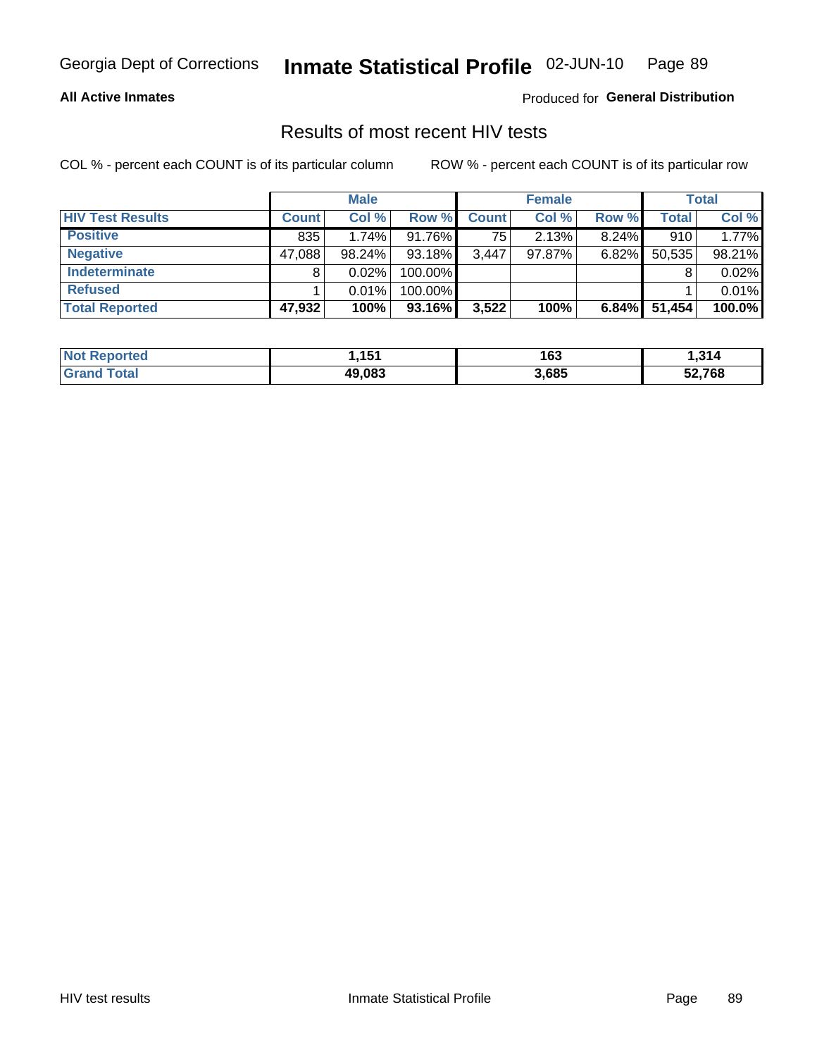Georgia Dept of Corrections **Inmate Statistical Profile** 02-JUN-10

**All Active Inmates**

Produced for **General Distribution**

## Results of most recent HIV tests

COL % - percent each COUNT is of its particular column

ROW % - percent each COUNT is of its particular row

| | Male | | | Female | | | Total | |
|---|---|---|---|---|---|---|---|---|
| **HIV Test Results** | **Count** | **Col %** | **Row %** | **Count** | **Col %** | **Row %** | **Total** | **Col %** |
| **Positive** | 835 | 1.74% | 91.76% | 75 | 2.13% | 8.24% | 910 | 1.77% |
| **Negative** | 47,088 | 98.24% | 93.18% | 3,447 | 97.87% | 6.82% | 50,535 | 98.21% |
| **Indeterminate** | 8 | 0.02% | 100.00% | | | | 8 | 0.02% |
| **Refused** | 1 | 0.01% | 100.00% | | | | 1 | 0.01% |
| **Total Reported** | **47,932** | **100%** | **93.16%** | **3,522** | **100%** | **6.84%** | **51,454** | **100.0%** |

| | Male | Female | Total |
|---|---|---|---|
| **Not Reported** | **1,151** | **163** | **1,314** |
| **Grand Total** | **49,083** | **3,685** | **52,768** |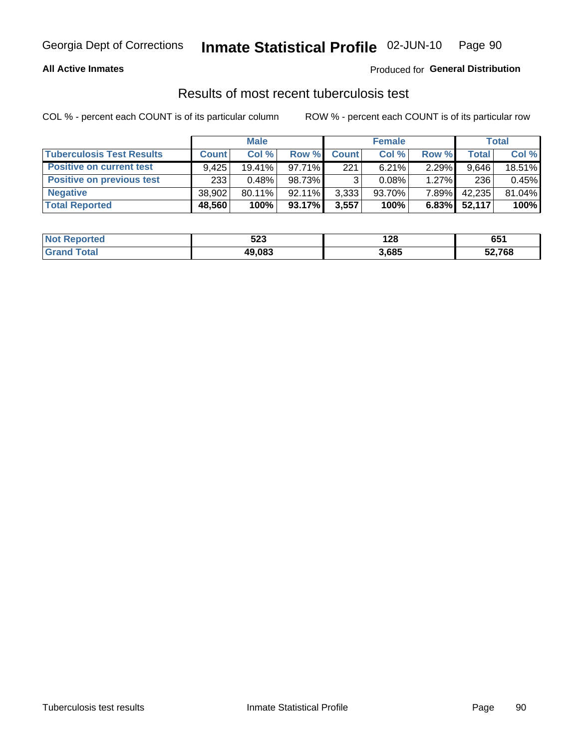Georgia Dept of Corrections **Inmate Statistical Profile** 02-JUN-10

**All Active Inmates**

Produced for **General Distribution**

## Results of most recent tuberculosis test

COL % - percent each COUNT is of its particular column

ROW % - percent each COUNT is of its particular row

| | Male | | | Female | | | Total | |
|---|---|---|---|---|---|---|---|---|
| **Tuberculosis Test Results** | **Count** | **Col %** | **Row %** | **Count** | **Col %** | **Row %** | **Total** | **Col %** |
| **Positive on current test** | 9,425 | 19.41% | 97.71% | 221 | 6.21% | 2.29% | 9,646 | 18.51% |
| **Positive on previous test** | 233 | 0.48% | 98.73% | 3 | 0.08% | 1.27% | 236 | 0.45% |
| **Negative** | 38,902 | 80.11% | 92.11% | 3,333 | 93.70% | 7.89% | 42,235 | 81.04% |
| **Total Reported** | **48,560** | **100%** | **93.17%** | **3,557** | **100%** | **6.83%** | **52,117** | **100%** |

| | Male | Female | Total |
|---|---|---|---|
| **Not Reported** | **523** | **128** | **651** |
| **Grand Total** | **49,083** | **3,685** | **52,768** |

Tuberculosis test results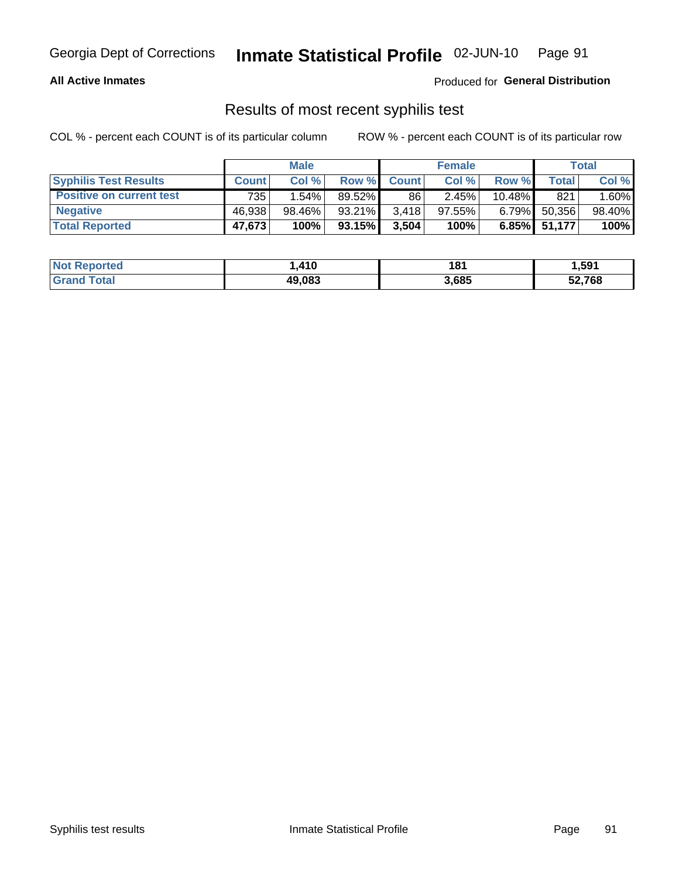**All Active Inmates**

Produced for **General Distribution**

## Results of most recent syphilis test

COL % - percent each COUNT is of its particular column

ROW % - percent each COUNT is of its particular row

| | Male | | | Female | | | Total | |
|---|---|---|---|---|---|---|---|---|
| **Syphilis Test Results** | **Count** | **Col %** | **Row %** | **Count** | **Col %** | **Row %** | **Total** | **Col %** |
| **Positive on current test** | 735 | 1.54% | 89.52% | 86 | 2.45% | 10.48% | 821 | 1.60% |
| **Negative** | 46,938 | 98.46% | 93.21% | 3,418 | 97.55% | 6.79% | 50,356 | 98.40% |
| **Total Reported** | **47,673** | **100%** | **93.15%** | **3,504** | **100%** | **6.85%** | **51,177** | **100%** |

| | Male | Female | Total |
|---|---|---|---|
| **Not Reported** | **1,410** | **181** | **1,591** |
| **Grand Total** | **49,083** | **3,685** | **52,768** |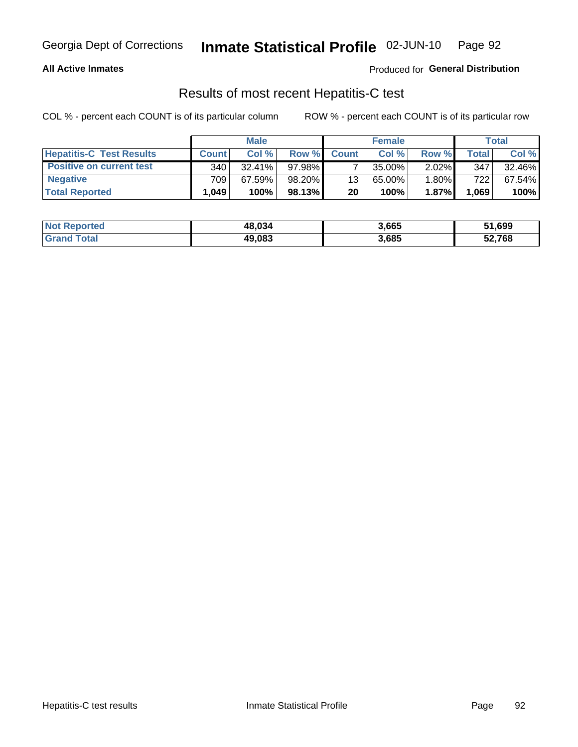## All Active Inmates

Produced for **General Distribution**

# Results of most recent Hepatitis-C test

COL % - percent each COUNT is of its particular column

ROW % - percent each COUNT is of its particular row

| | Male | | | Female | | | Total | |
|---|---|---|---|---|---|---|---|---|
| **Hepatitis-C Test Results** | **Count** | **Col %** | **Row %** | **Count** | **Col %** | **Row %** | **Total** | **Col %** |
| **Positive on current test** | 340 | 32.41% | 97.98% | 7 | 35.00% | 2.02% | 347 | 32.46% |
| **Negative** | 709 | 67.59% | 98.20% | 13 | 65.00% | 1.80% | 722 | 67.54% |
| **Total Reported** | **1,049** | **100%** | **98.13%** | **20** | **100%** | **1.87%** | **1,069** | **100%** |

| | Male | Female | Total |
|---|---|---|---|
| **Not Reported** | **48,034** | **3,665** | **51,699** |
| **Grand Total** | **49,083** | **3,685** | **52,768** |